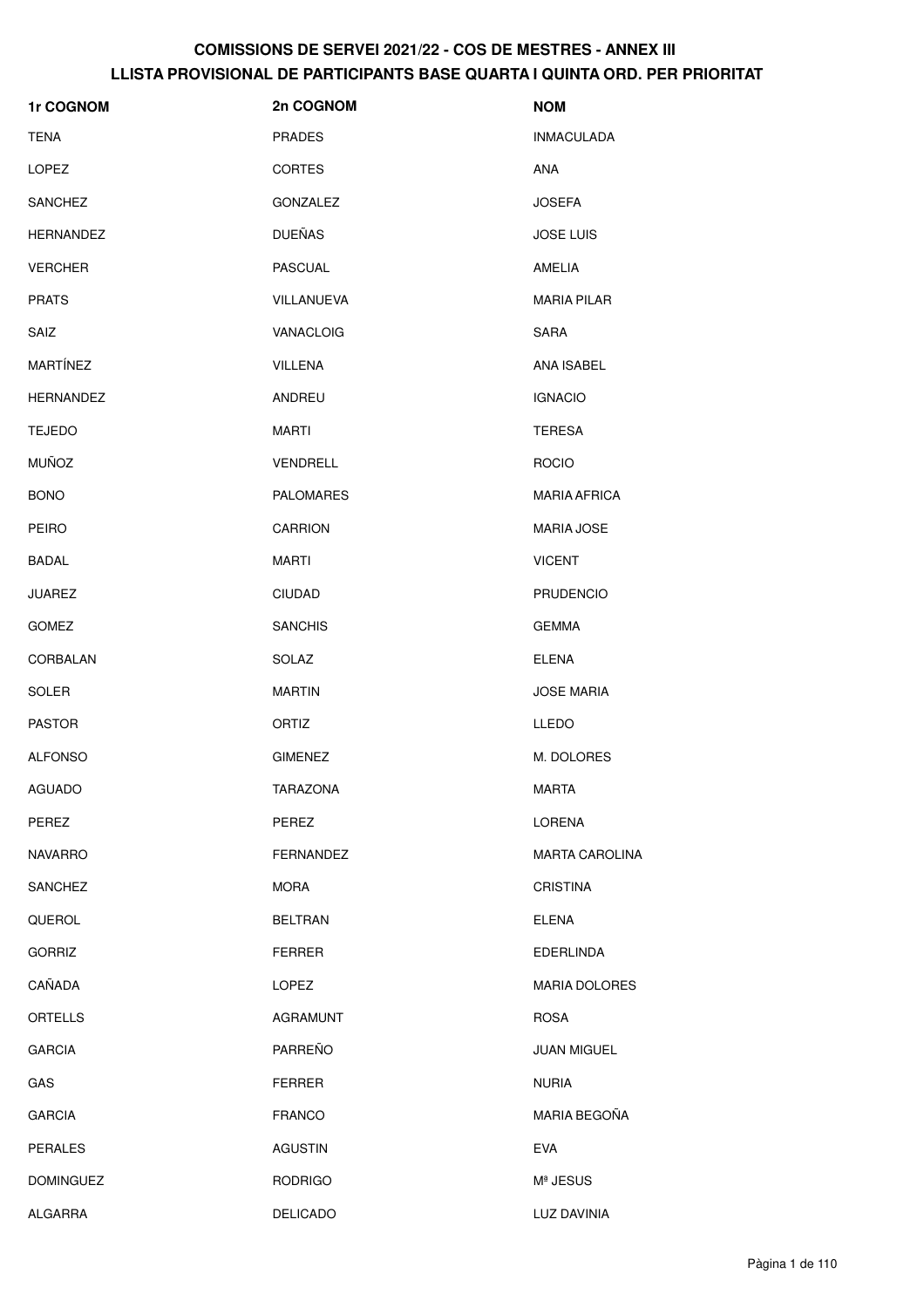# COMISSIONS DE SERVEI 2021/22 - COS DE MESTRES - ANNEX III
## LLISTA PROVISIONAL DE PARTICIPANTS BASE QUARTA I QUINTA ORD. PER PRIORITAT

| 1r COGNOM | 2n COGNOM | NOM |
|---|---|---|
| TENA | PRADES | INMACULADA |
| LOPEZ | CORTES | ANA |
| SANCHEZ | GONZALEZ | JOSEFA |
| HERNANDEZ | DUEÑAS | JOSE LUIS |
| VERCHER | PASCUAL | AMELIA |
| PRATS | VILLANUEVA | MARIA PILAR |
| SAIZ | VANACLOIG | SARA |
| MARTÍNEZ | VILLENA | ANA ISABEL |
| HERNANDEZ | ANDREU | IGNACIO |
| TEJEDO | MARTI | TERESA |
| MUÑOZ | VENDRELL | ROCIO |
| BONO | PALOMARES | MARIA AFRICA |
| PEIRO | CARRION | MARIA JOSE |
| BADAL | MARTI | VICENT |
| JUAREZ | CIUDAD | PRUDENCIO |
| GOMEZ | SANCHIS | GEMMA |
| CORBALAN | SOLAZ | ELENA |
| SOLER | MARTIN | JOSE MARIA |
| PASTOR | ORTIZ | LLEDO |
| ALFONSO | GIMENEZ | M. DOLORES |
| AGUADO | TARAZONA | MARTA |
| PEREZ | PEREZ | LORENA |
| NAVARRO | FERNANDEZ | MARTA CAROLINA |
| SANCHEZ | MORA | CRISTINA |
| QUEROL | BELTRAN | ELENA |
| GORRIZ | FERRER | EDERLINDA |
| CAÑADA | LOPEZ | MARIA DOLORES |
| ORTELLS | AGRAMUNT | ROSA |
| GARCIA | PARREÑO | JUAN MIGUEL |
| GAS | FERRER | NURIA |
| GARCIA | FRANCO | MARIA BEGOÑA |
| PERALES | AGUSTIN | EVA |
| DOMINGUEZ | RODRIGO | Mª JESUS |
| ALGARRA | DELICADO | LUZ DAVINIA |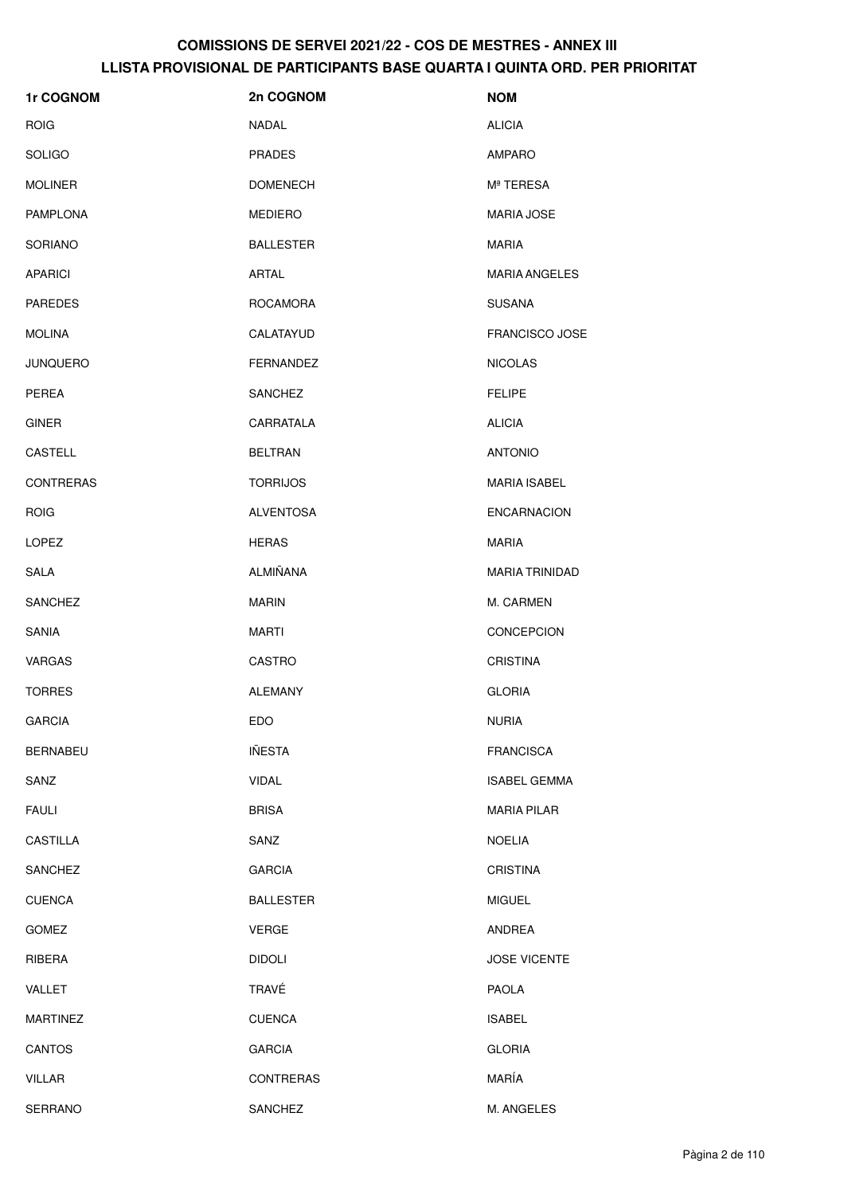**COMISSIONS DE SERVEI 2021/22 - COS DE MESTRES - ANNEX III**
**LLISTA PROVISIONAL DE PARTICIPANTS BASE QUARTA I QUINTA ORD. PER PRIORITAT**

| 1r COGNOM | 2n COGNOM | NOM |
|---|---|---|
| ROIG | NADAL | ALICIA |
| SOLIGO | PRADES | AMPARO |
| MOLINER | DOMENECH | Mª TERESA |
| PAMPLONA | MEDIERO | MARIA JOSE |
| SORIANO | BALLESTER | MARIA |
| APARICI | ARTAL | MARIA ANGELES |
| PAREDES | ROCAMORA | SUSANA |
| MOLINA | CALATAYUD | FRANCISCO JOSE |
| JUNQUERO | FERNANDEZ | NICOLAS |
| PEREA | SANCHEZ | FELIPE |
| GINER | CARRATALA | ALICIA |
| CASTELL | BELTRAN | ANTONIO |
| CONTRERAS | TORRIJOS | MARIA ISABEL |
| ROIG | ALVENTOSA | ENCARNACION |
| LOPEZ | HERAS | MARIA |
| SALA | ALMIÑANA | MARIA TRINIDAD |
| SANCHEZ | MARIN | M. CARMEN |
| SANIA | MARTI | CONCEPCION |
| VARGAS | CASTRO | CRISTINA |
| TORRES | ALEMANY | GLORIA |
| GARCIA | EDO | NURIA |
| BERNABEU | IÑESTA | FRANCISCA |
| SANZ | VIDAL | ISABEL GEMMA |
| FAULI | BRISA | MARIA PILAR |
| CASTILLA | SANZ | NOELIA |
| SANCHEZ | GARCIA | CRISTINA |
| CUENCA | BALLESTER | MIGUEL |
| GOMEZ | VERGE | ANDREA |
| RIBERA | DIDOLI | JOSE VICENTE |
| VALLET | TRAVÉ | PAOLA |
| MARTINEZ | CUENCA | ISABEL |
| CANTOS | GARCIA | GLORIA |
| VILLAR | CONTRERAS | MARÍA |
| SERRANO | SANCHEZ | M. ANGELES |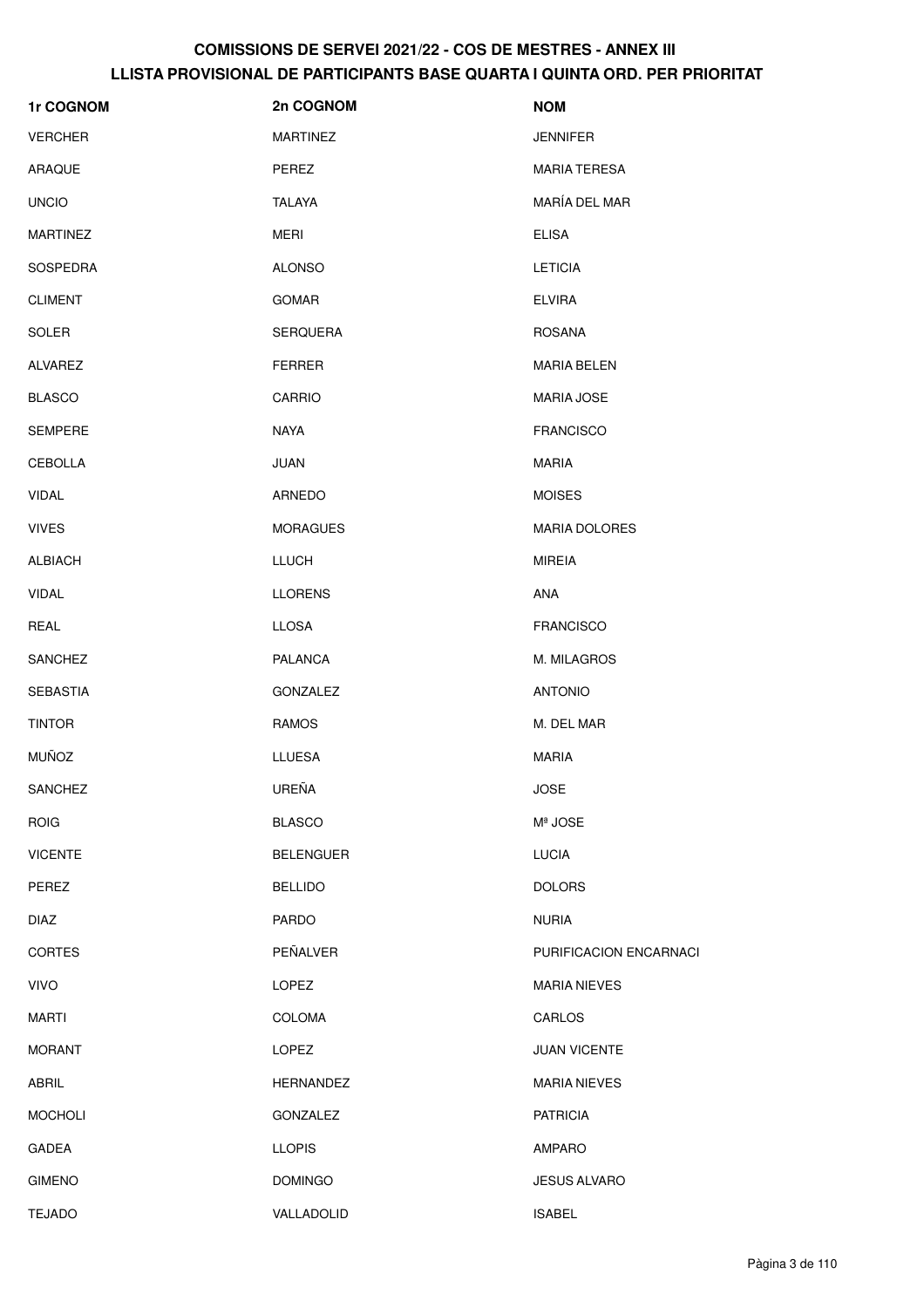# COMISSIONS DE SERVEI 2021/22 - COS DE MESTRES - ANNEX III
## LLISTA PROVISIONAL DE PARTICIPANTS BASE QUARTA I QUINTA ORD. PER PRIORITAT

| 1r COGNOM | 2n COGNOM | NOM |
|---|---|---|
| VERCHER | MARTINEZ | JENNIFER |
| ARAQUE | PEREZ | MARIA TERESA |
| UNCIO | TALAYA | MARÍA DEL MAR |
| MARTINEZ | MERI | ELISA |
| SOSPEDRA | ALONSO | LETICIA |
| CLIMENT | GOMAR | ELVIRA |
| SOLER | SERQUERA | ROSANA |
| ALVAREZ | FERRER | MARIA BELEN |
| BLASCO | CARRIO | MARIA JOSE |
| SEMPERE | NAYA | FRANCISCO |
| CEBOLLA | JUAN | MARIA |
| VIDAL | ARNEDO | MOISES |
| VIVES | MORAGUES | MARIA DOLORES |
| ALBIACH | LLUCH | MIREIA |
| VIDAL | LLORENS | ANA |
| REAL | LLOSA | FRANCISCO |
| SANCHEZ | PALANCA | M. MILAGROS |
| SEBASTIA | GONZALEZ | ANTONIO |
| TINTOR | RAMOS | M. DEL MAR |
| MUÑOZ | LLUESA | MARIA |
| SANCHEZ | UREÑA | JOSE |
| ROIG | BLASCO | Mª JOSE |
| VICENTE | BELENGUER | LUCIA |
| PEREZ | BELLIDO | DOLORS |
| DIAZ | PARDO | NURIA |
| CORTES | PEÑALVER | PURIFICACION ENCARNACI |
| VIVO | LOPEZ | MARIA NIEVES |
| MARTI | COLOMA | CARLOS |
| MORANT | LOPEZ | JUAN VICENTE |
| ABRIL | HERNANDEZ | MARIA NIEVES |
| MOCHOLI | GONZALEZ | PATRICIA |
| GADEA | LLOPIS | AMPARO |
| GIMENO | DOMINGO | JESUS ALVARO |
| TEJADO | VALLADOLID | ISABEL |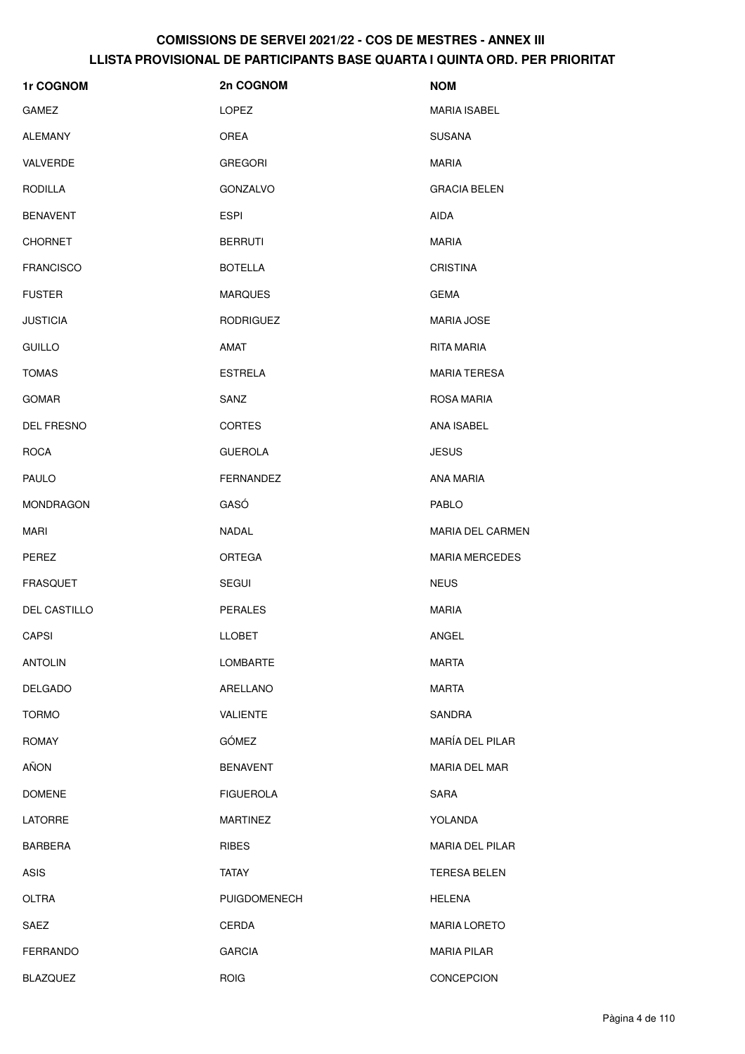# COMISSIONS DE SERVEI 2021/22 - COS DE MESTRES - ANNEX III

## LLISTA PROVISIONAL DE PARTICIPANTS BASE QUARTA I QUINTA ORD. PER PRIORITAT

| 1r COGNOM | 2n COGNOM | NOM |
|---|---|---|
| GAMEZ | LOPEZ | MARIA ISABEL |
| ALEMANY | OREA | SUSANA |
| VALVERDE | GREGORI | MARIA |
| RODILLA | GONZALVO | GRACIA BELEN |
| BENAVENT | ESPI | AIDA |
| CHORNET | BERRUTI | MARIA |
| FRANCISCO | BOTELLA | CRISTINA |
| FUSTER | MARQUES | GEMA |
| JUSTICIA | RODRIGUEZ | MARIA JOSE |
| GUILLO | AMAT | RITA MARIA |
| TOMAS | ESTRELA | MARIA TERESA |
| GOMAR | SANZ | ROSA MARIA |
| DEL FRESNO | CORTES | ANA ISABEL |
| ROCA | GUEROLA | JESUS |
| PAULO | FERNANDEZ | ANA MARIA |
| MONDRAGON | GASÓ | PABLO |
| MARI | NADAL | MARIA DEL CARMEN |
| PEREZ | ORTEGA | MARIA MERCEDES |
| FRASQUET | SEGUI | NEUS |
| DEL CASTILLO | PERALES | MARIA |
| CAPSI | LLOBET | ANGEL |
| ANTOLIN | LOMBARTE | MARTA |
| DELGADO | ARELLANO | MARTA |
| TORMO | VALIENTE | SANDRA |
| ROMAY | GÓMEZ | MARÍA DEL PILAR |
| AÑON | BENAVENT | MARIA DEL MAR |
| DOMENE | FIGUEROLA | SARA |
| LATORRE | MARTINEZ | YOLANDA |
| BARBERA | RIBES | MARIA DEL PILAR |
| ASIS | TATAY | TERESA BELEN |
| OLTRA | PUIGDOMENECH | HELENA |
| SAEZ | CERDA | MARIA LORETO |
| FERRANDO | GARCIA | MARIA PILAR |
| BLAZQUEZ | ROIG | CONCEPCION |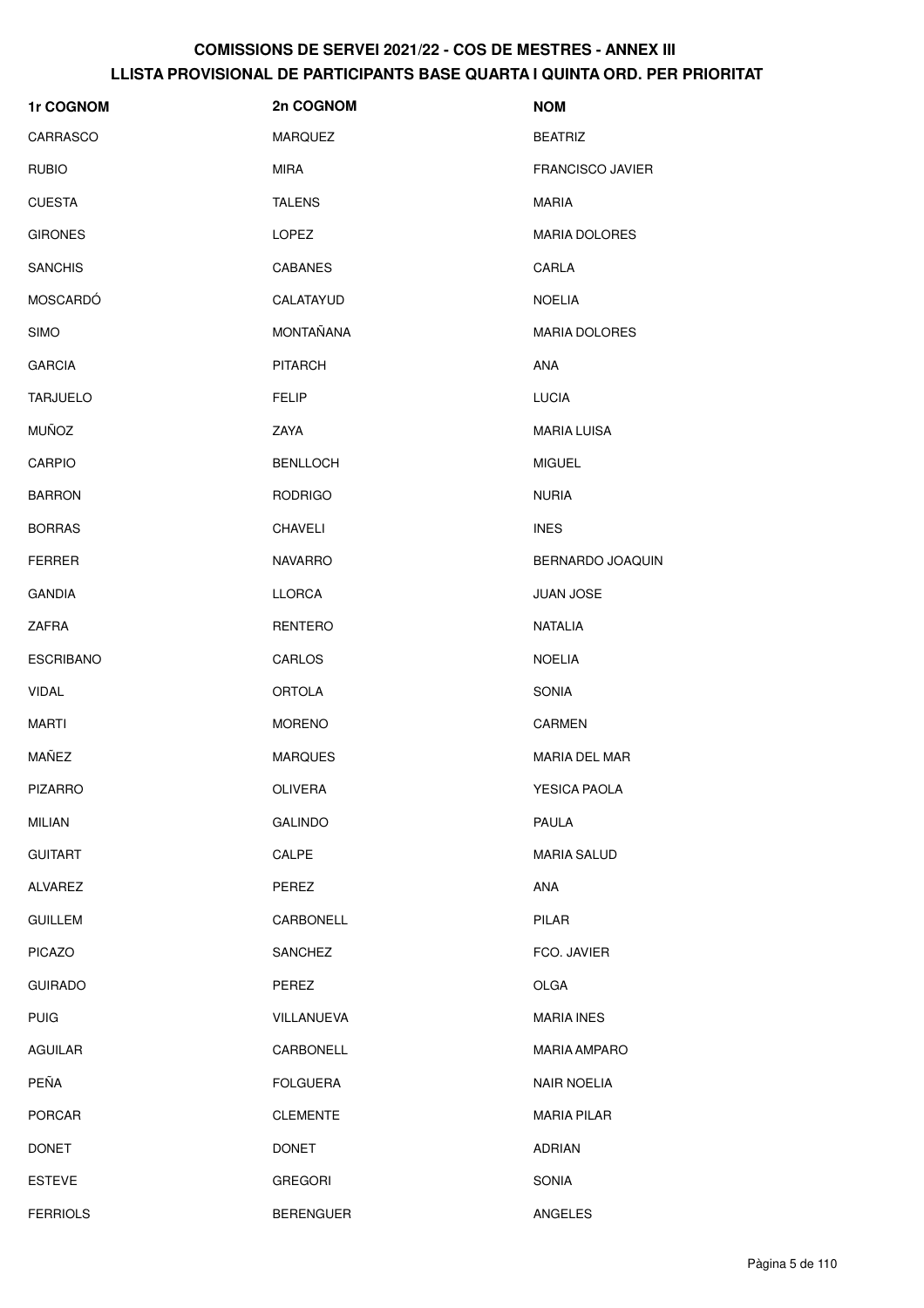**COMISSIONS DE SERVEI 2021/22 - COS DE MESTRES - ANNEX III**
**LLISTA PROVISIONAL DE PARTICIPANTS BASE QUARTA I QUINTA ORD. PER PRIORITAT**

| 1r COGNOM | 2n COGNOM | NOM |
|---|---|---|
| CARRASCO | MARQUEZ | BEATRIZ |
| RUBIO | MIRA | FRANCISCO JAVIER |
| CUESTA | TALENS | MARIA |
| GIRONES | LOPEZ | MARIA DOLORES |
| SANCHIS | CABANES | CARLA |
| MOSCARDÓ | CALATAYUD | NOELIA |
| SIMO | MONTAÑANA | MARIA DOLORES |
| GARCIA | PITARCH | ANA |
| TARJUELO | FELIP | LUCIA |
| MUÑOZ | ZAYA | MARIA LUISA |
| CARPIO | BENLLOCH | MIGUEL |
| BARRON | RODRIGO | NURIA |
| BORRAS | CHAVELI | INES |
| FERRER | NAVARRO | BERNARDO JOAQUIN |
| GANDIA | LLORCA | JUAN JOSE |
| ZAFRA | RENTERO | NATALIA |
| ESCRIBANO | CARLOS | NOELIA |
| VIDAL | ORTOLA | SONIA |
| MARTI | MORENO | CARMEN |
| MAÑEZ | MARQUES | MARIA DEL MAR |
| PIZARRO | OLIVERA | YESICA PAOLA |
| MILIAN | GALINDO | PAULA |
| GUITART | CALPE | MARIA SALUD |
| ALVAREZ | PEREZ | ANA |
| GUILLEM | CARBONELL | PILAR |
| PICAZO | SANCHEZ | FCO. JAVIER |
| GUIRADO | PEREZ | OLGA |
| PUIG | VILLANUEVA | MARIA INES |
| AGUILAR | CARBONELL | MARIA AMPARO |
| PEÑA | FOLGUERA | NAIR NOELIA |
| PORCAR | CLEMENTE | MARIA PILAR |
| DONET | DONET | ADRIAN |
| ESTEVE | GREGORI | SONIA |
| FERRIOLS | BERENGUER | ANGELES |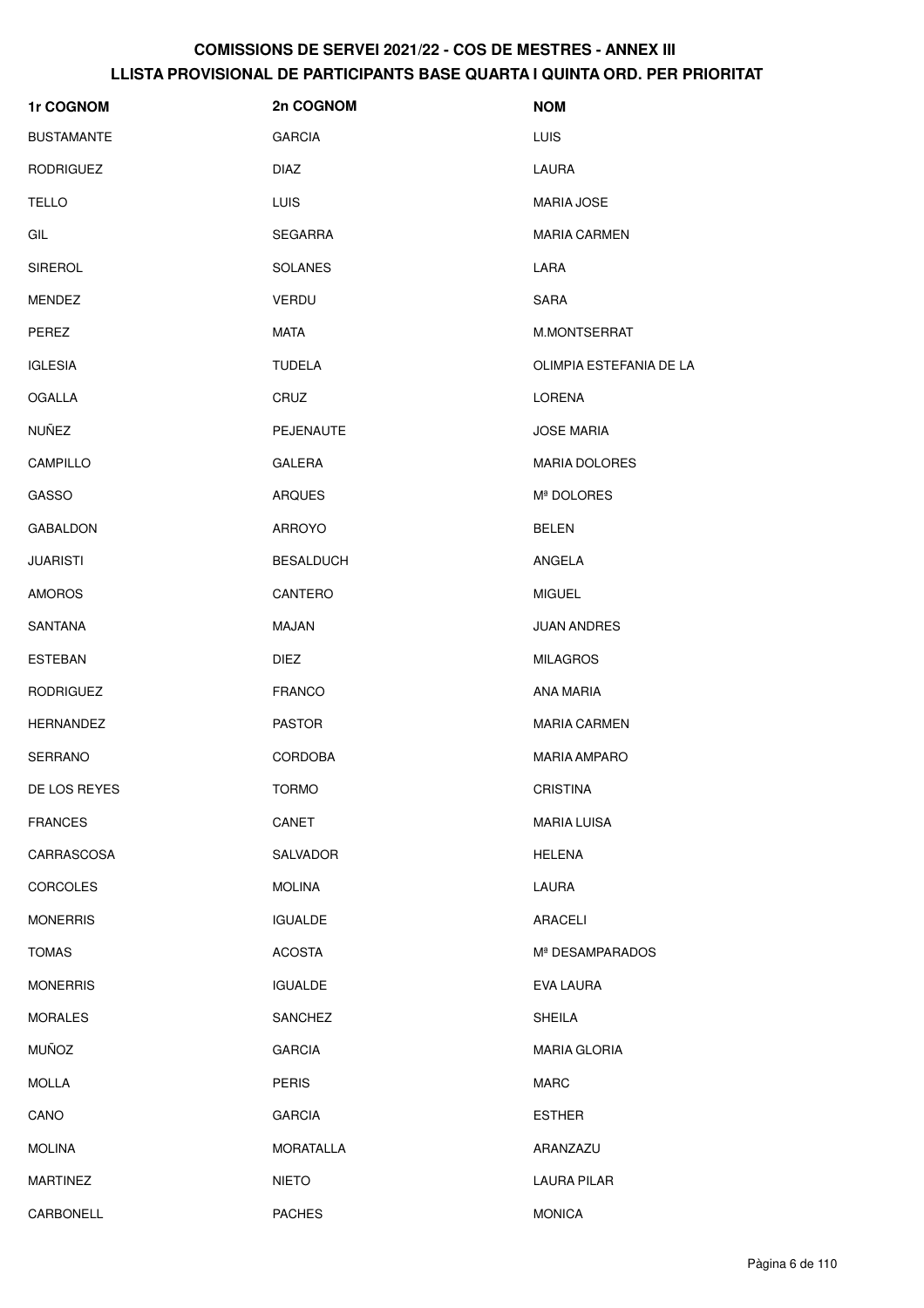# COMISSIONS DE SERVEI 2021/22 - COS DE MESTRES - ANNEX III
## LLISTA PROVISIONAL DE PARTICIPANTS BASE QUARTA I QUINTA ORD. PER PRIORITAT

| 1r COGNOM | 2n COGNOM | NOM |
|---|---|---|
| BUSTAMANTE | GARCIA | LUIS |
| RODRIGUEZ | DIAZ | LAURA |
| TELLO | LUIS | MARIA JOSE |
| GIL | SEGARRA | MARIA CARMEN |
| SIREROL | SOLANES | LARA |
| MENDEZ | VERDU | SARA |
| PEREZ | MATA | M.MONTSERRAT |
| IGLESIA | TUDELA | OLIMPIA ESTEFANIA DE LA |
| OGALLA | CRUZ | LORENA |
| NUÑEZ | PEJENAUTE | JOSE MARIA |
| CAMPILLO | GALERA | MARIA DOLORES |
| GASSO | ARQUES | Mª DOLORES |
| GABALDON | ARROYO | BELEN |
| JUARISTI | BESALDUCH | ANGELA |
| AMOROS | CANTERO | MIGUEL |
| SANTANA | MAJAN | JUAN ANDRES |
| ESTEBAN | DIEZ | MILAGROS |
| RODRIGUEZ | FRANCO | ANA MARIA |
| HERNANDEZ | PASTOR | MARIA CARMEN |
| SERRANO | CORDOBA | MARIA AMPARO |
| DE LOS REYES | TORMO | CRISTINA |
| FRANCES | CANET | MARIA LUISA |
| CARRASCOSA | SALVADOR | HELENA |
| CORCOLES | MOLINA | LAURA |
| MONERRIS | IGUALDE | ARACELI |
| TOMAS | ACOSTA | Mª DESAMPARADOS |
| MONERRIS | IGUALDE | EVA LAURA |
| MORALES | SANCHEZ | SHEILA |
| MUÑOZ | GARCIA | MARIA GLORIA |
| MOLLA | PERIS | MARC |
| CANO | GARCIA | ESTHER |
| MOLINA | MORATALLA | ARANZAZU |
| MARTINEZ | NIETO | LAURA PILAR |
| CARBONELL | PACHES | MONICA |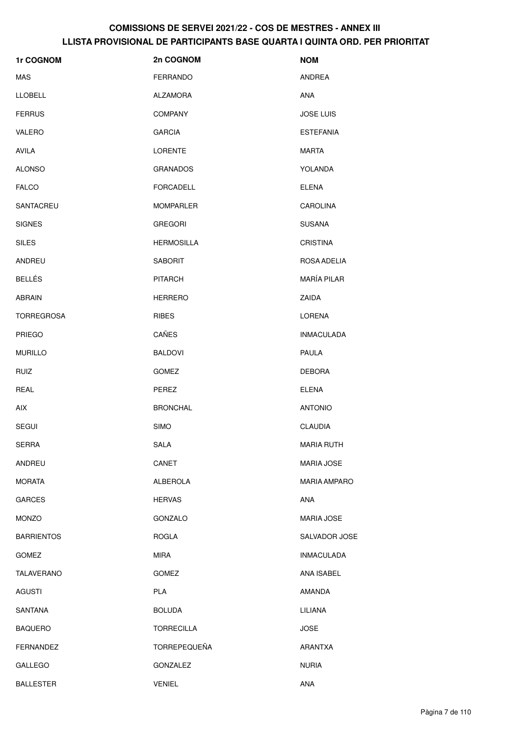# COMISSIONS DE SERVEI 2021/22 - COS DE MESTRES - ANNEX III
## LLISTA PROVISIONAL DE PARTICIPANTS BASE QUARTA I QUINTA ORD. PER PRIORITAT

| 1r COGNOM | 2n COGNOM | NOM |
|---|---|---|
| MAS | FERRANDO | ANDREA |
| LLOBELL | ALZAMORA | ANA |
| FERRUS | COMPANY | JOSE LUIS |
| VALERO | GARCIA | ESTEFANIA |
| AVILA | LORENTE | MARTA |
| ALONSO | GRANADOS | YOLANDA |
| FALCO | FORCADELL | ELENA |
| SANTACREU | MOMPARLER | CAROLINA |
| SIGNES | GREGORI | SUSANA |
| SILES | HERMOSILLA | CRISTINA |
| ANDREU | SABORIT | ROSA ADELIA |
| BELLÉS | PITARCH | MARÍA PILAR |
| ABRAIN | HERRERO | ZAIDA |
| TORREGROSA | RIBES | LORENA |
| PRIEGO | CAÑES | INMACULADA |
| MURILLO | BALDOVI | PAULA |
| RUIZ | GOMEZ | DEBORA |
| REAL | PEREZ | ELENA |
| AIX | BRONCHAL | ANTONIO |
| SEGUI | SIMO | CLAUDIA |
| SERRA | SALA | MARIA RUTH |
| ANDREU | CANET | MARIA JOSE |
| MORATA | ALBEROLA | MARIA AMPARO |
| GARCES | HERVAS | ANA |
| MONZO | GONZALO | MARIA JOSE |
| BARRIENTOS | ROGLA | SALVADOR JOSE |
| GOMEZ | MIRA | INMACULADA |
| TALAVERANO | GOMEZ | ANA ISABEL |
| AGUSTI | PLA | AMANDA |
| SANTANA | BOLUDA | LILIANA |
| BAQUERO | TORRECILLA | JOSE |
| FERNANDEZ | TORREPEQUEÑA | ARANTXA |
| GALLEGO | GONZALEZ | NURIA |
| BALLESTER | VENIEL | ANA |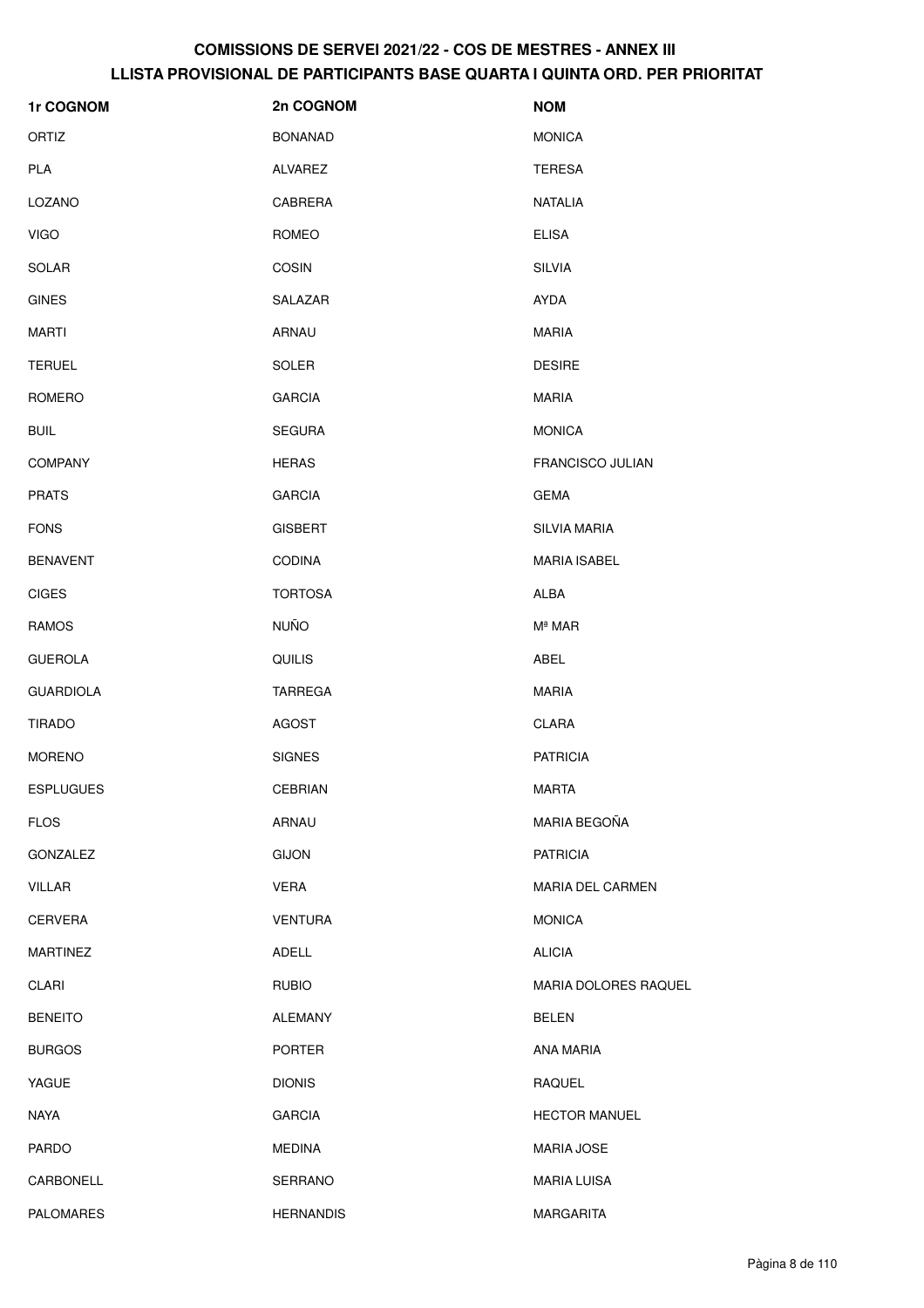## COMISSIONS DE SERVEI 2021/22 - COS DE MESTRES - ANNEX III
## LLISTA PROVISIONAL DE PARTICIPANTS BASE QUARTA I QUINTA ORD. PER PRIORITAT

| 1r COGNOM | 2n COGNOM | NOM |
|---|---|---|
| ORTIZ | BONANAD | MONICA |
| PLA | ALVAREZ | TERESA |
| LOZANO | CABRERA | NATALIA |
| VIGO | ROMEO | ELISA |
| SOLAR | COSIN | SILVIA |
| GINES | SALAZAR | AYDA |
| MARTI | ARNAU | MARIA |
| TERUEL | SOLER | DESIRE |
| ROMERO | GARCIA | MARIA |
| BUIL | SEGURA | MONICA |
| COMPANY | HERAS | FRANCISCO JULIAN |
| PRATS | GARCIA | GEMA |
| FONS | GISBERT | SILVIA MARIA |
| BENAVENT | CODINA | MARIA ISABEL |
| CIGES | TORTOSA | ALBA |
| RAMOS | NUÑO | Mª MAR |
| GUEROLA | QUILIS | ABEL |
| GUARDIOLA | TARREGA | MARIA |
| TIRADO | AGOST | CLARA |
| MORENO | SIGNES | PATRICIA |
| ESPLUGUES | CEBRIAN | MARTA |
| FLOS | ARNAU | MARIA BEGOÑA |
| GONZALEZ | GIJON | PATRICIA |
| VILLAR | VERA | MARIA DEL CARMEN |
| CERVERA | VENTURA | MONICA |
| MARTINEZ | ADELL | ALICIA |
| CLARI | RUBIO | MARIA DOLORES RAQUEL |
| BENEITO | ALEMANY | BELEN |
| BURGOS | PORTER | ANA MARIA |
| YAGUE | DIONIS | RAQUEL |
| NAYA | GARCIA | HECTOR MANUEL |
| PARDO | MEDINA | MARIA JOSE |
| CARBONELL | SERRANO | MARIA LUISA |
| PALOMARES | HERNANDIS | MARGARITA |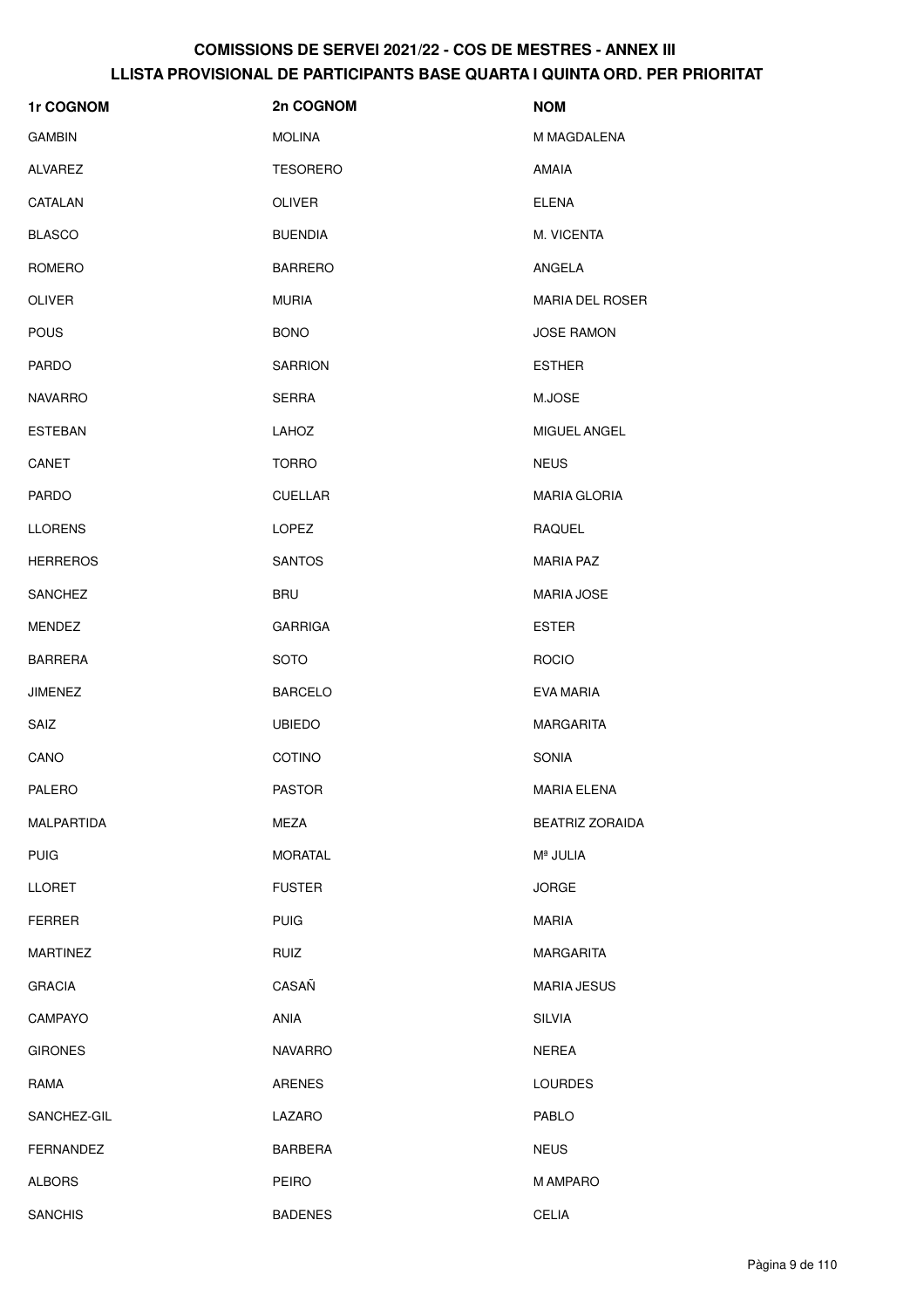# COMISSIONS DE SERVEI 2021/22 - COS DE MESTRES - ANNEX III
## LLISTA PROVISIONAL DE PARTICIPANTS BASE QUARTA I QUINTA ORD. PER PRIORITAT

| 1r COGNOM | 2n COGNOM | NOM |
|---|---|---|
| GAMBIN | MOLINA | M MAGDALENA |
| ALVAREZ | TESORERO | AMAIA |
| CATALAN | OLIVER | ELENA |
| BLASCO | BUENDIA | M. VICENTA |
| ROMERO | BARRERO | ANGELA |
| OLIVER | MURIA | MARIA DEL ROSER |
| POUS | BONO | JOSE RAMON |
| PARDO | SARRION | ESTHER |
| NAVARRO | SERRA | M.JOSE |
| ESTEBAN | LAHOZ | MIGUEL ANGEL |
| CANET | TORRO | NEUS |
| PARDO | CUELLAR | MARIA GLORIA |
| LLORENS | LOPEZ | RAQUEL |
| HERREROS | SANTOS | MARIA PAZ |
| SANCHEZ | BRU | MARIA JOSE |
| MENDEZ | GARRIGA | ESTER |
| BARRERA | SOTO | ROCIO |
| JIMENEZ | BARCELO | EVA MARIA |
| SAIZ | UBIEDO | MARGARITA |
| CANO | COTINO | SONIA |
| PALERO | PASTOR | MARIA ELENA |
| MALPARTIDA | MEZA | BEATRIZ ZORAIDA |
| PUIG | MORATAL | Mª JULIA |
| LLORET | FUSTER | JORGE |
| FERRER | PUIG | MARIA |
| MARTINEZ | RUIZ | MARGARITA |
| GRACIA | CASAÑ | MARIA JESUS |
| CAMPAYO | ANIA | SILVIA |
| GIRONES | NAVARRO | NEREA |
| RAMA | ARENES | LOURDES |
| SANCHEZ-GIL | LAZARO | PABLO |
| FERNANDEZ | BARBERA | NEUS |
| ALBORS | PEIRO | M AMPARO |
| SANCHIS | BADENES | CELIA |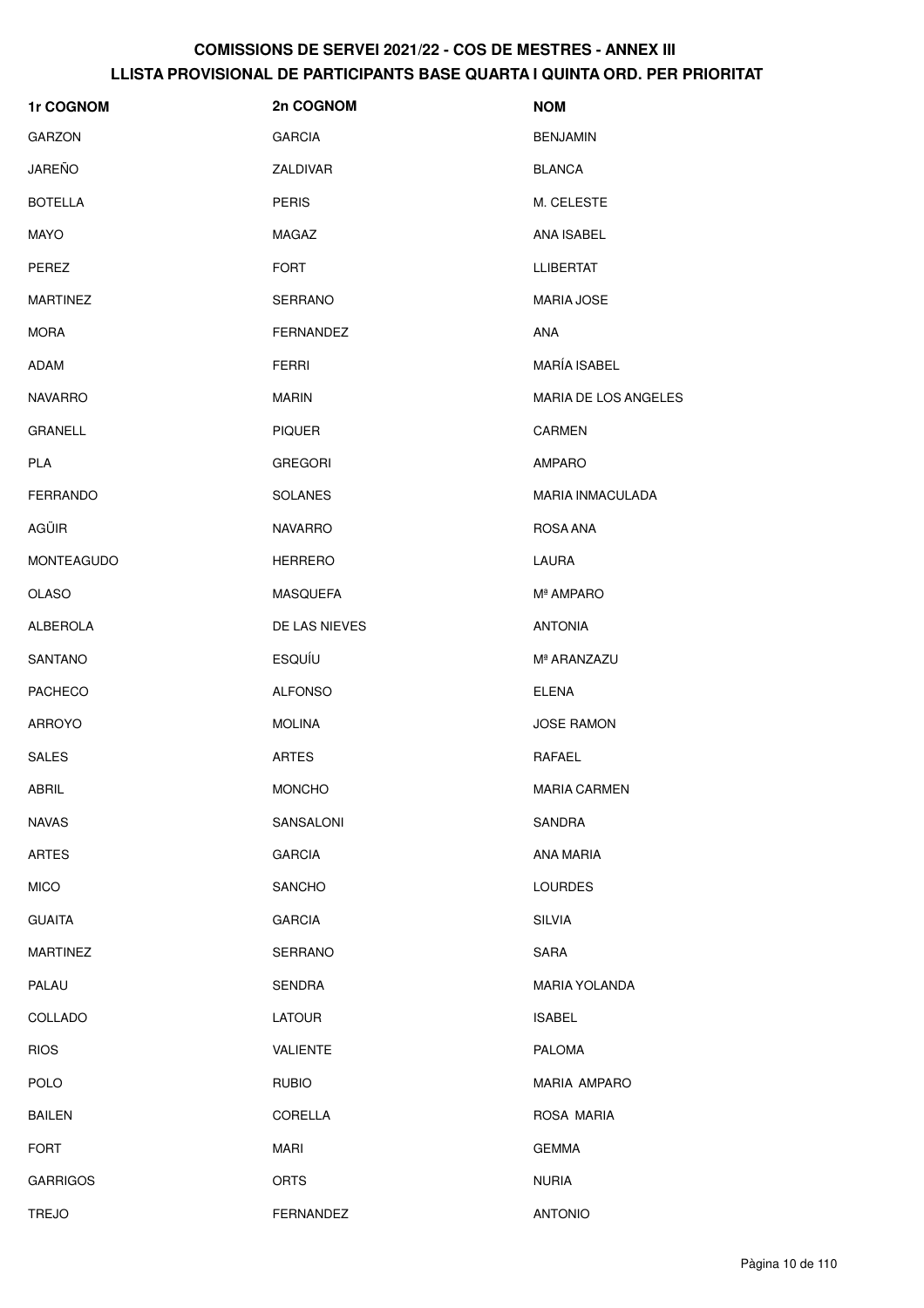# COMISSIONS DE SERVEI 2021/22 - COS DE MESTRES - ANNEX III
## LLISTA PROVISIONAL DE PARTICIPANTS BASE QUARTA I QUINTA ORD. PER PRIORITAT

| 1r COGNOM | 2n COGNOM | NOM |
|---|---|---|
| GARZON | GARCIA | BENJAMIN |
| JAREÑO | ZALDIVAR | BLANCA |
| BOTELLA | PERIS | M. CELESTE |
| MAYO | MAGAZ | ANA ISABEL |
| PEREZ | FORT | LLIBERTAT |
| MARTINEZ | SERRANO | MARIA JOSE |
| MORA | FERNANDEZ | ANA |
| ADAM | FERRI | MARÍA ISABEL |
| NAVARRO | MARIN | MARIA DE LOS ANGELES |
| GRANELL | PIQUER | CARMEN |
| PLA | GREGORI | AMPARO |
| FERRANDO | SOLANES | MARIA INMACULADA |
| AGÜIR | NAVARRO | ROSA ANA |
| MONTEAGUDO | HERRERO | LAURA |
| OLASO | MASQUEFA | Mª AMPARO |
| ALBEROLA | DE LAS NIEVES | ANTONIA |
| SANTANO | ESQUÍU | Mª ARANZAZU |
| PACHECO | ALFONSO | ELENA |
| ARROYO | MOLINA | JOSE RAMON |
| SALES | ARTES | RAFAEL |
| ABRIL | MONCHO | MARIA CARMEN |
| NAVAS | SANSALONI | SANDRA |
| ARTES | GARCIA | ANA MARIA |
| MICO | SANCHO | LOURDES |
| GUAITA | GARCIA | SILVIA |
| MARTINEZ | SERRANO | SARA |
| PALAU | SENDRA | MARIA YOLANDA |
| COLLADO | LATOUR | ISABEL |
| RIOS | VALIENTE | PALOMA |
| POLO | RUBIO | MARIA AMPARO |
| BAILEN | CORELLA | ROSA MARIA |
| FORT | MARI | GEMMA |
| GARRIGOS | ORTS | NURIA |
| TREJO | FERNANDEZ | ANTONIO |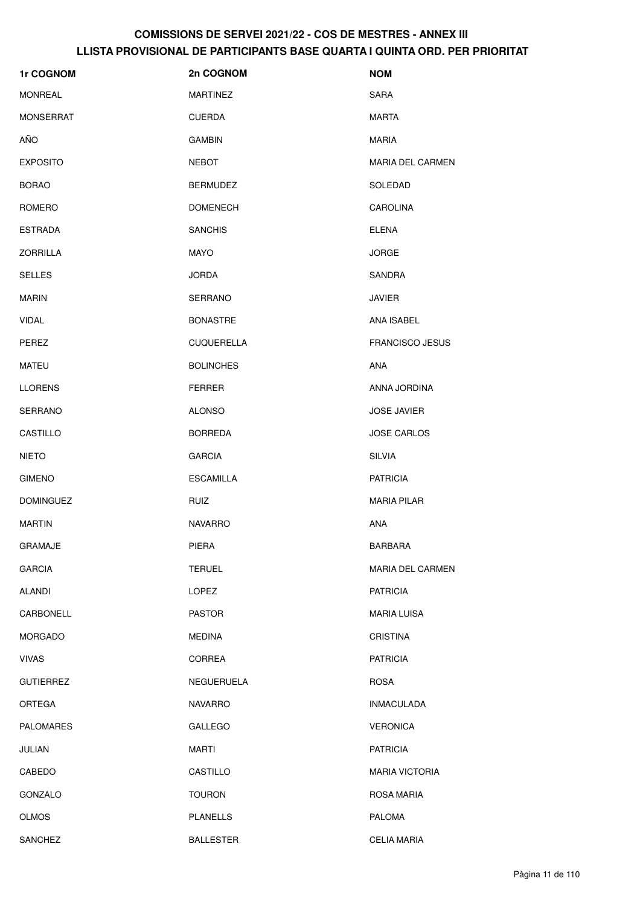# COMISSIONS DE SERVEI 2021/22 - COS DE MESTRES - ANNEX III

## LLISTA PROVISIONAL DE PARTICIPANTS BASE QUARTA I QUINTA ORD. PER PRIORITAT

| 1r COGNOM | 2n COGNOM | NOM |
|---|---|---|
| MONREAL | MARTINEZ | SARA |
| MONSERRAT | CUERDA | MARTA |
| AÑO | GAMBIN | MARIA |
| EXPOSITO | NEBOT | MARIA DEL CARMEN |
| BORAO | BERMUDEZ | SOLEDAD |
| ROMERO | DOMENECH | CAROLINA |
| ESTRADA | SANCHIS | ELENA |
| ZORRILLA | MAYO | JORGE |
| SELLES | JORDA | SANDRA |
| MARIN | SERRANO | JAVIER |
| VIDAL | BONASTRE | ANA ISABEL |
| PEREZ | CUQUERELLA | FRANCISCO JESUS |
| MATEU | BOLINCHES | ANA |
| LLORENS | FERRER | ANNA JORDINA |
| SERRANO | ALONSO | JOSE JAVIER |
| CASTILLO | BORREDA | JOSE CARLOS |
| NIETO | GARCIA | SILVIA |
| GIMENO | ESCAMILLA | PATRICIA |
| DOMINGUEZ | RUIZ | MARIA PILAR |
| MARTIN | NAVARRO | ANA |
| GRAMAJE | PIERA | BARBARA |
| GARCIA | TERUEL | MARIA DEL CARMEN |
| ALANDI | LOPEZ | PATRICIA |
| CARBONELL | PASTOR | MARIA LUISA |
| MORGADO | MEDINA | CRISTINA |
| VIVAS | CORREA | PATRICIA |
| GUTIERREZ | NEGUERUELA | ROSA |
| ORTEGA | NAVARRO | INMACULADA |
| PALOMARES | GALLEGO | VERONICA |
| JULIAN | MARTI | PATRICIA |
| CABEDO | CASTILLO | MARIA VICTORIA |
| GONZALO | TOURON | ROSA MARIA |
| OLMOS | PLANELLS | PALOMA |
| SANCHEZ | BALLESTER | CELIA MARIA |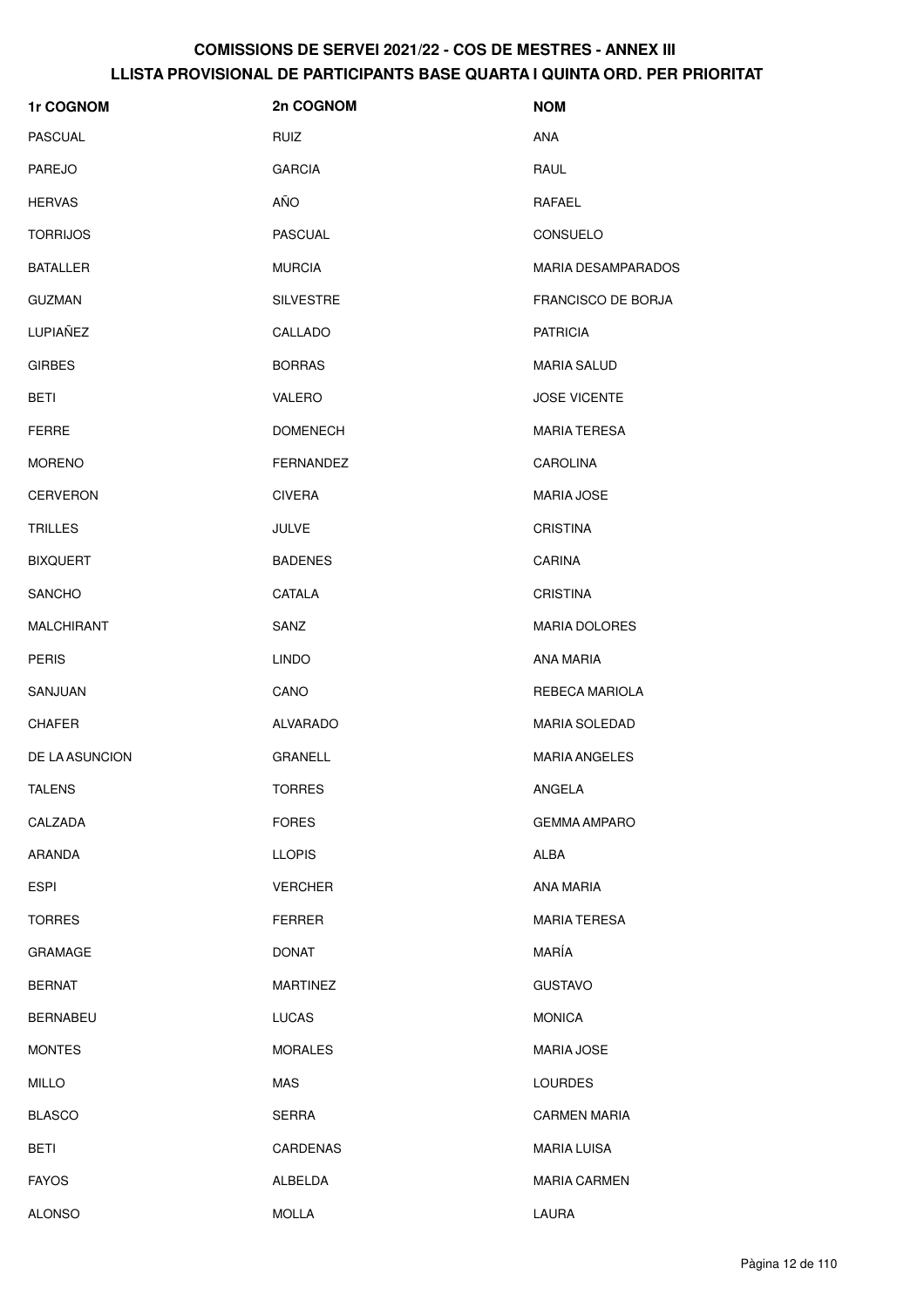# COMISSIONS DE SERVEI 2021/22 - COS DE MESTRES - ANNEX III
## LLISTA PROVISIONAL DE PARTICIPANTS BASE QUARTA I QUINTA ORD. PER PRIORITAT

| 1r COGNOM | 2n COGNOM | NOM |
|---|---|---|
| PASCUAL | RUIZ | ANA |
| PAREJO | GARCIA | RAUL |
| HERVAS | AÑO | RAFAEL |
| TORRIJOS | PASCUAL | CONSUELO |
| BATALLER | MURCIA | MARIA DESAMPARADOS |
| GUZMAN | SILVESTRE | FRANCISCO DE BORJA |
| LUPIAÑEZ | CALLADO | PATRICIA |
| GIRBES | BORRAS | MARIA SALUD |
| BETI | VALERO | JOSE VICENTE |
| FERRE | DOMENECH | MARIA TERESA |
| MORENO | FERNANDEZ | CAROLINA |
| CERVERON | CIVERA | MARIA JOSE |
| TRILLES | JULVE | CRISTINA |
| BIXQUERT | BADENES | CARINA |
| SANCHO | CATALA | CRISTINA |
| MALCHIRANT | SANZ | MARIA DOLORES |
| PERIS | LINDO | ANA MARIA |
| SANJUAN | CANO | REBECA MARIOLA |
| CHAFER | ALVARADO | MARIA SOLEDAD |
| DE LA ASUNCION | GRANELL | MARIA ANGELES |
| TALENS | TORRES | ANGELA |
| CALZADA | FORES | GEMMA AMPARO |
| ARANDA | LLOPIS | ALBA |
| ESPI | VERCHER | ANA MARIA |
| TORRES | FERRER | MARIA TERESA |
| GRAMAGE | DONAT | MARÍA |
| BERNAT | MARTINEZ | GUSTAVO |
| BERNABEU | LUCAS | MONICA |
| MONTES | MORALES | MARIA JOSE |
| MILLO | MAS | LOURDES |
| BLASCO | SERRA | CARMEN MARIA |
| BETI | CARDENAS | MARIA LUISA |
| FAYOS | ALBELDA | MARIA CARMEN |
| ALONSO | MOLLA | LAURA |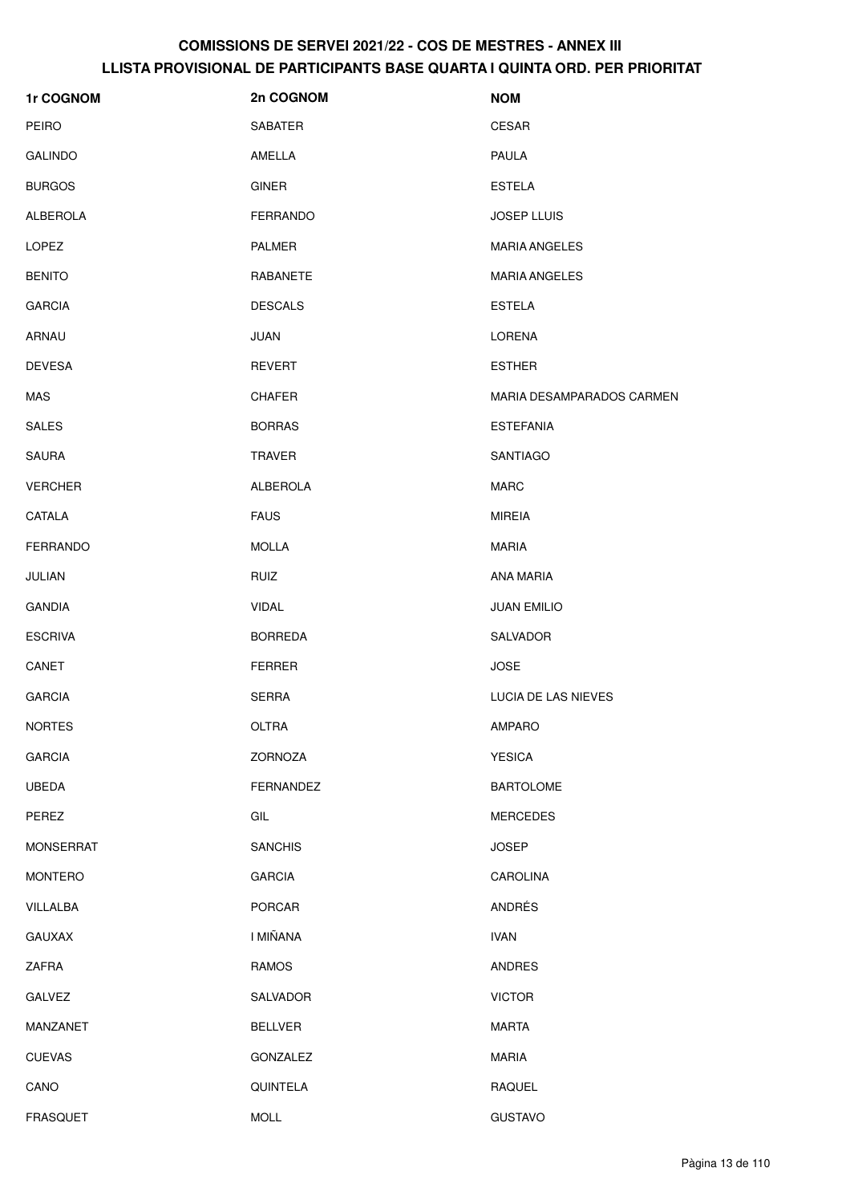# COMISSIONS DE SERVEI 2021/22 - COS DE MESTRES - ANNEX III
## LLISTA PROVISIONAL DE PARTICIPANTS BASE QUARTA I QUINTA ORD. PER PRIORITAT

| 1r COGNOM | 2n COGNOM | NOM |
|---|---|---|
| PEIRO | SABATER | CESAR |
| GALINDO | AMELLA | PAULA |
| BURGOS | GINER | ESTELA |
| ALBEROLA | FERRANDO | JOSEP LLUIS |
| LOPEZ | PALMER | MARIA ANGELES |
| BENITO | RABANETE | MARIA ANGELES |
| GARCIA | DESCALS | ESTELA |
| ARNAU | JUAN | LORENA |
| DEVESA | REVERT | ESTHER |
| MAS | CHAFER | MARIA DESAMPARADOS CARMEN |
| SALES | BORRAS | ESTEFANIA |
| SAURA | TRAVER | SANTIAGO |
| VERCHER | ALBEROLA | MARC |
| CATALA | FAUS | MIREIA |
| FERRANDO | MOLLA | MARIA |
| JULIAN | RUIZ | ANA MARIA |
| GANDIA | VIDAL | JUAN EMILIO |
| ESCRIVA | BORREDA | SALVADOR |
| CANET | FERRER | JOSE |
| GARCIA | SERRA | LUCIA DE LAS NIEVES |
| NORTES | OLTRA | AMPARO |
| GARCIA | ZORNOZA | YESICA |
| UBEDA | FERNANDEZ | BARTOLOME |
| PEREZ | GIL | MERCEDES |
| MONSERRAT | SANCHIS | JOSEP |
| MONTERO | GARCIA | CAROLINA |
| VILLALBA | PORCAR | ANDRÉS |
| GAUXAX | I MIÑANA | IVAN |
| ZAFRA | RAMOS | ANDRES |
| GALVEZ | SALVADOR | VICTOR |
| MANZANET | BELLVER | MARTA |
| CUEVAS | GONZALEZ | MARIA |
| CANO | QUINTELA | RAQUEL |
| FRASQUET | MOLL | GUSTAVO |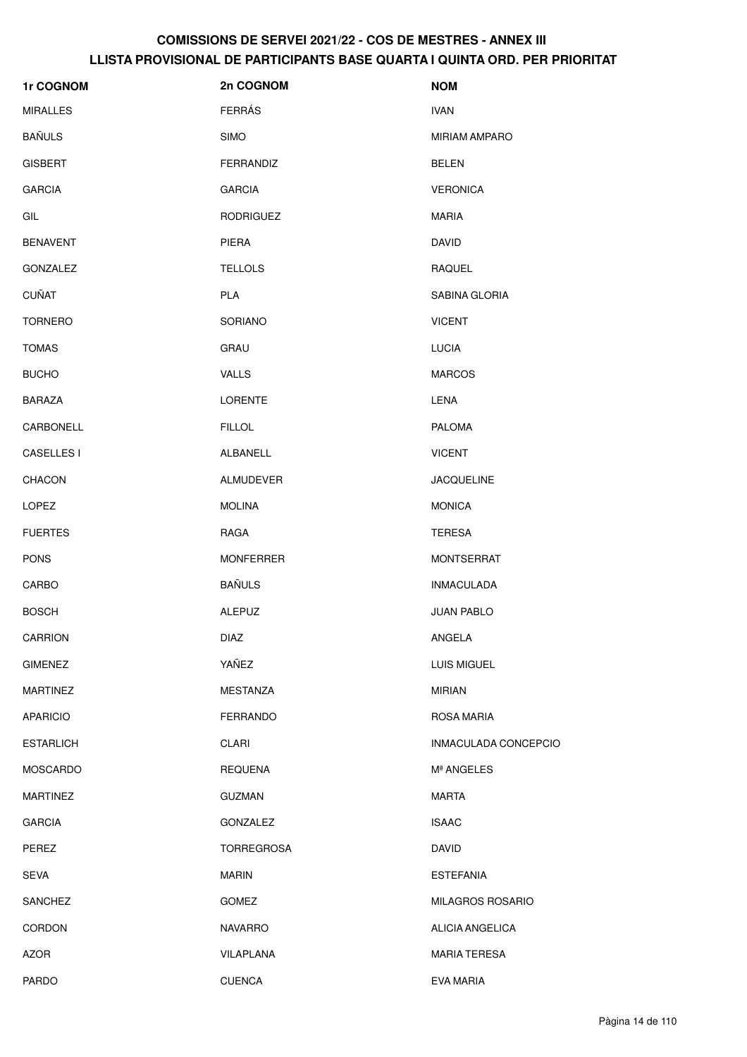# COMISSIONS DE SERVEI 2021/22 - COS DE MESTRES - ANNEX III
# LLISTA PROVISIONAL DE PARTICIPANTS BASE QUARTA I QUINTA ORD. PER PRIORITAT

| 1r COGNOM | 2n COGNOM | NOM |
|---|---|---|
| MIRALLES | FERRÁS | IVAN |
| BAÑULS | SIMO | MIRIAM AMPARO |
| GISBERT | FERRANDIZ | BELEN |
| GARCIA | GARCIA | VERONICA |
| GIL | RODRIGUEZ | MARIA |
| BENAVENT | PIERA | DAVID |
| GONZALEZ | TELLOLS | RAQUEL |
| CUÑAT | PLA | SABINA GLORIA |
| TORNERO | SORIANO | VICENT |
| TOMAS | GRAU | LUCIA |
| BUCHO | VALLS | MARCOS |
| BARAZA | LORENTE | LENA |
| CARBONELL | FILLOL | PALOMA |
| CASELLES I | ALBANELL | VICENT |
| CHACON | ALMUDEVER | JACQUELINE |
| LOPEZ | MOLINA | MONICA |
| FUERTES | RAGA | TERESA |
| PONS | MONFERRER | MONTSERRAT |
| CARBO | BAÑULS | INMACULADA |
| BOSCH | ALEPUZ | JUAN PABLO |
| CARRION | DIAZ | ANGELA |
| GIMENEZ | YAÑEZ | LUIS MIGUEL |
| MARTINEZ | MESTANZA | MIRIAN |
| APARICIO | FERRANDO | ROSA MARIA |
| ESTARLICH | CLARI | INMACULADA CONCEPCIO |
| MOSCARDO | REQUENA | Mª ANGELES |
| MARTINEZ | GUZMAN | MARTA |
| GARCIA | GONZALEZ | ISAAC |
| PEREZ | TORREGROSA | DAVID |
| SEVA | MARIN | ESTEFANIA |
| SANCHEZ | GOMEZ | MILAGROS ROSARIO |
| CORDON | NAVARRO | ALICIA ANGELICA |
| AZOR | VILAPLANA | MARIA TERESA |
| PARDO | CUENCA | EVA MARIA |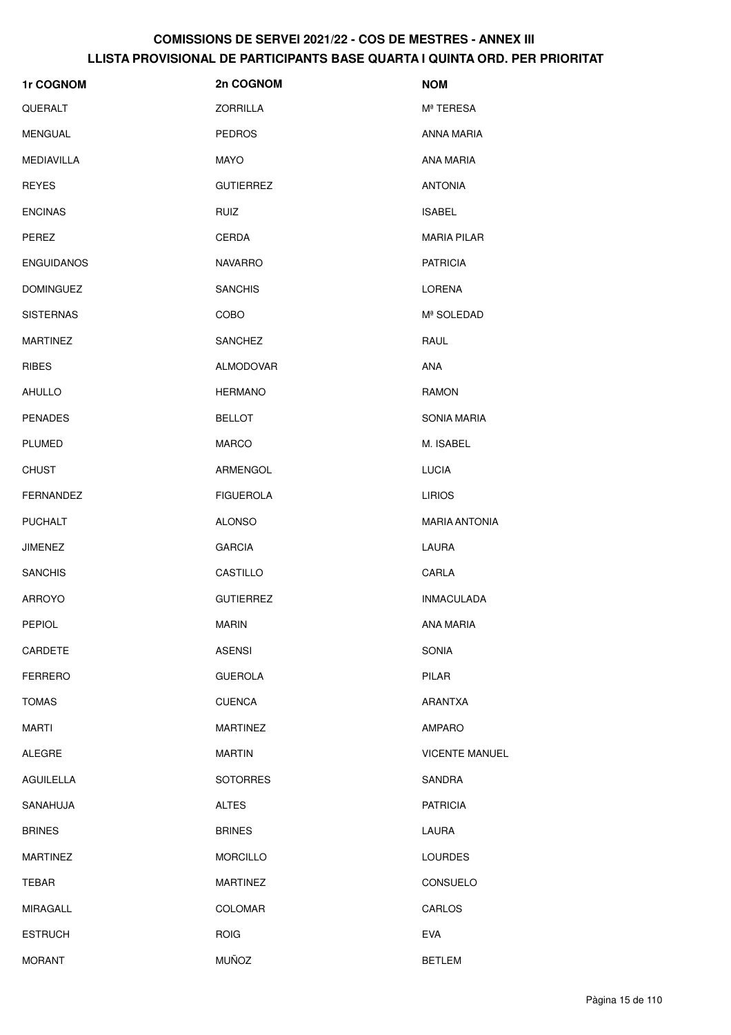**COMISSIONS DE SERVEI 2021/22 - COS DE MESTRES - ANNEX III**
**LLISTA PROVISIONAL DE PARTICIPANTS BASE QUARTA I QUINTA ORD. PER PRIORITAT**

| 1r COGNOM | 2n COGNOM | NOM |
|---|---|---|
| QUERALT | ZORRILLA | Mª TERESA |
| MENGUAL | PEDROS | ANNA MARIA |
| MEDIAVILLA | MAYO | ANA MARIA |
| REYES | GUTIERREZ | ANTONIA |
| ENCINAS | RUIZ | ISABEL |
| PEREZ | CERDA | MARIA PILAR |
| ENGUIDANOS | NAVARRO | PATRICIA |
| DOMINGUEZ | SANCHIS | LORENA |
| SISTERNAS | COBO | Mª SOLEDAD |
| MARTINEZ | SANCHEZ | RAUL |
| RIBES | ALMODOVAR | ANA |
| AHULLO | HERMANO | RAMON |
| PENADES | BELLOT | SONIA MARIA |
| PLUMED | MARCO | M. ISABEL |
| CHUST | ARMENGOL | LUCIA |
| FERNANDEZ | FIGUEROLA | LIRIOS |
| PUCHALT | ALONSO | MARIA ANTONIA |
| JIMENEZ | GARCIA | LAURA |
| SANCHIS | CASTILLO | CARLA |
| ARROYO | GUTIERREZ | INMACULADA |
| PEPIOL | MARIN | ANA MARIA |
| CARDETE | ASENSI | SONIA |
| FERRERO | GUEROLA | PILAR |
| TOMAS | CUENCA | ARANTXA |
| MARTI | MARTINEZ | AMPARO |
| ALEGRE | MARTIN | VICENTE MANUEL |
| AGUILELLA | SOTORRES | SANDRA |
| SANAHUJA | ALTES | PATRICIA |
| BRINES | BRINES | LAURA |
| MARTINEZ | MORCILLO | LOURDES |
| TEBAR | MARTINEZ | CONSUELO |
| MIRAGALL | COLOMAR | CARLOS |
| ESTRUCH | ROIG | EVA |
| MORANT | MUÑOZ | BETLEM |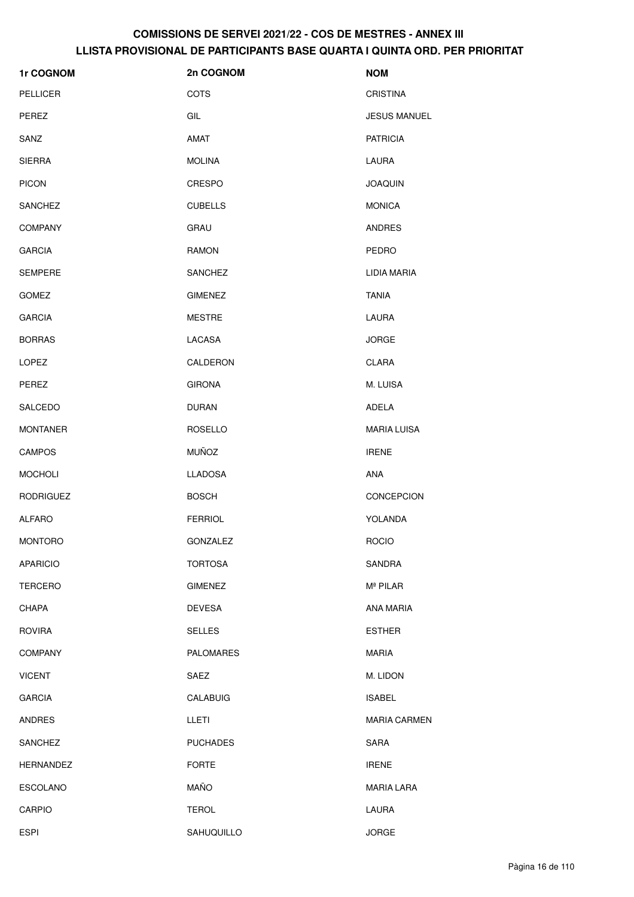# COMISSIONS DE SERVEI 2021/22 - COS DE MESTRES - ANNEX III

## LLISTA PROVISIONAL DE PARTICIPANTS BASE QUARTA I QUINTA ORD. PER PRIORITAT

| 1r COGNOM | 2n COGNOM | NOM |
|---|---|---|
| PELLICER | COTS | CRISTINA |
| PEREZ | GIL | JESUS MANUEL |
| SANZ | AMAT | PATRICIA |
| SIERRA | MOLINA | LAURA |
| PICON | CRESPO | JOAQUIN |
| SANCHEZ | CUBELLS | MONICA |
| COMPANY | GRAU | ANDRES |
| GARCIA | RAMON | PEDRO |
| SEMPERE | SANCHEZ | LIDIA MARIA |
| GOMEZ | GIMENEZ | TANIA |
| GARCIA | MESTRE | LAURA |
| BORRAS | LACASA | JORGE |
| LOPEZ | CALDERON | CLARA |
| PEREZ | GIRONA | M. LUISA |
| SALCEDO | DURAN | ADELA |
| MONTANER | ROSELLO | MARIA LUISA |
| CAMPOS | MUÑOZ | IRENE |
| MOCHOLI | LLADOSA | ANA |
| RODRIGUEZ | BOSCH | CONCEPCION |
| ALFARO | FERRIOL | YOLANDA |
| MONTORO | GONZALEZ | ROCIO |
| APARICIO | TORTOSA | SANDRA |
| TERCERO | GIMENEZ | Mª PILAR |
| CHAPA | DEVESA | ANA MARIA |
| ROVIRA | SELLES | ESTHER |
| COMPANY | PALOMARES | MARIA |
| VICENT | SAEZ | M. LIDON |
| GARCIA | CALABUIG | ISABEL |
| ANDRES | LLETI | MARIA CARMEN |
| SANCHEZ | PUCHADES | SARA |
| HERNANDEZ | FORTE | IRENE |
| ESCOLANO | MAÑO | MARIA LARA |
| CARPIO | TEROL | LAURA |
| ESPI | SAHUQUILLO | JORGE |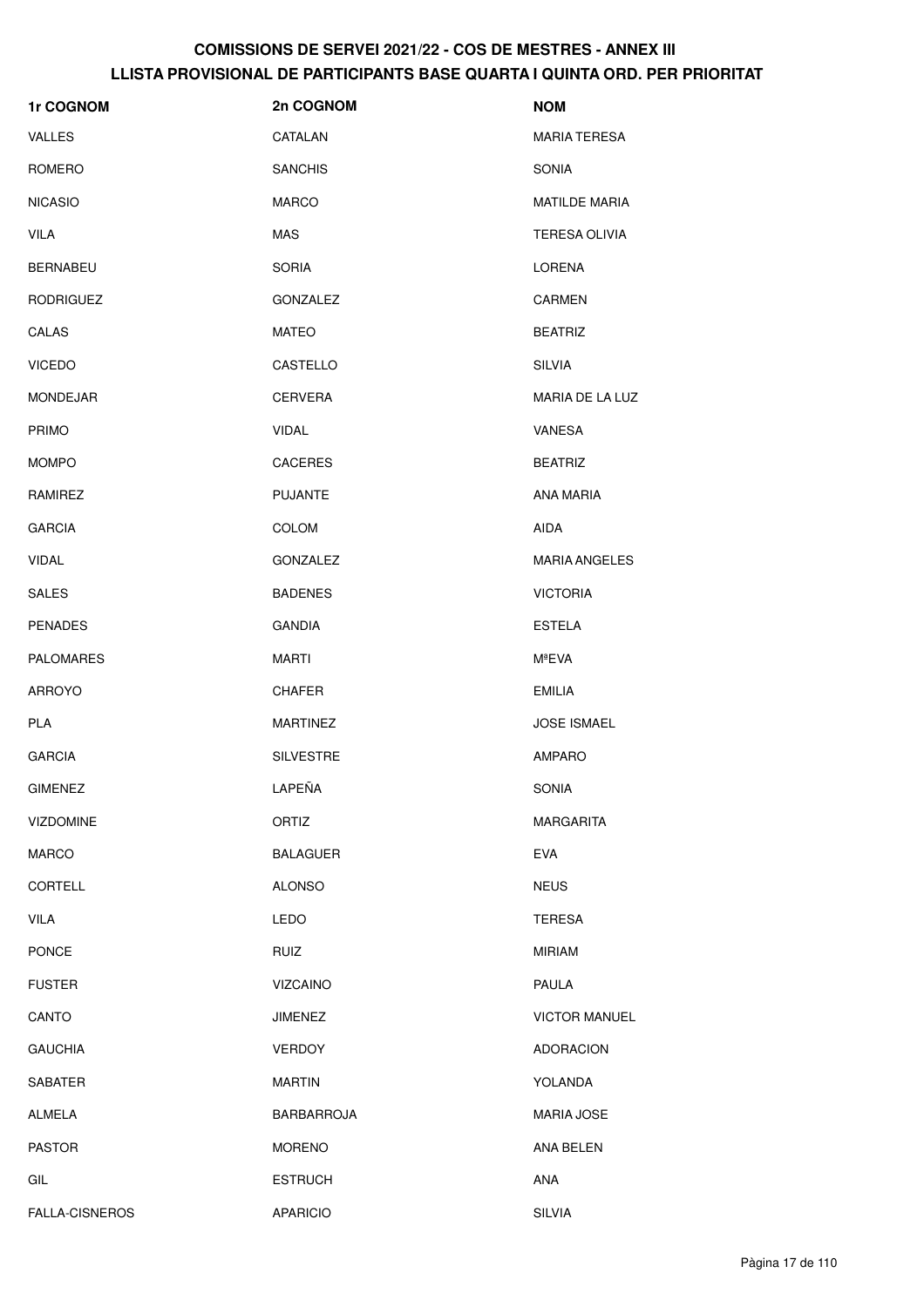**COMISSIONS DE SERVEI 2021/22 - COS DE MESTRES - ANNEX III**
**LLISTA PROVISIONAL DE PARTICIPANTS BASE QUARTA I QUINTA ORD. PER PRIORITAT**

| 1r COGNOM | 2n COGNOM | NOM |
|---|---|---|
| VALLES | CATALAN | MARIA TERESA |
| ROMERO | SANCHIS | SONIA |
| NICASIO | MARCO | MATILDE MARIA |
| VILA | MAS | TERESA OLIVIA |
| BERNABEU | SORIA | LORENA |
| RODRIGUEZ | GONZALEZ | CARMEN |
| CALAS | MATEO | BEATRIZ |
| VICEDO | CASTELLO | SILVIA |
| MONDEJAR | CERVERA | MARIA DE LA LUZ |
| PRIMO | VIDAL | VANESA |
| MOMPO | CACERES | BEATRIZ |
| RAMIREZ | PUJANTE | ANA MARIA |
| GARCIA | COLOM | AIDA |
| VIDAL | GONZALEZ | MARIA ANGELES |
| SALES | BADENES | VICTORIA |
| PENADES | GANDIA | ESTELA |
| PALOMARES | MARTI | MªEVA |
| ARROYO | CHAFER | EMILIA |
| PLA | MARTINEZ | JOSE ISMAEL |
| GARCIA | SILVESTRE | AMPARO |
| GIMENEZ | LAPEÑA | SONIA |
| VIZDOMINE | ORTIZ | MARGARITA |
| MARCO | BALAGUER | EVA |
| CORTELL | ALONSO | NEUS |
| VILA | LEDO | TERESA |
| PONCE | RUIZ | MIRIAM |
| FUSTER | VIZCAINO | PAULA |
| CANTO | JIMENEZ | VICTOR MANUEL |
| GAUCHIA | VERDOY | ADORACION |
| SABATER | MARTIN | YOLANDA |
| ALMELA | BARBARROJA | MARIA JOSE |
| PASTOR | MORENO | ANA BELEN |
| GIL | ESTRUCH | ANA |
| FALLA-CISNEROS | APARICIO | SILVIA |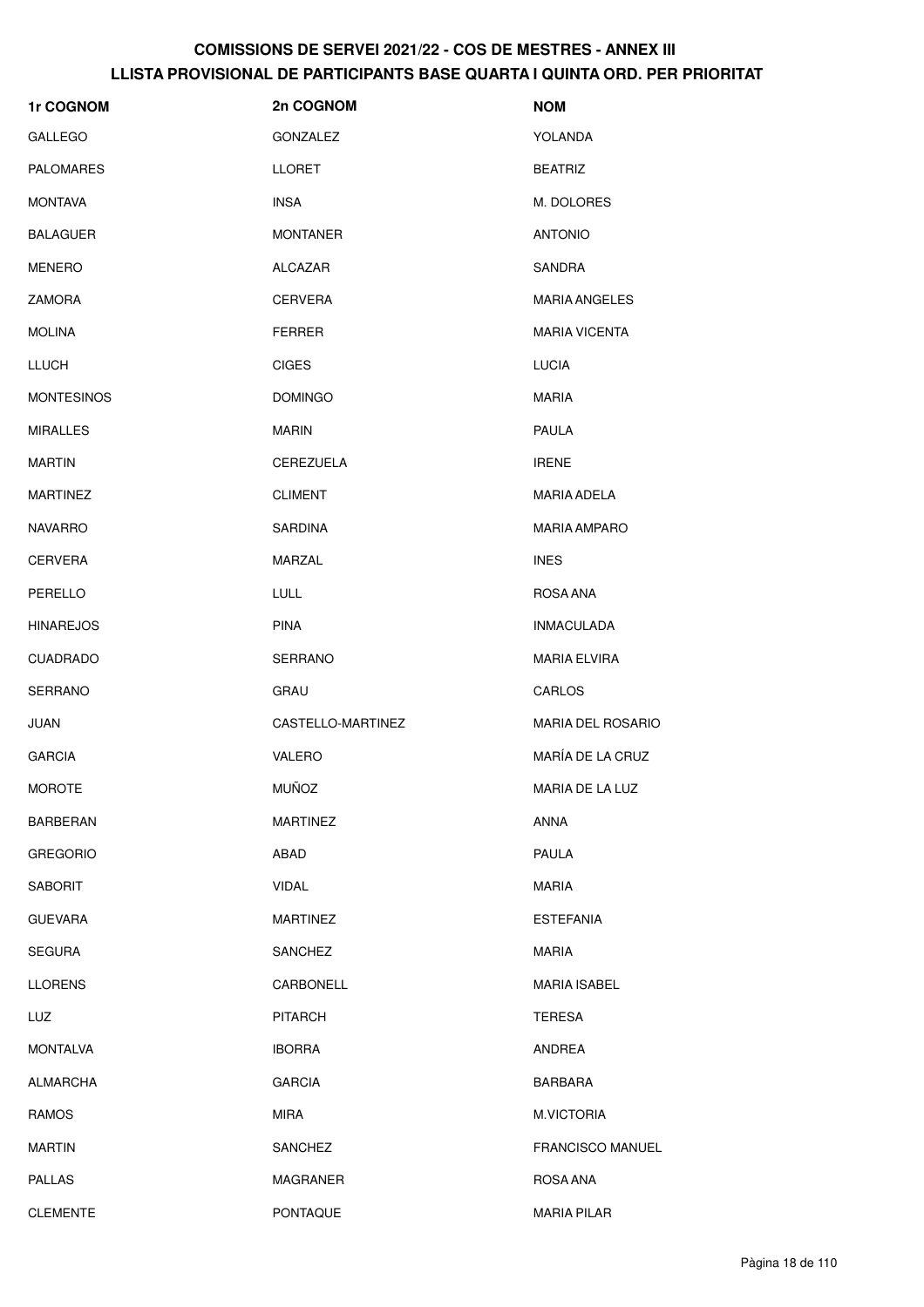# COMISSIONS DE SERVEI 2021/22 - COS DE MESTRES - ANNEX III

## LLISTA PROVISIONAL DE PARTICIPANTS BASE QUARTA I QUINTA ORD. PER PRIORITAT

| 1r COGNOM | 2n COGNOM | NOM |
|---|---|---|
| GALLEGO | GONZALEZ | YOLANDA |
| PALOMARES | LLORET | BEATRIZ |
| MONTAVA | INSA | M. DOLORES |
| BALAGUER | MONTANER | ANTONIO |
| MENERO | ALCAZAR | SANDRA |
| ZAMORA | CERVERA | MARIA ANGELES |
| MOLINA | FERRER | MARIA VICENTA |
| LLUCH | CIGES | LUCIA |
| MONTESINOS | DOMINGO | MARIA |
| MIRALLES | MARIN | PAULA |
| MARTIN | CEREZUELA | IRENE |
| MARTINEZ | CLIMENT | MARIA ADELA |
| NAVARRO | SARDINA | MARIA AMPARO |
| CERVERA | MARZAL | INES |
| PERELLO | LULL | ROSA ANA |
| HINAREJOS | PINA | INMACULADA |
| CUADRADO | SERRANO | MARIA ELVIRA |
| SERRANO | GRAU | CARLOS |
| JUAN | CASTELLO-MARTINEZ | MARIA DEL ROSARIO |
| GARCIA | VALERO | MARÍA DE LA CRUZ |
| MOROTE | MUÑOZ | MARIA DE LA LUZ |
| BARBERAN | MARTINEZ | ANNA |
| GREGORIO | ABAD | PAULA |
| SABORIT | VIDAL | MARIA |
| GUEVARA | MARTINEZ | ESTEFANIA |
| SEGURA | SANCHEZ | MARIA |
| LLORENS | CARBONELL | MARIA ISABEL |
| LUZ | PITARCH | TERESA |
| MONTALVA | IBORRA | ANDREA |
| ALMARCHA | GARCIA | BARBARA |
| RAMOS | MIRA | M.VICTORIA |
| MARTIN | SANCHEZ | FRANCISCO MANUEL |
| PALLAS | MAGRANER | ROSA ANA |
| CLEMENTE | PONTAQUE | MARIA PILAR |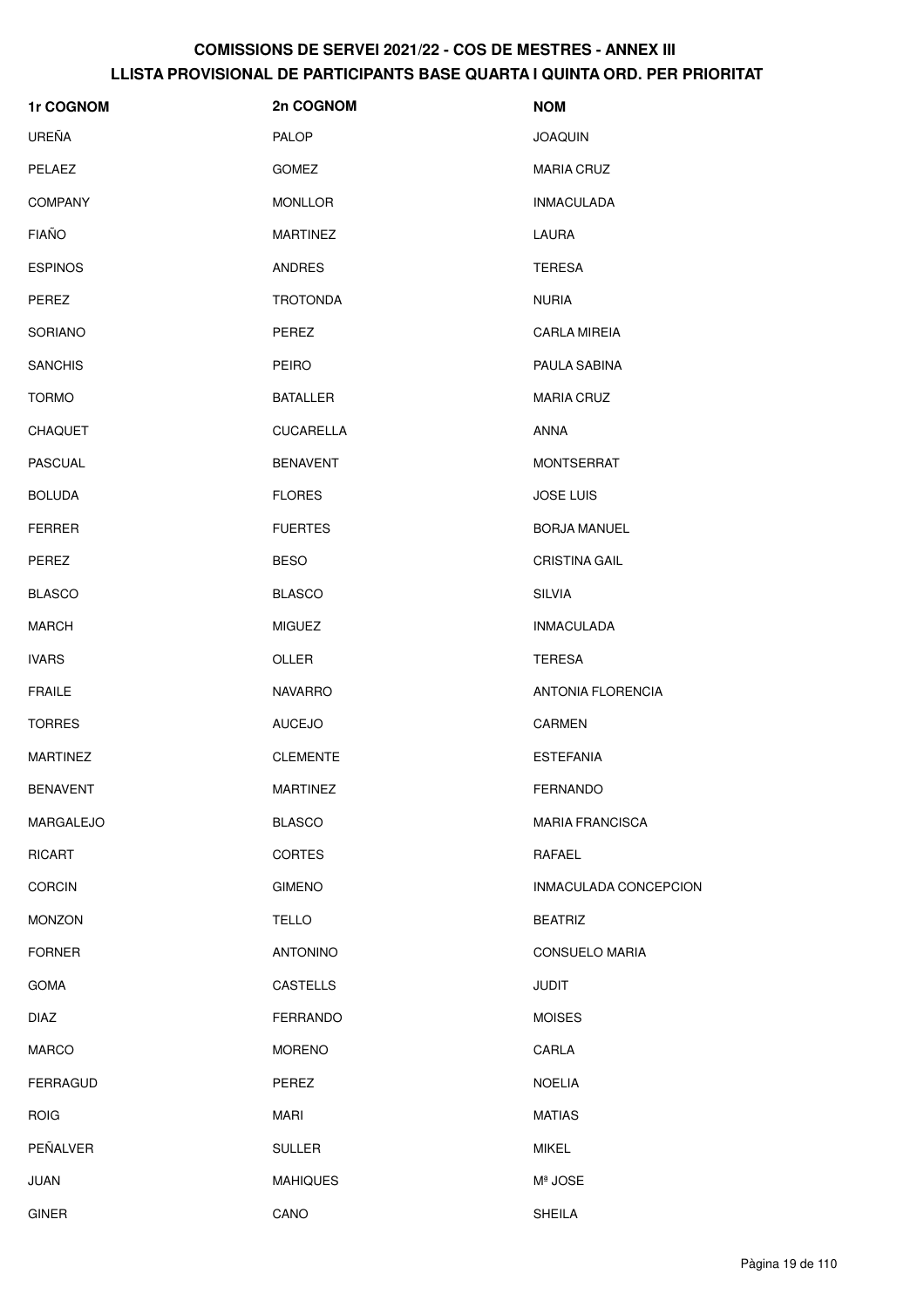**COMISSIONS DE SERVEI 2021/22 - COS DE MESTRES - ANNEX III**
**LLISTA PROVISIONAL DE PARTICIPANTS BASE QUARTA I QUINTA ORD. PER PRIORITAT**

| 1r COGNOM | 2n COGNOM | NOM |
|---|---|---|
| UREÑA | PALOP | JOAQUIN |
| PELAEZ | GOMEZ | MARIA CRUZ |
| COMPANY | MONLLOR | INMACULADA |
| FIAÑO | MARTINEZ | LAURA |
| ESPINOS | ANDRES | TERESA |
| PEREZ | TROTONDA | NURIA |
| SORIANO | PEREZ | CARLA MIREIA |
| SANCHIS | PEIRO | PAULA SABINA |
| TORMO | BATALLER | MARIA CRUZ |
| CHAQUET | CUCARELLA | ANNA |
| PASCUAL | BENAVENT | MONTSERRAT |
| BOLUDA | FLORES | JOSE LUIS |
| FERRER | FUERTES | BORJA MANUEL |
| PEREZ | BESO | CRISTINA GAIL |
| BLASCO | BLASCO | SILVIA |
| MARCH | MIGUEZ | INMACULADA |
| IVARS | OLLER | TERESA |
| FRAILE | NAVARRO | ANTONIA FLORENCIA |
| TORRES | AUCEJO | CARMEN |
| MARTINEZ | CLEMENTE | ESTEFANIA |
| BENAVENT | MARTINEZ | FERNANDO |
| MARGALEJO | BLASCO | MARIA FRANCISCA |
| RICART | CORTES | RAFAEL |
| CORCIN | GIMENO | INMACULADA CONCEPCION |
| MONZON | TELLO | BEATRIZ |
| FORNER | ANTONINO | CONSUELO MARIA |
| GOMA | CASTELLS | JUDIT |
| DIAZ | FERRANDO | MOISES |
| MARCO | MORENO | CARLA |
| FERRAGUD | PEREZ | NOELIA |
| ROIG | MARI | MATIAS |
| PEÑALVER | SULLER | MIKEL |
| JUAN | MAHIQUES | Mª JOSE |
| GINER | CANO | SHEILA |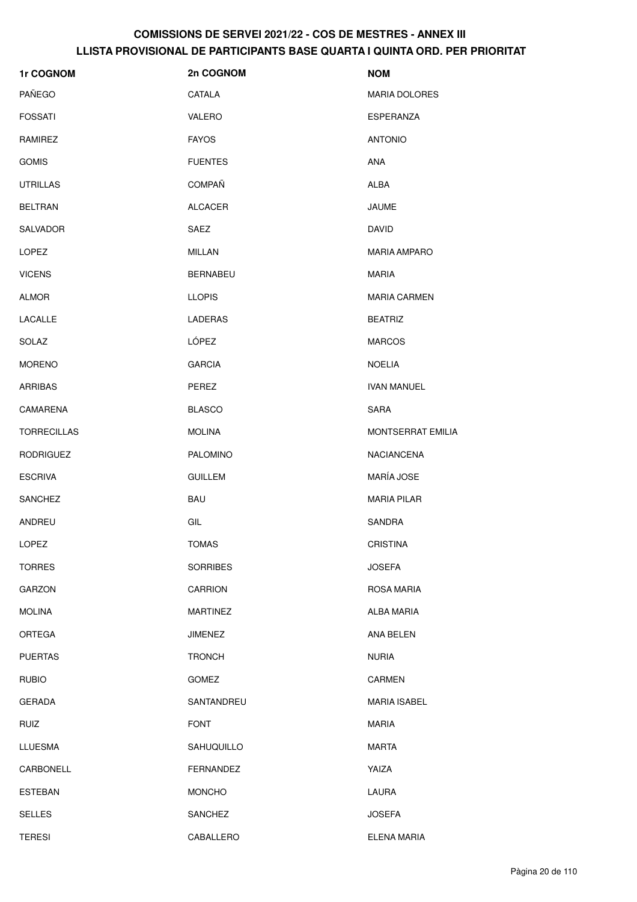**COMISSIONS DE SERVEI 2021/22 - COS DE MESTRES - ANNEX III**
**LLISTA PROVISIONAL DE PARTICIPANTS BASE QUARTA I QUINTA ORD. PER PRIORITAT**

| 1r COGNOM | 2n COGNOM | NOM |
|---|---|---|
| PAÑEGO | CATALA | MARIA DOLORES |
| FOSSATI | VALERO | ESPERANZA |
| RAMIREZ | FAYOS | ANTONIO |
| GOMIS | FUENTES | ANA |
| UTRILLAS | COMPAÑ | ALBA |
| BELTRAN | ALCACER | JAUME |
| SALVADOR | SAEZ | DAVID |
| LOPEZ | MILLAN | MARIA AMPARO |
| VICENS | BERNABEU | MARIA |
| ALMOR | LLOPIS | MARIA CARMEN |
| LACALLE | LADERAS | BEATRIZ |
| SOLAZ | LÓPEZ | MARCOS |
| MORENO | GARCIA | NOELIA |
| ARRIBAS | PEREZ | IVAN MANUEL |
| CAMARENA | BLASCO | SARA |
| TORRECILLAS | MOLINA | MONTSERRAT EMILIA |
| RODRIGUEZ | PALOMINO | NACIANCENA |
| ESCRIVA | GUILLEM | MARÍA JOSE |
| SANCHEZ | BAU | MARIA PILAR |
| ANDREU | GIL | SANDRA |
| LOPEZ | TOMAS | CRISTINA |
| TORRES | SORRIBES | JOSEFA |
| GARZON | CARRION | ROSA MARIA |
| MOLINA | MARTINEZ | ALBA MARIA |
| ORTEGA | JIMENEZ | ANA BELEN |
| PUERTAS | TRONCH | NURIA |
| RUBIO | GOMEZ | CARMEN |
| GERADA | SANTANDREU | MARIA ISABEL |
| RUIZ | FONT | MARIA |
| LLUESMA | SAHUQUILLO | MARTA |
| CARBONELL | FERNANDEZ | YAIZA |
| ESTEBAN | MONCHO | LAURA |
| SELLES | SANCHEZ | JOSEFA |
| TERESI | CABALLERO | ELENA MARIA |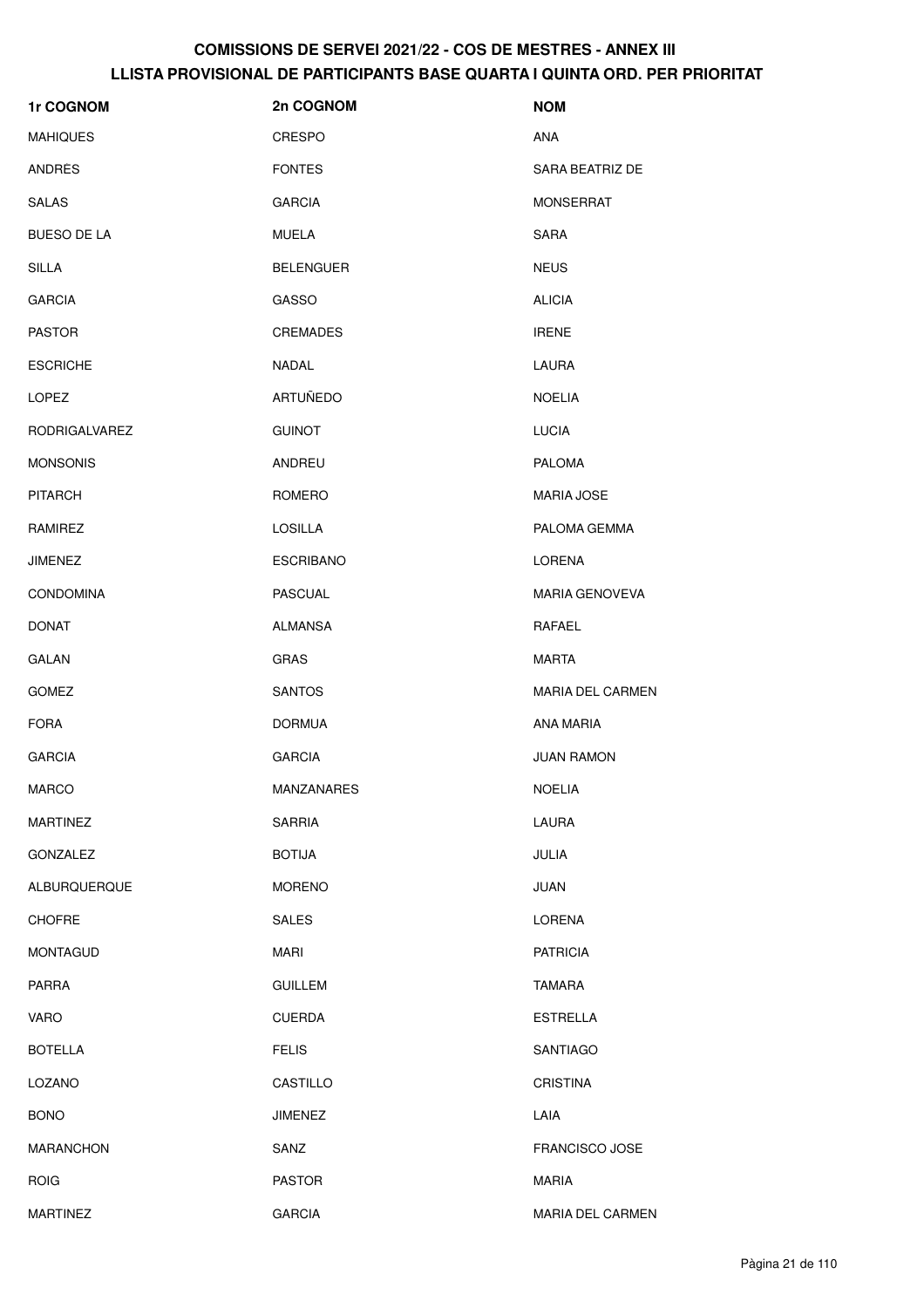# COMISSIONS DE SERVEI 2021/22 - COS DE MESTRES - ANNEX III
## LLISTA PROVISIONAL DE PARTICIPANTS BASE QUARTA I QUINTA ORD. PER PRIORITAT

| 1r COGNOM | 2n COGNOM | NOM |
|---|---|---|
| MAHIQUES | CRESPO | ANA |
| ANDRES | FONTES | SARA BEATRIZ DE |
| SALAS | GARCIA | MONSERRAT |
| BUESO DE LA | MUELA | SARA |
| SILLA | BELENGUER | NEUS |
| GARCIA | GASSO | ALICIA |
| PASTOR | CREMADES | IRENE |
| ESCRICHE | NADAL | LAURA |
| LOPEZ | ARTUÑEDO | NOELIA |
| RODRIGALVAREZ | GUINOT | LUCIA |
| MONSONIS | ANDREU | PALOMA |
| PITARCH | ROMERO | MARIA JOSE |
| RAMIREZ | LOSILLA | PALOMA GEMMA |
| JIMENEZ | ESCRIBANO | LORENA |
| CONDOMINA | PASCUAL | MARIA GENOVEVA |
| DONAT | ALMANSA | RAFAEL |
| GALAN | GRAS | MARTA |
| GOMEZ | SANTOS | MARIA DEL CARMEN |
| FORA | DORMUA | ANA MARIA |
| GARCIA | GARCIA | JUAN RAMON |
| MARCO | MANZANARES | NOELIA |
| MARTINEZ | SARRIA | LAURA |
| GONZALEZ | BOTIJA | JULIA |
| ALBURQUERQUE | MORENO | JUAN |
| CHOFRE | SALES | LORENA |
| MONTAGUD | MARI | PATRICIA |
| PARRA | GUILLEM | TAMARA |
| VARO | CUERDA | ESTRELLA |
| BOTELLA | FELIS | SANTIAGO |
| LOZANO | CASTILLO | CRISTINA |
| BONO | JIMENEZ | LAIA |
| MARANCHON | SANZ | FRANCISCO JOSE |
| ROIG | PASTOR | MARIA |
| MARTINEZ | GARCIA | MARIA DEL CARMEN |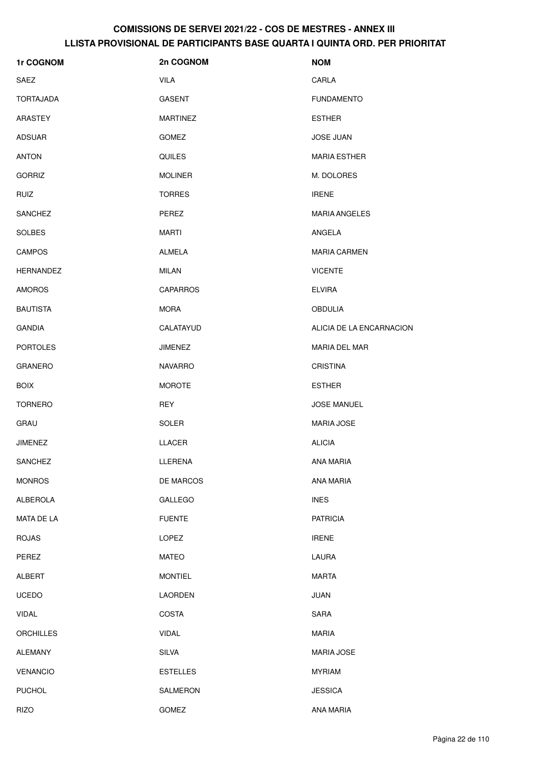# COMISSIONS DE SERVEI 2021/22 - COS DE MESTRES - ANNEX III
## LLISTA PROVISIONAL DE PARTICIPANTS BASE QUARTA I QUINTA ORD. PER PRIORITAT

| 1r COGNOM | 2n COGNOM | NOM |
|---|---|---|
| SAEZ | VILA | CARLA |
| TORTAJADA | GASENT | FUNDAMENTO |
| ARASTEY | MARTINEZ | ESTHER |
| ADSUAR | GOMEZ | JOSE JUAN |
| ANTON | QUILES | MARIA ESTHER |
| GORRIZ | MOLINER | M. DOLORES |
| RUIZ | TORRES | IRENE |
| SANCHEZ | PEREZ | MARIA ANGELES |
| SOLBES | MARTI | ANGELA |
| CAMPOS | ALMELA | MARIA CARMEN |
| HERNANDEZ | MILAN | VICENTE |
| AMOROS | CAPARROS | ELVIRA |
| BAUTISTA | MORA | OBDULIA |
| GANDIA | CALATAYUD | ALICIA DE LA ENCARNACION |
| PORTOLES | JIMENEZ | MARIA DEL MAR |
| GRANERO | NAVARRO | CRISTINA |
| BOIX | MOROTE | ESTHER |
| TORNERO | REY | JOSE MANUEL |
| GRAU | SOLER | MARIA JOSE |
| JIMENEZ | LLACER | ALICIA |
| SANCHEZ | LLERENA | ANA MARIA |
| MONROS | DE MARCOS | ANA MARIA |
| ALBEROLA | GALLEGO | INES |
| MATA DE LA | FUENTE | PATRICIA |
| ROJAS | LOPEZ | IRENE |
| PEREZ | MATEO | LAURA |
| ALBERT | MONTIEL | MARTA |
| UCEDO | LAORDEN | JUAN |
| VIDAL | COSTA | SARA |
| ORCHILLES | VIDAL | MARIA |
| ALEMANY | SILVA | MARIA JOSE |
| VENANCIO | ESTELLES | MYRIAM |
| PUCHOL | SALMERON | JESSICA |
| RIZO | GOMEZ | ANA MARIA |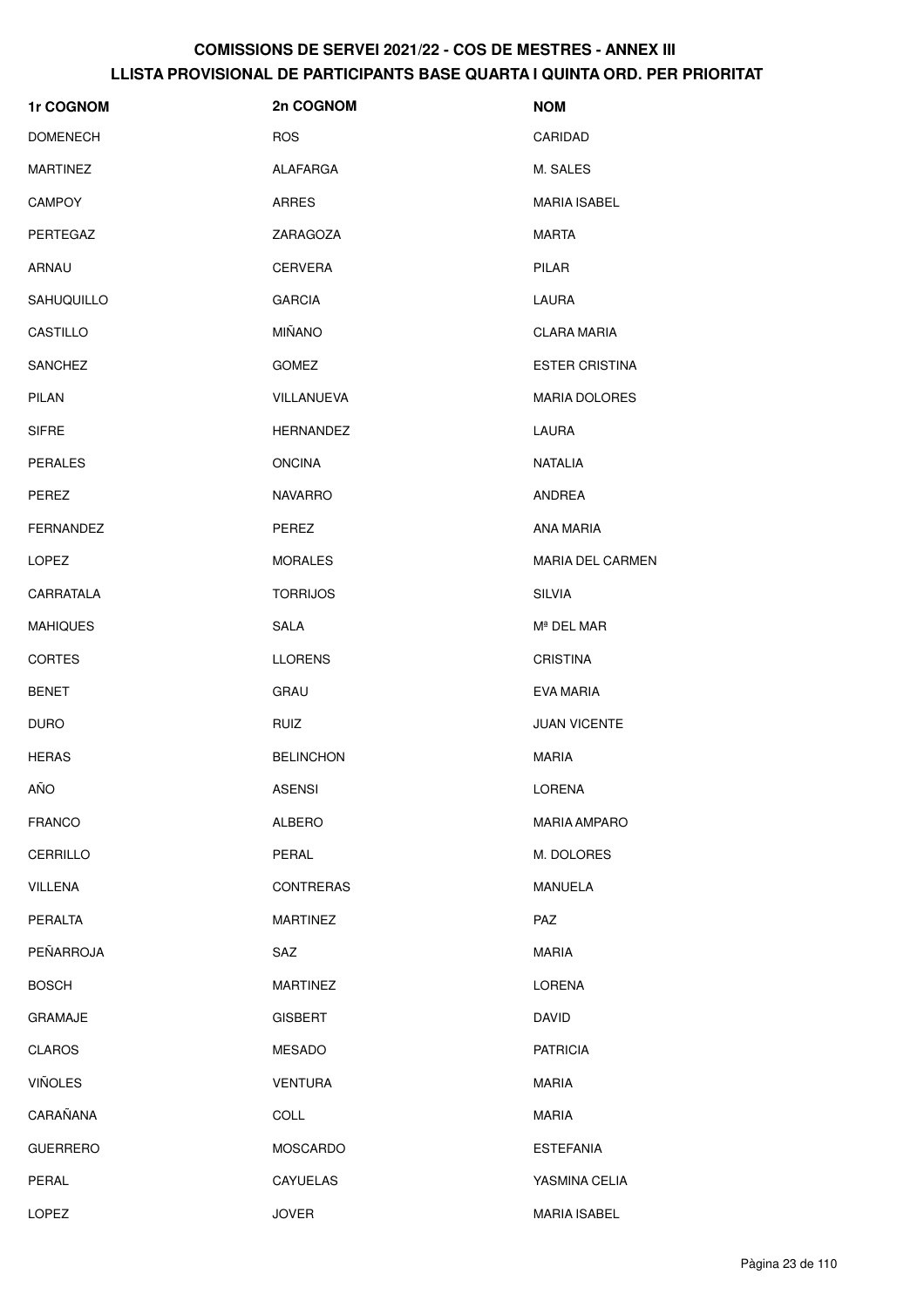# COMISSIONS DE SERVEI 2021/22 - COS DE MESTRES - ANNEX III
## LLISTA PROVISIONAL DE PARTICIPANTS BASE QUARTA I QUINTA ORD. PER PRIORITAT

| 1r COGNOM | 2n COGNOM | NOM |
|---|---|---|
| DOMENECH | ROS | CARIDAD |
| MARTINEZ | ALAFARGA | M. SALES |
| CAMPOY | ARRES | MARIA ISABEL |
| PERTEGAZ | ZARAGOZA | MARTA |
| ARNAU | CERVERA | PILAR |
| SAHUQUILLO | GARCIA | LAURA |
| CASTILLO | MIÑANO | CLARA MARIA |
| SANCHEZ | GOMEZ | ESTER CRISTINA |
| PILAN | VILLANUEVA | MARIA DOLORES |
| SIFRE | HERNANDEZ | LAURA |
| PERALES | ONCINA | NATALIA |
| PEREZ | NAVARRO | ANDREA |
| FERNANDEZ | PEREZ | ANA MARIA |
| LOPEZ | MORALES | MARIA DEL CARMEN |
| CARRATALA | TORRIJOS | SILVIA |
| MAHIQUES | SALA | Mª DEL MAR |
| CORTES | LLORENS | CRISTINA |
| BENET | GRAU | EVA MARIA |
| DURO | RUIZ | JUAN VICENTE |
| HERAS | BELINCHON | MARIA |
| AÑO | ASENSI | LORENA |
| FRANCO | ALBERO | MARIA AMPARO |
| CERRILLO | PERAL | M. DOLORES |
| VILLENA | CONTRERAS | MANUELA |
| PERALTA | MARTINEZ | PAZ |
| PEÑARROJA | SAZ | MARIA |
| BOSCH | MARTINEZ | LORENA |
| GRAMAJE | GISBERT | DAVID |
| CLAROS | MESADO | PATRICIA |
| VIÑOLES | VENTURA | MARIA |
| CARAÑANA | COLL | MARIA |
| GUERRERO | MOSCARDO | ESTEFANIA |
| PERAL | CAYUELAS | YASMINA CELIA |
| LOPEZ | JOVER | MARIA ISABEL |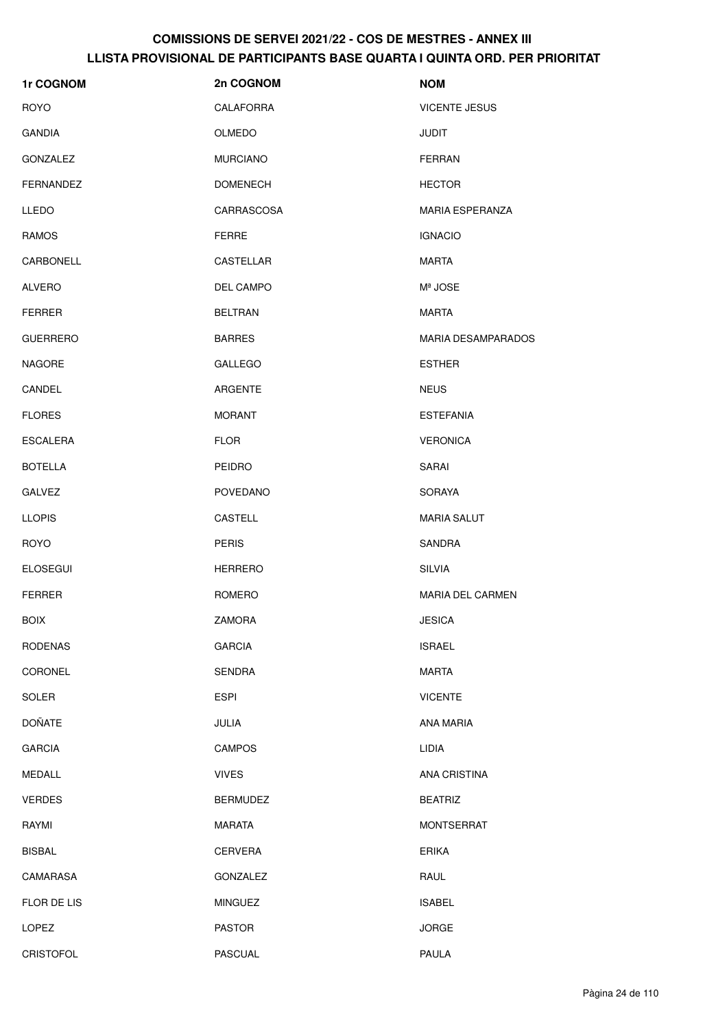**COMISSIONS DE SERVEI 2021/22 - COS DE MESTRES - ANNEX III**
**LLISTA PROVISIONAL DE PARTICIPANTS BASE QUARTA I QUINTA ORD. PER PRIORITAT**

| 1r COGNOM | 2n COGNOM | NOM |
|---|---|---|
| ROYO | CALAFORRA | VICENTE JESUS |
| GANDIA | OLMEDO | JUDIT |
| GONZALEZ | MURCIANO | FERRAN |
| FERNANDEZ | DOMENECH | HECTOR |
| LLEDO | CARRASCOSA | MARIA ESPERANZA |
| RAMOS | FERRE | IGNACIO |
| CARBONELL | CASTELLAR | MARTA |
| ALVERO | DEL CAMPO | Mª JOSE |
| FERRER | BELTRAN | MARTA |
| GUERRERO | BARRES | MARIA DESAMPARADOS |
| NAGORE | GALLEGO | ESTHER |
| CANDEL | ARGENTE | NEUS |
| FLORES | MORANT | ESTEFANIA |
| ESCALERA | FLOR | VERONICA |
| BOTELLA | PEIDRO | SARAI |
| GALVEZ | POVEDANO | SORAYA |
| LLOPIS | CASTELL | MARIA SALUT |
| ROYO | PERIS | SANDRA |
| ELOSEGUI | HERRERO | SILVIA |
| FERRER | ROMERO | MARIA DEL CARMEN |
| BOIX | ZAMORA | JESICA |
| RODENAS | GARCIA | ISRAEL |
| CORONEL | SENDRA | MARTA |
| SOLER | ESPI | VICENTE |
| DOÑATE | JULIA | ANA MARIA |
| GARCIA | CAMPOS | LIDIA |
| MEDALL | VIVES | ANA CRISTINA |
| VERDES | BERMUDEZ | BEATRIZ |
| RAYMI | MARATA | MONTSERRAT |
| BISBAL | CERVERA | ERIKA |
| CAMARASA | GONZALEZ | RAUL |
| FLOR DE LIS | MINGUEZ | ISABEL |
| LOPEZ | PASTOR | JORGE |
| CRISTOFOL | PASCUAL | PAULA |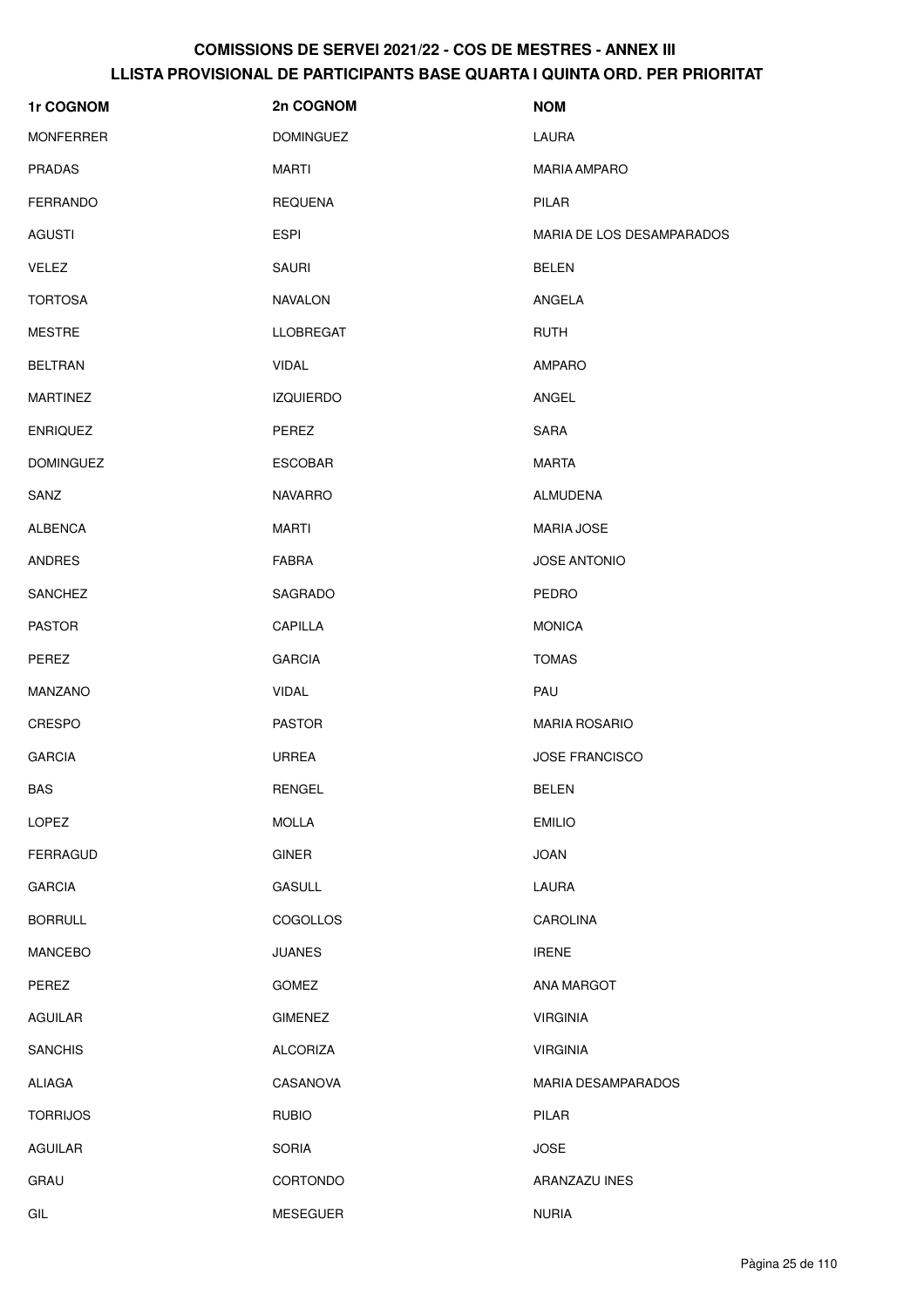# COMISSIONS DE SERVEI 2021/22 - COS DE MESTRES - ANNEX III
## LLISTA PROVISIONAL DE PARTICIPANTS BASE QUARTA I QUINTA ORD. PER PRIORITAT

| 1r COGNOM | 2n COGNOM | NOM |
|---|---|---|
| MONFERRER | DOMINGUEZ | LAURA |
| PRADAS | MARTI | MARIA AMPARO |
| FERRANDO | REQUENA | PILAR |
| AGUSTI | ESPI | MARIA DE LOS DESAMPARADOS |
| VELEZ | SAURI | BELEN |
| TORTOSA | NAVALON | ANGELA |
| MESTRE | LLOBREGAT | RUTH |
| BELTRAN | VIDAL | AMPARO |
| MARTINEZ | IZQUIERDO | ANGEL |
| ENRIQUEZ | PEREZ | SARA |
| DOMINGUEZ | ESCOBAR | MARTA |
| SANZ | NAVARRO | ALMUDENA |
| ALBENCA | MARTI | MARIA JOSE |
| ANDRES | FABRA | JOSE ANTONIO |
| SANCHEZ | SAGRADO | PEDRO |
| PASTOR | CAPILLA | MONICA |
| PEREZ | GARCIA | TOMAS |
| MANZANO | VIDAL | PAU |
| CRESPO | PASTOR | MARIA ROSARIO |
| GARCIA | URREA | JOSE FRANCISCO |
| BAS | RENGEL | BELEN |
| LOPEZ | MOLLA | EMILIO |
| FERRAGUD | GINER | JOAN |
| GARCIA | GASULL | LAURA |
| BORRULL | COGOLLOS | CAROLINA |
| MANCEBO | JUANES | IRENE |
| PEREZ | GOMEZ | ANA MARGOT |
| AGUILAR | GIMENEZ | VIRGINIA |
| SANCHIS | ALCORIZA | VIRGINIA |
| ALIAGA | CASANOVA | MARIA DESAMPARADOS |
| TORRIJOS | RUBIO | PILAR |
| AGUILAR | SORIA | JOSE |
| GRAU | CORTONDO | ARANZAZU INES |
| GIL | MESEGUER | NURIA |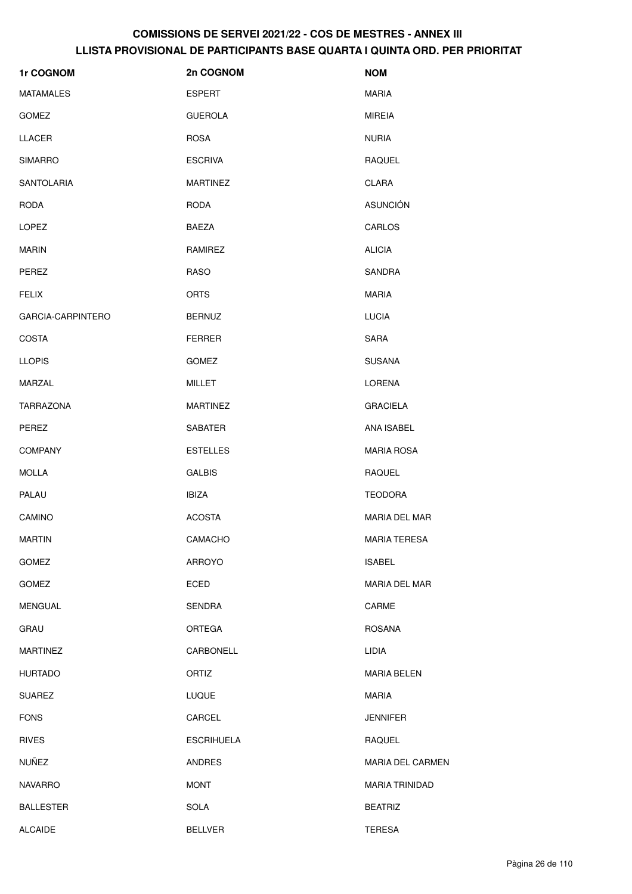**COMISSIONS DE SERVEI 2021/22 - COS DE MESTRES - ANNEX III**
**LLISTA PROVISIONAL DE PARTICIPANTS BASE QUARTA I QUINTA ORD. PER PRIORITAT**

| 1r COGNOM | 2n COGNOM | NOM |
|---|---|---|
| MATAMALES | ESPERT | MARIA |
| GOMEZ | GUEROLA | MIREIA |
| LLACER | ROSA | NURIA |
| SIMARRO | ESCRIVA | RAQUEL |
| SANTOLARIA | MARTINEZ | CLARA |
| RODA | RODA | ASUNCIÓN |
| LOPEZ | BAEZA | CARLOS |
| MARIN | RAMIREZ | ALICIA |
| PEREZ | RASO | SANDRA |
| FELIX | ORTS | MARIA |
| GARCIA-CARPINTERO | BERNUZ | LUCIA |
| COSTA | FERRER | SARA |
| LLOPIS | GOMEZ | SUSANA |
| MARZAL | MILLET | LORENA |
| TARRAZONA | MARTINEZ | GRACIELA |
| PEREZ | SABATER | ANA ISABEL |
| COMPANY | ESTELLES | MARIA ROSA |
| MOLLA | GALBIS | RAQUEL |
| PALAU | IBIZA | TEODORA |
| CAMINO | ACOSTA | MARIA DEL MAR |
| MARTIN | CAMACHO | MARIA TERESA |
| GOMEZ | ARROYO | ISABEL |
| GOMEZ | ECED | MARIA DEL MAR |
| MENGUAL | SENDRA | CARME |
| GRAU | ORTEGA | ROSANA |
| MARTINEZ | CARBONELL | LIDIA |
| HURTADO | ORTIZ | MARIA BELEN |
| SUAREZ | LUQUE | MARIA |
| FONS | CARCEL | JENNIFER |
| RIVES | ESCRIHUELA | RAQUEL |
| NUÑEZ | ANDRES | MARIA DEL CARMEN |
| NAVARRO | MONT | MARIA TRINIDAD |
| BALLESTER | SOLA | BEATRIZ |
| ALCAIDE | BELLVER | TERESA |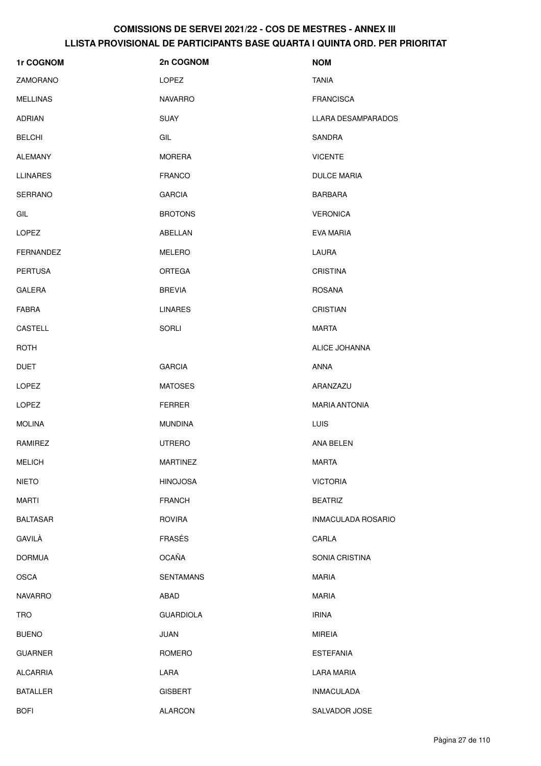**COMISSIONS DE SERVEI 2021/22 - COS DE MESTRES - ANNEX III**
**LLISTA PROVISIONAL DE PARTICIPANTS BASE QUARTA I QUINTA ORD. PER PRIORITAT**

| 1r COGNOM | 2n COGNOM | NOM |
|---|---|---|
| ZAMORANO | LOPEZ | TANIA |
| MELLINAS | NAVARRO | FRANCISCA |
| ADRIAN | SUAY | LLARA DESAMPARADOS |
| BELCHI | GIL | SANDRA |
| ALEMANY | MORERA | VICENTE |
| LLINARES | FRANCO | DULCE MARIA |
| SERRANO | GARCIA | BARBARA |
| GIL | BROTONS | VERONICA |
| LOPEZ | ABELLAN | EVA MARIA |
| FERNANDEZ | MELERO | LAURA |
| PERTUSA | ORTEGA | CRISTINA |
| GALERA | BREVIA | ROSANA |
| FABRA | LINARES | CRISTIAN |
| CASTELL | SORLI | MARTA |
| ROTH | | ALICE JOHANNA |
| DUET | GARCIA | ANNA |
| LOPEZ | MATOSES | ARANZAZU |
| LOPEZ | FERRER | MARIA ANTONIA |
| MOLINA | MUNDINA | LUIS |
| RAMIREZ | UTRERO | ANA BELEN |
| MELICH | MARTINEZ | MARTA |
| NIETO | HINOJOSA | VICTORIA |
| MARTI | FRANCH | BEATRIZ |
| BALTASAR | ROVIRA | INMACULADA ROSARIO |
| GAVILÀ | FRASÉS | CARLA |
| DORMUA | OCAÑA | SONIA CRISTINA |
| OSCA | SENTAMANS | MARIA |
| NAVARRO | ABAD | MARIA |
| TRO | GUARDIOLA | IRINA |
| BUENO | JUAN | MIREIA |
| GUARNER | ROMERO | ESTEFANIA |
| ALCARRIA | LARA | LARA MARIA |
| BATALLER | GISBERT | INMACULADA |
| BOFI | ALARCON | SALVADOR JOSE |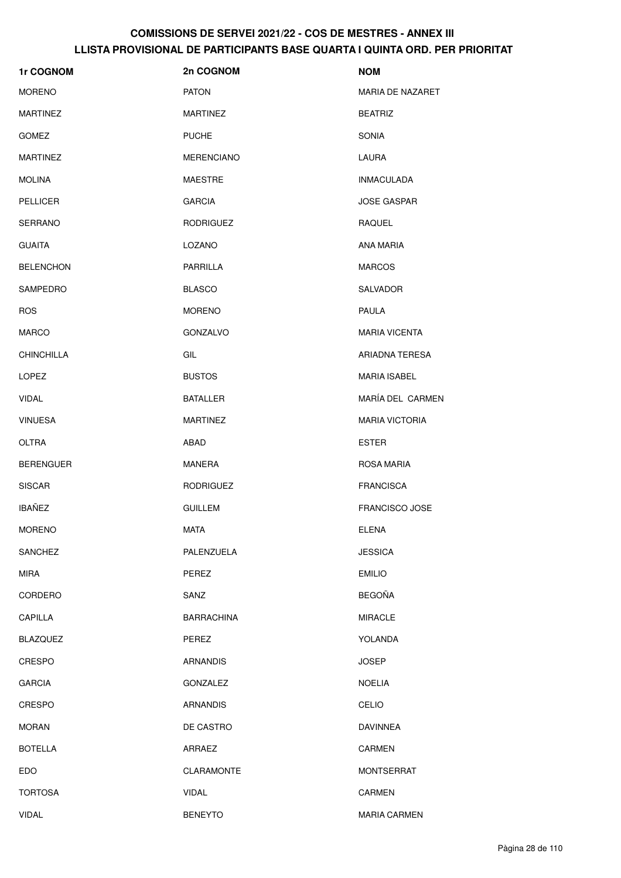# COMISSIONS DE SERVEI 2021/22 - COS DE MESTRES - ANNEX III
## LLISTA PROVISIONAL DE PARTICIPANTS BASE QUARTA I QUINTA ORD. PER PRIORITAT

| 1r COGNOM | 2n COGNOM | NOM |
|---|---|---|
| MORENO | PATON | MARIA DE NAZARET |
| MARTINEZ | MARTINEZ | BEATRIZ |
| GOMEZ | PUCHE | SONIA |
| MARTINEZ | MERENCIANO | LAURA |
| MOLINA | MAESTRE | INMACULADA |
| PELLICER | GARCIA | JOSE GASPAR |
| SERRANO | RODRIGUEZ | RAQUEL |
| GUAITA | LOZANO | ANA MARIA |
| BELENCHON | PARRILLA | MARCOS |
| SAMPEDRO | BLASCO | SALVADOR |
| ROS | MORENO | PAULA |
| MARCO | GONZALVO | MARIA VICENTA |
| CHINCHILLA | GIL | ARIADNA TERESA |
| LOPEZ | BUSTOS | MARIA ISABEL |
| VIDAL | BATALLER | MARÍA DEL CARMEN |
| VINUESA | MARTINEZ | MARIA VICTORIA |
| OLTRA | ABAD | ESTER |
| BERENGUER | MANERA | ROSA MARIA |
| SISCAR | RODRIGUEZ | FRANCISCA |
| IBAÑEZ | GUILLEM | FRANCISCO JOSE |
| MORENO | MATA | ELENA |
| SANCHEZ | PALENZUELA | JESSICA |
| MIRA | PEREZ | EMILIO |
| CORDERO | SANZ | BEGOÑA |
| CAPILLA | BARRACHINA | MIRACLE |
| BLAZQUEZ | PEREZ | YOLANDA |
| CRESPO | ARNANDIS | JOSEP |
| GARCIA | GONZALEZ | NOELIA |
| CRESPO | ARNANDIS | CELIO |
| MORAN | DE CASTRO | DAVINNEA |
| BOTELLA | ARRAEZ | CARMEN |
| EDO | CLARAMONTE | MONTSERRAT |
| TORTOSA | VIDAL | CARMEN |
| VIDAL | BENEYTO | MARIA CARMEN |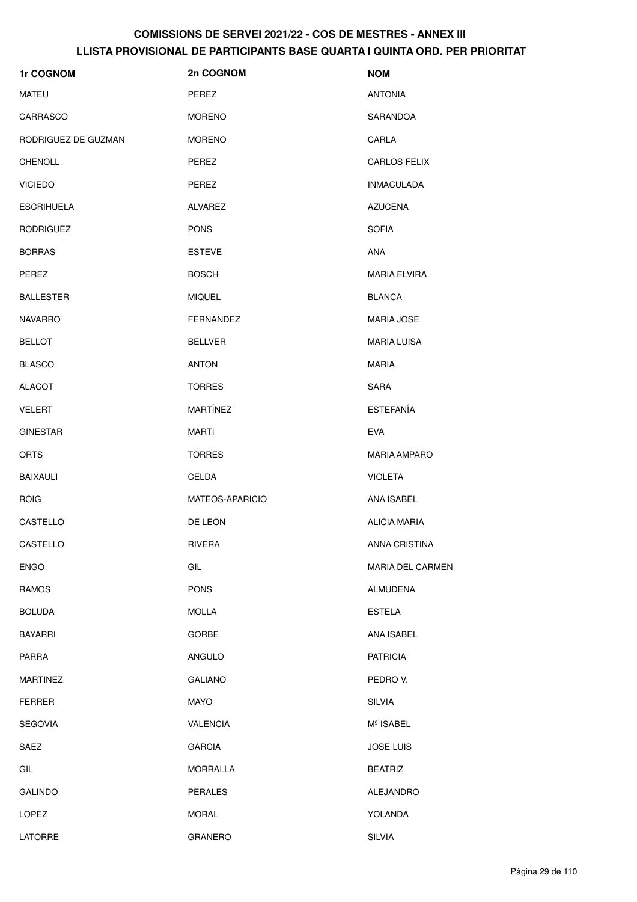# COMISSIONS DE SERVEI 2021/22 - COS DE MESTRES - ANNEX III
## LLISTA PROVISIONAL DE PARTICIPANTS BASE QUARTA I QUINTA ORD. PER PRIORITAT

| 1r COGNOM | 2n COGNOM | NOM |
|---|---|---|
| MATEU | PEREZ | ANTONIA |
| CARRASCO | MORENO | SARANDOA |
| RODRIGUEZ DE GUZMAN | MORENO | CARLA |
| CHENOLL | PEREZ | CARLOS FELIX |
| VICIEDO | PEREZ | INMACULADA |
| ESCRIHUELA | ALVAREZ | AZUCENA |
| RODRIGUEZ | PONS | SOFIA |
| BORRAS | ESTEVE | ANA |
| PEREZ | BOSCH | MARIA ELVIRA |
| BALLESTER | MIQUEL | BLANCA |
| NAVARRO | FERNANDEZ | MARIA JOSE |
| BELLOT | BELLVER | MARIA LUISA |
| BLASCO | ANTON | MARIA |
| ALACOT | TORRES | SARA |
| VELERT | MARTÍNEZ | ESTEFANÍA |
| GINESTAR | MARTI | EVA |
| ORTS | TORRES | MARIA AMPARO |
| BAIXAULI | CELDA | VIOLETA |
| ROIG | MATEOS-APARICIO | ANA ISABEL |
| CASTELLO | DE LEON | ALICIA MARIA |
| CASTELLO | RIVERA | ANNA CRISTINA |
| ENGO | GIL | MARIA DEL CARMEN |
| RAMOS | PONS | ALMUDENA |
| BOLUDA | MOLLA | ESTELA |
| BAYARRI | GORBE | ANA ISABEL |
| PARRA | ANGULO | PATRICIA |
| MARTINEZ | GALIANO | PEDRO V. |
| FERRER | MAYO | SILVIA |
| SEGOVIA | VALENCIA | Mª ISABEL |
| SAEZ | GARCIA | JOSE LUIS |
| GIL | MORRALLA | BEATRIZ |
| GALINDO | PERALES | ALEJANDRO |
| LOPEZ | MORAL | YOLANDA |
| LATORRE | GRANERO | SILVIA |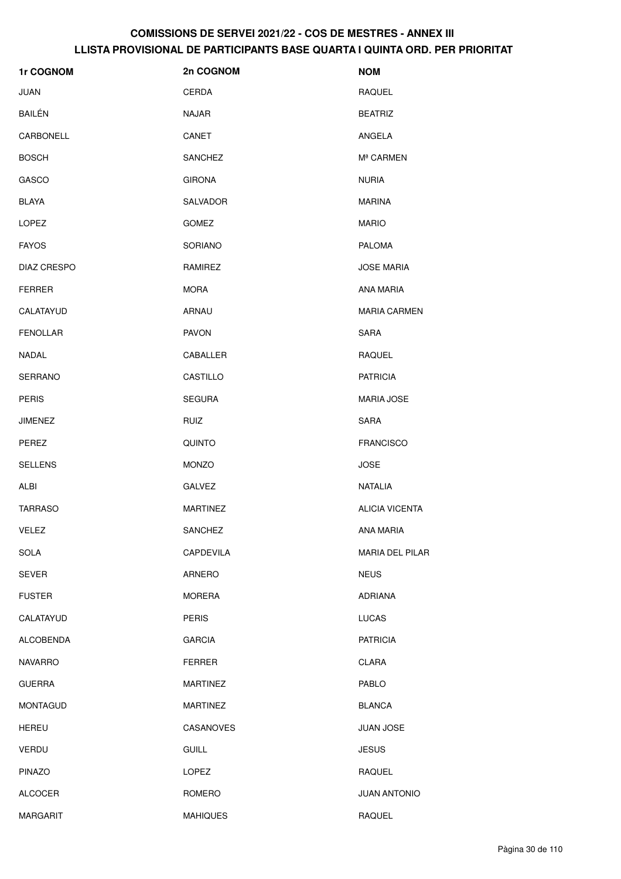# COMISSIONS DE SERVEI 2021/22 - COS DE MESTRES - ANNEX III
## LLISTA PROVISIONAL DE PARTICIPANTS BASE QUARTA I QUINTA ORD. PER PRIORITAT

| 1r COGNOM | 2n COGNOM | NOM |
|---|---|---|
| JUAN | CERDA | RAQUEL |
| BAILÉN | NAJAR | BEATRIZ |
| CARBONELL | CANET | ANGELA |
| BOSCH | SANCHEZ | Mª CARMEN |
| GASCO | GIRONA | NURIA |
| BLAYA | SALVADOR | MARINA |
| LOPEZ | GOMEZ | MARIO |
| FAYOS | SORIANO | PALOMA |
| DIAZ CRESPO | RAMIREZ | JOSE MARIA |
| FERRER | MORA | ANA MARIA |
| CALATAYUD | ARNAU | MARIA CARMEN |
| FENOLLAR | PAVON | SARA |
| NADAL | CABALLER | RAQUEL |
| SERRANO | CASTILLO | PATRICIA |
| PERIS | SEGURA | MARIA JOSE |
| JIMENEZ | RUIZ | SARA |
| PEREZ | QUINTO | FRANCISCO |
| SELLENS | MONZO | JOSE |
| ALBI | GALVEZ | NATALIA |
| TARRASO | MARTINEZ | ALICIA VICENTA |
| VELEZ | SANCHEZ | ANA MARIA |
| SOLA | CAPDEVILA | MARIA DEL PILAR |
| SEVER | ARNERO | NEUS |
| FUSTER | MORERA | ADRIANA |
| CALATAYUD | PERIS | LUCAS |
| ALCOBENDA | GARCIA | PATRICIA |
| NAVARRO | FERRER | CLARA |
| GUERRA | MARTINEZ | PABLO |
| MONTAGUD | MARTINEZ | BLANCA |
| HEREU | CASANOVES | JUAN JOSE |
| VERDU | GUILL | JESUS |
| PINAZO | LOPEZ | RAQUEL |
| ALCOCER | ROMERO | JUAN ANTONIO |
| MARGARIT | MAHIQUES | RAQUEL |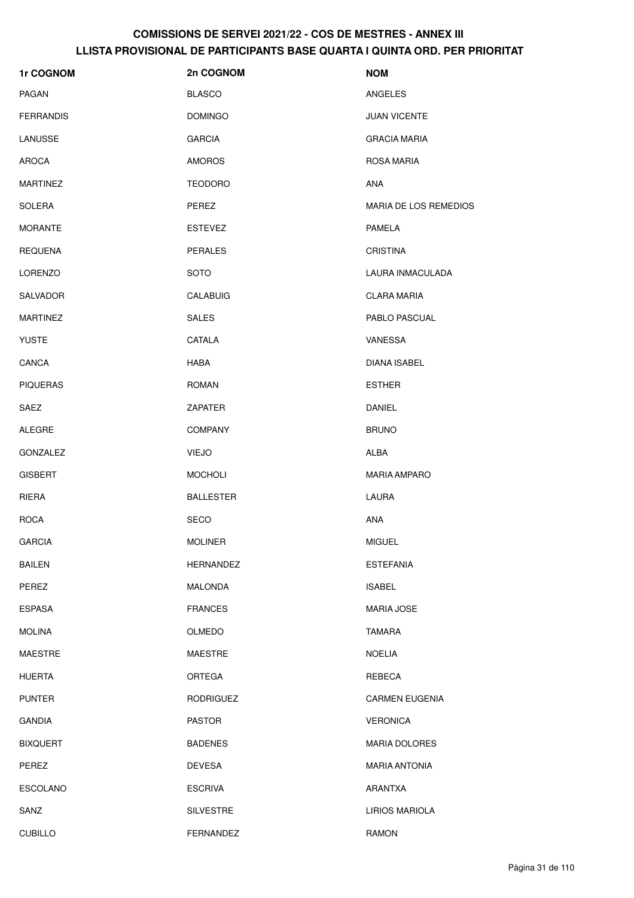# COMISSIONS DE SERVEI 2021/22 - COS DE MESTRES - ANNEX III
## LLISTA PROVISIONAL DE PARTICIPANTS BASE QUARTA I QUINTA ORD. PER PRIORITAT

| 1r COGNOM | 2n COGNOM | NOM |
|---|---|---|
| PAGAN | BLASCO | ANGELES |
| FERRANDIS | DOMINGO | JUAN VICENTE |
| LANUSSE | GARCIA | GRACIA MARIA |
| AROCA | AMOROS | ROSA MARIA |
| MARTINEZ | TEODORO | ANA |
| SOLERA | PEREZ | MARIA DE LOS REMEDIOS |
| MORANTE | ESTEVEZ | PAMELA |
| REQUENA | PERALES | CRISTINA |
| LORENZO | SOTO | LAURA INMACULADA |
| SALVADOR | CALABUIG | CLARA MARIA |
| MARTINEZ | SALES | PABLO PASCUAL |
| YUSTE | CATALA | VANESSA |
| CANCA | HABA | DIANA ISABEL |
| PIQUERAS | ROMAN | ESTHER |
| SAEZ | ZAPATER | DANIEL |
| ALEGRE | COMPANY | BRUNO |
| GONZALEZ | VIEJO | ALBA |
| GISBERT | MOCHOLI | MARIA AMPARO |
| RIERA | BALLESTER | LAURA |
| ROCA | SECO | ANA |
| GARCIA | MOLINER | MIGUEL |
| BAILEN | HERNANDEZ | ESTEFANIA |
| PEREZ | MALONDA | ISABEL |
| ESPASA | FRANCES | MARIA JOSE |
| MOLINA | OLMEDO | TAMARA |
| MAESTRE | MAESTRE | NOELIA |
| HUERTA | ORTEGA | REBECA |
| PUNTER | RODRIGUEZ | CARMEN EUGENIA |
| GANDIA | PASTOR | VERONICA |
| BIXQUERT | BADENES | MARIA DOLORES |
| PEREZ | DEVESA | MARIA ANTONIA |
| ESCOLANO | ESCRIVA | ARANTXA |
| SANZ | SILVESTRE | LIRIOS MARIOLA |
| CUBILLO | FERNANDEZ | RAMON |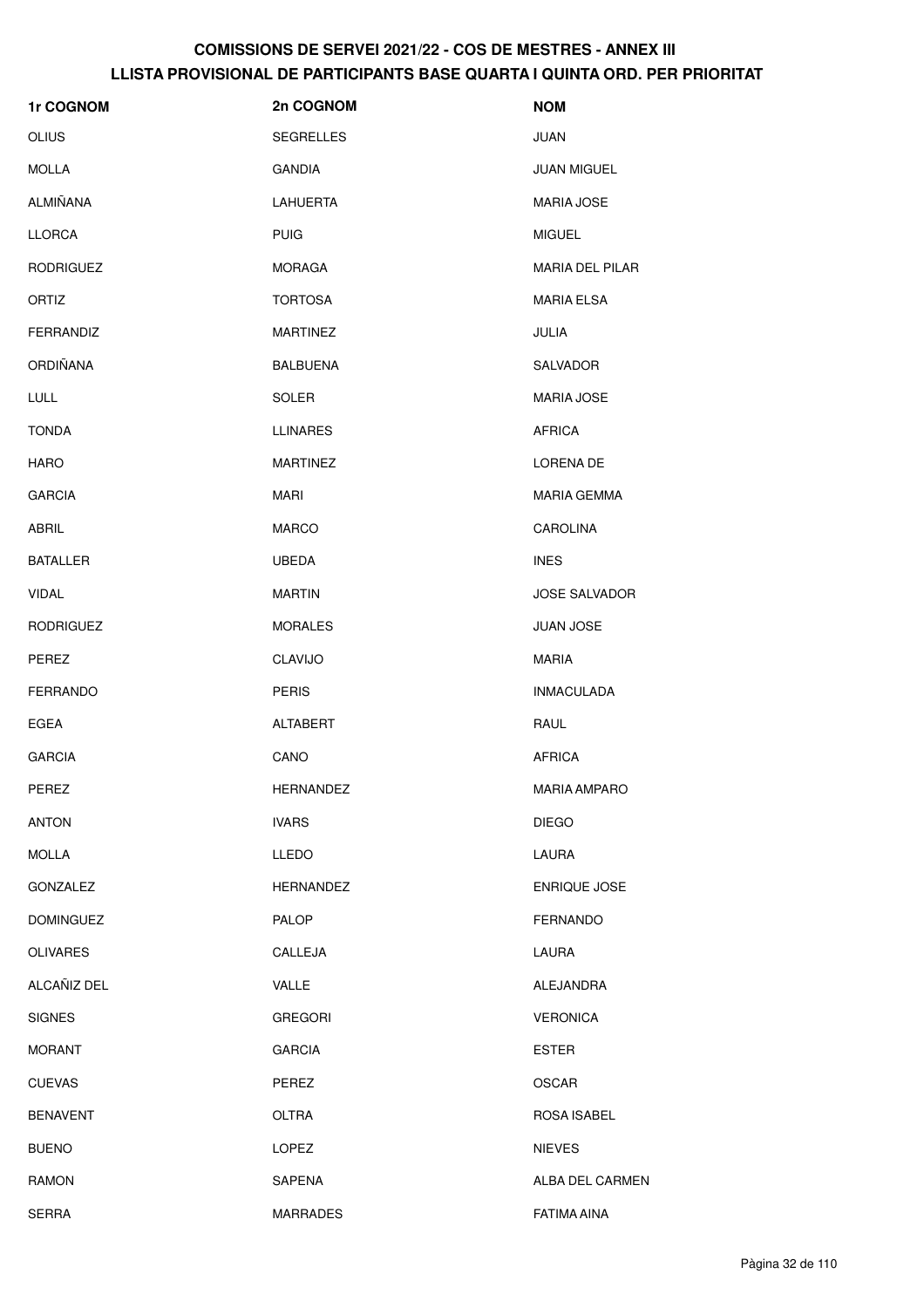# COMISSIONS DE SERVEI 2021/22 - COS DE MESTRES - ANNEX III
## LLISTA PROVISIONAL DE PARTICIPANTS BASE QUARTA I QUINTA ORD. PER PRIORITAT

| 1r COGNOM | 2n COGNOM | NOM |
|---|---|---|
| OLIUS | SEGRELLES | JUAN |
| MOLLA | GANDIA | JUAN MIGUEL |
| ALMIÑANA | LAHUERTA | MARIA JOSE |
| LLORCA | PUIG | MIGUEL |
| RODRIGUEZ | MORAGA | MARIA DEL PILAR |
| ORTIZ | TORTOSA | MARIA ELSA |
| FERRANDIZ | MARTINEZ | JULIA |
| ORDIÑANA | BALBUENA | SALVADOR |
| LULL | SOLER | MARIA JOSE |
| TONDA | LLINARES | AFRICA |
| HARO | MARTINEZ | LORENA DE |
| GARCIA | MARI | MARIA GEMMA |
| ABRIL | MARCO | CAROLINA |
| BATALLER | UBEDA | INES |
| VIDAL | MARTIN | JOSE SALVADOR |
| RODRIGUEZ | MORALES | JUAN JOSE |
| PEREZ | CLAVIJO | MARIA |
| FERRANDO | PERIS | INMACULADA |
| EGEA | ALTABERT | RAUL |
| GARCIA | CANO | AFRICA |
| PEREZ | HERNANDEZ | MARIA AMPARO |
| ANTON | IVARS | DIEGO |
| MOLLA | LLEDO | LAURA |
| GONZALEZ | HERNANDEZ | ENRIQUE JOSE |
| DOMINGUEZ | PALOP | FERNANDO |
| OLIVARES | CALLEJA | LAURA |
| ALCAÑIZ DEL | VALLE | ALEJANDRA |
| SIGNES | GREGORI | VERONICA |
| MORANT | GARCIA | ESTER |
| CUEVAS | PEREZ | OSCAR |
| BENAVENT | OLTRA | ROSA ISABEL |
| BUENO | LOPEZ | NIEVES |
| RAMON | SAPENA | ALBA DEL CARMEN |
| SERRA | MARRADES | FATIMA AINA |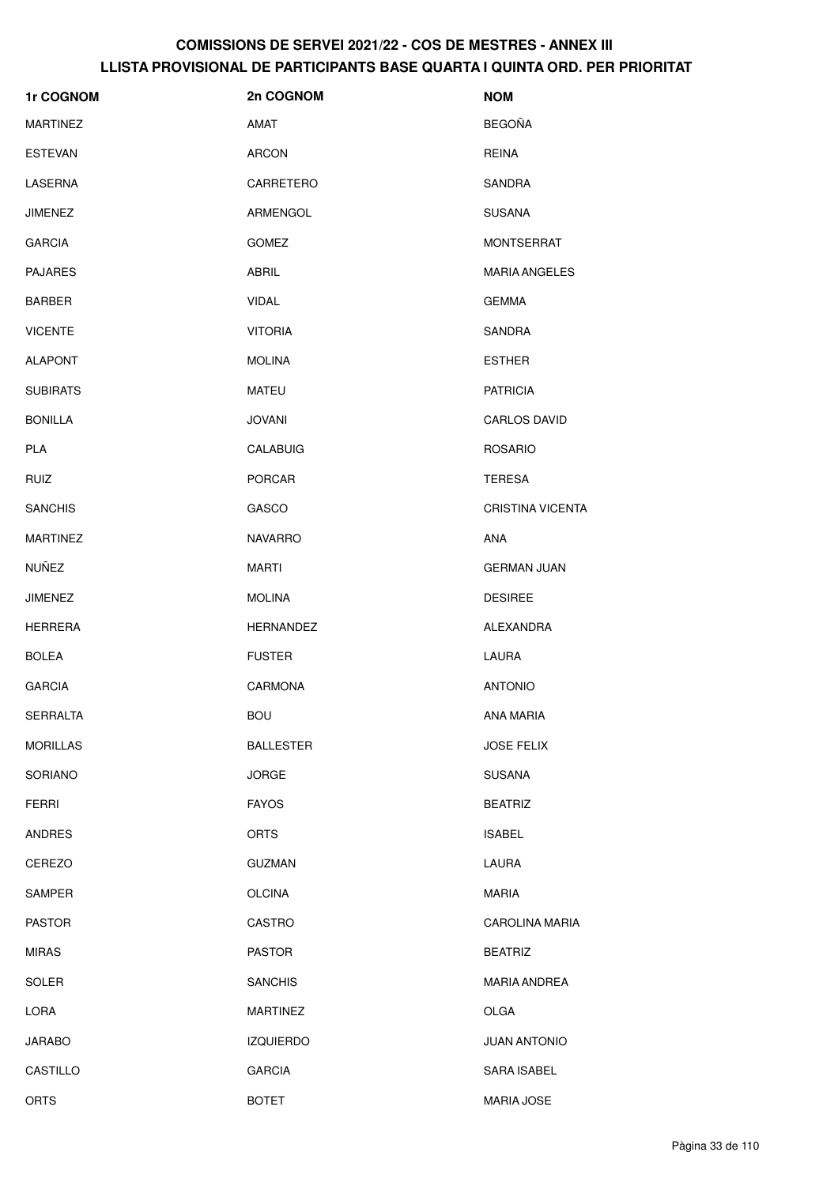**COMISSIONS DE SERVEI 2021/22 - COS DE MESTRES - ANNEX III**
**LLISTA PROVISIONAL DE PARTICIPANTS BASE QUARTA I QUINTA ORD. PER PRIORITAT**

| 1r COGNOM | 2n COGNOM | NOM |
|---|---|---|
| MARTINEZ | AMAT | BEGOÑA |
| ESTEVAN | ARCON | REINA |
| LASERNA | CARRETERO | SANDRA |
| JIMENEZ | ARMENGOL | SUSANA |
| GARCIA | GOMEZ | MONTSERRAT |
| PAJARES | ABRIL | MARIA ANGELES |
| BARBER | VIDAL | GEMMA |
| VICENTE | VITORIA | SANDRA |
| ALAPONT | MOLINA | ESTHER |
| SUBIRATS | MATEU | PATRICIA |
| BONILLA | JOVANI | CARLOS DAVID |
| PLA | CALABUIG | ROSARIO |
| RUIZ | PORCAR | TERESA |
| SANCHIS | GASCO | CRISTINA VICENTA |
| MARTINEZ | NAVARRO | ANA |
| NUÑEZ | MARTI | GERMAN JUAN |
| JIMENEZ | MOLINA | DESIREE |
| HERRERA | HERNANDEZ | ALEXANDRA |
| BOLEA | FUSTER | LAURA |
| GARCIA | CARMONA | ANTONIO |
| SERRALTA | BOU | ANA MARIA |
| MORILLAS | BALLESTER | JOSE FELIX |
| SORIANO | JORGE | SUSANA |
| FERRI | FAYOS | BEATRIZ |
| ANDRES | ORTS | ISABEL |
| CEREZO | GUZMAN | LAURA |
| SAMPER | OLCINA | MARIA |
| PASTOR | CASTRO | CAROLINA MARIA |
| MIRAS | PASTOR | BEATRIZ |
| SOLER | SANCHIS | MARIA ANDREA |
| LORA | MARTINEZ | OLGA |
| JARABO | IZQUIERDO | JUAN ANTONIO |
| CASTILLO | GARCIA | SARA ISABEL |
| ORTS | BOTET | MARIA JOSE |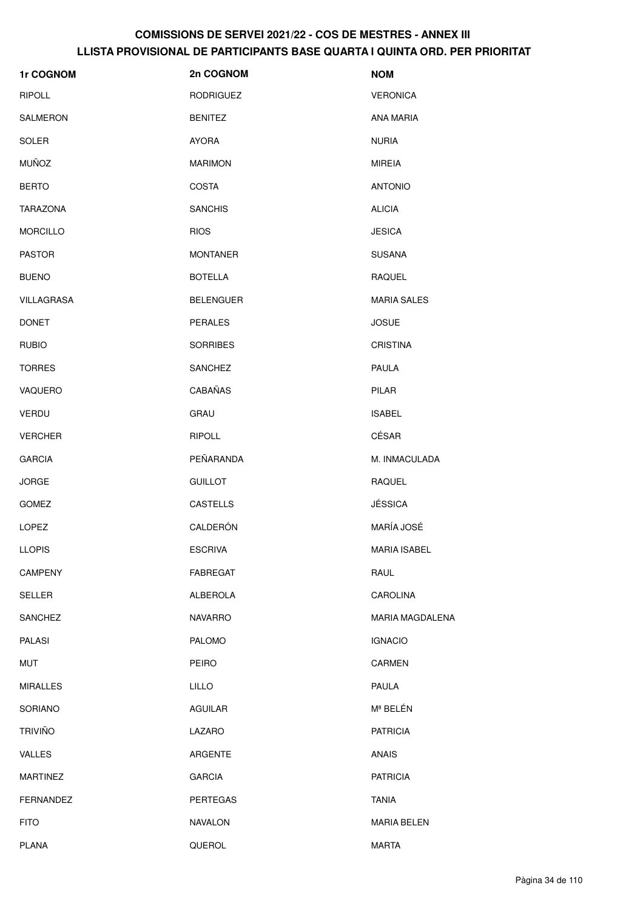# COMISSIONS DE SERVEI 2021/22 - COS DE MESTRES - ANNEX III
## LLISTA PROVISIONAL DE PARTICIPANTS BASE QUARTA I QUINTA ORD. PER PRIORITAT

| 1r COGNOM | 2n COGNOM | NOM |
|---|---|---|
| RIPOLL | RODRIGUEZ | VERONICA |
| SALMERON | BENITEZ | ANA MARIA |
| SOLER | AYORA | NURIA |
| MUÑOZ | MARIMON | MIREIA |
| BERTO | COSTA | ANTONIO |
| TARAZONA | SANCHIS | ALICIA |
| MORCILLO | RIOS | JESICA |
| PASTOR | MONTANER | SUSANA |
| BUENO | BOTELLA | RAQUEL |
| VILLAGRASA | BELENGUER | MARIA SALES |
| DONET | PERALES | JOSUE |
| RUBIO | SORRIBES | CRISTINA |
| TORRES | SANCHEZ | PAULA |
| VAQUERO | CABAÑAS | PILAR |
| VERDU | GRAU | ISABEL |
| VERCHER | RIPOLL | CÉSAR |
| GARCIA | PEÑARANDA | M. INMACULADA |
| JORGE | GUILLOT | RAQUEL |
| GOMEZ | CASTELLS | JÉSSICA |
| LOPEZ | CALDERÓN | MARÍA JOSÉ |
| LLOPIS | ESCRIVA | MARIA ISABEL |
| CAMPENY | FABREGAT | RAUL |
| SELLER | ALBEROLA | CAROLINA |
| SANCHEZ | NAVARRO | MARIA MAGDALENA |
| PALASI | PALOMO | IGNACIO |
| MUT | PEIRO | CARMEN |
| MIRALLES | LILLO | PAULA |
| SORIANO | AGUILAR | Mª BELÉN |
| TRIVIÑO | LAZARO | PATRICIA |
| VALLES | ARGENTE | ANAIS |
| MARTINEZ | GARCIA | PATRICIA |
| FERNANDEZ | PERTEGAS | TANIA |
| FITO | NAVALON | MARIA BELEN |
| PLANA | QUEROL | MARTA |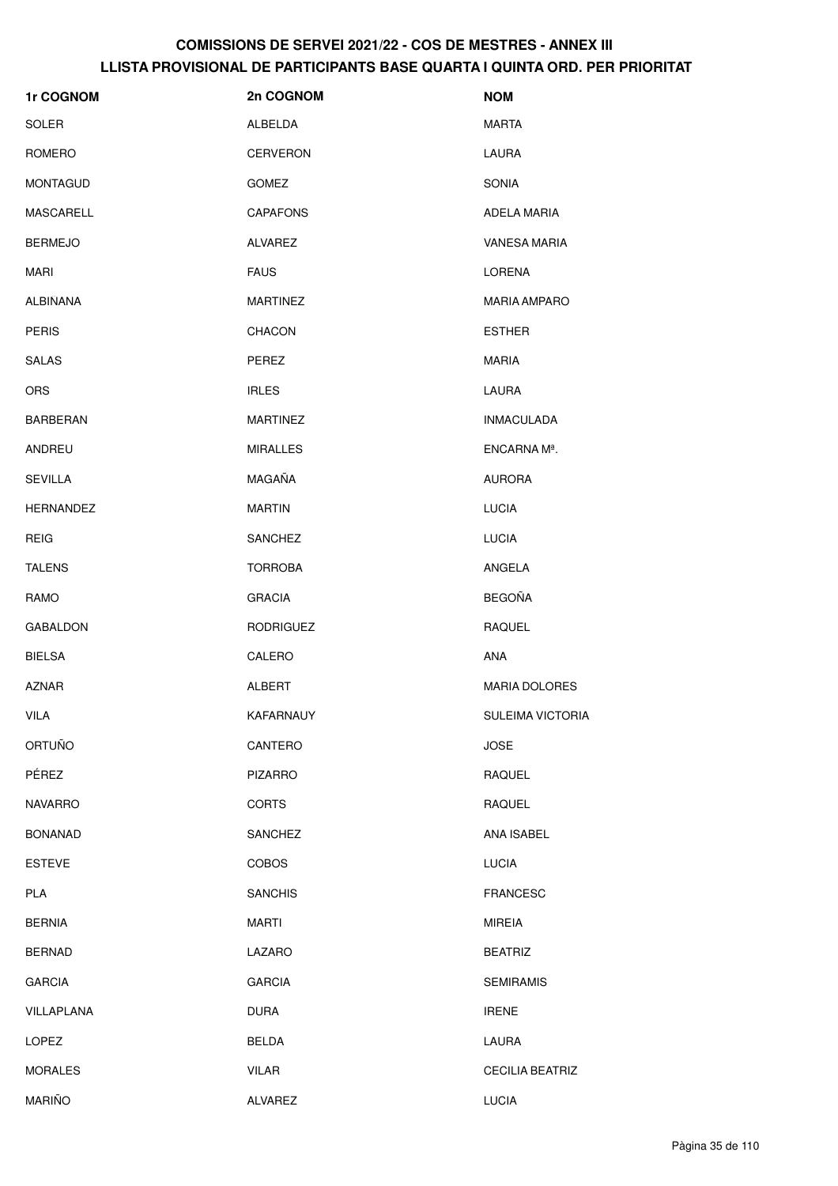## COMISSIONS DE SERVEI 2021/22 - COS DE MESTRES - ANNEX III
## LLISTA PROVISIONAL DE PARTICIPANTS BASE QUARTA I QUINTA ORD. PER PRIORITAT

| 1r COGNOM | 2n COGNOM | NOM |
|---|---|---|
| SOLER | ALBELDA | MARTA |
| ROMERO | CERVERON | LAURA |
| MONTAGUD | GOMEZ | SONIA |
| MASCARELL | CAPAFONS | ADELA MARIA |
| BERMEJO | ALVAREZ | VANESA MARIA |
| MARI | FAUS | LORENA |
| ALBINANA | MARTINEZ | MARIA AMPARO |
| PERIS | CHACON | ESTHER |
| SALAS | PEREZ | MARIA |
| ORS | IRLES | LAURA |
| BARBERAN | MARTINEZ | INMACULADA |
| ANDREU | MIRALLES | ENCARNA Mª. |
| SEVILLA | MAGAÑA | AURORA |
| HERNANDEZ | MARTIN | LUCIA |
| REIG | SANCHEZ | LUCIA |
| TALENS | TORROBA | ANGELA |
| RAMO | GRACIA | BEGOÑA |
| GABALDON | RODRIGUEZ | RAQUEL |
| BIELSA | CALERO | ANA |
| AZNAR | ALBERT | MARIA DOLORES |
| VILA | KAFARNAUY | SULEIMA VICTORIA |
| ORTUÑO | CANTERO | JOSE |
| PÉREZ | PIZARRO | RAQUEL |
| NAVARRO | CORTS | RAQUEL |
| BONANAD | SANCHEZ | ANA ISABEL |
| ESTEVE | COBOS | LUCIA |
| PLA | SANCHIS | FRANCESC |
| BERNIA | MARTI | MIREIA |
| BERNAD | LAZARO | BEATRIZ |
| GARCIA | GARCIA | SEMIRAMIS |
| VILLAPLANA | DURA | IRENE |
| LOPEZ | BELDA | LAURA |
| MORALES | VILAR | CECILIA BEATRIZ |
| MARIÑO | ALVAREZ | LUCIA |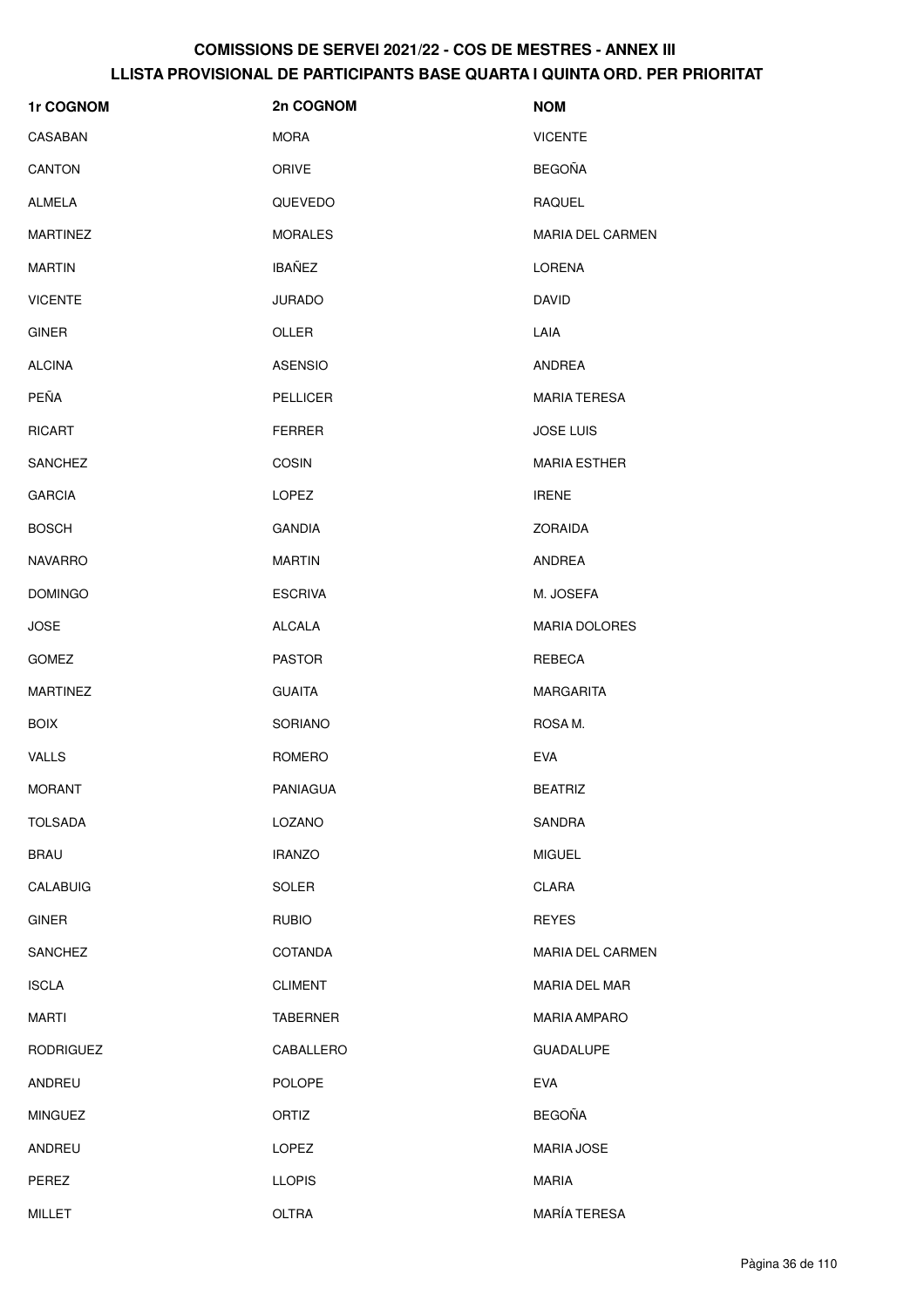**COMISSIONS DE SERVEI 2021/22 - COS DE MESTRES - ANNEX III**
**LLISTA PROVISIONAL DE PARTICIPANTS BASE QUARTA I QUINTA ORD. PER PRIORITAT**

| 1r COGNOM | 2n COGNOM | NOM |
|---|---|---|
| CASABAN | MORA | VICENTE |
| CANTON | ORIVE | BEGOÑA |
| ALMELA | QUEVEDO | RAQUEL |
| MARTINEZ | MORALES | MARIA DEL CARMEN |
| MARTIN | IBAÑEZ | LORENA |
| VICENTE | JURADO | DAVID |
| GINER | OLLER | LAIA |
| ALCINA | ASENSIO | ANDREA |
| PEÑA | PELLICER | MARIA TERESA |
| RICART | FERRER | JOSE LUIS |
| SANCHEZ | COSIN | MARIA ESTHER |
| GARCIA | LOPEZ | IRENE |
| BOSCH | GANDIA | ZORAIDA |
| NAVARRO | MARTIN | ANDREA |
| DOMINGO | ESCRIVA | M. JOSEFA |
| JOSE | ALCALA | MARIA DOLORES |
| GOMEZ | PASTOR | REBECA |
| MARTINEZ | GUAITA | MARGARITA |
| BOIX | SORIANO | ROSA M. |
| VALLS | ROMERO | EVA |
| MORANT | PANIAGUA | BEATRIZ |
| TOLSADA | LOZANO | SANDRA |
| BRAU | IRANZO | MIGUEL |
| CALABUIG | SOLER | CLARA |
| GINER | RUBIO | REYES |
| SANCHEZ | COTANDA | MARIA DEL CARMEN |
| ISCLA | CLIMENT | MARIA DEL MAR |
| MARTI | TABERNER | MARIA AMPARO |
| RODRIGUEZ | CABALLERO | GUADALUPE |
| ANDREU | POLOPE | EVA |
| MINGUEZ | ORTIZ | BEGOÑA |
| ANDREU | LOPEZ | MARIA JOSE |
| PEREZ | LLOPIS | MARIA |
| MILLET | OLTRA | MARÍA TERESA |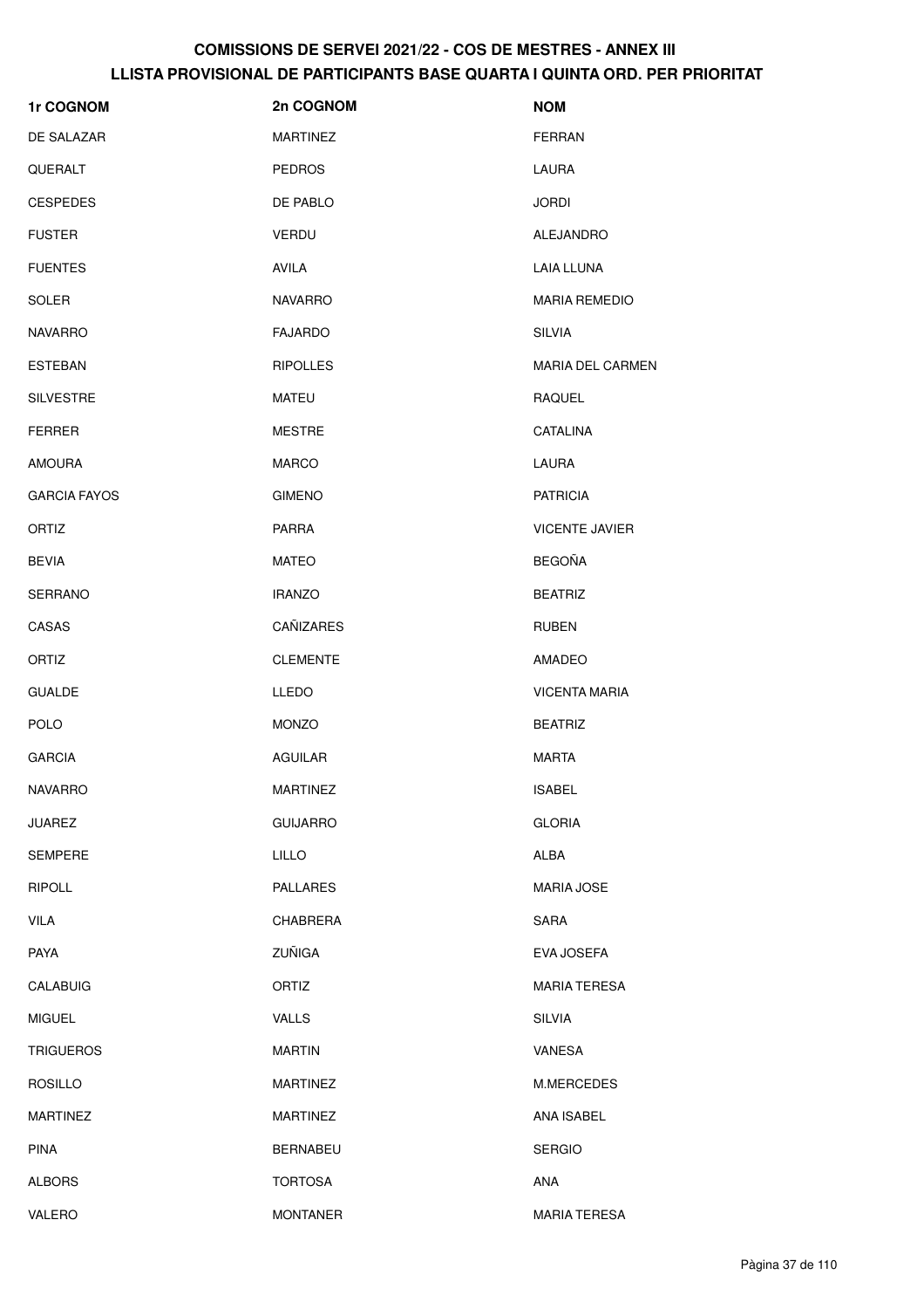## COMISSIONS DE SERVEI 2021/22 - COS DE MESTRES - ANNEX III
## LLISTA PROVISIONAL DE PARTICIPANTS BASE QUARTA I QUINTA ORD. PER PRIORITAT

| 1r COGNOM | 2n COGNOM | NOM |
|---|---|---|
| DE SALAZAR | MARTINEZ | FERRAN |
| QUERALT | PEDROS | LAURA |
| CESPEDES | DE PABLO | JORDI |
| FUSTER | VERDU | ALEJANDRO |
| FUENTES | AVILA | LAIA LLUNA |
| SOLER | NAVARRO | MARIA REMEDIO |
| NAVARRO | FAJARDO | SILVIA |
| ESTEBAN | RIPOLLES | MARIA DEL CARMEN |
| SILVESTRE | MATEU | RAQUEL |
| FERRER | MESTRE | CATALINA |
| AMOURA | MARCO | LAURA |
| GARCIA FAYOS | GIMENO | PATRICIA |
| ORTIZ | PARRA | VICENTE JAVIER |
| BEVIA | MATEO | BEGOÑA |
| SERRANO | IRANZO | BEATRIZ |
| CASAS | CAÑIZARES | RUBEN |
| ORTIZ | CLEMENTE | AMADEO |
| GUALDE | LLEDO | VICENTA MARIA |
| POLO | MONZO | BEATRIZ |
| GARCIA | AGUILAR | MARTA |
| NAVARRO | MARTINEZ | ISABEL |
| JUAREZ | GUIJARRO | GLORIA |
| SEMPERE | LILLO | ALBA |
| RIPOLL | PALLARES | MARIA JOSE |
| VILA | CHABRERA | SARA |
| PAYA | ZUÑIGA | EVA JOSEFA |
| CALABUIG | ORTIZ | MARIA TERESA |
| MIGUEL | VALLS | SILVIA |
| TRIGUEROS | MARTIN | VANESA |
| ROSILLO | MARTINEZ | M.MERCEDES |
| MARTINEZ | MARTINEZ | ANA ISABEL |
| PINA | BERNABEU | SERGIO |
| ALBORS | TORTOSA | ANA |
| VALERO | MONTANER | MARIA TERESA |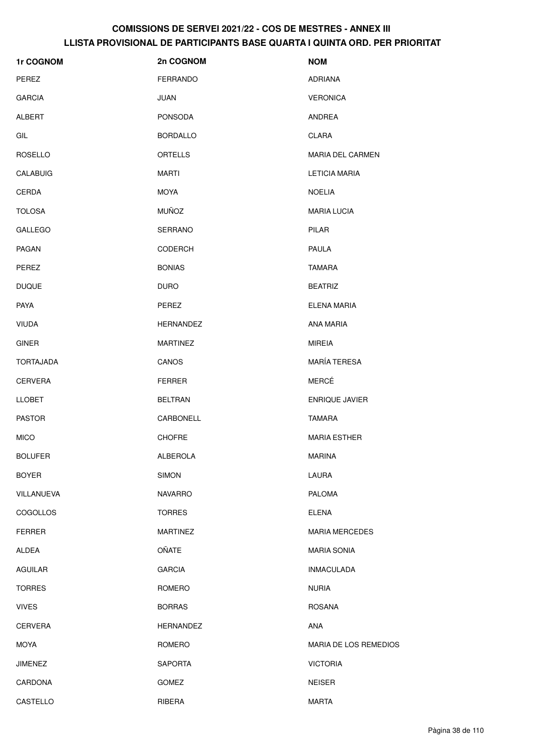## COMISSIONS DE SERVEI 2021/22 - COS DE MESTRES - ANNEX III
## LLISTA PROVISIONAL DE PARTICIPANTS BASE QUARTA I QUINTA ORD. PER PRIORITAT

| 1r COGNOM | 2n COGNOM | NOM |
|---|---|---|
| PEREZ | FERRANDO | ADRIANA |
| GARCIA | JUAN | VERONICA |
| ALBERT | PONSODA | ANDREA |
| GIL | BORDALLO | CLARA |
| ROSELLO | ORTELLS | MARIA DEL CARMEN |
| CALABUIG | MARTI | LETICIA MARIA |
| CERDA | MOYA | NOELIA |
| TOLOSA | MUÑOZ | MARIA LUCIA |
| GALLEGO | SERRANO | PILAR |
| PAGAN | CODERCH | PAULA |
| PEREZ | BONIAS | TAMARA |
| DUQUE | DURO | BEATRIZ |
| PAYA | PEREZ | ELENA MARIA |
| VIUDA | HERNANDEZ | ANA MARIA |
| GINER | MARTINEZ | MIREIA |
| TORTAJADA | CANOS | MARÍA TERESA |
| CERVERA | FERRER | MERCÉ |
| LLOBET | BELTRAN | ENRIQUE JAVIER |
| PASTOR | CARBONELL | TAMARA |
| MICO | CHOFRE | MARIA ESTHER |
| BOLUFER | ALBEROLA | MARINA |
| BOYER | SIMON | LAURA |
| VILLANUEVA | NAVARRO | PALOMA |
| COGOLLOS | TORRES | ELENA |
| FERRER | MARTINEZ | MARIA MERCEDES |
| ALDEA | OÑATE | MARIA SONIA |
| AGUILAR | GARCIA | INMACULADA |
| TORRES | ROMERO | NURIA |
| VIVES | BORRAS | ROSANA |
| CERVERA | HERNANDEZ | ANA |
| MOYA | ROMERO | MARIA DE LOS REMEDIOS |
| JIMENEZ | SAPORTA | VICTORIA |
| CARDONA | GOMEZ | NEISER |
| CASTELLO | RIBERA | MARTA |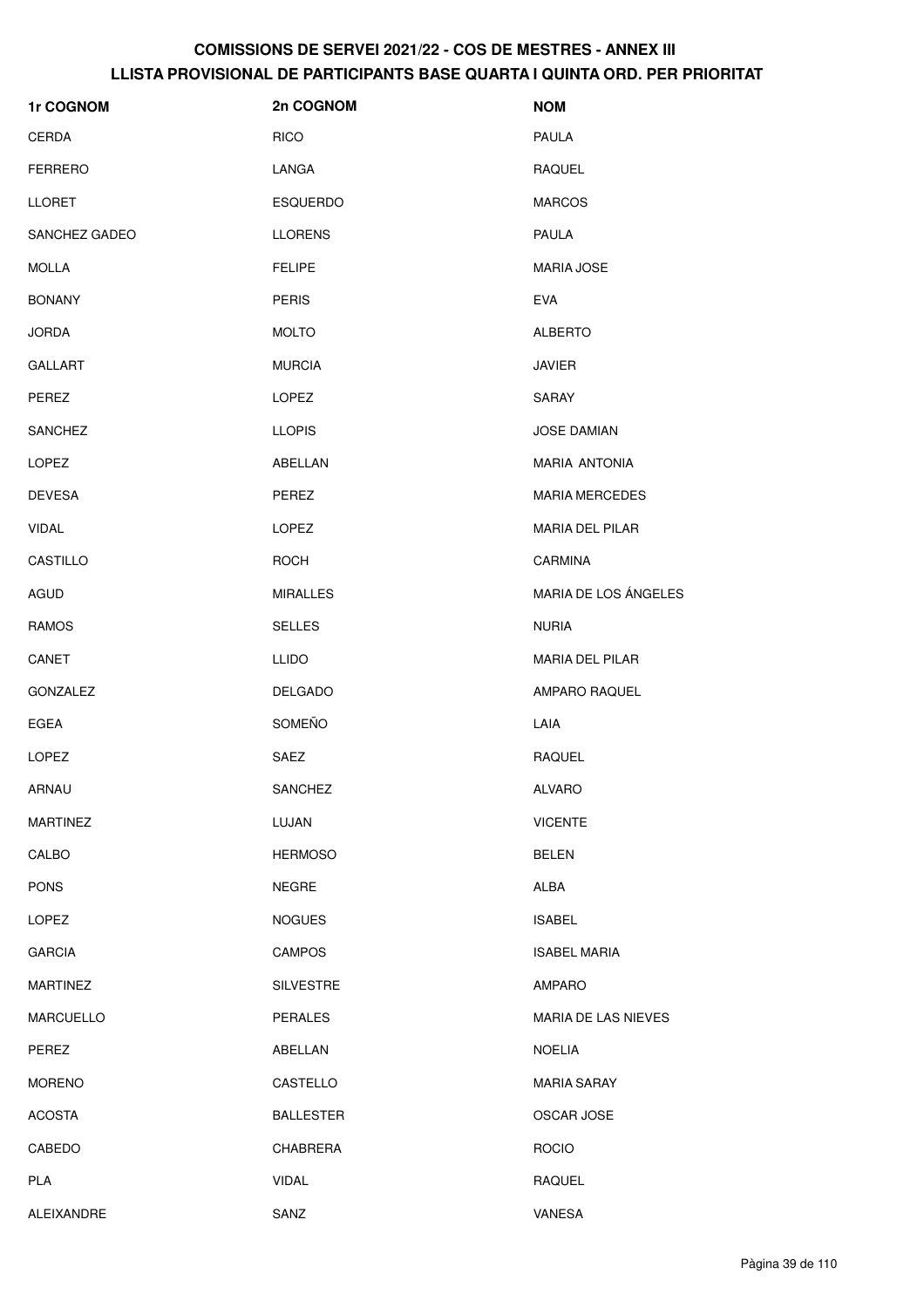**COMISSIONS DE SERVEI 2021/22 - COS DE MESTRES - ANNEX III**
**LLISTA PROVISIONAL DE PARTICIPANTS BASE QUARTA I QUINTA ORD. PER PRIORITAT**

| 1r COGNOM | 2n COGNOM | NOM |
|---|---|---|
| CERDA | RICO | PAULA |
| FERRERO | LANGA | RAQUEL |
| LLORET | ESQUERDO | MARCOS |
| SANCHEZ GADEO | LLORENS | PAULA |
| MOLLA | FELIPE | MARIA JOSE |
| BONANY | PERIS | EVA |
| JORDA | MOLTO | ALBERTO |
| GALLART | MURCIA | JAVIER |
| PEREZ | LOPEZ | SARAY |
| SANCHEZ | LLOPIS | JOSE DAMIAN |
| LOPEZ | ABELLAN | MARIA ANTONIA |
| DEVESA | PEREZ | MARIA MERCEDES |
| VIDAL | LOPEZ | MARIA DEL PILAR |
| CASTILLO | ROCH | CARMINA |
| AGUD | MIRALLES | MARIA DE LOS ÁNGELES |
| RAMOS | SELLES | NURIA |
| CANET | LLIDO | MARIA DEL PILAR |
| GONZALEZ | DELGADO | AMPARO RAQUEL |
| EGEA | SOMEÑO | LAIA |
| LOPEZ | SAEZ | RAQUEL |
| ARNAU | SANCHEZ | ALVARO |
| MARTINEZ | LUJAN | VICENTE |
| CALBO | HERMOSO | BELEN |
| PONS | NEGRE | ALBA |
| LOPEZ | NOGUES | ISABEL |
| GARCIA | CAMPOS | ISABEL MARIA |
| MARTINEZ | SILVESTRE | AMPARO |
| MARCUELLO | PERALES | MARIA DE LAS NIEVES |
| PEREZ | ABELLAN | NOELIA |
| MORENO | CASTELLO | MARIA SARAY |
| ACOSTA | BALLESTER | OSCAR JOSE |
| CABEDO | CHABRERA | ROCIO |
| PLA | VIDAL | RAQUEL |
| ALEIXANDRE | SANZ | VANESA |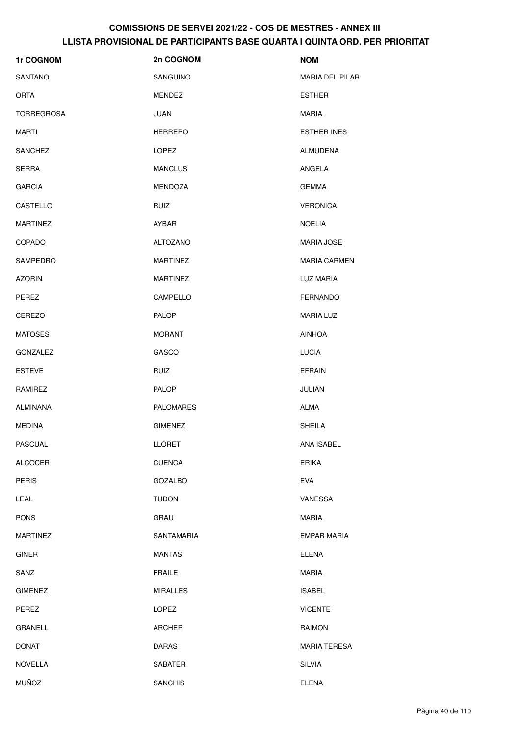# COMISSIONS DE SERVEI 2021/22 - COS DE MESTRES - ANNEX III
## LLISTA PROVISIONAL DE PARTICIPANTS BASE QUARTA I QUINTA ORD. PER PRIORITAT

| 1r COGNOM | 2n COGNOM | NOM |
|---|---|---|
| SANTANO | SANGUINO | MARIA DEL PILAR |
| ORTA | MENDEZ | ESTHER |
| TORREGROSA | JUAN | MARIA |
| MARTI | HERRERO | ESTHER INES |
| SANCHEZ | LOPEZ | ALMUDENA |
| SERRA | MANCLUS | ANGELA |
| GARCIA | MENDOZA | GEMMA |
| CASTELLO | RUIZ | VERONICA |
| MARTINEZ | AYBAR | NOELIA |
| COPADO | ALTOZANO | MARIA JOSE |
| SAMPEDRO | MARTINEZ | MARIA CARMEN |
| AZORIN | MARTINEZ | LUZ MARIA |
| PEREZ | CAMPELLO | FERNANDO |
| CEREZO | PALOP | MARIA LUZ |
| MATOSES | MORANT | AINHOA |
| GONZALEZ | GASCO | LUCIA |
| ESTEVE | RUIZ | EFRAIN |
| RAMIREZ | PALOP | JULIAN |
| ALMINANA | PALOMARES | ALMA |
| MEDINA | GIMENEZ | SHEILA |
| PASCUAL | LLORET | ANA ISABEL |
| ALCOCER | CUENCA | ERIKA |
| PERIS | GOZALBO | EVA |
| LEAL | TUDON | VANESSA |
| PONS | GRAU | MARIA |
| MARTINEZ | SANTAMARIA | EMPAR MARIA |
| GINER | MANTAS | ELENA |
| SANZ | FRAILE | MARIA |
| GIMENEZ | MIRALLES | ISABEL |
| PEREZ | LOPEZ | VICENTE |
| GRANELL | ARCHER | RAIMON |
| DONAT | DARAS | MARIA TERESA |
| NOVELLA | SABATER | SILVIA |
| MUÑOZ | SANCHIS | ELENA |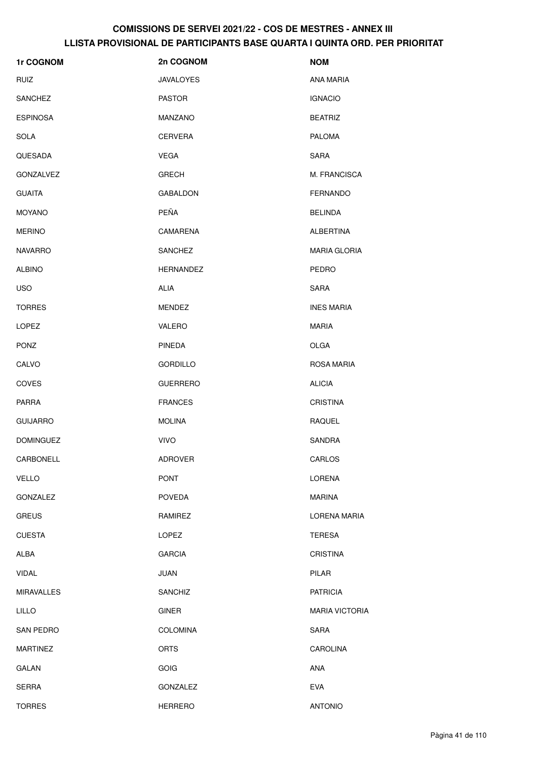# COMISSIONS DE SERVEI 2021/22 - COS DE MESTRES - ANNEX III
## LLISTA PROVISIONAL DE PARTICIPANTS BASE QUARTA I QUINTA ORD. PER PRIORITAT

| 1r COGNOM | 2n COGNOM | NOM |
|---|---|---|
| RUIZ | JAVALOYES | ANA MARIA |
| SANCHEZ | PASTOR | IGNACIO |
| ESPINOSA | MANZANO | BEATRIZ |
| SOLA | CERVERA | PALOMA |
| QUESADA | VEGA | SARA |
| GONZALVEZ | GRECH | M. FRANCISCA |
| GUAITA | GABALDON | FERNANDO |
| MOYANO | PEÑA | BELINDA |
| MERINO | CAMARENA | ALBERTINA |
| NAVARRO | SANCHEZ | MARIA GLORIA |
| ALBINO | HERNANDEZ | PEDRO |
| USO | ALIA | SARA |
| TORRES | MENDEZ | INES MARIA |
| LOPEZ | VALERO | MARIA |
| PONZ | PINEDA | OLGA |
| CALVO | GORDILLO | ROSA MARIA |
| COVES | GUERRERO | ALICIA |
| PARRA | FRANCES | CRISTINA |
| GUIJARRO | MOLINA | RAQUEL |
| DOMINGUEZ | VIVO | SANDRA |
| CARBONELL | ADROVER | CARLOS |
| VELLO | PONT | LORENA |
| GONZALEZ | POVEDA | MARINA |
| GREUS | RAMIREZ | LORENA MARIA |
| CUESTA | LOPEZ | TERESA |
| ALBA | GARCIA | CRISTINA |
| VIDAL | JUAN | PILAR |
| MIRAVALLES | SANCHIZ | PATRICIA |
| LILLO | GINER | MARIA VICTORIA |
| SAN PEDRO | COLOMINA | SARA |
| MARTINEZ | ORTS | CAROLINA |
| GALAN | GOIG | ANA |
| SERRA | GONZALEZ | EVA |
| TORRES | HERRERO | ANTONIO |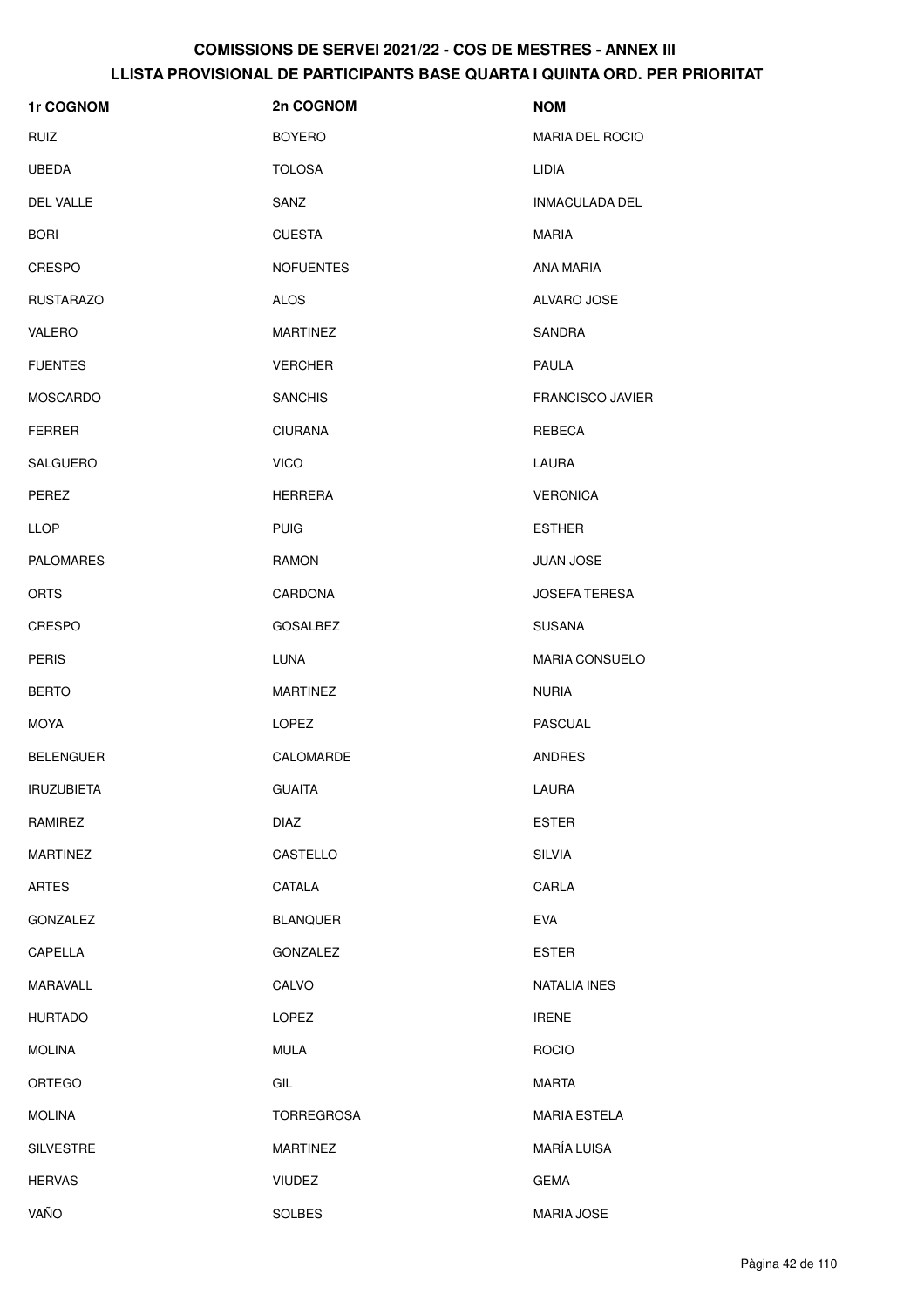**COMISSIONS DE SERVEI 2021/22 - COS DE MESTRES - ANNEX III**
**LLISTA PROVISIONAL DE PARTICIPANTS BASE QUARTA I QUINTA ORD. PER PRIORITAT**

| 1r COGNOM | 2n COGNOM | NOM |
|---|---|---|
| RUIZ | BOYERO | MARIA DEL ROCIO |
| UBEDA | TOLOSA | LIDIA |
| DEL VALLE | SANZ | INMACULADA DEL |
| BORI | CUESTA | MARIA |
| CRESPO | NOFUENTES | ANA MARIA |
| RUSTARAZO | ALOS | ALVARO JOSE |
| VALERO | MARTINEZ | SANDRA |
| FUENTES | VERCHER | PAULA |
| MOSCARDO | SANCHIS | FRANCISCO JAVIER |
| FERRER | CIURANA | REBECA |
| SALGUERO | VICO | LAURA |
| PEREZ | HERRERA | VERONICA |
| LLOP | PUIG | ESTHER |
| PALOMARES | RAMON | JUAN JOSE |
| ORTS | CARDONA | JOSEFA TERESA |
| CRESPO | GOSALBEZ | SUSANA |
| PERIS | LUNA | MARIA CONSUELO |
| BERTO | MARTINEZ | NURIA |
| MOYA | LOPEZ | PASCUAL |
| BELENGUER | CALOMARDE | ANDRES |
| IRUZUBIETA | GUAITA | LAURA |
| RAMIREZ | DIAZ | ESTER |
| MARTINEZ | CASTELLO | SILVIA |
| ARTES | CATALA | CARLA |
| GONZALEZ | BLANQUER | EVA |
| CAPELLA | GONZALEZ | ESTER |
| MARAVALL | CALVO | NATALIA INES |
| HURTADO | LOPEZ | IRENE |
| MOLINA | MULA | ROCIO |
| ORTEGO | GIL | MARTA |
| MOLINA | TORREGROSA | MARIA ESTELA |
| SILVESTRE | MARTINEZ | MARÍA LUISA |
| HERVAS | VIUDEZ | GEMA |
| VAÑO | SOLBES | MARIA JOSE |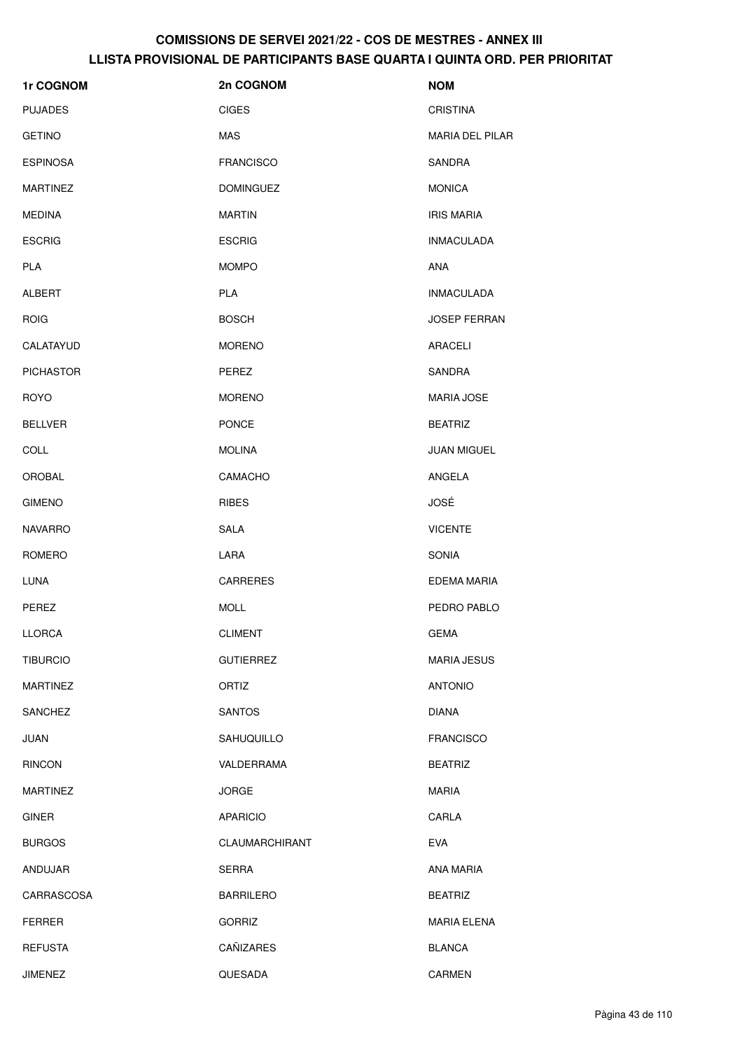## COMISSIONS DE SERVEI 2021/22 - COS DE MESTRES - ANNEX III
## LLISTA PROVISIONAL DE PARTICIPANTS BASE QUARTA I QUINTA ORD. PER PRIORITAT

| 1r COGNOM | 2n COGNOM | NOM |
|---|---|---|
| PUJADES | CIGES | CRISTINA |
| GETINO | MAS | MARIA DEL PILAR |
| ESPINOSA | FRANCISCO | SANDRA |
| MARTINEZ | DOMINGUEZ | MONICA |
| MEDINA | MARTIN | IRIS MARIA |
| ESCRIG | ESCRIG | INMACULADA |
| PLA | MOMPO | ANA |
| ALBERT | PLA | INMACULADA |
| ROIG | BOSCH | JOSEP FERRAN |
| CALATAYUD | MORENO | ARACELI |
| PICHASTOR | PEREZ | SANDRA |
| ROYO | MORENO | MARIA JOSE |
| BELLVER | PONCE | BEATRIZ |
| COLL | MOLINA | JUAN MIGUEL |
| OROBAL | CAMACHO | ANGELA |
| GIMENO | RIBES | JOSÉ |
| NAVARRO | SALA | VICENTE |
| ROMERO | LARA | SONIA |
| LUNA | CARRERES | EDEMA MARIA |
| PEREZ | MOLL | PEDRO PABLO |
| LLORCA | CLIMENT | GEMA |
| TIBURCIO | GUTIERREZ | MARIA JESUS |
| MARTINEZ | ORTIZ | ANTONIO |
| SANCHEZ | SANTOS | DIANA |
| JUAN | SAHUQUILLO | FRANCISCO |
| RINCON | VALDERRAMA | BEATRIZ |
| MARTINEZ | JORGE | MARIA |
| GINER | APARICIO | CARLA |
| BURGOS | CLAUMARCHIRANT | EVA |
| ANDUJAR | SERRA | ANA MARIA |
| CARRASCOSA | BARRILERO | BEATRIZ |
| FERRER | GORRIZ | MARIA ELENA |
| REFUSTA | CAÑIZARES | BLANCA |
| JIMENEZ | QUESADA | CARMEN |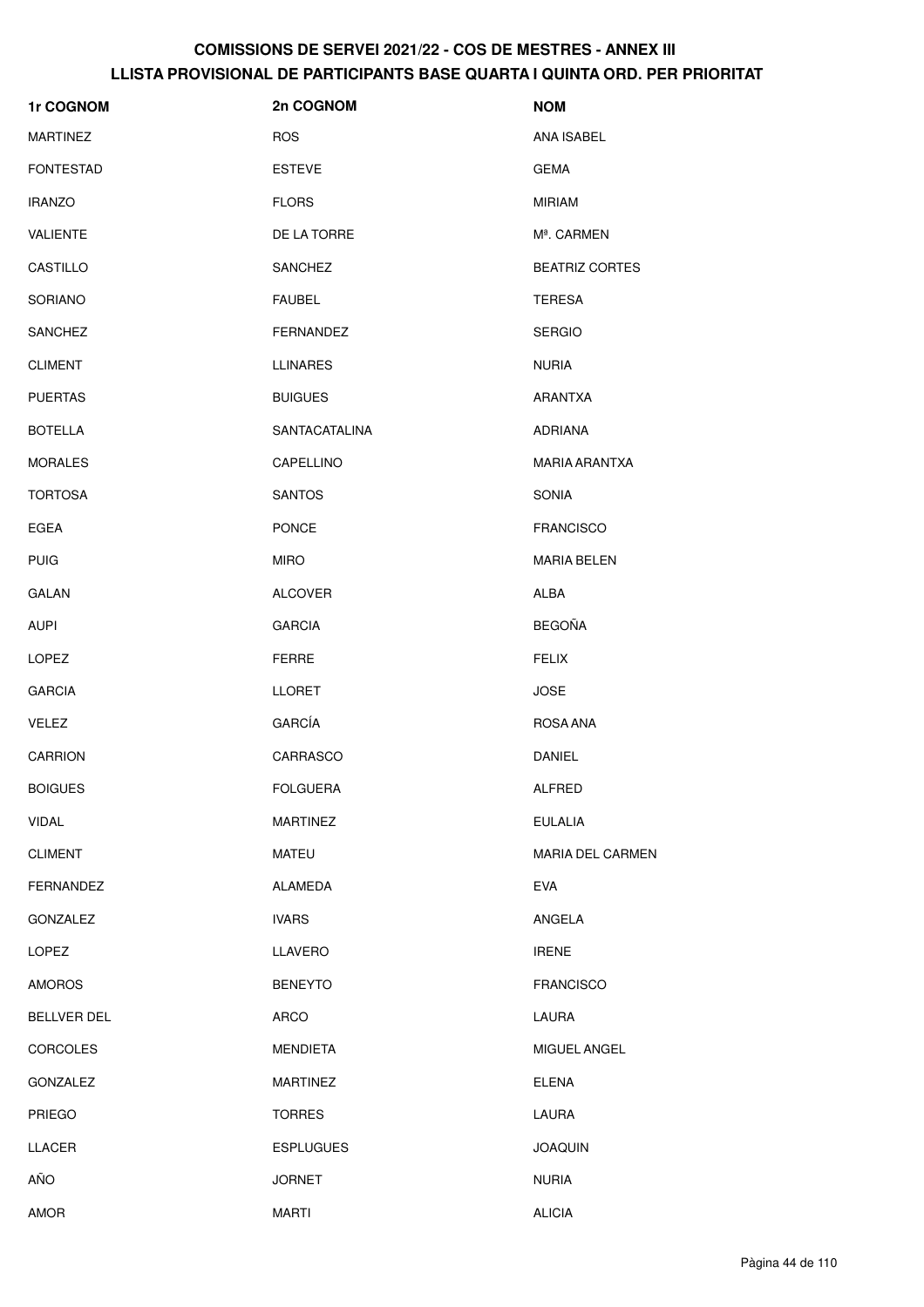**COMISSIONS DE SERVEI 2021/22 - COS DE MESTRES - ANNEX III**
**LLISTA PROVISIONAL DE PARTICIPANTS BASE QUARTA I QUINTA ORD. PER PRIORITAT**

| 1r COGNOM | 2n COGNOM | NOM |
|---|---|---|
| MARTINEZ | ROS | ANA ISABEL |
| FONTESTAD | ESTEVE | GEMA |
| IRANZO | FLORS | MIRIAM |
| VALIENTE | DE LA TORRE | Mª. CARMEN |
| CASTILLO | SANCHEZ | BEATRIZ CORTES |
| SORIANO | FAUBEL | TERESA |
| SANCHEZ | FERNANDEZ | SERGIO |
| CLIMENT | LLINARES | NURIA |
| PUERTAS | BUIGUES | ARANTXA |
| BOTELLA | SANTACATALINA | ADRIANA |
| MORALES | CAPELLINO | MARIA ARANTXA |
| TORTOSA | SANTOS | SONIA |
| EGEA | PONCE | FRANCISCO |
| PUIG | MIRO | MARIA BELEN |
| GALAN | ALCOVER | ALBA |
| AUPI | GARCIA | BEGOÑA |
| LOPEZ | FERRE | FELIX |
| GARCIA | LLORET | JOSE |
| VELEZ | GARCÍA | ROSA ANA |
| CARRION | CARRASCO | DANIEL |
| BOIGUES | FOLGUERA | ALFRED |
| VIDAL | MARTINEZ | EULALIA |
| CLIMENT | MATEU | MARIA DEL CARMEN |
| FERNANDEZ | ALAMEDA | EVA |
| GONZALEZ | IVARS | ANGELA |
| LOPEZ | LLAVERO | IRENE |
| AMOROS | BENEYTO | FRANCISCO |
| BELLVER DEL | ARCO | LAURA |
| CORCOLES | MENDIETA | MIGUEL ANGEL |
| GONZALEZ | MARTINEZ | ELENA |
| PRIEGO | TORRES | LAURA |
| LLACER | ESPLUGUES | JOAQUIN |
| AÑO | JORNET | NURIA |
| AMOR | MARTI | ALICIA |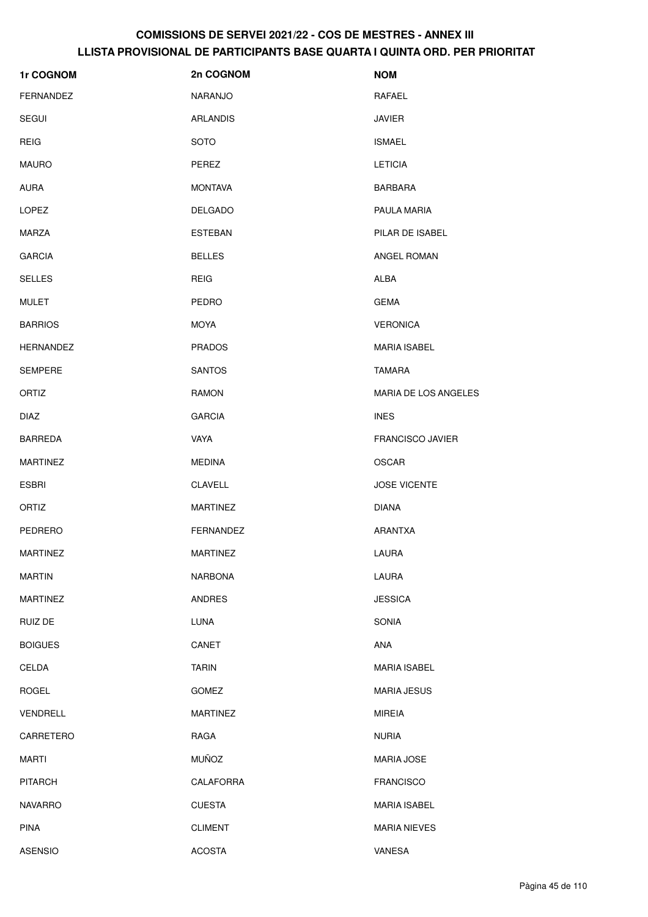**COMISSIONS DE SERVEI 2021/22 - COS DE MESTRES - ANNEX III**
**LLISTA PROVISIONAL DE PARTICIPANTS BASE QUARTA I QUINTA ORD. PER PRIORITAT**

| 1r COGNOM | 2n COGNOM | NOM |
|---|---|---|
| FERNANDEZ | NARANJO | RAFAEL |
| SEGUI | ARLANDIS | JAVIER |
| REIG | SOTO | ISMAEL |
| MAURO | PEREZ | LETICIA |
| AURA | MONTAVA | BARBARA |
| LOPEZ | DELGADO | PAULA MARIA |
| MARZA | ESTEBAN | PILAR DE ISABEL |
| GARCIA | BELLES | ANGEL ROMAN |
| SELLES | REIG | ALBA |
| MULET | PEDRO | GEMA |
| BARRIOS | MOYA | VERONICA |
| HERNANDEZ | PRADOS | MARIA ISABEL |
| SEMPERE | SANTOS | TAMARA |
| ORTIZ | RAMON | MARIA DE LOS ANGELES |
| DIAZ | GARCIA | INES |
| BARREDA | VAYA | FRANCISCO JAVIER |
| MARTINEZ | MEDINA | OSCAR |
| ESBRI | CLAVELL | JOSE VICENTE |
| ORTIZ | MARTINEZ | DIANA |
| PEDRERO | FERNANDEZ | ARANTXA |
| MARTINEZ | MARTINEZ | LAURA |
| MARTIN | NARBONA | LAURA |
| MARTINEZ | ANDRES | JESSICA |
| RUIZ DE | LUNA | SONIA |
| BOIGUES | CANET | ANA |
| CELDA | TARIN | MARIA ISABEL |
| ROGEL | GOMEZ | MARIA JESUS |
| VENDRELL | MARTINEZ | MIREIA |
| CARRETERO | RAGA | NURIA |
| MARTI | MUÑOZ | MARIA JOSE |
| PITARCH | CALAFORRA | FRANCISCO |
| NAVARRO | CUESTA | MARIA ISABEL |
| PINA | CLIMENT | MARIA NIEVES |
| ASENSIO | ACOSTA | VANESA |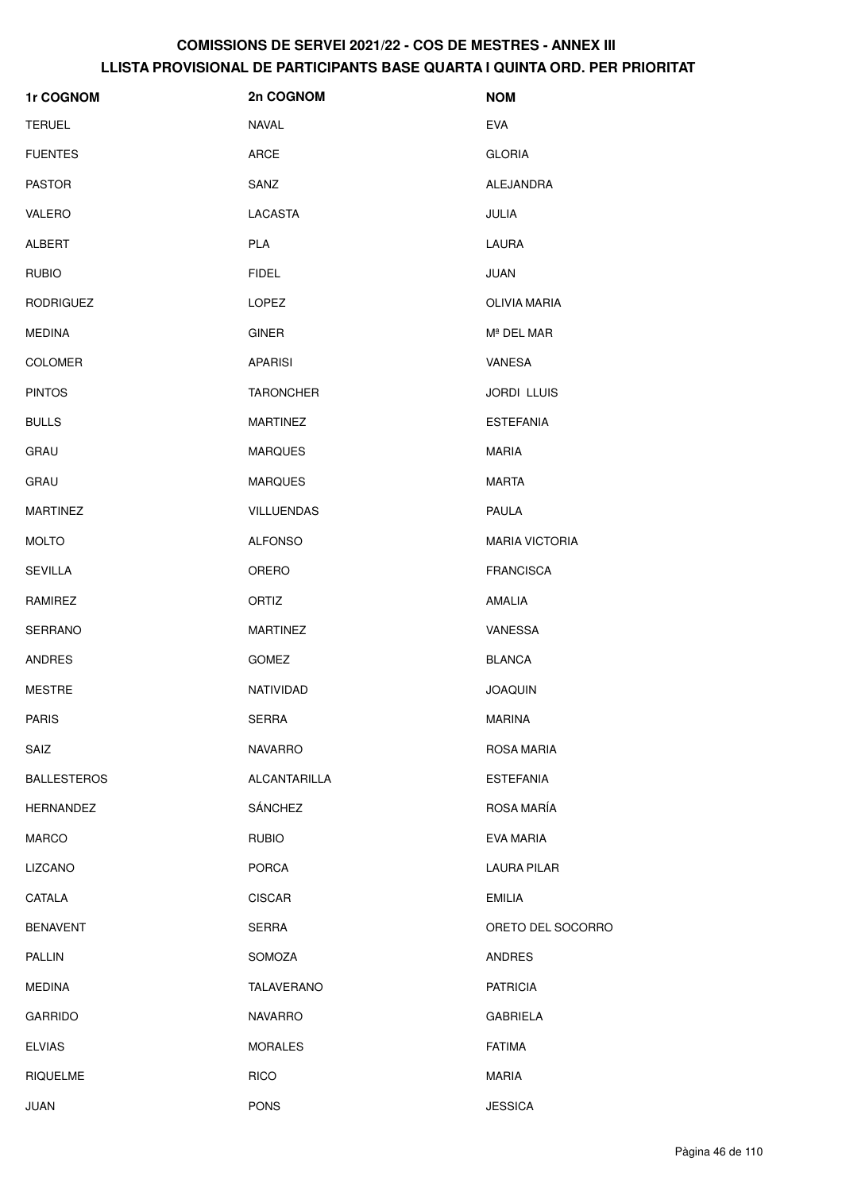**COMISSIONS DE SERVEI 2021/22 - COS DE MESTRES - ANNEX III**
**LLISTA PROVISIONAL DE PARTICIPANTS BASE QUARTA I QUINTA ORD. PER PRIORITAT**

| 1r COGNOM | 2n COGNOM | NOM |
|---|---|---|
| TERUEL | NAVAL | EVA |
| FUENTES | ARCE | GLORIA |
| PASTOR | SANZ | ALEJANDRA |
| VALERO | LACASTA | JULIA |
| ALBERT | PLA | LAURA |
| RUBIO | FIDEL | JUAN |
| RODRIGUEZ | LOPEZ | OLIVIA MARIA |
| MEDINA | GINER | Mª DEL MAR |
| COLOMER | APARISI | VANESA |
| PINTOS | TARONCHER | JORDI LLUIS |
| BULLS | MARTINEZ | ESTEFANIA |
| GRAU | MARQUES | MARIA |
| GRAU | MARQUES | MARTA |
| MARTINEZ | VILLUENDAS | PAULA |
| MOLTO | ALFONSO | MARIA VICTORIA |
| SEVILLA | ORERO | FRANCISCA |
| RAMIREZ | ORTIZ | AMALIA |
| SERRANO | MARTINEZ | VANESSA |
| ANDRES | GOMEZ | BLANCA |
| MESTRE | NATIVIDAD | JOAQUIN |
| PARIS | SERRA | MARINA |
| SAIZ | NAVARRO | ROSA MARIA |
| BALLESTEROS | ALCANTARILLA | ESTEFANIA |
| HERNANDEZ | SÁNCHEZ | ROSA MARÍA |
| MARCO | RUBIO | EVA MARIA |
| LIZCANO | PORCA | LAURA PILAR |
| CATALA | CISCAR | EMILIA |
| BENAVENT | SERRA | ORETO DEL SOCORRO |
| PALLIN | SOMOZA | ANDRES |
| MEDINA | TALAVERANO | PATRICIA |
| GARRIDO | NAVARRO | GABRIELA |
| ELVIAS | MORALES | FATIMA |
| RIQUELME | RICO | MARIA |
| JUAN | PONS | JESSICA |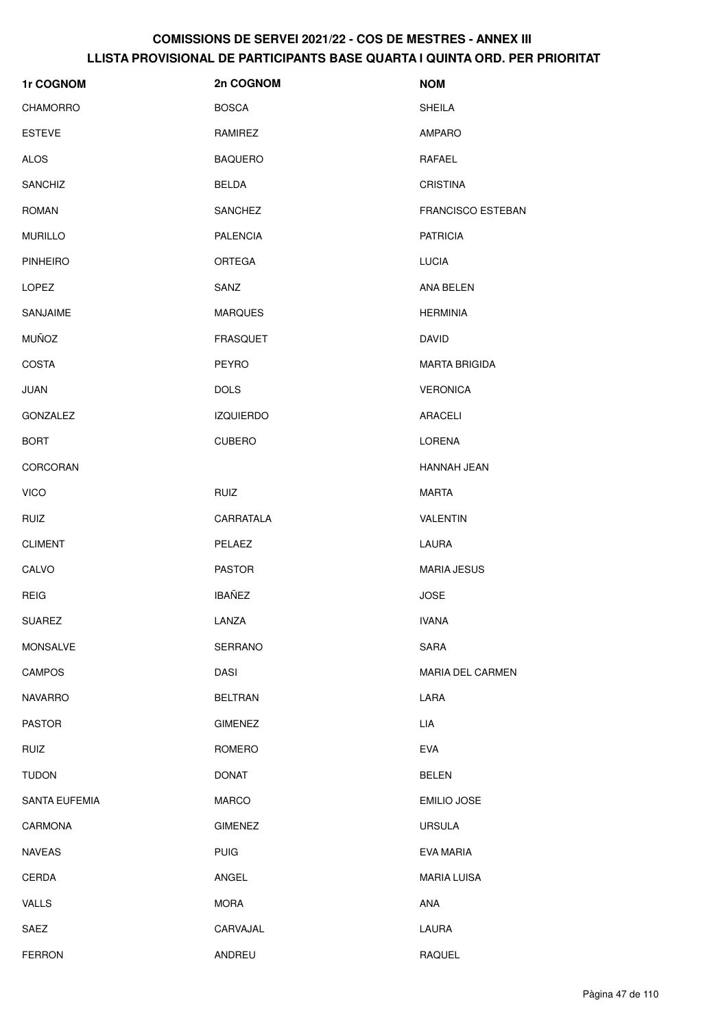**COMISSIONS DE SERVEI 2021/22 - COS DE MESTRES - ANNEX III**
**LLISTA PROVISIONAL DE PARTICIPANTS BASE QUARTA I QUINTA ORD. PER PRIORITAT**

| 1r COGNOM | 2n COGNOM | NOM |
|---|---|---|
| CHAMORRO | BOSCA | SHEILA |
| ESTEVE | RAMIREZ | AMPARO |
| ALOS | BAQUERO | RAFAEL |
| SANCHIZ | BELDA | CRISTINA |
| ROMAN | SANCHEZ | FRANCISCO ESTEBAN |
| MURILLO | PALENCIA | PATRICIA |
| PINHEIRO | ORTEGA | LUCIA |
| LOPEZ | SANZ | ANA BELEN |
| SANJAIME | MARQUES | HERMINIA |
| MUÑOZ | FRASQUET | DAVID |
| COSTA | PEYRO | MARTA BRIGIDA |
| JUAN | DOLS | VERONICA |
| GONZALEZ | IZQUIERDO | ARACELI |
| BORT | CUBERO | LORENA |
| CORCORAN | | HANNAH JEAN |
| VICO | RUIZ | MARTA |
| RUIZ | CARRATALA | VALENTIN |
| CLIMENT | PELAEZ | LAURA |
| CALVO | PASTOR | MARIA JESUS |
| REIG | IBAÑEZ | JOSE |
| SUAREZ | LANZA | IVANA |
| MONSALVE | SERRANO | SARA |
| CAMPOS | DASI | MARIA DEL CARMEN |
| NAVARRO | BELTRAN | LARA |
| PASTOR | GIMENEZ | LIA |
| RUIZ | ROMERO | EVA |
| TUDON | DONAT | BELEN |
| SANTA EUFEMIA | MARCO | EMILIO JOSE |
| CARMONA | GIMENEZ | URSULA |
| NAVEAS | PUIG | EVA MARIA |
| CERDA | ANGEL | MARIA LUISA |
| VALLS | MORA | ANA |
| SAEZ | CARVAJAL | LAURA |
| FERRON | ANDREU | RAQUEL |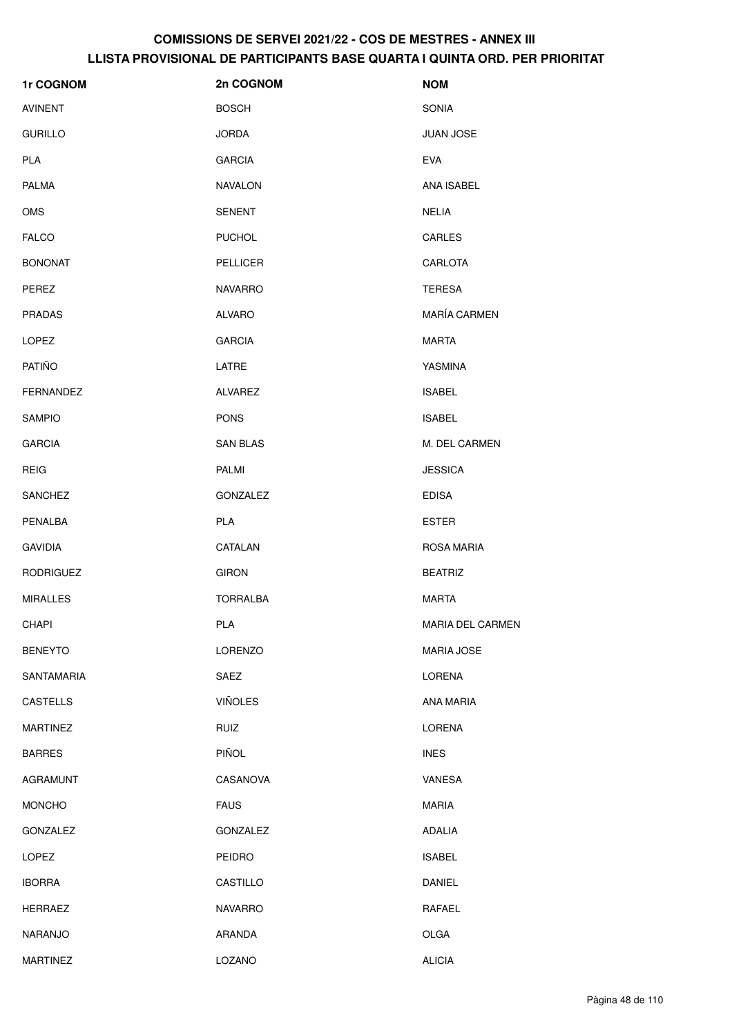# COMISSIONS DE SERVEI 2021/22 - COS DE MESTRES - ANNEX III

## LLISTA PROVISIONAL DE PARTICIPANTS BASE QUARTA I QUINTA ORD. PER PRIORITAT

| 1r COGNOM | 2n COGNOM | NOM |
|---|---|---|
| AVINENT | BOSCH | SONIA |
| GURILLO | JORDA | JUAN JOSE |
| PLA | GARCIA | EVA |
| PALMA | NAVALON | ANA ISABEL |
| OMS | SENENT | NELIA |
| FALCO | PUCHOL | CARLES |
| BONONAT | PELLICER | CARLOTA |
| PEREZ | NAVARRO | TERESA |
| PRADAS | ALVARO | MARÍA CARMEN |
| LOPEZ | GARCIA | MARTA |
| PATIÑO | LATRE | YASMINA |
| FERNANDEZ | ALVAREZ | ISABEL |
| SAMPIO | PONS | ISABEL |
| GARCIA | SAN BLAS | M. DEL CARMEN |
| REIG | PALMI | JESSICA |
| SANCHEZ | GONZALEZ | EDISA |
| PENALBA | PLA | ESTER |
| GAVIDIA | CATALAN | ROSA MARIA |
| RODRIGUEZ | GIRON | BEATRIZ |
| MIRALLES | TORRALBA | MARTA |
| CHAPI | PLA | MARIA DEL CARMEN |
| BENEYTO | LORENZO | MARIA JOSE |
| SANTAMARIA | SAEZ | LORENA |
| CASTELLS | VIÑOLES | ANA MARIA |
| MARTINEZ | RUIZ | LORENA |
| BARRES | PIÑOL | INES |
| AGRAMUNT | CASANOVA | VANESA |
| MONCHO | FAUS | MARIA |
| GONZALEZ | GONZALEZ | ADALIA |
| LOPEZ | PEIDRO | ISABEL |
| IBORRA | CASTILLO | DANIEL |
| HERRAEZ | NAVARRO | RAFAEL |
| NARANJO | ARANDA | OLGA |
| MARTINEZ | LOZANO | ALICIA |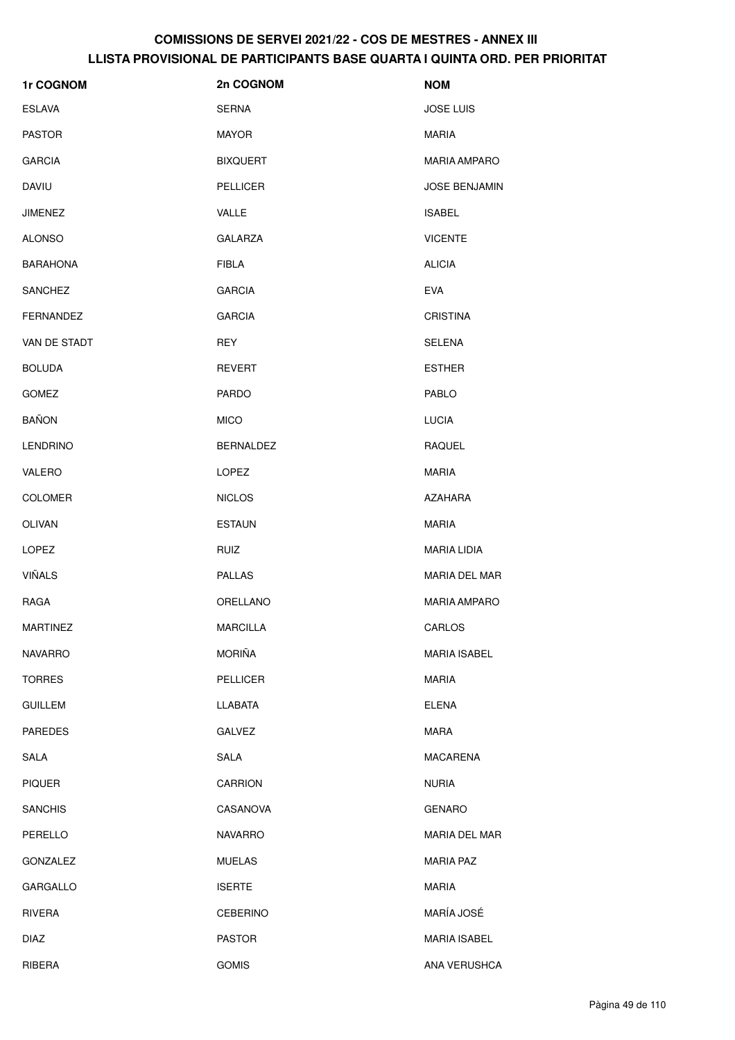# COMISSIONS DE SERVEI 2021/22 - COS DE MESTRES - ANNEX III
## LLISTA PROVISIONAL DE PARTICIPANTS BASE QUARTA I QUINTA ORD. PER PRIORITAT

| 1r COGNOM | 2n COGNOM | NOM |
|---|---|---|
| ESLAVA | SERNA | JOSE LUIS |
| PASTOR | MAYOR | MARIA |
| GARCIA | BIXQUERT | MARIA AMPARO |
| DAVIU | PELLICER | JOSE BENJAMIN |
| JIMENEZ | VALLE | ISABEL |
| ALONSO | GALARZA | VICENTE |
| BARAHONA | FIBLA | ALICIA |
| SANCHEZ | GARCIA | EVA |
| FERNANDEZ | GARCIA | CRISTINA |
| VAN DE STADT | REY | SELENA |
| BOLUDA | REVERT | ESTHER |
| GOMEZ | PARDO | PABLO |
| BAÑON | MICO | LUCIA |
| LENDRINO | BERNALDEZ | RAQUEL |
| VALERO | LOPEZ | MARIA |
| COLOMER | NICLOS | AZAHARA |
| OLIVAN | ESTAUN | MARIA |
| LOPEZ | RUIZ | MARIA LIDIA |
| VIÑALS | PALLAS | MARIA DEL MAR |
| RAGA | ORELLANO | MARIA AMPARO |
| MARTINEZ | MARCILLA | CARLOS |
| NAVARRO | MORIÑA | MARIA ISABEL |
| TORRES | PELLICER | MARIA |
| GUILLEM | LLABATA | ELENA |
| PAREDES | GALVEZ | MARA |
| SALA | SALA | MACARENA |
| PIQUER | CARRION | NURIA |
| SANCHIS | CASANOVA | GENARO |
| PERELLO | NAVARRO | MARIA DEL MAR |
| GONZALEZ | MUELAS | MARIA PAZ |
| GARGALLO | ISERTE | MARIA |
| RIVERA | CEBERINO | MARÍA JOSÉ |
| DIAZ | PASTOR | MARIA ISABEL |
| RIBERA | GOMIS | ANA VERUSHCA |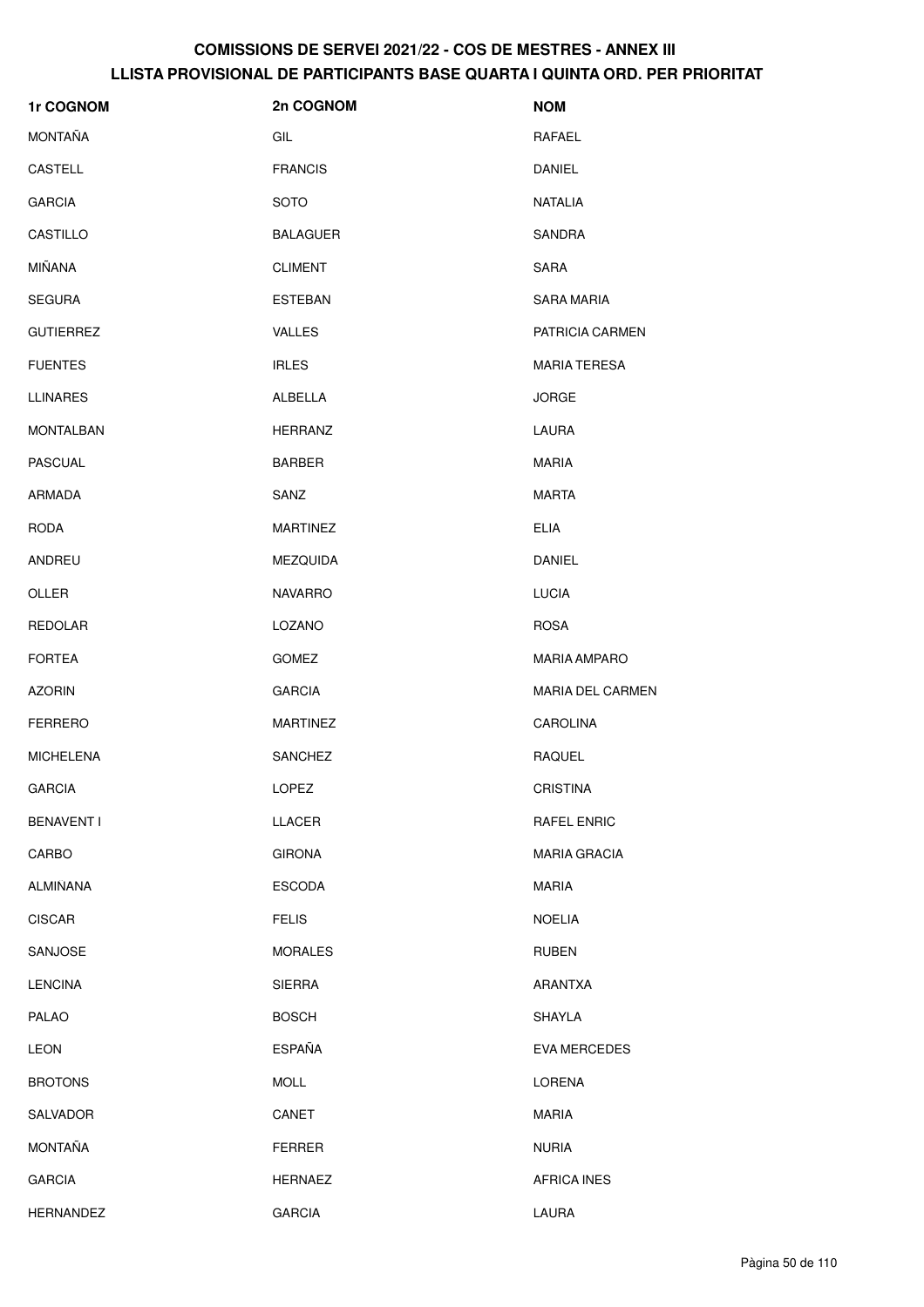**COMISSIONS DE SERVEI 2021/22 - COS DE MESTRES - ANNEX III**
**LLISTA PROVISIONAL DE PARTICIPANTS BASE QUARTA I QUINTA ORD. PER PRIORITAT**

| 1r COGNOM | 2n COGNOM | NOM |
|---|---|---|
| MONTAÑA | GIL | RAFAEL |
| CASTELL | FRANCIS | DANIEL |
| GARCIA | SOTO | NATALIA |
| CASTILLO | BALAGUER | SANDRA |
| MIÑANA | CLIMENT | SARA |
| SEGURA | ESTEBAN | SARA MARIA |
| GUTIERREZ | VALLES | PATRICIA CARMEN |
| FUENTES | IRLES | MARIA TERESA |
| LLINARES | ALBELLA | JORGE |
| MONTALBAN | HERRANZ | LAURA |
| PASCUAL | BARBER | MARIA |
| ARMADA | SANZ | MARTA |
| RODA | MARTINEZ | ELIA |
| ANDREU | MEZQUIDA | DANIEL |
| OLLER | NAVARRO | LUCIA |
| REDOLAR | LOZANO | ROSA |
| FORTEA | GOMEZ | MARIA AMPARO |
| AZORIN | GARCIA | MARIA DEL CARMEN |
| FERRERO | MARTINEZ | CAROLINA |
| MICHELENA | SANCHEZ | RAQUEL |
| GARCIA | LOPEZ | CRISTINA |
| BENAVENT I | LLACER | RAFEL ENRIC |
| CARBO | GIRONA | MARIA GRACIA |
| ALMINANA | ESCODA | MARIA |
| CISCAR | FELIS | NOELIA |
| SANJOSE | MORALES | RUBEN |
| LENCINA | SIERRA | ARANTXA |
| PALAO | BOSCH | SHAYLA |
| LEON | ESPAÑA | EVA MERCEDES |
| BROTONS | MOLL | LORENA |
| SALVADOR | CANET | MARIA |
| MONTAÑA | FERRER | NURIA |
| GARCIA | HERNAEZ | AFRICA INES |
| HERNANDEZ | GARCIA | LAURA |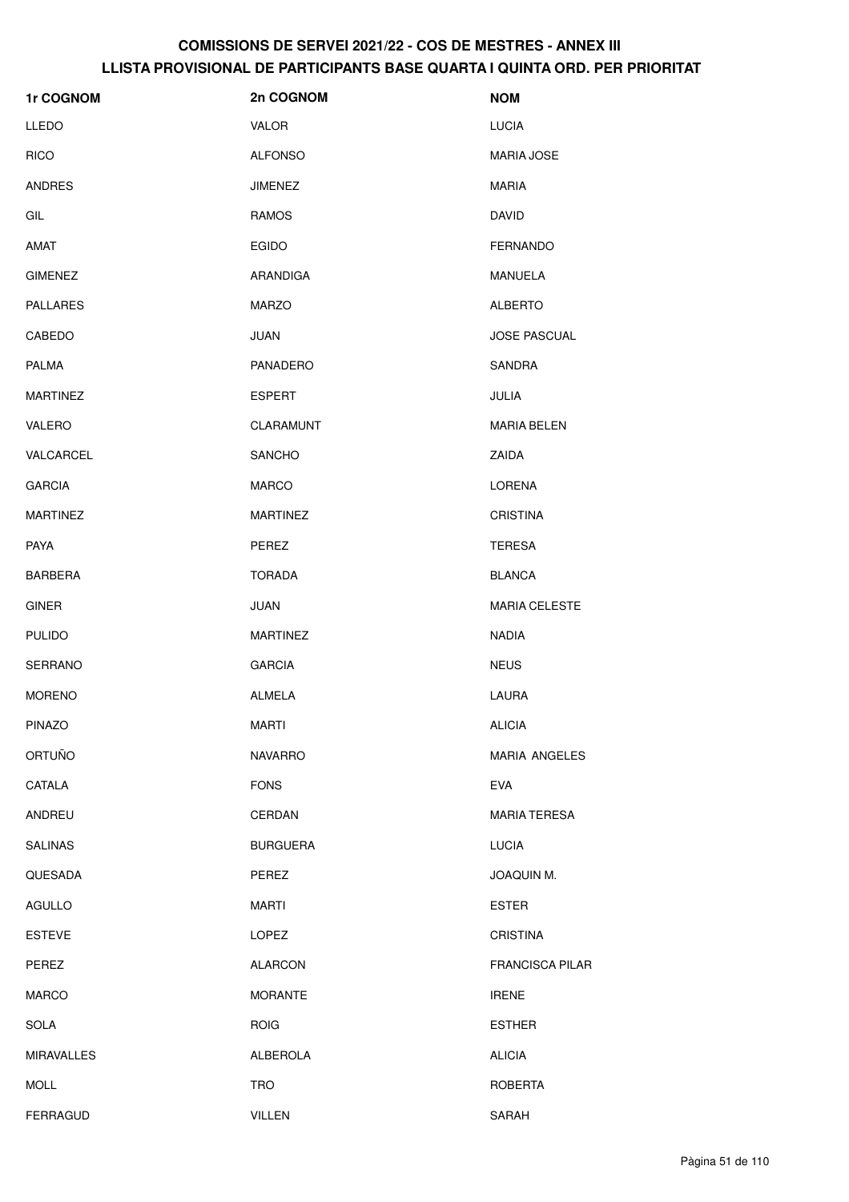## COMISSIONS DE SERVEI 2021/22 - COS DE MESTRES - ANNEX III
## LLISTA PROVISIONAL DE PARTICIPANTS BASE QUARTA I QUINTA ORD. PER PRIORITAT

| 1r COGNOM | 2n COGNOM | NOM |
|---|---|---|
| LLEDO | VALOR | LUCIA |
| RICO | ALFONSO | MARIA JOSE |
| ANDRES | JIMENEZ | MARIA |
| GIL | RAMOS | DAVID |
| AMAT | EGIDO | FERNANDO |
| GIMENEZ | ARANDIGA | MANUELA |
| PALLARES | MARZO | ALBERTO |
| CABEDO | JUAN | JOSE PASCUAL |
| PALMA | PANADERO | SANDRA |
| MARTINEZ | ESPERT | JULIA |
| VALERO | CLARAMUNT | MARIA BELEN |
| VALCARCEL | SANCHO | ZAIDA |
| GARCIA | MARCO | LORENA |
| MARTINEZ | MARTINEZ | CRISTINA |
| PAYA | PEREZ | TERESA |
| BARBERA | TORADA | BLANCA |
| GINER | JUAN | MARIA CELESTE |
| PULIDO | MARTINEZ | NADIA |
| SERRANO | GARCIA | NEUS |
| MORENO | ALMELA | LAURA |
| PINAZO | MARTI | ALICIA |
| ORTUÑO | NAVARRO | MARIA ANGELES |
| CATALA | FONS | EVA |
| ANDREU | CERDAN | MARIA TERESA |
| SALINAS | BURGUERA | LUCIA |
| QUESADA | PEREZ | JOAQUIN M. |
| AGULLO | MARTI | ESTER |
| ESTEVE | LOPEZ | CRISTINA |
| PEREZ | ALARCON | FRANCISCA PILAR |
| MARCO | MORANTE | IRENE |
| SOLA | ROIG | ESTHER |
| MIRAVALLES | ALBEROLA | ALICIA |
| MOLL | TRO | ROBERTA |
| FERRAGUD | VILLEN | SARAH |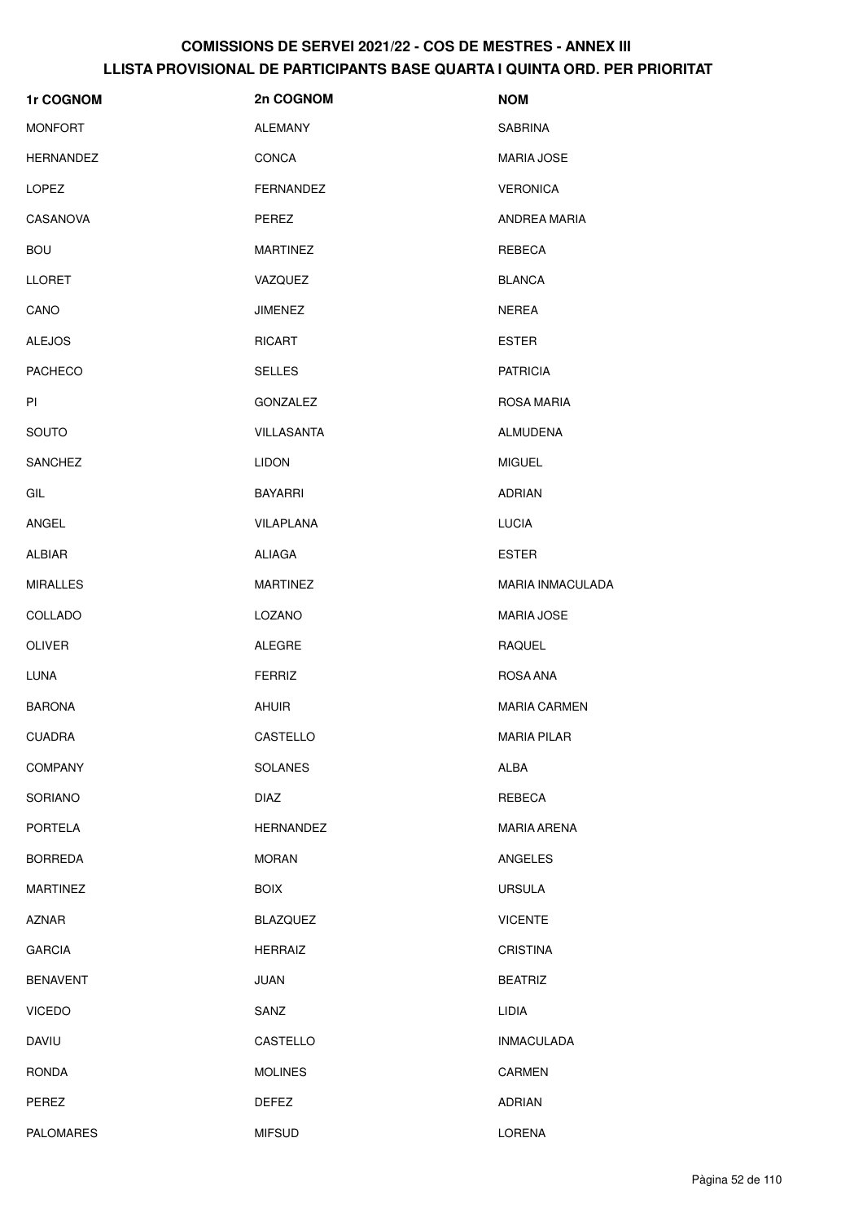# COMISSIONS DE SERVEI 2021/22 - COS DE MESTRES - ANNEX III
## LLISTA PROVISIONAL DE PARTICIPANTS BASE QUARTA I QUINTA ORD. PER PRIORITAT

| 1r COGNOM | 2n COGNOM | NOM |
|---|---|---|
| MONFORT | ALEMANY | SABRINA |
| HERNANDEZ | CONCA | MARIA JOSE |
| LOPEZ | FERNANDEZ | VERONICA |
| CASANOVA | PEREZ | ANDREA MARIA |
| BOU | MARTINEZ | REBECA |
| LLORET | VAZQUEZ | BLANCA |
| CANO | JIMENEZ | NEREA |
| ALEJOS | RICART | ESTER |
| PACHECO | SELLES | PATRICIA |
| PI | GONZALEZ | ROSA MARIA |
| SOUTO | VILLASANTA | ALMUDENA |
| SANCHEZ | LIDON | MIGUEL |
| GIL | BAYARRI | ADRIAN |
| ANGEL | VILAPLANA | LUCIA |
| ALBIAR | ALIAGA | ESTER |
| MIRALLES | MARTINEZ | MARIA INMACULADA |
| COLLADO | LOZANO | MARIA JOSE |
| OLIVER | ALEGRE | RAQUEL |
| LUNA | FERRIZ | ROSA ANA |
| BARONA | AHUIR | MARIA CARMEN |
| CUADRA | CASTELLO | MARIA PILAR |
| COMPANY | SOLANES | ALBA |
| SORIANO | DIAZ | REBECA |
| PORTELA | HERNANDEZ | MARIA ARENA |
| BORREDA | MORAN | ANGELES |
| MARTINEZ | BOIX | URSULA |
| AZNAR | BLAZQUEZ | VICENTE |
| GARCIA | HERRAIZ | CRISTINA |
| BENAVENT | JUAN | BEATRIZ |
| VICEDO | SANZ | LIDIA |
| DAVIU | CASTELLO | INMACULADA |
| RONDA | MOLINES | CARMEN |
| PEREZ | DEFEZ | ADRIAN |
| PALOMARES | MIFSUD | LORENA |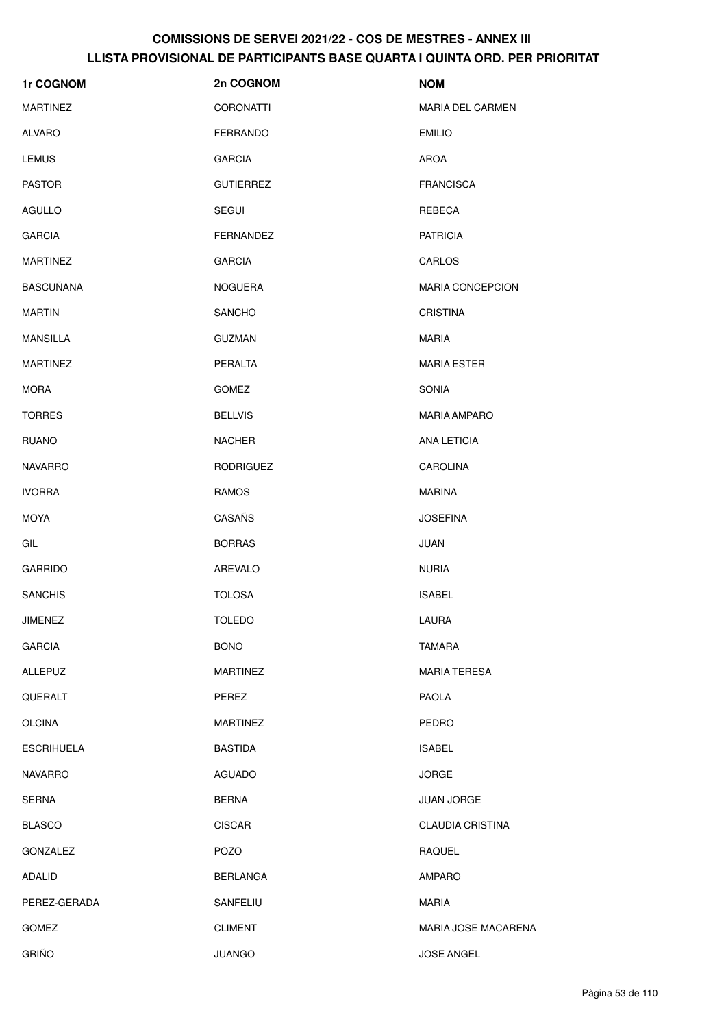# COMISSIONS DE SERVEI 2021/22 - COS DE MESTRES - ANNEX III
## LLISTA PROVISIONAL DE PARTICIPANTS BASE QUARTA I QUINTA ORD. PER PRIORITAT

| 1r COGNOM | 2n COGNOM | NOM |
|---|---|---|
| MARTINEZ | CORONATTI | MARIA DEL CARMEN |
| ALVARO | FERRANDO | EMILIO |
| LEMUS | GARCIA | AROA |
| PASTOR | GUTIERREZ | FRANCISCA |
| AGULLO | SEGUI | REBECA |
| GARCIA | FERNANDEZ | PATRICIA |
| MARTINEZ | GARCIA | CARLOS |
| BASCUÑANA | NOGUERA | MARIA CONCEPCION |
| MARTIN | SANCHO | CRISTINA |
| MANSILLA | GUZMAN | MARIA |
| MARTINEZ | PERALTA | MARIA ESTER |
| MORA | GOMEZ | SONIA |
| TORRES | BELLVIS | MARIA AMPARO |
| RUANO | NACHER | ANA LETICIA |
| NAVARRO | RODRIGUEZ | CAROLINA |
| IVORRA | RAMOS | MARINA |
| MOYA | CASAÑS | JOSEFINA |
| GIL | BORRAS | JUAN |
| GARRIDO | AREVALO | NURIA |
| SANCHIS | TOLOSA | ISABEL |
| JIMENEZ | TOLEDO | LAURA |
| GARCIA | BONO | TAMARA |
| ALLEPUZ | MARTINEZ | MARIA TERESA |
| QUERALT | PEREZ | PAOLA |
| OLCINA | MARTINEZ | PEDRO |
| ESCRIHUELA | BASTIDA | ISABEL |
| NAVARRO | AGUADO | JORGE |
| SERNA | BERNA | JUAN JORGE |
| BLASCO | CISCAR | CLAUDIA CRISTINA |
| GONZALEZ | POZO | RAQUEL |
| ADALID | BERLANGA | AMPARO |
| PEREZ-GERADA | SANFELIU | MARIA |
| GOMEZ | CLIMENT | MARIA JOSE MACARENA |
| GRIÑO | JUANGO | JOSE ANGEL |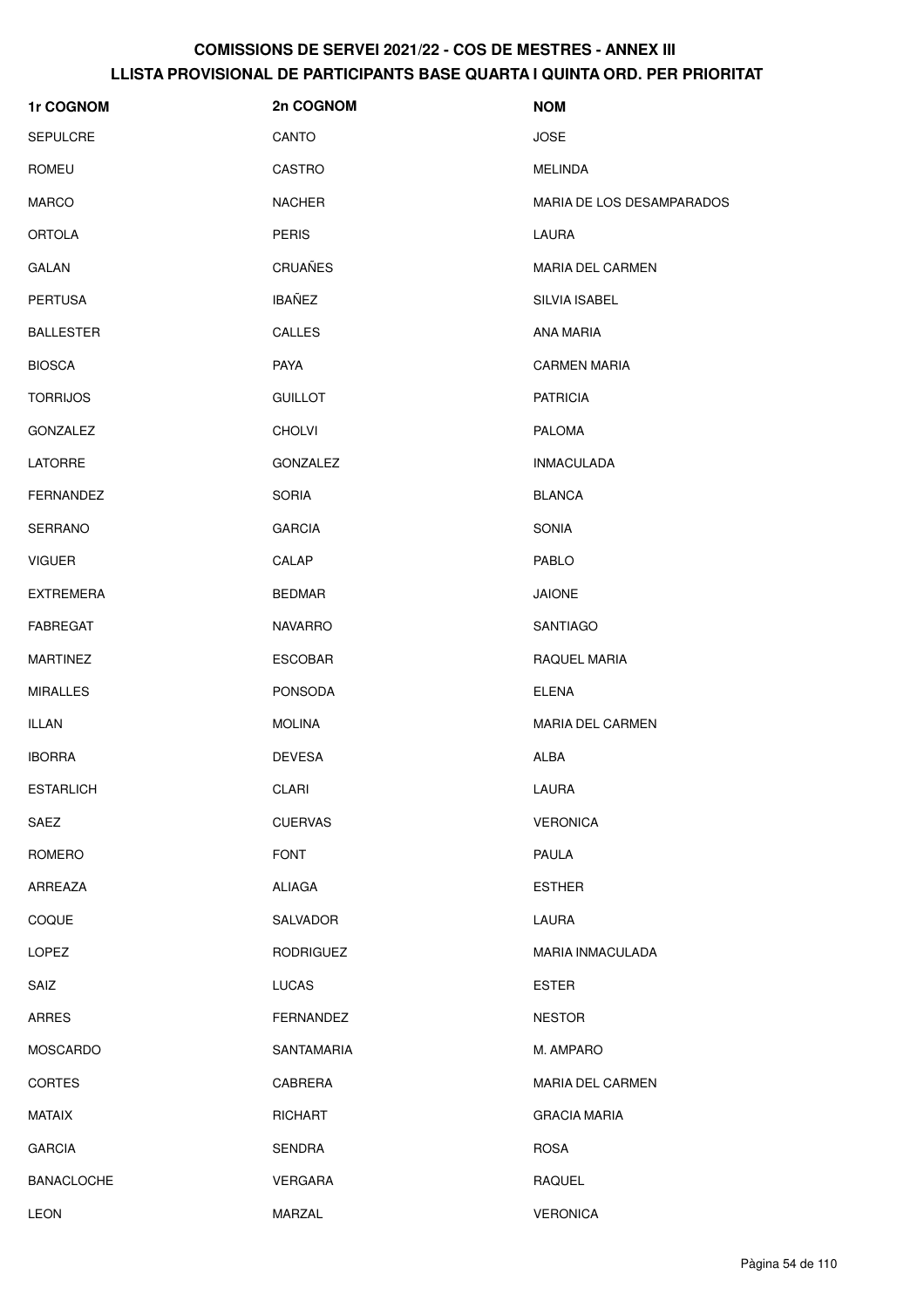# COMISSIONS DE SERVEI 2021/22 - COS DE MESTRES - ANNEX III
## LLISTA PROVISIONAL DE PARTICIPANTS BASE QUARTA I QUINTA ORD. PER PRIORITAT

| 1r COGNOM | 2n COGNOM | NOM |
|---|---|---|
| SEPULCRE | CANTO | JOSE |
| ROMEU | CASTRO | MELINDA |
| MARCO | NACHER | MARIA DE LOS DESAMPARADOS |
| ORTOLA | PERIS | LAURA |
| GALAN | CRUAÑES | MARIA DEL CARMEN |
| PERTUSA | IBAÑEZ | SILVIA ISABEL |
| BALLESTER | CALLES | ANA MARIA |
| BIOSCA | PAYA | CARMEN MARIA |
| TORRIJOS | GUILLOT | PATRICIA |
| GONZALEZ | CHOLVI | PALOMA |
| LATORRE | GONZALEZ | INMACULADA |
| FERNANDEZ | SORIA | BLANCA |
| SERRANO | GARCIA | SONIA |
| VIGUER | CALAP | PABLO |
| EXTREMERA | BEDMAR | JAIONE |
| FABREGAT | NAVARRO | SANTIAGO |
| MARTINEZ | ESCOBAR | RAQUEL MARIA |
| MIRALLES | PONSODA | ELENA |
| ILLAN | MOLINA | MARIA DEL CARMEN |
| IBORRA | DEVESA | ALBA |
| ESTARLICH | CLARI | LAURA |
| SAEZ | CUERVAS | VERONICA |
| ROMERO | FONT | PAULA |
| ARREAZA | ALIAGA | ESTHER |
| COQUE | SALVADOR | LAURA |
| LOPEZ | RODRIGUEZ | MARIA INMACULADA |
| SAIZ | LUCAS | ESTER |
| ARRES | FERNANDEZ | NESTOR |
| MOSCARDO | SANTAMARIA | M. AMPARO |
| CORTES | CABRERA | MARIA DEL CARMEN |
| MATAIX | RICHART | GRACIA MARIA |
| GARCIA | SENDRA | ROSA |
| BANACLOCHE | VERGARA | RAQUEL |
| LEON | MARZAL | VERONICA |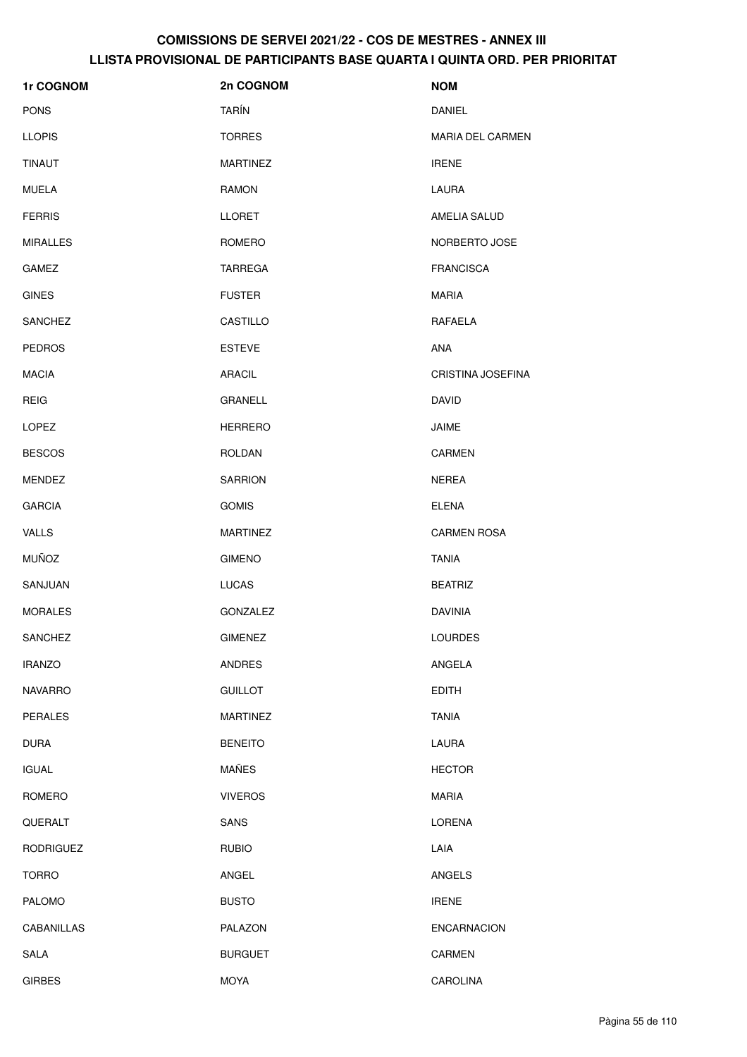# COMISSIONS DE SERVEI 2021/22 - COS DE MESTRES - ANNEX III
## LLISTA PROVISIONAL DE PARTICIPANTS BASE QUARTA I QUINTA ORD. PER PRIORITAT

| 1r COGNOM | 2n COGNOM | NOM |
|---|---|---|
| PONS | TARÍN | DANIEL |
| LLOPIS | TORRES | MARIA DEL CARMEN |
| TINAUT | MARTINEZ | IRENE |
| MUELA | RAMON | LAURA |
| FERRIS | LLORET | AMELIA SALUD |
| MIRALLES | ROMERO | NORBERTO JOSE |
| GAMEZ | TARREGA | FRANCISCA |
| GINES | FUSTER | MARIA |
| SANCHEZ | CASTILLO | RAFAELA |
| PEDROS | ESTEVE | ANA |
| MACIA | ARACIL | CRISTINA JOSEFINA |
| REIG | GRANELL | DAVID |
| LOPEZ | HERRERO | JAIME |
| BESCOS | ROLDAN | CARMEN |
| MENDEZ | SARRION | NEREA |
| GARCIA | GOMIS | ELENA |
| VALLS | MARTINEZ | CARMEN ROSA |
| MUÑOZ | GIMENO | TANIA |
| SANJUAN | LUCAS | BEATRIZ |
| MORALES | GONZALEZ | DAVINIA |
| SANCHEZ | GIMENEZ | LOURDES |
| IRANZO | ANDRES | ANGELA |
| NAVARRO | GUILLOT | EDITH |
| PERALES | MARTINEZ | TANIA |
| DURA | BENEITO | LAURA |
| IGUAL | MAÑES | HECTOR |
| ROMERO | VIVEROS | MARIA |
| QUERALT | SANS | LORENA |
| RODRIGUEZ | RUBIO | LAIA |
| TORRO | ANGEL | ANGELS |
| PALOMO | BUSTO | IRENE |
| CABANILLAS | PALAZON | ENCARNACION |
| SALA | BURGUET | CARMEN |
| GIRBES | MOYA | CAROLINA |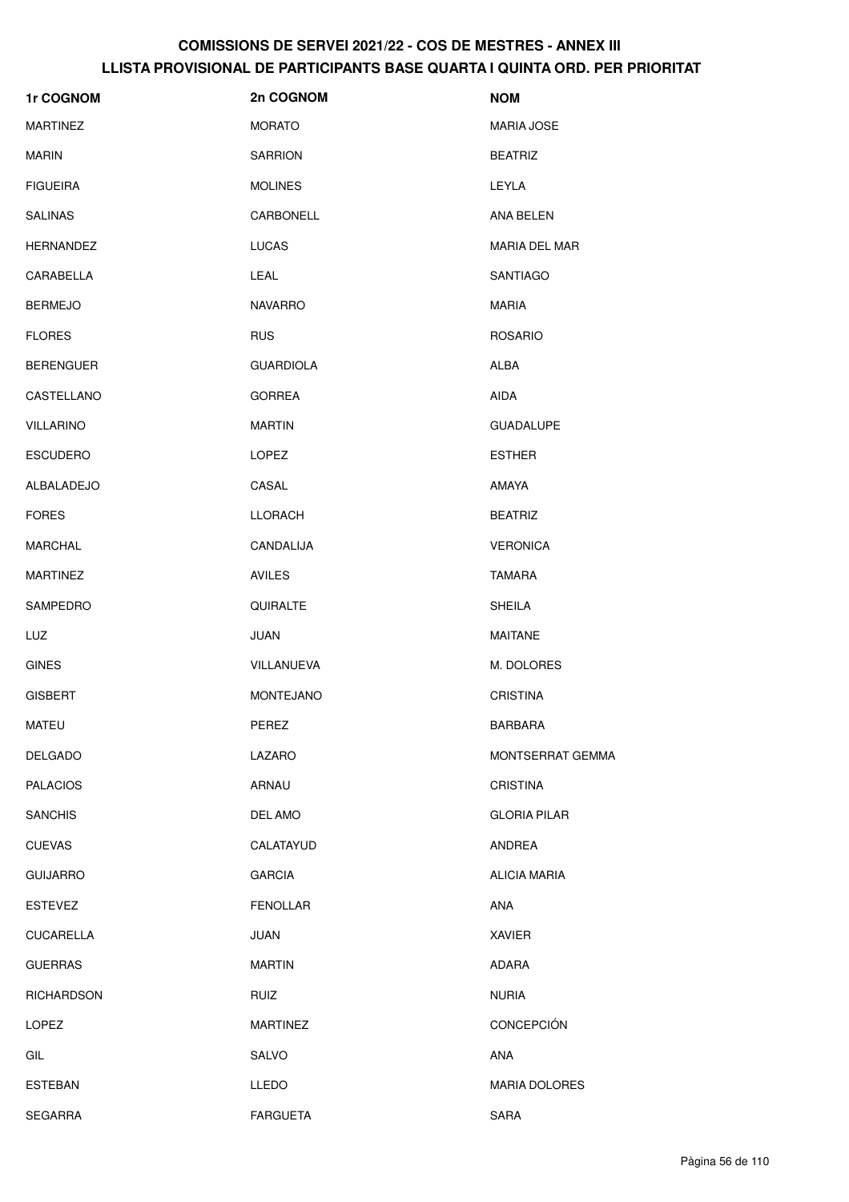# COMISSIONS DE SERVEI 2021/22 - COS DE MESTRES - ANNEX III
## LLISTA PROVISIONAL DE PARTICIPANTS BASE QUARTA I QUINTA ORD. PER PRIORITAT

| 1r COGNOM | 2n COGNOM | NOM |
|---|---|---|
| MARTINEZ | MORATO | MARIA JOSE |
| MARIN | SARRION | BEATRIZ |
| FIGUEIRA | MOLINES | LEYLA |
| SALINAS | CARBONELL | ANA BELEN |
| HERNANDEZ | LUCAS | MARIA DEL MAR |
| CARABELLA | LEAL | SANTIAGO |
| BERMEJO | NAVARRO | MARIA |
| FLORES | RUS | ROSARIO |
| BERENGUER | GUARDIOLA | ALBA |
| CASTELLANO | GORREA | AIDA |
| VILLARINO | MARTIN | GUADALUPE |
| ESCUDERO | LOPEZ | ESTHER |
| ALBALADEJO | CASAL | AMAYA |
| FORES | LLORACH | BEATRIZ |
| MARCHAL | CANDALIJA | VERONICA |
| MARTINEZ | AVILES | TAMARA |
| SAMPEDRO | QUIRALTE | SHEILA |
| LUZ | JUAN | MAITANE |
| GINES | VILLANUEVA | M. DOLORES |
| GISBERT | MONTEJANO | CRISTINA |
| MATEU | PEREZ | BARBARA |
| DELGADO | LAZARO | MONTSERRAT GEMMA |
| PALACIOS | ARNAU | CRISTINA |
| SANCHIS | DEL AMO | GLORIA PILAR |
| CUEVAS | CALATAYUD | ANDREA |
| GUIJARRO | GARCIA | ALICIA MARIA |
| ESTEVEZ | FENOLLAR | ANA |
| CUCARELLA | JUAN | XAVIER |
| GUERRAS | MARTIN | ADARA |
| RICHARDSON | RUIZ | NURIA |
| LOPEZ | MARTINEZ | CONCEPCIÓN |
| GIL | SALVO | ANA |
| ESTEBAN | LLEDO | MARIA DOLORES |
| SEGARRA | FARGUETA | SARA |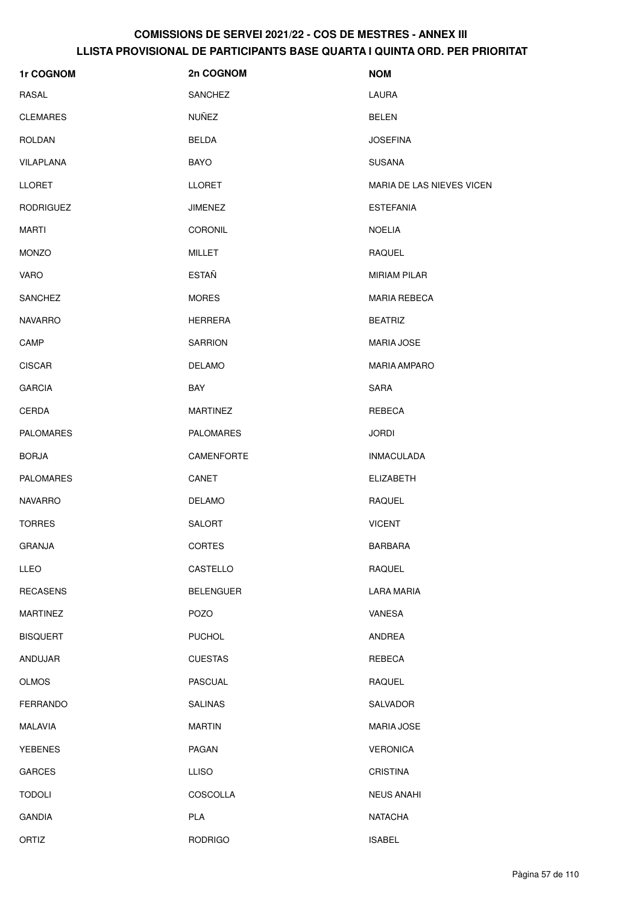# COMISSIONS DE SERVEI 2021/22 - COS DE MESTRES - ANNEX III
## LLISTA PROVISIONAL DE PARTICIPANTS BASE QUARTA I QUINTA ORD. PER PRIORITAT

| 1r COGNOM | 2n COGNOM | NOM |
|---|---|---|
| RASAL | SANCHEZ | LAURA |
| CLEMARES | NUÑEZ | BELEN |
| ROLDAN | BELDA | JOSEFINA |
| VILAPLANA | BAYO | SUSANA |
| LLORET | LLORET | MARIA DE LAS NIEVES VICEN |
| RODRIGUEZ | JIMENEZ | ESTEFANIA |
| MARTI | CORONIL | NOELIA |
| MONZO | MILLET | RAQUEL |
| VARO | ESTAÑ | MIRIAM PILAR |
| SANCHEZ | MORES | MARIA REBECA |
| NAVARRO | HERRERA | BEATRIZ |
| CAMP | SARRION | MARIA JOSE |
| CISCAR | DELAMO | MARIA AMPARO |
| GARCIA | BAY | SARA |
| CERDA | MARTINEZ | REBECA |
| PALOMARES | PALOMARES | JORDI |
| BORJA | CAMENFORTE | INMACULADA |
| PALOMARES | CANET | ELIZABETH |
| NAVARRO | DELAMO | RAQUEL |
| TORRES | SALORT | VICENT |
| GRANJA | CORTES | BARBARA |
| LLEO | CASTELLO | RAQUEL |
| RECASENS | BELENGUER | LARA MARIA |
| MARTINEZ | POZO | VANESA |
| BISQUERT | PUCHOL | ANDREA |
| ANDUJAR | CUESTAS | REBECA |
| OLMOS | PASCUAL | RAQUEL |
| FERRANDO | SALINAS | SALVADOR |
| MALAVIA | MARTIN | MARIA JOSE |
| YEBENES | PAGAN | VERONICA |
| GARCES | LLISO | CRISTINA |
| TODOLI | COSCOLLA | NEUS ANAHI |
| GANDIA | PLA | NATACHA |
| ORTIZ | RODRIGO | ISABEL |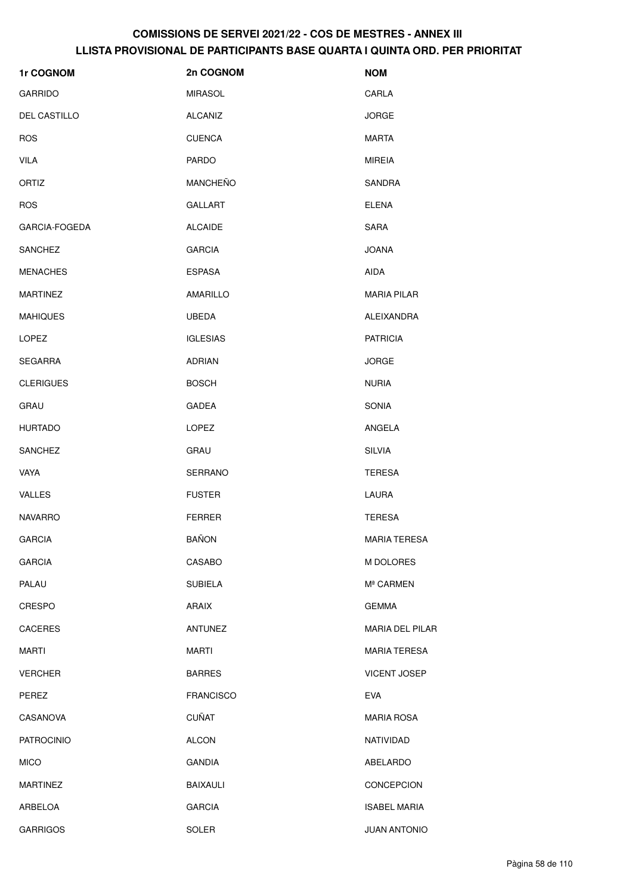# COMISSIONS DE SERVEI 2021/22 - COS DE MESTRES - ANNEX III

## LLISTA PROVISIONAL DE PARTICIPANTS BASE QUARTA I QUINTA ORD. PER PRIORITAT

| 1r COGNOM | 2n COGNOM | NOM |
|---|---|---|
| GARRIDO | MIRASOL | CARLA |
| DEL CASTILLO | ALCANIZ | JORGE |
| ROS | CUENCA | MARTA |
| VILA | PARDO | MIREIA |
| ORTIZ | MANCHEÑO | SANDRA |
| ROS | GALLART | ELENA |
| GARCIA-FOGEDA | ALCAIDE | SARA |
| SANCHEZ | GARCIA | JOANA |
| MENACHES | ESPASA | AIDA |
| MARTINEZ | AMARILLO | MARIA PILAR |
| MAHIQUES | UBEDA | ALEIXANDRA |
| LOPEZ | IGLESIAS | PATRICIA |
| SEGARRA | ADRIAN | JORGE |
| CLERIGUES | BOSCH | NURIA |
| GRAU | GADEA | SONIA |
| HURTADO | LOPEZ | ANGELA |
| SANCHEZ | GRAU | SILVIA |
| VAYA | SERRANO | TERESA |
| VALLES | FUSTER | LAURA |
| NAVARRO | FERRER | TERESA |
| GARCIA | BAÑON | MARIA TERESA |
| GARCIA | CASABO | M DOLORES |
| PALAU | SUBIELA | Mª CARMEN |
| CRESPO | ARAIX | GEMMA |
| CACERES | ANTUNEZ | MARIA DEL PILAR |
| MARTI | MARTI | MARIA TERESA |
| VERCHER | BARRES | VICENT JOSEP |
| PEREZ | FRANCISCO | EVA |
| CASANOVA | CUÑAT | MARIA ROSA |
| PATROCINIO | ALCON | NATIVIDAD |
| MICO | GANDIA | ABELARDO |
| MARTINEZ | BAIXAULI | CONCEPCION |
| ARBELOA | GARCIA | ISABEL MARIA |
| GARRIGOS | SOLER | JUAN ANTONIO |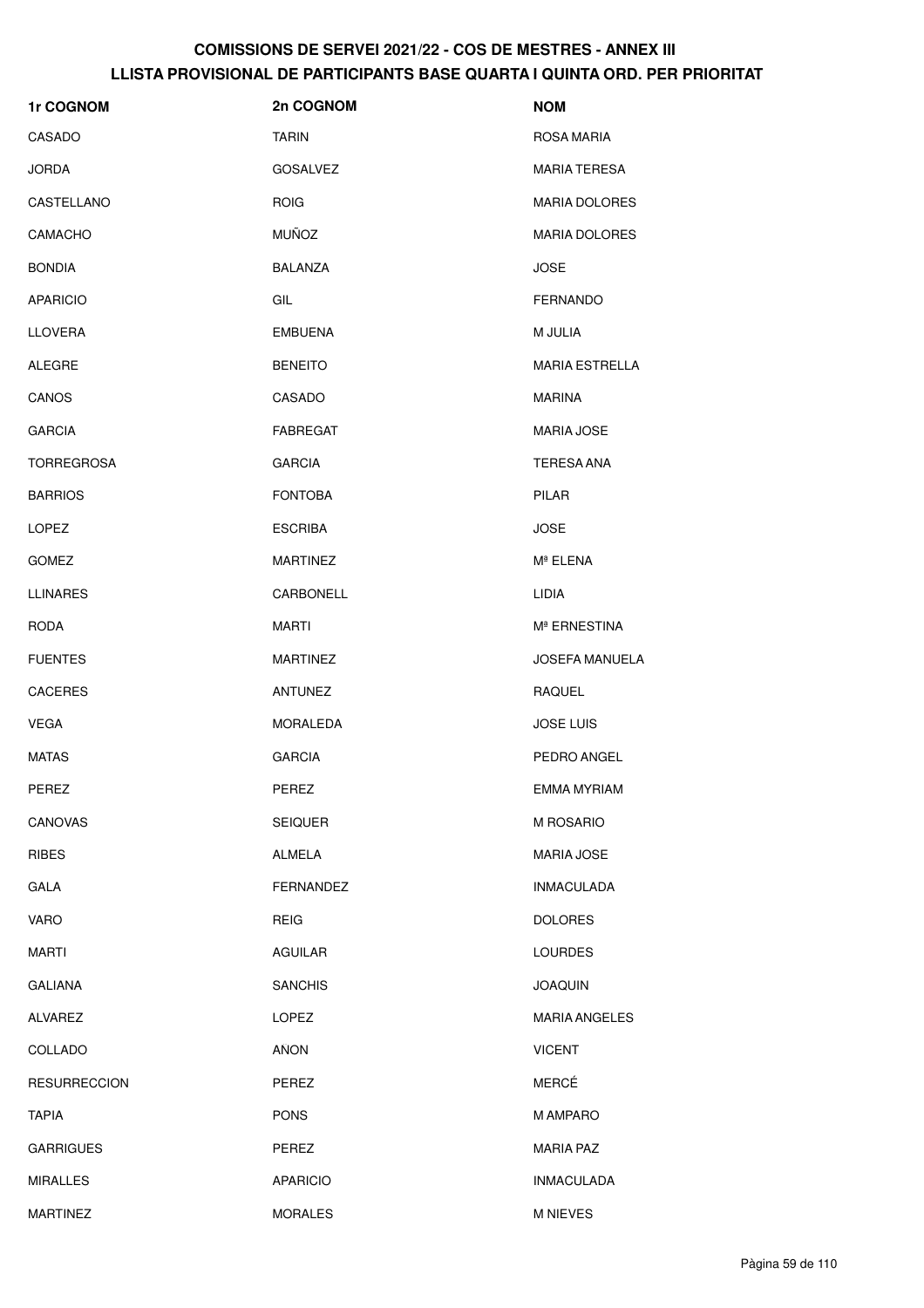**COMISSIONS DE SERVEI 2021/22 - COS DE MESTRES - ANNEX III**
**LLISTA PROVISIONAL DE PARTICIPANTS BASE QUARTA I QUINTA ORD. PER PRIORITAT**

| 1r COGNOM | 2n COGNOM | NOM |
|---|---|---|
| CASADO | TARIN | ROSA MARIA |
| JORDA | GOSALVEZ | MARIA TERESA |
| CASTELLANO | ROIG | MARIA DOLORES |
| CAMACHO | MUÑOZ | MARIA DOLORES |
| BONDIA | BALANZA | JOSE |
| APARICIO | GIL | FERNANDO |
| LLOVERA | EMBUENA | M JULIA |
| ALEGRE | BENEITO | MARIA ESTRELLA |
| CANOS | CASADO | MARINA |
| GARCIA | FABREGAT | MARIA JOSE |
| TORREGROSA | GARCIA | TERESA ANA |
| BARRIOS | FONTOBA | PILAR |
| LOPEZ | ESCRIBA | JOSE |
| GOMEZ | MARTINEZ | Mª ELENA |
| LLINARES | CARBONELL | LIDIA |
| RODA | MARTI | Mª ERNESTINA |
| FUENTES | MARTINEZ | JOSEFA MANUELA |
| CACERES | ANTUNEZ | RAQUEL |
| VEGA | MORALEDA | JOSE LUIS |
| MATAS | GARCIA | PEDRO ANGEL |
| PEREZ | PEREZ | EMMA MYRIAM |
| CANOVAS | SEIQUER | M ROSARIO |
| RIBES | ALMELA | MARIA JOSE |
| GALA | FERNANDEZ | INMACULADA |
| VARO | REIG | DOLORES |
| MARTI | AGUILAR | LOURDES |
| GALIANA | SANCHIS | JOAQUIN |
| ALVAREZ | LOPEZ | MARIA ANGELES |
| COLLADO | ANON | VICENT |
| RESURRECCION | PEREZ | MERCÉ |
| TAPIA | PONS | M AMPARO |
| GARRIGUES | PEREZ | MARIA PAZ |
| MIRALLES | APARICIO | INMACULADA |
| MARTINEZ | MORALES | M NIEVES |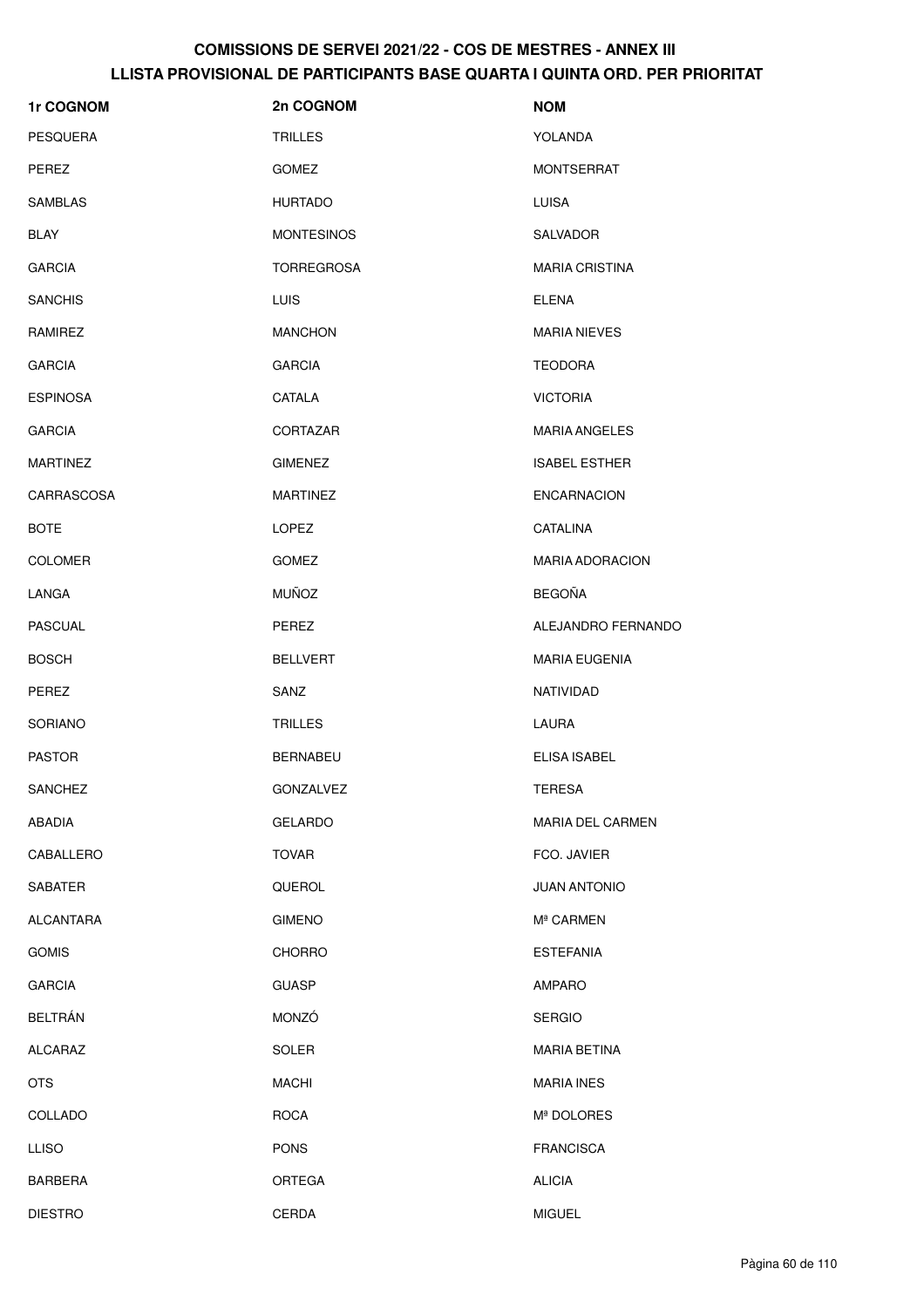# COMISSIONS DE SERVEI 2021/22 - COS DE MESTRES - ANNEX III
## LLISTA PROVISIONAL DE PARTICIPANTS BASE QUARTA I QUINTA ORD. PER PRIORITAT

| 1r COGNOM | 2n COGNOM | NOM |
|---|---|---|
| PESQUERA | TRILLES | YOLANDA |
| PEREZ | GOMEZ | MONTSERRAT |
| SAMBLAS | HURTADO | LUISA |
| BLAY | MONTESINOS | SALVADOR |
| GARCIA | TORREGROSA | MARIA CRISTINA |
| SANCHIS | LUIS | ELENA |
| RAMIREZ | MANCHON | MARIA NIEVES |
| GARCIA | GARCIA | TEODORA |
| ESPINOSA | CATALA | VICTORIA |
| GARCIA | CORTAZAR | MARIA ANGELES |
| MARTINEZ | GIMENEZ | ISABEL ESTHER |
| CARRASCOSA | MARTINEZ | ENCARNACION |
| BOTE | LOPEZ | CATALINA |
| COLOMER | GOMEZ | MARIA ADORACION |
| LANGA | MUÑOZ | BEGOÑA |
| PASCUAL | PEREZ | ALEJANDRO FERNANDO |
| BOSCH | BELLVERT | MARIA EUGENIA |
| PEREZ | SANZ | NATIVIDAD |
| SORIANO | TRILLES | LAURA |
| PASTOR | BERNABEU | ELISA ISABEL |
| SANCHEZ | GONZALVEZ | TERESA |
| ABADIA | GELARDO | MARIA DEL CARMEN |
| CABALLERO | TOVAR | FCO. JAVIER |
| SABATER | QUEROL | JUAN ANTONIO |
| ALCANTARA | GIMENO | Mª CARMEN |
| GOMIS | CHORRO | ESTEFANIA |
| GARCIA | GUASP | AMPARO |
| BELTRÁN | MONZÓ | SERGIO |
| ALCARAZ | SOLER | MARIA BETINA |
| OTS | MACHI | MARIA INES |
| COLLADO | ROCA | Mª DOLORES |
| LLISO | PONS | FRANCISCA |
| BARBERA | ORTEGA | ALICIA |
| DIESTRO | CERDA | MIGUEL |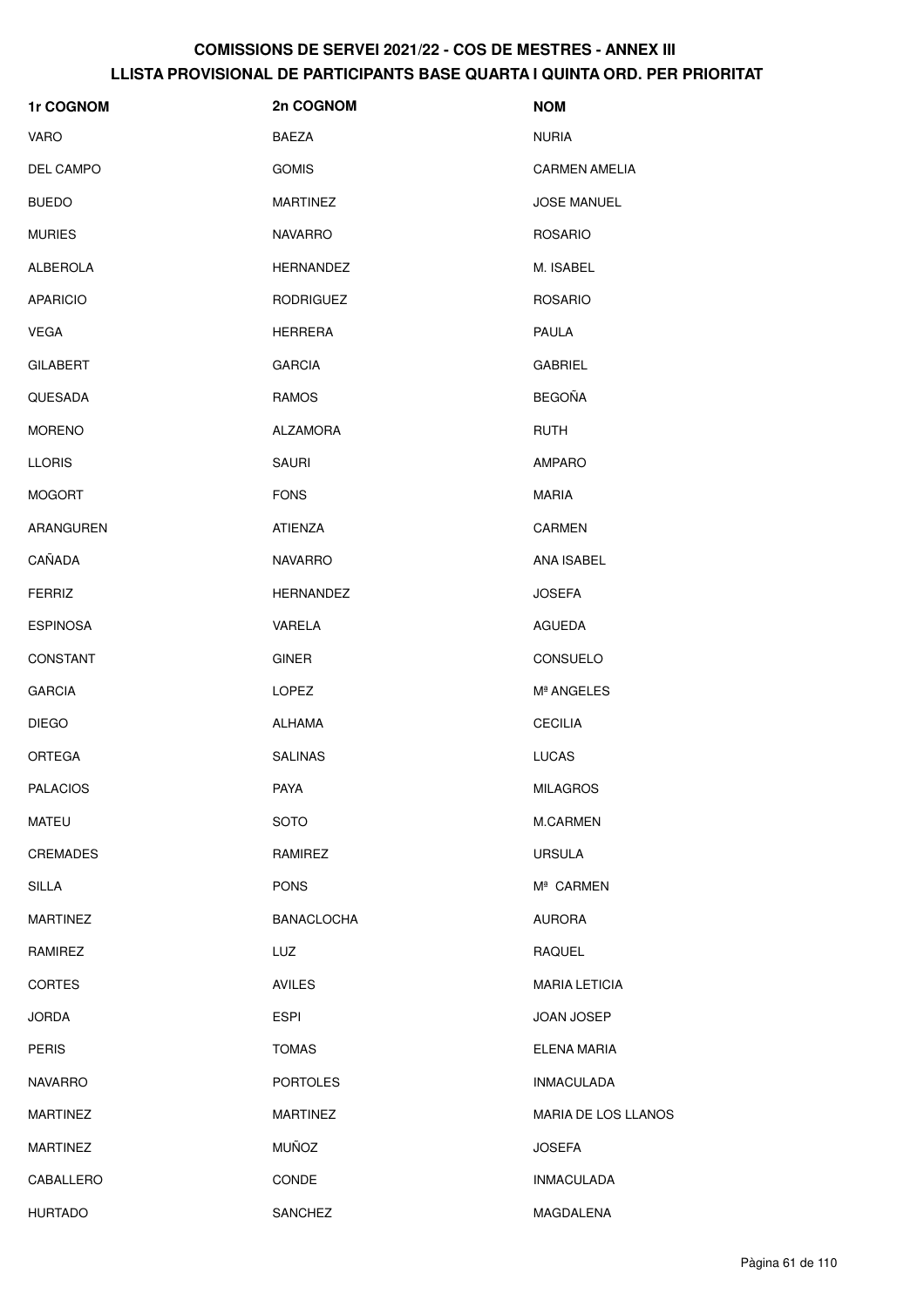**COMISSIONS DE SERVEI 2021/22 - COS DE MESTRES - ANNEX III**
**LLISTA PROVISIONAL DE PARTICIPANTS BASE QUARTA I QUINTA ORD. PER PRIORITAT**

| 1r COGNOM | 2n COGNOM | NOM |
|---|---|---|
| VARO | BAEZA | NURIA |
| DEL CAMPO | GOMIS | CARMEN AMELIA |
| BUEDO | MARTINEZ | JOSE MANUEL |
| MURIES | NAVARRO | ROSARIO |
| ALBEROLA | HERNANDEZ | M. ISABEL |
| APARICIO | RODRIGUEZ | ROSARIO |
| VEGA | HERRERA | PAULA |
| GILABERT | GARCIA | GABRIEL |
| QUESADA | RAMOS | BEGOÑA |
| MORENO | ALZAMORA | RUTH |
| LLORIS | SAURI | AMPARO |
| MOGORT | FONS | MARIA |
| ARANGUREN | ATIENZA | CARMEN |
| CAÑADA | NAVARRO | ANA ISABEL |
| FERRIZ | HERNANDEZ | JOSEFA |
| ESPINOSA | VARELA | AGUEDA |
| CONSTANT | GINER | CONSUELO |
| GARCIA | LOPEZ | Mª ANGELES |
| DIEGO | ALHAMA | CECILIA |
| ORTEGA | SALINAS | LUCAS |
| PALACIOS | PAYA | MILAGROS |
| MATEU | SOTO | M.CARMEN |
| CREMADES | RAMIREZ | URSULA |
| SILLA | PONS | Mª CARMEN |
| MARTINEZ | BANACLOCHA | AURORA |
| RAMIREZ | LUZ | RAQUEL |
| CORTES | AVILES | MARIA LETICIA |
| JORDA | ESPI | JOAN JOSEP |
| PERIS | TOMAS | ELENA MARIA |
| NAVARRO | PORTOLES | INMACULADA |
| MARTINEZ | MARTINEZ | MARIA DE LOS LLANOS |
| MARTINEZ | MUÑOZ | JOSEFA |
| CABALLERO | CONDE | INMACULADA |
| HURTADO | SANCHEZ | MAGDALENA |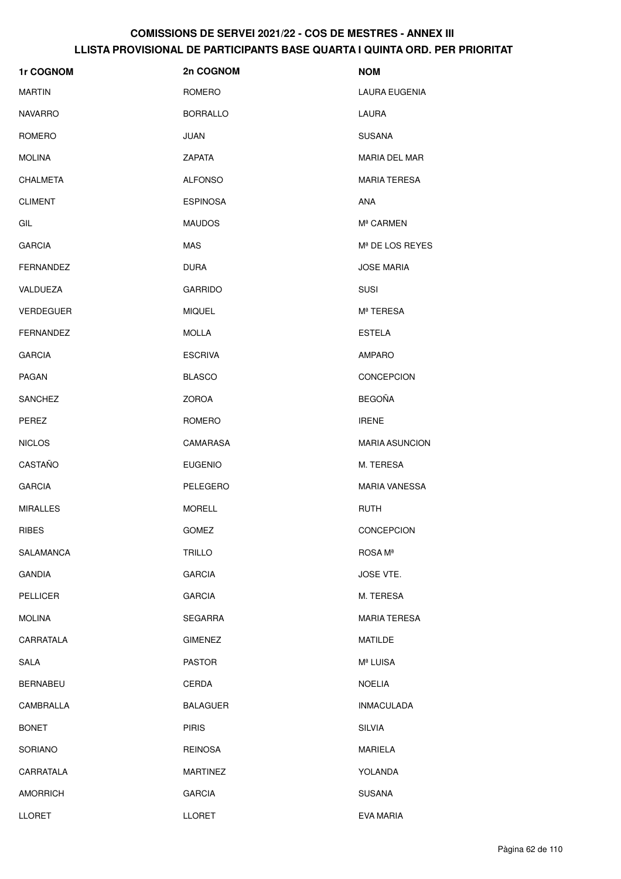## COMISSIONS DE SERVEI 2021/22 - COS DE MESTRES - ANNEX III
## LLISTA PROVISIONAL DE PARTICIPANTS BASE QUARTA I QUINTA ORD. PER PRIORITAT

| 1r COGNOM | 2n COGNOM | NOM |
|---|---|---|
| MARTIN | ROMERO | LAURA EUGENIA |
| NAVARRO | BORRALLO | LAURA |
| ROMERO | JUAN | SUSANA |
| MOLINA | ZAPATA | MARIA DEL MAR |
| CHALMETA | ALFONSO | MARIA TERESA |
| CLIMENT | ESPINOSA | ANA |
| GIL | MAUDOS | Mª CARMEN |
| GARCIA | MAS | Mª DE LOS REYES |
| FERNANDEZ | DURA | JOSE MARIA |
| VALDUEZA | GARRIDO | SUSI |
| VERDEGUER | MIQUEL | Mª TERESA |
| FERNANDEZ | MOLLA | ESTELA |
| GARCIA | ESCRIVA | AMPARO |
| PAGAN | BLASCO | CONCEPCION |
| SANCHEZ | ZOROA | BEGOÑA |
| PEREZ | ROMERO | IRENE |
| NICLOS | CAMARASA | MARIA ASUNCION |
| CASTAÑO | EUGENIO | M. TERESA |
| GARCIA | PELEGERO | MARIA VANESSA |
| MIRALLES | MORELL | RUTH |
| RIBES | GOMEZ | CONCEPCION |
| SALAMANCA | TRILLO | ROSA Mª |
| GANDIA | GARCIA | JOSE VTE. |
| PELLICER | GARCIA | M. TERESA |
| MOLINA | SEGARRA | MARIA TERESA |
| CARRATALA | GIMENEZ | MATILDE |
| SALA | PASTOR | Mª LUISA |
| BERNABEU | CERDA | NOELIA |
| CAMBRALLA | BALAGUER | INMACULADA |
| BONET | PIRIS | SILVIA |
| SORIANO | REINOSA | MARIELA |
| CARRATALA | MARTINEZ | YOLANDA |
| AMORRICH | GARCIA | SUSANA |
| LLORET | LLORET | EVA MARIA |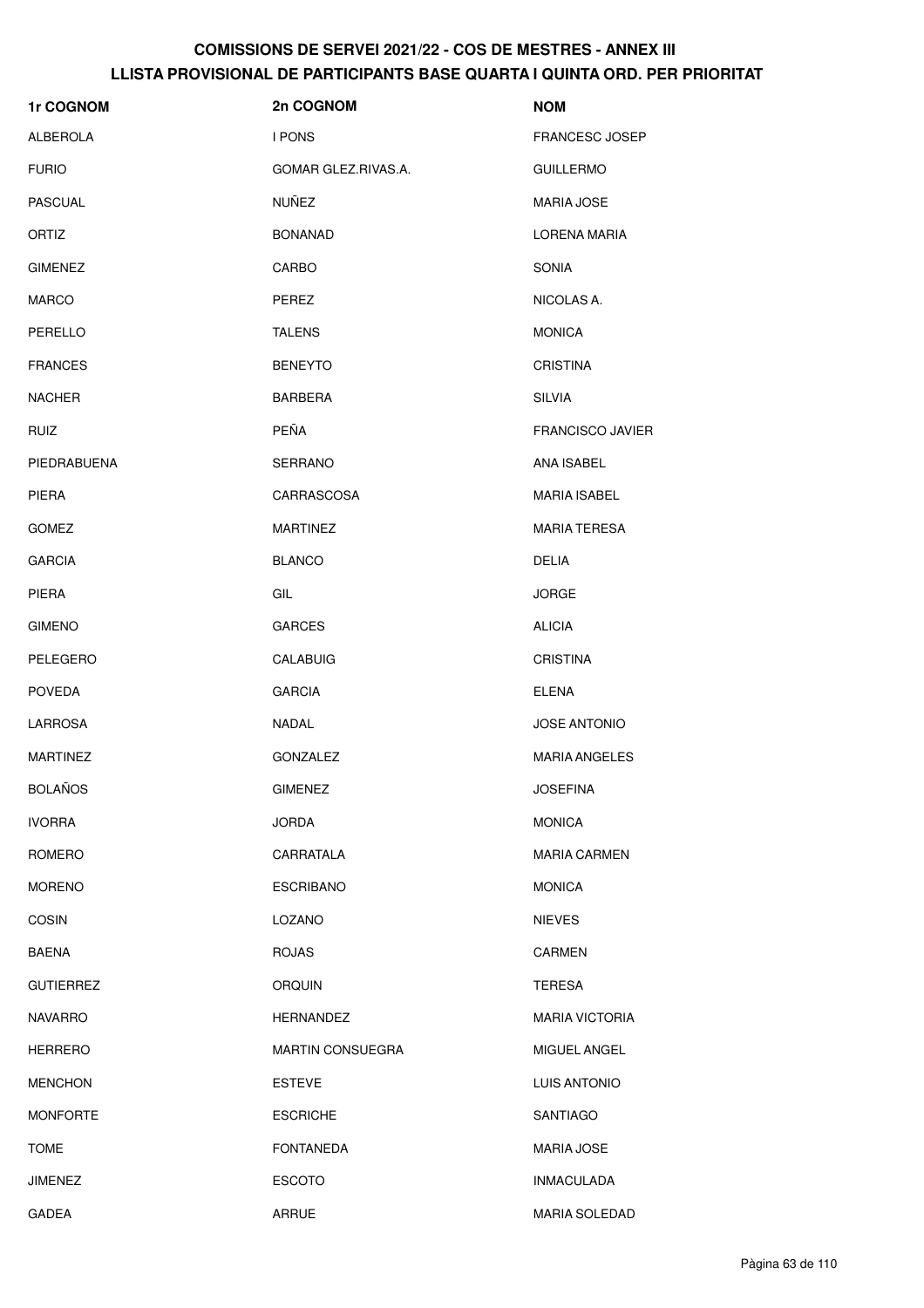## COMISSIONS DE SERVEI 2021/22 - COS DE MESTRES - ANNEX III
## LLISTA PROVISIONAL DE PARTICIPANTS BASE QUARTA I QUINTA ORD. PER PRIORITAT

| 1r COGNOM | 2n COGNOM | NOM |
|---|---|---|
| ALBEROLA | I PONS | FRANCESC JOSEP |
| FURIO | GOMAR GLEZ.RIVAS.A. | GUILLERMO |
| PASCUAL | NUÑEZ | MARIA JOSE |
| ORTIZ | BONANAD | LORENA MARIA |
| GIMENEZ | CARBO | SONIA |
| MARCO | PEREZ | NICOLAS A. |
| PERELLO | TALENS | MONICA |
| FRANCES | BENEYTO | CRISTINA |
| NACHER | BARBERA | SILVIA |
| RUIZ | PEÑA | FRANCISCO JAVIER |
| PIEDRABUENA | SERRANO | ANA ISABEL |
| PIERA | CARRASCOSA | MARIA ISABEL |
| GOMEZ | MARTINEZ | MARIA TERESA |
| GARCIA | BLANCO | DELIA |
| PIERA | GIL | JORGE |
| GIMENO | GARCES | ALICIA |
| PELEGERO | CALABUIG | CRISTINA |
| POVEDA | GARCIA | ELENA |
| LARROSA | NADAL | JOSE ANTONIO |
| MARTINEZ | GONZALEZ | MARIA ANGELES |
| BOLAÑOS | GIMENEZ | JOSEFINA |
| IVORRA | JORDA | MONICA |
| ROMERO | CARRATALA | MARIA CARMEN |
| MORENO | ESCRIBANO | MONICA |
| COSIN | LOZANO | NIEVES |
| BAENA | ROJAS | CARMEN |
| GUTIERREZ | ORQUIN | TERESA |
| NAVARRO | HERNANDEZ | MARIA VICTORIA |
| HERRERO | MARTIN CONSUEGRA | MIGUEL ANGEL |
| MENCHON | ESTEVE | LUIS ANTONIO |
| MONFORTE | ESCRICHE | SANTIAGO |
| TOME | FONTANEDA | MARIA JOSE |
| JIMENEZ | ESCOTO | INMACULADA |
| GADEA | ARRUE | MARIA SOLEDAD |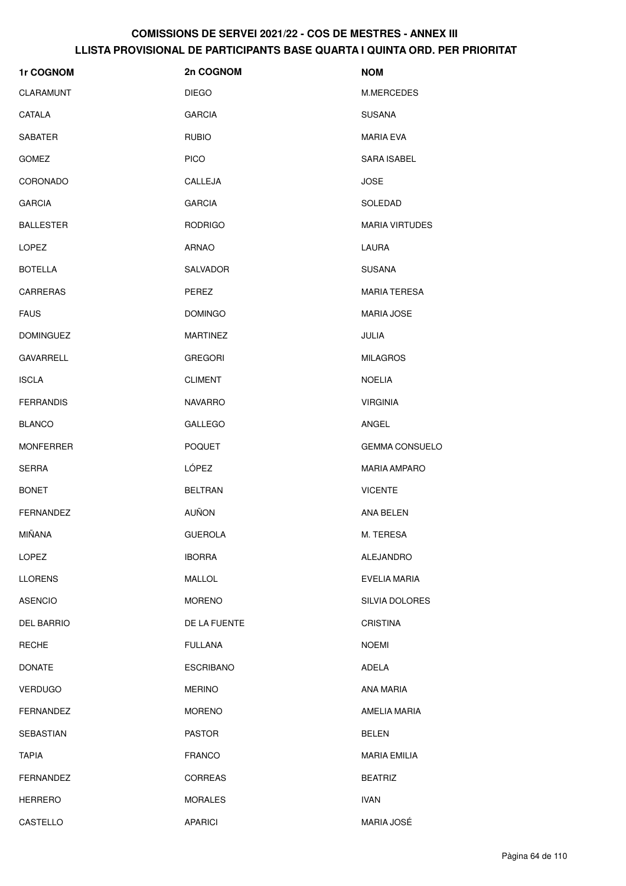# COMISSIONS DE SERVEI 2021/22 - COS DE MESTRES - ANNEX III

## LLISTA PROVISIONAL DE PARTICIPANTS BASE QUARTA I QUINTA ORD. PER PRIORITAT

| 1r COGNOM | 2n COGNOM | NOM |
|---|---|---|
| CLARAMUNT | DIEGO | M.MERCEDES |
| CATALA | GARCIA | SUSANA |
| SABATER | RUBIO | MARIA EVA |
| GOMEZ | PICO | SARA ISABEL |
| CORONADO | CALLEJA | JOSE |
| GARCIA | GARCIA | SOLEDAD |
| BALLESTER | RODRIGO | MARIA VIRTUDES |
| LOPEZ | ARNAO | LAURA |
| BOTELLA | SALVADOR | SUSANA |
| CARRERAS | PEREZ | MARIA TERESA |
| FAUS | DOMINGO | MARIA JOSE |
| DOMINGUEZ | MARTINEZ | JULIA |
| GAVARRELL | GREGORI | MILAGROS |
| ISCLA | CLIMENT | NOELIA |
| FERRANDIS | NAVARRO | VIRGINIA |
| BLANCO | GALLEGO | ANGEL |
| MONFERRER | POQUET | GEMMA CONSUELO |
| SERRA | LÓPEZ | MARIA AMPARO |
| BONET | BELTRAN | VICENTE |
| FERNANDEZ | AUÑON | ANA BELEN |
| MIÑANA | GUEROLA | M. TERESA |
| LOPEZ | IBORRA | ALEJANDRO |
| LLORENS | MALLOL | EVELIA MARIA |
| ASENCIO | MORENO | SILVIA DOLORES |
| DEL BARRIO | DE LA FUENTE | CRISTINA |
| RECHE | FULLANA | NOEMI |
| DONATE | ESCRIBANO | ADELA |
| VERDUGO | MERINO | ANA MARIA |
| FERNANDEZ | MORENO | AMELIA MARIA |
| SEBASTIAN | PASTOR | BELEN |
| TAPIA | FRANCO | MARIA EMILIA |
| FERNANDEZ | CORREAS | BEATRIZ |
| HERRERO | MORALES | IVAN |
| CASTELLO | APARICI | MARIA JOSÉ |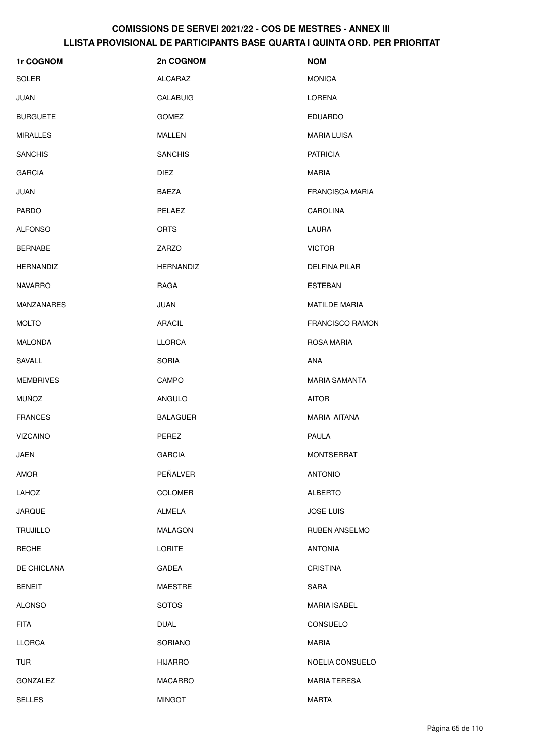## COMISSIONS DE SERVEI 2021/22 - COS DE MESTRES - ANNEX III
## LLISTA PROVISIONAL DE PARTICIPANTS BASE QUARTA I QUINTA ORD. PER PRIORITAT

| 1r COGNOM | 2n COGNOM | NOM |
|---|---|---|
| SOLER | ALCARAZ | MONICA |
| JUAN | CALABUIG | LORENA |
| BURGUETE | GOMEZ | EDUARDO |
| MIRALLES | MALLEN | MARIA LUISA |
| SANCHIS | SANCHIS | PATRICIA |
| GARCIA | DIEZ | MARIA |
| JUAN | BAEZA | FRANCISCA MARIA |
| PARDO | PELAEZ | CAROLINA |
| ALFONSO | ORTS | LAURA |
| BERNABE | ZARZO | VICTOR |
| HERNANDIZ | HERNANDIZ | DELFINA PILAR |
| NAVARRO | RAGA | ESTEBAN |
| MANZANARES | JUAN | MATILDE MARIA |
| MOLTO | ARACIL | FRANCISCO RAMON |
| MALONDA | LLORCA | ROSA MARIA |
| SAVALL | SORIA | ANA |
| MEMBRIVES | CAMPO | MARIA SAMANTA |
| MUÑOZ | ANGULO | AITOR |
| FRANCES | BALAGUER | MARIA AITANA |
| VIZCAINO | PEREZ | PAULA |
| JAEN | GARCIA | MONTSERRAT |
| AMOR | PEÑALVER | ANTONIO |
| LAHOZ | COLOMER | ALBERTO |
| JARQUE | ALMELA | JOSE LUIS |
| TRUJILLO | MALAGON | RUBEN ANSELMO |
| RECHE | LORITE | ANTONIA |
| DE CHICLANA | GADEA | CRISTINA |
| BENEIT | MAESTRE | SARA |
| ALONSO | SOTOS | MARIA ISABEL |
| FITA | DUAL | CONSUELO |
| LLORCA | SORIANO | MARIA |
| TUR | HIJARRO | NOELIA CONSUELO |
| GONZALEZ | MACARRO | MARIA TERESA |
| SELLES | MINGOT | MARTA |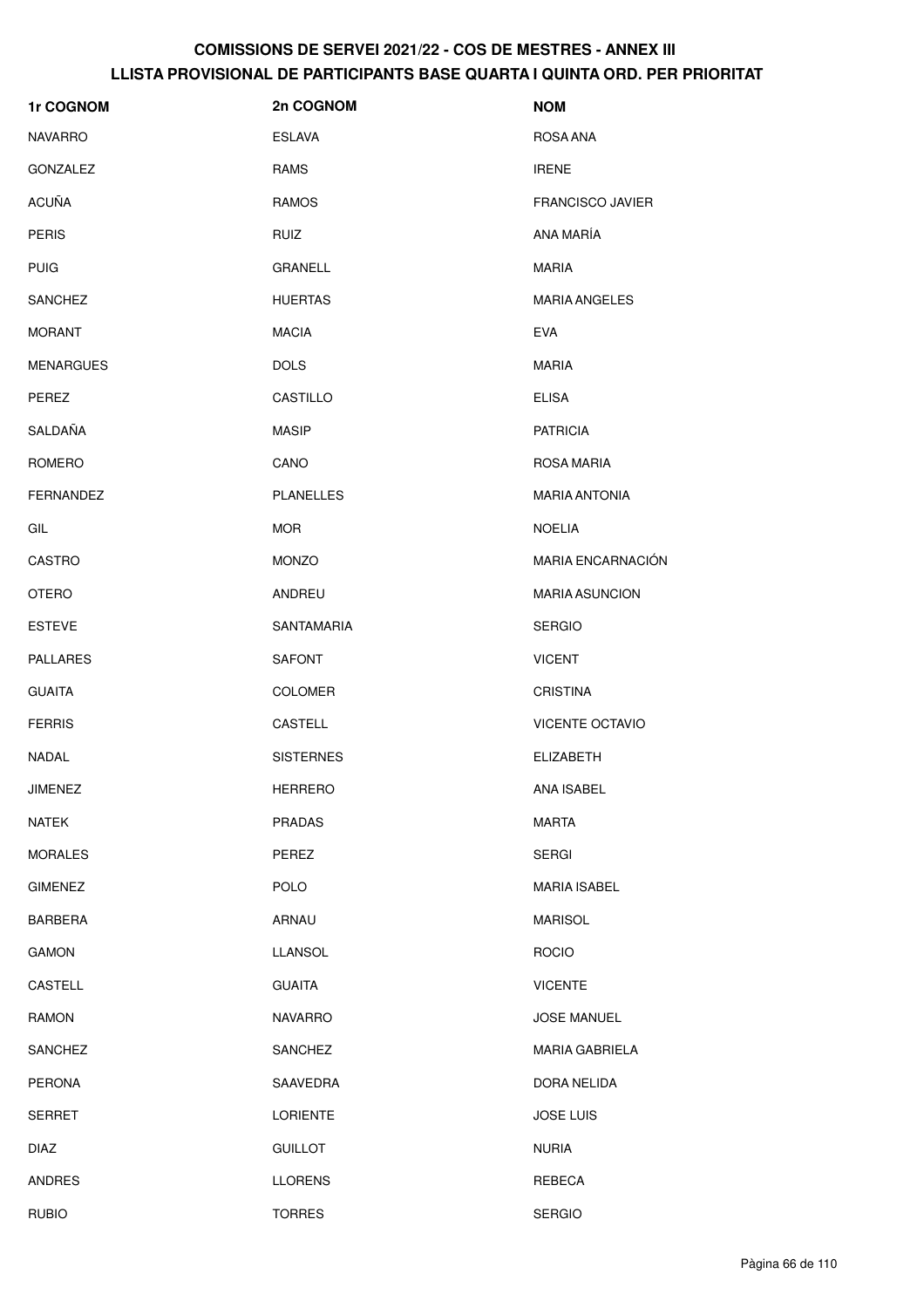# COMISSIONS DE SERVEI 2021/22 - COS DE MESTRES - ANNEX III
## LLISTA PROVISIONAL DE PARTICIPANTS BASE QUARTA I QUINTA ORD. PER PRIORITAT

| 1r COGNOM | 2n COGNOM | NOM |
|---|---|---|
| NAVARRO | ESLAVA | ROSA ANA |
| GONZALEZ | RAMS | IRENE |
| ACUÑA | RAMOS | FRANCISCO JAVIER |
| PERIS | RUIZ | ANA MARÍA |
| PUIG | GRANELL | MARIA |
| SANCHEZ | HUERTAS | MARIA ANGELES |
| MORANT | MACIA | EVA |
| MENARGUES | DOLS | MARIA |
| PEREZ | CASTILLO | ELISA |
| SALDAÑA | MASIP | PATRICIA |
| ROMERO | CANO | ROSA MARIA |
| FERNANDEZ | PLANELLES | MARIA ANTONIA |
| GIL | MOR | NOELIA |
| CASTRO | MONZO | MARIA ENCARNACIÓN |
| OTERO | ANDREU | MARIA ASUNCION |
| ESTEVE | SANTAMARIA | SERGIO |
| PALLARES | SAFONT | VICENT |
| GUAITA | COLOMER | CRISTINA |
| FERRIS | CASTELL | VICENTE OCTAVIO |
| NADAL | SISTERNES | ELIZABETH |
| JIMENEZ | HERRERO | ANA ISABEL |
| NATEK | PRADAS | MARTA |
| MORALES | PEREZ | SERGI |
| GIMENEZ | POLO | MARIA ISABEL |
| BARBERA | ARNAU | MARISOL |
| GAMON | LLANSOL | ROCIO |
| CASTELL | GUAITA | VICENTE |
| RAMON | NAVARRO | JOSE MANUEL |
| SANCHEZ | SANCHEZ | MARIA GABRIELA |
| PERONA | SAAVEDRA | DORA NELIDA |
| SERRET | LORIENTE | JOSE LUIS |
| DIAZ | GUILLOT | NURIA |
| ANDRES | LLORENS | REBECA |
| RUBIO | TORRES | SERGIO |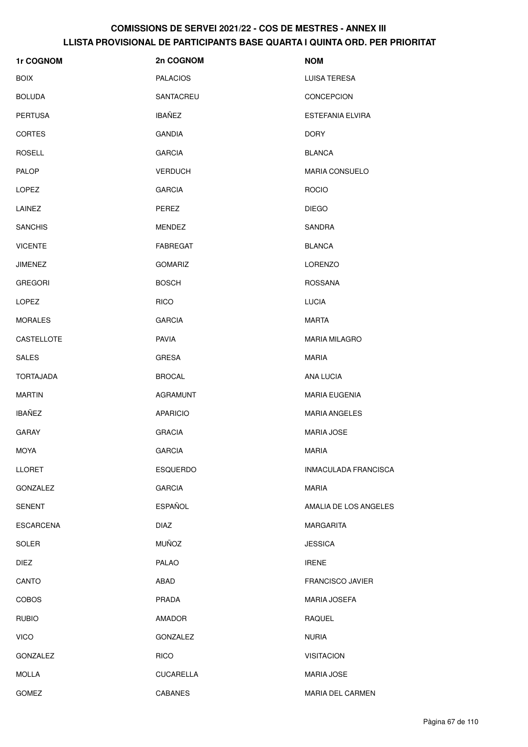# COMISSIONS DE SERVEI 2021/22 - COS DE MESTRES - ANNEX III
## LLISTA PROVISIONAL DE PARTICIPANTS BASE QUARTA I QUINTA ORD. PER PRIORITAT

| 1r COGNOM | 2n COGNOM | NOM |
|---|---|---|
| BOIX | PALACIOS | LUISA TERESA |
| BOLUDA | SANTACREU | CONCEPCION |
| PERTUSA | IBAÑEZ | ESTEFANIA ELVIRA |
| CORTES | GANDIA | DORY |
| ROSELL | GARCIA | BLANCA |
| PALOP | VERDUCH | MARIA CONSUELO |
| LOPEZ | GARCIA | ROCIO |
| LAINEZ | PEREZ | DIEGO |
| SANCHIS | MENDEZ | SANDRA |
| VICENTE | FABREGAT | BLANCA |
| JIMENEZ | GOMARIZ | LORENZO |
| GREGORI | BOSCH | ROSSANA |
| LOPEZ | RICO | LUCIA |
| MORALES | GARCIA | MARTA |
| CASTELLOTE | PAVIA | MARIA MILAGRO |
| SALES | GRESA | MARIA |
| TORTAJADA | BROCAL | ANA LUCIA |
| MARTIN | AGRAMUNT | MARIA EUGENIA |
| IBAÑEZ | APARICIO | MARIA ANGELES |
| GARAY | GRACIA | MARIA JOSE |
| MOYA | GARCIA | MARIA |
| LLORET | ESQUERDO | INMACULADA FRANCISCA |
| GONZALEZ | GARCIA | MARIA |
| SENENT | ESPAÑOL | AMALIA DE LOS ANGELES |
| ESCARCENA | DIAZ | MARGARITA |
| SOLER | MUÑOZ | JESSICA |
| DIEZ | PALAO | IRENE |
| CANTO | ABAD | FRANCISCO JAVIER |
| COBOS | PRADA | MARIA JOSEFA |
| RUBIO | AMADOR | RAQUEL |
| VICO | GONZALEZ | NURIA |
| GONZALEZ | RICO | VISITACION |
| MOLLA | CUCARELLA | MARIA JOSE |
| GOMEZ | CABANES | MARIA DEL CARMEN |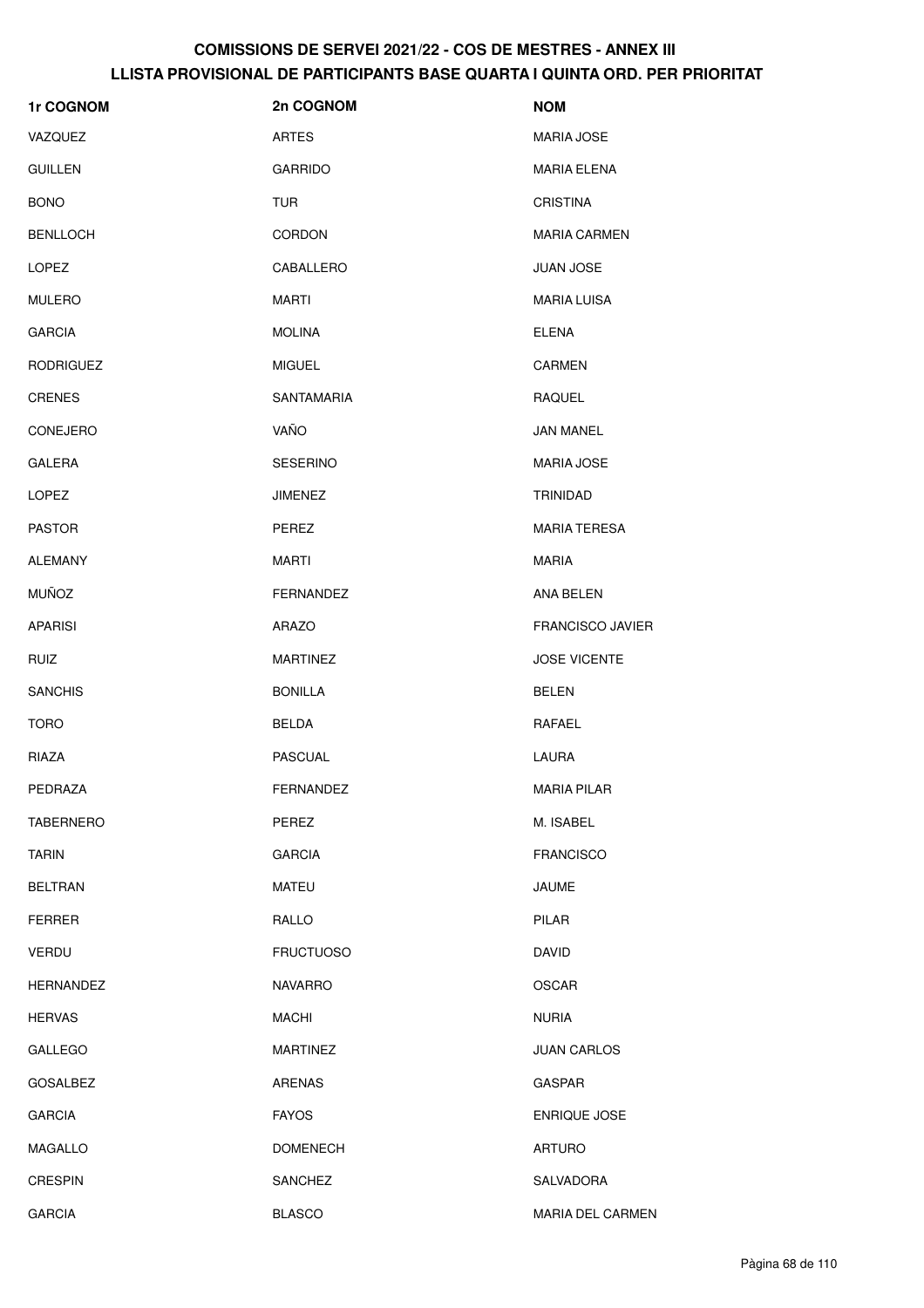## COMISSIONS DE SERVEI 2021/22 - COS DE MESTRES - ANNEX III
## LLISTA PROVISIONAL DE PARTICIPANTS BASE QUARTA I QUINTA ORD. PER PRIORITAT

| 1r COGNOM | 2n COGNOM | NOM |
| --- | --- | --- |
| VAZQUEZ | ARTES | MARIA JOSE |
| GUILLEN | GARRIDO | MARIA ELENA |
| BONO | TUR | CRISTINA |
| BENLLOCH | CORDON | MARIA CARMEN |
| LOPEZ | CABALLERO | JUAN JOSE |
| MULERO | MARTI | MARIA LUISA |
| GARCIA | MOLINA | ELENA |
| RODRIGUEZ | MIGUEL | CARMEN |
| CRENES | SANTAMARIA | RAQUEL |
| CONEJERO | VAÑO | JAN MANEL |
| GALERA | SESERINO | MARIA JOSE |
| LOPEZ | JIMENEZ | TRINIDAD |
| PASTOR | PEREZ | MARIA TERESA |
| ALEMANY | MARTI | MARIA |
| MUÑOZ | FERNANDEZ | ANA BELEN |
| APARISI | ARAZO | FRANCISCO JAVIER |
| RUIZ | MARTINEZ | JOSE VICENTE |
| SANCHIS | BONILLA | BELEN |
| TORO | BELDA | RAFAEL |
| RIAZA | PASCUAL | LAURA |
| PEDRAZA | FERNANDEZ | MARIA PILAR |
| TABERNERO | PEREZ | M. ISABEL |
| TARIN | GARCIA | FRANCISCO |
| BELTRAN | MATEU | JAUME |
| FERRER | RALLO | PILAR |
| VERDU | FRUCTUOSO | DAVID |
| HERNANDEZ | NAVARRO | OSCAR |
| HERVAS | MACHI | NURIA |
| GALLEGO | MARTINEZ | JUAN CARLOS |
| GOSALBEZ | ARENAS | GASPAR |
| GARCIA | FAYOS | ENRIQUE JOSE |
| MAGALLO | DOMENECH | ARTURO |
| CRESPIN | SANCHEZ | SALVADORA |
| GARCIA | BLASCO | MARIA DEL CARMEN |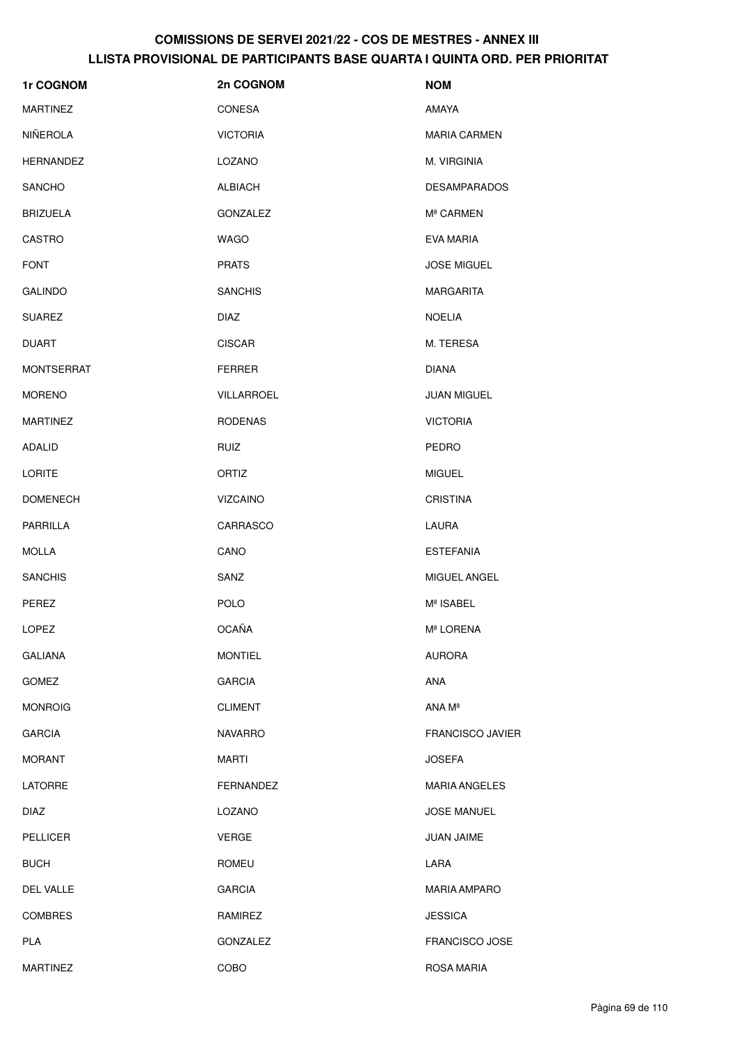## COMISSIONS DE SERVEI 2021/22 - COS DE MESTRES - ANNEX III
## LLISTA PROVISIONAL DE PARTICIPANTS BASE QUARTA I QUINTA ORD. PER PRIORITAT

| 1r COGNOM | 2n COGNOM | NOM |
|---|---|---|
| MARTINEZ | CONESA | AMAYA |
| NIÑEROLA | VICTORIA | MARIA CARMEN |
| HERNANDEZ | LOZANO | M. VIRGINIA |
| SANCHO | ALBIACH | DESAMPARADOS |
| BRIZUELA | GONZALEZ | Mª CARMEN |
| CASTRO | WAGO | EVA MARIA |
| FONT | PRATS | JOSE MIGUEL |
| GALINDO | SANCHIS | MARGARITA |
| SUAREZ | DIAZ | NOELIA |
| DUART | CISCAR | M. TERESA |
| MONTSERRAT | FERRER | DIANA |
| MORENO | VILLARROEL | JUAN MIGUEL |
| MARTINEZ | RODENAS | VICTORIA |
| ADALID | RUIZ | PEDRO |
| LORITE | ORTIZ | MIGUEL |
| DOMENECH | VIZCAINO | CRISTINA |
| PARRILLA | CARRASCO | LAURA |
| MOLLA | CANO | ESTEFANIA |
| SANCHIS | SANZ | MIGUEL ANGEL |
| PEREZ | POLO | Mª ISABEL |
| LOPEZ | OCAÑA | Mª LORENA |
| GALIANA | MONTIEL | AURORA |
| GOMEZ | GARCIA | ANA |
| MONROIG | CLIMENT | ANA Mª |
| GARCIA | NAVARRO | FRANCISCO JAVIER |
| MORANT | MARTI | JOSEFA |
| LATORRE | FERNANDEZ | MARIA ANGELES |
| DIAZ | LOZANO | JOSE MANUEL |
| PELLICER | VERGE | JUAN JAIME |
| BUCH | ROMEU | LARA |
| DEL VALLE | GARCIA | MARIA AMPARO |
| COMBRES | RAMIREZ | JESSICA |
| PLA | GONZALEZ | FRANCISCO JOSE |
| MARTINEZ | COBO | ROSA MARIA |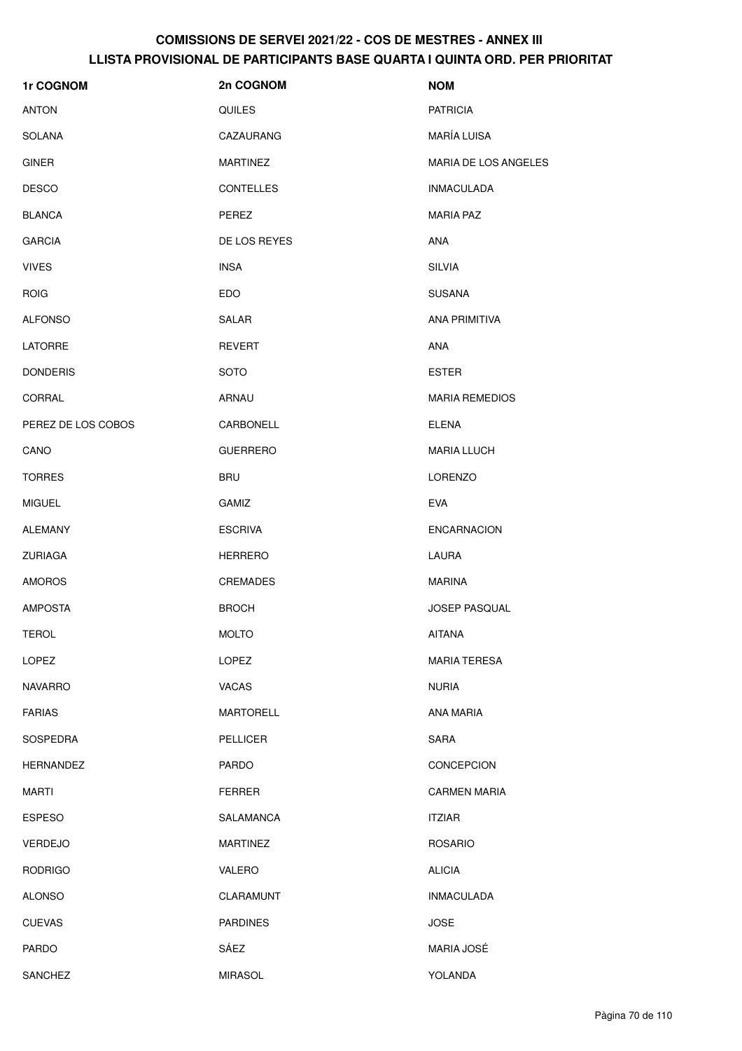# COMISSIONS DE SERVEI 2021/22 - COS DE MESTRES - ANNEX III
## LLISTA PROVISIONAL DE PARTICIPANTS BASE QUARTA I QUINTA ORD. PER PRIORITAT

| 1r COGNOM | 2n COGNOM | NOM |
|---|---|---|
| ANTON | QUILES | PATRICIA |
| SOLANA | CAZAURANG | MARÍA LUISA |
| GINER | MARTINEZ | MARIA DE LOS ANGELES |
| DESCO | CONTELLES | INMACULADA |
| BLANCA | PEREZ | MARIA PAZ |
| GARCIA | DE LOS REYES | ANA |
| VIVES | INSA | SILVIA |
| ROIG | EDO | SUSANA |
| ALFONSO | SALAR | ANA PRIMITIVA |
| LATORRE | REVERT | ANA |
| DONDERIS | SOTO | ESTER |
| CORRAL | ARNAU | MARIA REMEDIOS |
| PEREZ DE LOS COBOS | CARBONELL | ELENA |
| CANO | GUERRERO | MARIA LLUCH |
| TORRES | BRU | LORENZO |
| MIGUEL | GAMIZ | EVA |
| ALEMANY | ESCRIVA | ENCARNACION |
| ZURIAGA | HERRERO | LAURA |
| AMOROS | CREMADES | MARINA |
| AMPOSTA | BROCH | JOSEP PASQUAL |
| TEROL | MOLTO | AITANA |
| LOPEZ | LOPEZ | MARIA TERESA |
| NAVARRO | VACAS | NURIA |
| FARIAS | MARTORELL | ANA MARIA |
| SOSPEDRA | PELLICER | SARA |
| HERNANDEZ | PARDO | CONCEPCION |
| MARTI | FERRER | CARMEN MARIA |
| ESPESO | SALAMANCA | ITZIAR |
| VERDEJO | MARTINEZ | ROSARIO |
| RODRIGO | VALERO | ALICIA |
| ALONSO | CLARAMUNT | INMACULADA |
| CUEVAS | PARDINES | JOSE |
| PARDO | SÁEZ | MARIA JOSÉ |
| SANCHEZ | MIRASOL | YOLANDA |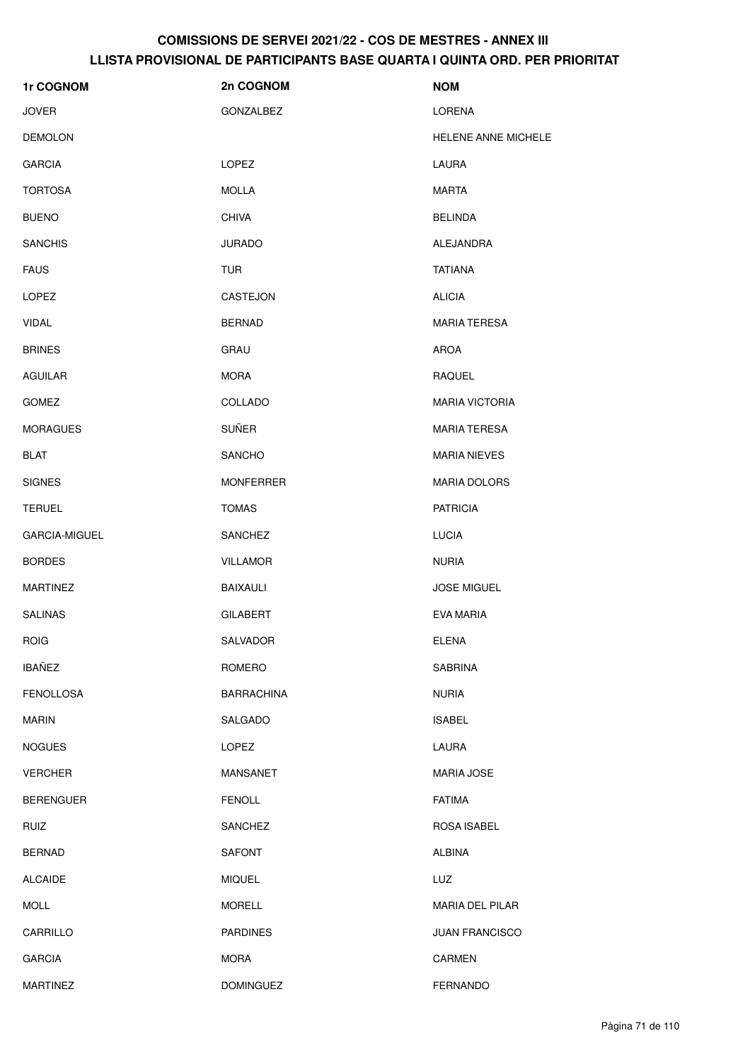# COMISSIONS DE SERVEI 2021/22 - COS DE MESTRES - ANNEX III

## LLISTA PROVISIONAL DE PARTICIPANTS BASE QUARTA I QUINTA ORD. PER PRIORITAT

| 1r COGNOM | 2n COGNOM | NOM |
|---|---|---|
| JOVER | GONZALBEZ | LORENA |
| DEMOLON | | HELENE ANNE MICHELE |
| GARCIA | LOPEZ | LAURA |
| TORTOSA | MOLLA | MARTA |
| BUENO | CHIVA | BELINDA |
| SANCHIS | JURADO | ALEJANDRA |
| FAUS | TUR | TATIANA |
| LOPEZ | CASTEJON | ALICIA |
| VIDAL | BERNAD | MARIA TERESA |
| BRINES | GRAU | AROA |
| AGUILAR | MORA | RAQUEL |
| GOMEZ | COLLADO | MARIA VICTORIA |
| MORAGUES | SUÑER | MARIA TERESA |
| BLAT | SANCHO | MARIA NIEVES |
| SIGNES | MONFERRER | MARIA DOLORS |
| TERUEL | TOMAS | PATRICIA |
| GARCIA-MIGUEL | SANCHEZ | LUCIA |
| BORDES | VILLAMOR | NURIA |
| MARTINEZ | BAIXAULI | JOSE MIGUEL |
| SALINAS | GILABERT | EVA MARIA |
| ROIG | SALVADOR | ELENA |
| IBAÑEZ | ROMERO | SABRINA |
| FENOLLOSA | BARRACHINA | NURIA |
| MARIN | SALGADO | ISABEL |
| NOGUES | LOPEZ | LAURA |
| VERCHER | MANSANET | MARIA JOSE |
| BERENGUER | FENOLL | FATIMA |
| RUIZ | SANCHEZ | ROSA ISABEL |
| BERNAD | SAFONT | ALBINA |
| ALCAIDE | MIQUEL | LUZ |
| MOLL | MORELL | MARIA DEL PILAR |
| CARRILLO | PARDINES | JUAN FRANCISCO |
| GARCIA | MORA | CARMEN |
| MARTINEZ | DOMINGUEZ | FERNANDO |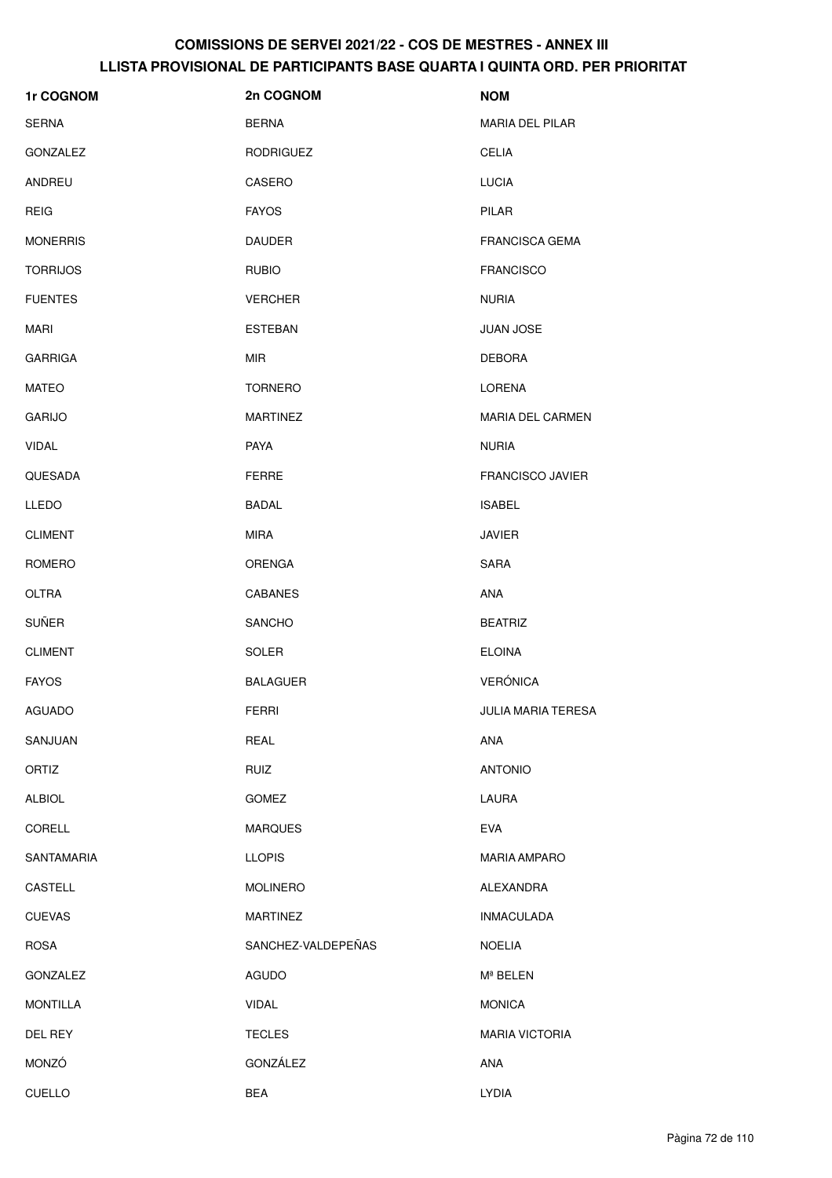**COMISSIONS DE SERVEI 2021/22 - COS DE MESTRES - ANNEX III**
**LLISTA PROVISIONAL DE PARTICIPANTS BASE QUARTA I QUINTA ORD. PER PRIORITAT**

| 1r COGNOM | 2n COGNOM | NOM |
|---|---|---|
| SERNA | BERNA | MARIA DEL PILAR |
| GONZALEZ | RODRIGUEZ | CELIA |
| ANDREU | CASERO | LUCIA |
| REIG | FAYOS | PILAR |
| MONERRIS | DAUDER | FRANCISCA GEMA |
| TORRIJOS | RUBIO | FRANCISCO |
| FUENTES | VERCHER | NURIA |
| MARI | ESTEBAN | JUAN JOSE |
| GARRIGA | MIR | DEBORA |
| MATEO | TORNERO | LORENA |
| GARIJO | MARTINEZ | MARIA DEL CARMEN |
| VIDAL | PAYA | NURIA |
| QUESADA | FERRE | FRANCISCO JAVIER |
| LLEDO | BADAL | ISABEL |
| CLIMENT | MIRA | JAVIER |
| ROMERO | ORENGA | SARA |
| OLTRA | CABANES | ANA |
| SUÑER | SANCHO | BEATRIZ |
| CLIMENT | SOLER | ELOINA |
| FAYOS | BALAGUER | VERÓNICA |
| AGUADO | FERRI | JULIA MARIA TERESA |
| SANJUAN | REAL | ANA |
| ORTIZ | RUIZ | ANTONIO |
| ALBIOL | GOMEZ | LAURA |
| CORELL | MARQUES | EVA |
| SANTAMARIA | LLOPIS | MARIA AMPARO |
| CASTELL | MOLINERO | ALEXANDRA |
| CUEVAS | MARTINEZ | INMACULADA |
| ROSA | SANCHEZ-VALDEPEÑAS | NOELIA |
| GONZALEZ | AGUDO | Mª BELEN |
| MONTILLA | VIDAL | MONICA |
| DEL REY | TECLES | MARIA VICTORIA |
| MONZÓ | GONZÁLEZ | ANA |
| CUELLO | BEA | LYDIA |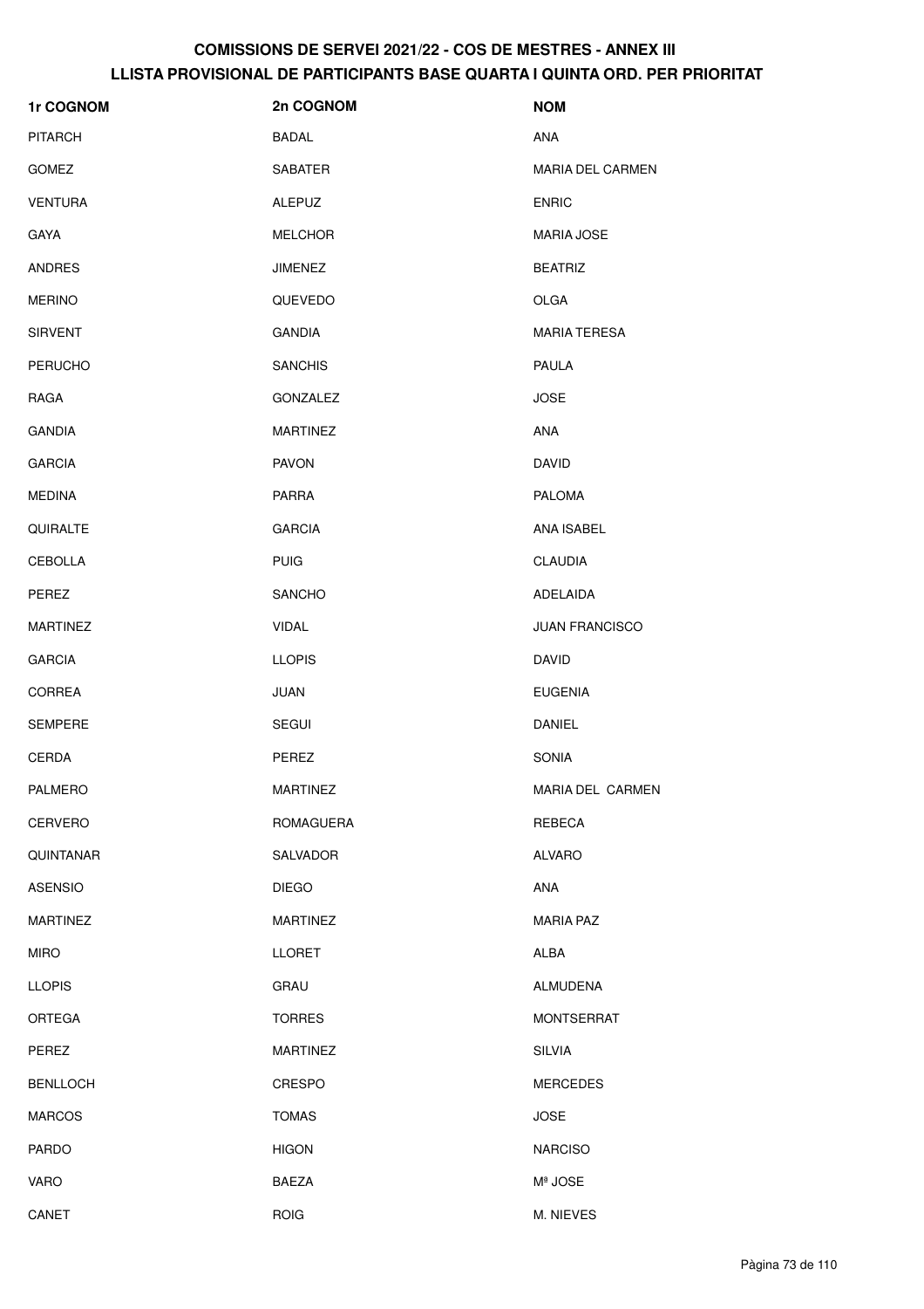# COMISSIONS DE SERVEI 2021/22 - COS DE MESTRES - ANNEX III

## LLISTA PROVISIONAL DE PARTICIPANTS BASE QUARTA I QUINTA ORD. PER PRIORITAT

| 1r COGNOM | 2n COGNOM | NOM |
| --- | --- | --- |
| PITARCH | BADAL | ANA |
| GOMEZ | SABATER | MARIA DEL CARMEN |
| VENTURA | ALEPUZ | ENRIC |
| GAYA | MELCHOR | MARIA JOSE |
| ANDRES | JIMENEZ | BEATRIZ |
| MERINO | QUEVEDO | OLGA |
| SIRVENT | GANDIA | MARIA TERESA |
| PERUCHO | SANCHIS | PAULA |
| RAGA | GONZALEZ | JOSE |
| GANDIA | MARTINEZ | ANA |
| GARCIA | PAVON | DAVID |
| MEDINA | PARRA | PALOMA |
| QUIRALTE | GARCIA | ANA ISABEL |
| CEBOLLA | PUIG | CLAUDIA |
| PEREZ | SANCHO | ADELAIDA |
| MARTINEZ | VIDAL | JUAN FRANCISCO |
| GARCIA | LLOPIS | DAVID |
| CORREA | JUAN | EUGENIA |
| SEMPERE | SEGUI | DANIEL |
| CERDA | PEREZ | SONIA |
| PALMERO | MARTINEZ | MARIA DEL CARMEN |
| CERVERO | ROMAGUERA | REBECA |
| QUINTANAR | SALVADOR | ALVARO |
| ASENSIO | DIEGO | ANA |
| MARTINEZ | MARTINEZ | MARIA PAZ |
| MIRO | LLORET | ALBA |
| LLOPIS | GRAU | ALMUDENA |
| ORTEGA | TORRES | MONTSERRAT |
| PEREZ | MARTINEZ | SILVIA |
| BENLLOCH | CRESPO | MERCEDES |
| MARCOS | TOMAS | JOSE |
| PARDO | HIGON | NARCISO |
| VARO | BAEZA | Mª JOSE |
| CANET | ROIG | M. NIEVES |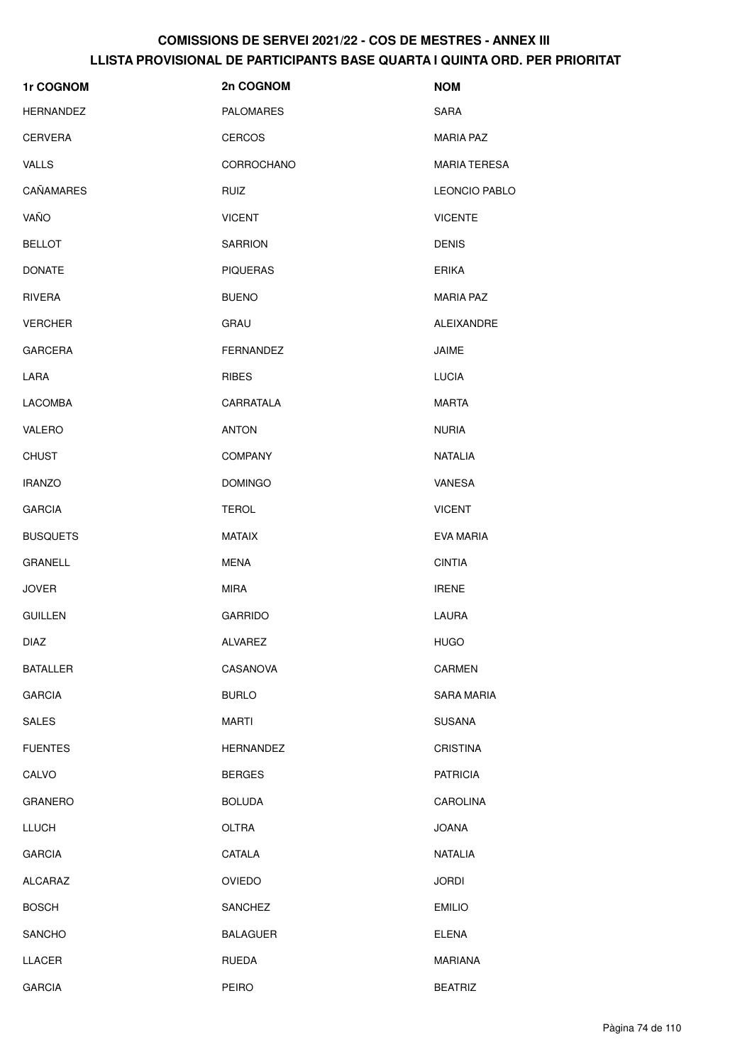## COMISSIONS DE SERVEI 2021/22 - COS DE MESTRES - ANNEX III
## LLISTA PROVISIONAL DE PARTICIPANTS BASE QUARTA I QUINTA ORD. PER PRIORITAT

| 1r COGNOM | 2n COGNOM | NOM |
|---|---|---|
| HERNANDEZ | PALOMARES | SARA |
| CERVERA | CERCOS | MARIA PAZ |
| VALLS | CORROCHANO | MARIA TERESA |
| CAÑAMARES | RUIZ | LEONCIO PABLO |
| VAÑO | VICENT | VICENTE |
| BELLOT | SARRION | DENIS |
| DONATE | PIQUERAS | ERIKA |
| RIVERA | BUENO | MARIA PAZ |
| VERCHER | GRAU | ALEIXANDRE |
| GARCERA | FERNANDEZ | JAIME |
| LARA | RIBES | LUCIA |
| LACOMBA | CARRATALA | MARTA |
| VALERO | ANTON | NURIA |
| CHUST | COMPANY | NATALIA |
| IRANZO | DOMINGO | VANESA |
| GARCIA | TEROL | VICENT |
| BUSQUETS | MATAIX | EVA MARIA |
| GRANELL | MENA | CINTIA |
| JOVER | MIRA | IRENE |
| GUILLEN | GARRIDO | LAURA |
| DIAZ | ALVAREZ | HUGO |
| BATALLER | CASANOVA | CARMEN |
| GARCIA | BURLO | SARA MARIA |
| SALES | MARTI | SUSANA |
| FUENTES | HERNANDEZ | CRISTINA |
| CALVO | BERGES | PATRICIA |
| GRANERO | BOLUDA | CAROLINA |
| LLUCH | OLTRA | JOANA |
| GARCIA | CATALA | NATALIA |
| ALCARAZ | OVIEDO | JORDI |
| BOSCH | SANCHEZ | EMILIO |
| SANCHO | BALAGUER | ELENA |
| LLACER | RUEDA | MARIANA |
| GARCIA | PEIRO | BEATRIZ |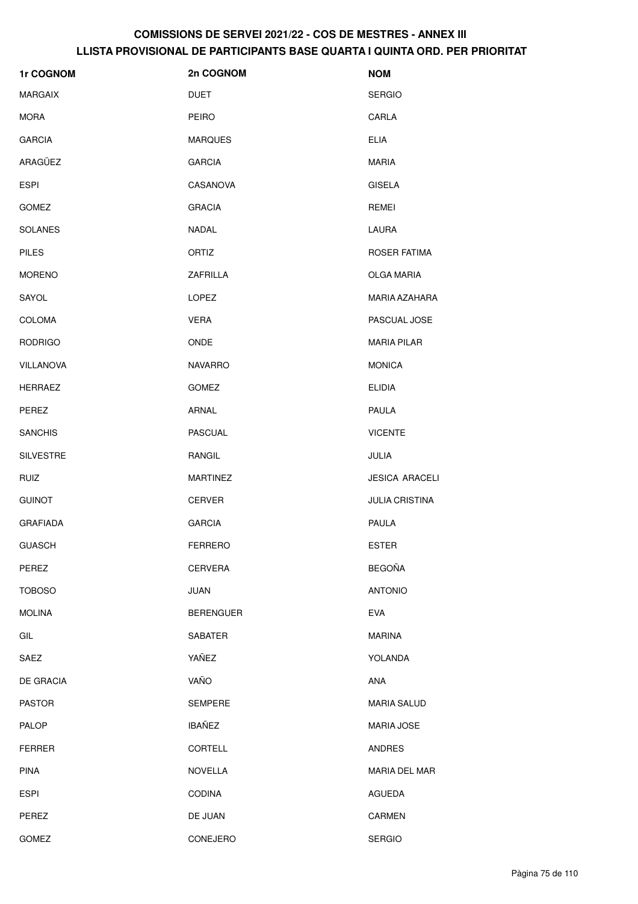# COMISSIONS DE SERVEI 2021/22 - COS DE MESTRES - ANNEX III

## LLISTA PROVISIONAL DE PARTICIPANTS BASE QUARTA I QUINTA ORD. PER PRIORITAT

| 1r COGNOM | 2n COGNOM | NOM |
|---|---|---|
| MARGAIX | DUET | SERGIO |
| MORA | PEIRO | CARLA |
| GARCIA | MARQUES | ELIA |
| ARAGÜEZ | GARCIA | MARIA |
| ESPI | CASANOVA | GISELA |
| GOMEZ | GRACIA | REMEI |
| SOLANES | NADAL | LAURA |
| PILES | ORTIZ | ROSER FATIMA |
| MORENO | ZAFRILLA | OLGA MARIA |
| SAYOL | LOPEZ | MARIA AZAHARA |
| COLOMA | VERA | PASCUAL JOSE |
| RODRIGO | ONDE | MARIA PILAR |
| VILLANOVA | NAVARRO | MONICA |
| HERRAEZ | GOMEZ | ELIDIA |
| PEREZ | ARNAL | PAULA |
| SANCHIS | PASCUAL | VICENTE |
| SILVESTRE | RANGIL | JULIA |
| RUIZ | MARTINEZ | JESICA ARACELI |
| GUINOT | CERVER | JULIA CRISTINA |
| GRAFIADA | GARCIA | PAULA |
| GUASCH | FERRERO | ESTER |
| PEREZ | CERVERA | BEGOÑA |
| TOBOSO | JUAN | ANTONIO |
| MOLINA | BERENGUER | EVA |
| GIL | SABATER | MARINA |
| SAEZ | YAÑEZ | YOLANDA |
| DE GRACIA | VAÑO | ANA |
| PASTOR | SEMPERE | MARIA SALUD |
| PALOP | IBAÑEZ | MARIA JOSE |
| FERRER | CORTELL | ANDRES |
| PINA | NOVELLA | MARIA DEL MAR |
| ESPI | CODINA | AGUEDA |
| PEREZ | DE JUAN | CARMEN |
| GOMEZ | CONEJERO | SERGIO |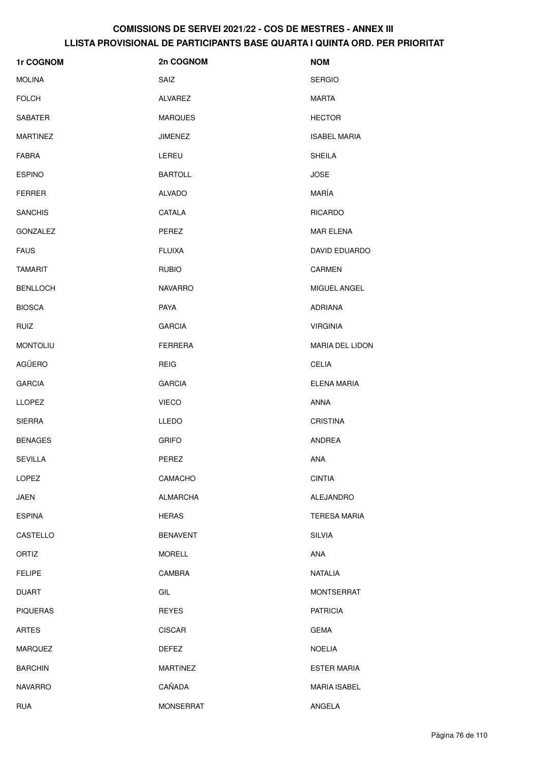**COMISSIONS DE SERVEI 2021/22 - COS DE MESTRES - ANNEX III**
**LLISTA PROVISIONAL DE PARTICIPANTS BASE QUARTA I QUINTA ORD. PER PRIORITAT**

| 1r COGNOM | 2n COGNOM | NOM |
|---|---|---|
| MOLINA | SAIZ | SERGIO |
| FOLCH | ALVAREZ | MARTA |
| SABATER | MARQUES | HECTOR |
| MARTINEZ | JIMENEZ | ISABEL MARIA |
| FABRA | LEREU | SHEILA |
| ESPINO | BARTOLL | JOSE |
| FERRER | ALVADO | MARÍA |
| SANCHIS | CATALA | RICARDO |
| GONZALEZ | PEREZ | MAR ELENA |
| FAUS | FLUIXA | DAVID EDUARDO |
| TAMARIT | RUBIO | CARMEN |
| BENLLOCH | NAVARRO | MIGUEL ANGEL |
| BIOSCA | PAYA | ADRIANA |
| RUIZ | GARCIA | VIRGINIA |
| MONTOLIU | FERRERA | MARIA DEL LIDON |
| AGÜERO | REIG | CELIA |
| GARCIA | GARCIA | ELENA MARIA |
| LLOPEZ | VIECO | ANNA |
| SIERRA | LLEDO | CRISTINA |
| BENAGES | GRIFO | ANDREA |
| SEVILLA | PEREZ | ANA |
| LOPEZ | CAMACHO | CINTIA |
| JAEN | ALMARCHA | ALEJANDRO |
| ESPINA | HERAS | TERESA MARIA |
| CASTELLO | BENAVENT | SILVIA |
| ORTIZ | MORELL | ANA |
| FELIPE | CAMBRA | NATALIA |
| DUART | GIL | MONTSERRAT |
| PIQUERAS | REYES | PATRICIA |
| ARTES | CISCAR | GEMA |
| MARQUEZ | DEFEZ | NOELIA |
| BARCHIN | MARTINEZ | ESTER MARIA |
| NAVARRO | CAÑADA | MARIA ISABEL |
| RUA | MONSERRAT | ANGELA |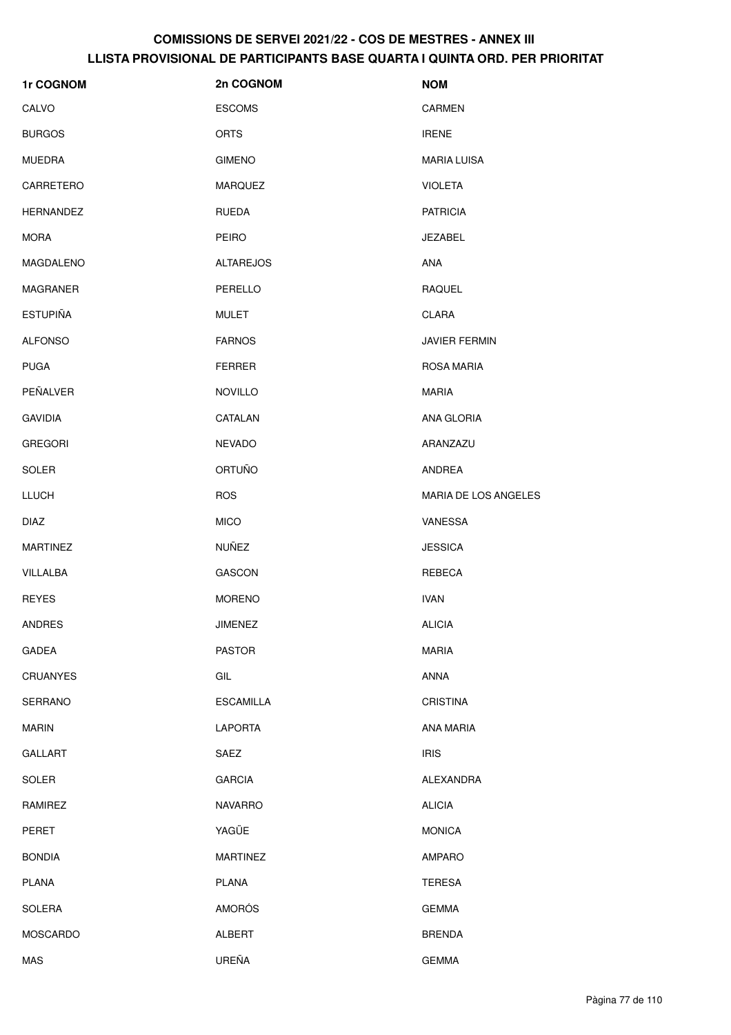# COMISSIONS DE SERVEI 2021/22 - COS DE MESTRES - ANNEX III
## LLISTA PROVISIONAL DE PARTICIPANTS BASE QUARTA I QUINTA ORD. PER PRIORITAT

| 1r COGNOM | 2n COGNOM | NOM |
|---|---|---|
| CALVO | ESCOMS | CARMEN |
| BURGOS | ORTS | IRENE |
| MUEDRA | GIMENO | MARIA LUISA |
| CARRETERO | MARQUEZ | VIOLETA |
| HERNANDEZ | RUEDA | PATRICIA |
| MORA | PEIRO | JEZABEL |
| MAGDALENO | ALTAREJOS | ANA |
| MAGRANER | PERELLO | RAQUEL |
| ESTUPIÑA | MULET | CLARA |
| ALFONSO | FARNOS | JAVIER FERMIN |
| PUGA | FERRER | ROSA MARIA |
| PEÑALVER | NOVILLO | MARIA |
| GAVIDIA | CATALAN | ANA GLORIA |
| GREGORI | NEVADO | ARANZAZU |
| SOLER | ORTUÑO | ANDREA |
| LLUCH | ROS | MARIA DE LOS ANGELES |
| DIAZ | MICO | VANESSA |
| MARTINEZ | NUÑEZ | JESSICA |
| VILLALBA | GASCON | REBECA |
| REYES | MORENO | IVAN |
| ANDRES | JIMENEZ | ALICIA |
| GADEA | PASTOR | MARIA |
| CRUANYES | GIL | ANNA |
| SERRANO | ESCAMILLA | CRISTINA |
| MARIN | LAPORTA | ANA MARIA |
| GALLART | SAEZ | IRIS |
| SOLER | GARCIA | ALEXANDRA |
| RAMIREZ | NAVARRO | ALICIA |
| PERET | YAGÜE | MONICA |
| BONDIA | MARTINEZ | AMPARO |
| PLANA | PLANA | TERESA |
| SOLERA | AMORÓS | GEMMA |
| MOSCARDO | ALBERT | BRENDA |
| MAS | UREÑA | GEMMA |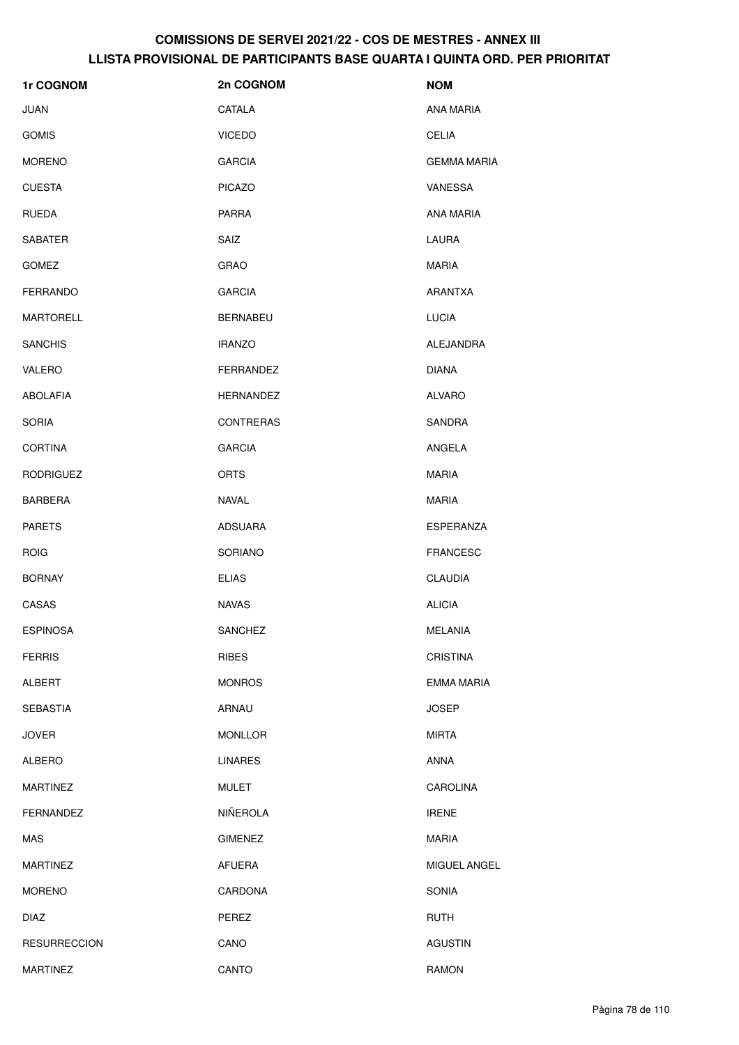# COMISSIONS DE SERVEI 2021/22 - COS DE MESTRES - ANNEX III
## LLISTA PROVISIONAL DE PARTICIPANTS BASE QUARTA I QUINTA ORD. PER PRIORITAT

| 1r COGNOM | 2n COGNOM | NOM |
|---|---|---|
| JUAN | CATALA | ANA MARIA |
| GOMIS | VICEDO | CELIA |
| MORENO | GARCIA | GEMMA MARIA |
| CUESTA | PICAZO | VANESSA |
| RUEDA | PARRA | ANA MARIA |
| SABATER | SAIZ | LAURA |
| GOMEZ | GRAO | MARIA |
| FERRANDO | GARCIA | ARANTXA |
| MARTORELL | BERNABEU | LUCIA |
| SANCHIS | IRANZO | ALEJANDRA |
| VALERO | FERRANDEZ | DIANA |
| ABOLAFIA | HERNANDEZ | ALVARO |
| SORIA | CONTRERAS | SANDRA |
| CORTINA | GARCIA | ANGELA |
| RODRIGUEZ | ORTS | MARIA |
| BARBERA | NAVAL | MARIA |
| PARETS | ADSUARA | ESPERANZA |
| ROIG | SORIANO | FRANCESC |
| BORNAY | ELIAS | CLAUDIA |
| CASAS | NAVAS | ALICIA |
| ESPINOSA | SANCHEZ | MELANIA |
| FERRIS | RIBES | CRISTINA |
| ALBERT | MONROS | EMMA MARIA |
| SEBASTIA | ARNAU | JOSEP |
| JOVER | MONLLOR | MIRTA |
| ALBERO | LINARES | ANNA |
| MARTINEZ | MULET | CAROLINA |
| FERNANDEZ | NIÑEROLA | IRENE |
| MAS | GIMENEZ | MARIA |
| MARTINEZ | AFUERA | MIGUEL ANGEL |
| MORENO | CARDONA | SONIA |
| DIAZ | PEREZ | RUTH |
| RESURRECCION | CANO | AGUSTIN |
| MARTINEZ | CANTO | RAMON |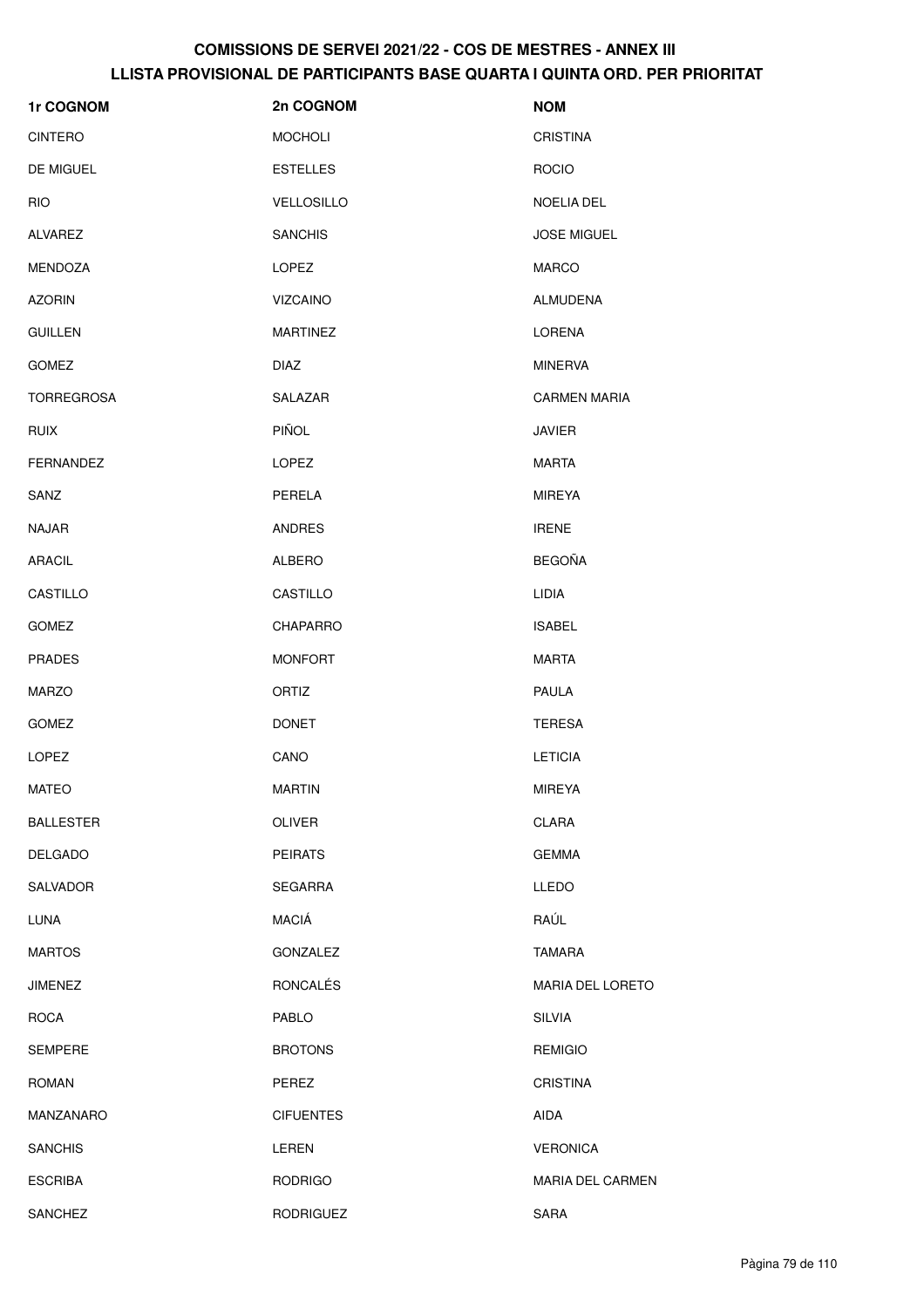**COMISSIONS DE SERVEI 2021/22 - COS DE MESTRES - ANNEX III**
**LLISTA PROVISIONAL DE PARTICIPANTS BASE QUARTA I QUINTA ORD. PER PRIORITAT**

| 1r COGNOM | 2n COGNOM | NOM |
|---|---|---|
| CINTERO | MOCHOLI | CRISTINA |
| DE MIGUEL | ESTELLES | ROCIO |
| RIO | VELLOSILLO | NOELIA DEL |
| ALVAREZ | SANCHIS | JOSE MIGUEL |
| MENDOZA | LOPEZ | MARCO |
| AZORIN | VIZCAINO | ALMUDENA |
| GUILLEN | MARTINEZ | LORENA |
| GOMEZ | DIAZ | MINERVA |
| TORREGROSA | SALAZAR | CARMEN MARIA |
| RUIX | PIÑOL | JAVIER |
| FERNANDEZ | LOPEZ | MARTA |
| SANZ | PERELA | MIREYA |
| NAJAR | ANDRES | IRENE |
| ARACIL | ALBERO | BEGOÑA |
| CASTILLO | CASTILLO | LIDIA |
| GOMEZ | CHAPARRO | ISABEL |
| PRADES | MONFORT | MARTA |
| MARZO | ORTIZ | PAULA |
| GOMEZ | DONET | TERESA |
| LOPEZ | CANO | LETICIA |
| MATEO | MARTIN | MIREYA |
| BALLESTER | OLIVER | CLARA |
| DELGADO | PEIRATS | GEMMA |
| SALVADOR | SEGARRA | LLEDO |
| LUNA | MACIÁ | RAÚL |
| MARTOS | GONZALEZ | TAMARA |
| JIMENEZ | RONCALÉS | MARIA DEL LORETO |
| ROCA | PABLO | SILVIA |
| SEMPERE | BROTONS | REMIGIO |
| ROMAN | PEREZ | CRISTINA |
| MANZANARO | CIFUENTES | AIDA |
| SANCHIS | LEREN | VERONICA |
| ESCRIBA | RODRIGO | MARIA DEL CARMEN |
| SANCHEZ | RODRIGUEZ | SARA |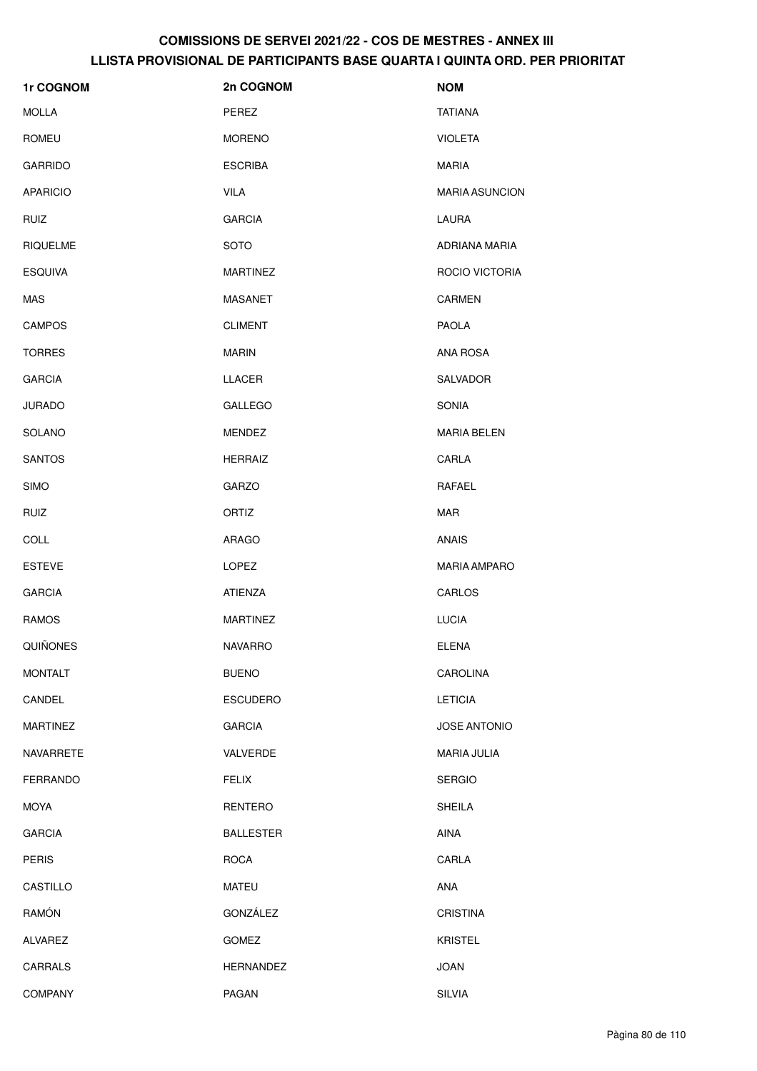## COMISSIONS DE SERVEI 2021/22 - COS DE MESTRES - ANNEX III
## LLISTA PROVISIONAL DE PARTICIPANTS BASE QUARTA I QUINTA ORD. PER PRIORITAT

| 1r COGNOM | 2n COGNOM | NOM |
|---|---|---|
| MOLLA | PEREZ | TATIANA |
| ROMEU | MORENO | VIOLETA |
| GARRIDO | ESCRIBA | MARIA |
| APARICIO | VILA | MARIA ASUNCION |
| RUIZ | GARCIA | LAURA |
| RIQUELME | SOTO | ADRIANA MARIA |
| ESQUIVA | MARTINEZ | ROCIO VICTORIA |
| MAS | MASANET | CARMEN |
| CAMPOS | CLIMENT | PAOLA |
| TORRES | MARIN | ANA ROSA |
| GARCIA | LLACER | SALVADOR |
| JURADO | GALLEGO | SONIA |
| SOLANO | MENDEZ | MARIA BELEN |
| SANTOS | HERRAIZ | CARLA |
| SIMO | GARZO | RAFAEL |
| RUIZ | ORTIZ | MAR |
| COLL | ARAGO | ANAIS |
| ESTEVE | LOPEZ | MARIA AMPARO |
| GARCIA | ATIENZA | CARLOS |
| RAMOS | MARTINEZ | LUCIA |
| QUIÑONES | NAVARRO | ELENA |
| MONTALT | BUENO | CAROLINA |
| CANDEL | ESCUDERO | LETICIA |
| MARTINEZ | GARCIA | JOSE ANTONIO |
| NAVARRETE | VALVERDE | MARIA JULIA |
| FERRANDO | FELIX | SERGIO |
| MOYA | RENTERO | SHEILA |
| GARCIA | BALLESTER | AINA |
| PERIS | ROCA | CARLA |
| CASTILLO | MATEU | ANA |
| RAMÓN | GONZÁLEZ | CRISTINA |
| ALVAREZ | GOMEZ | KRISTEL |
| CARRALS | HERNANDEZ | JOAN |
| COMPANY | PAGAN | SILVIA |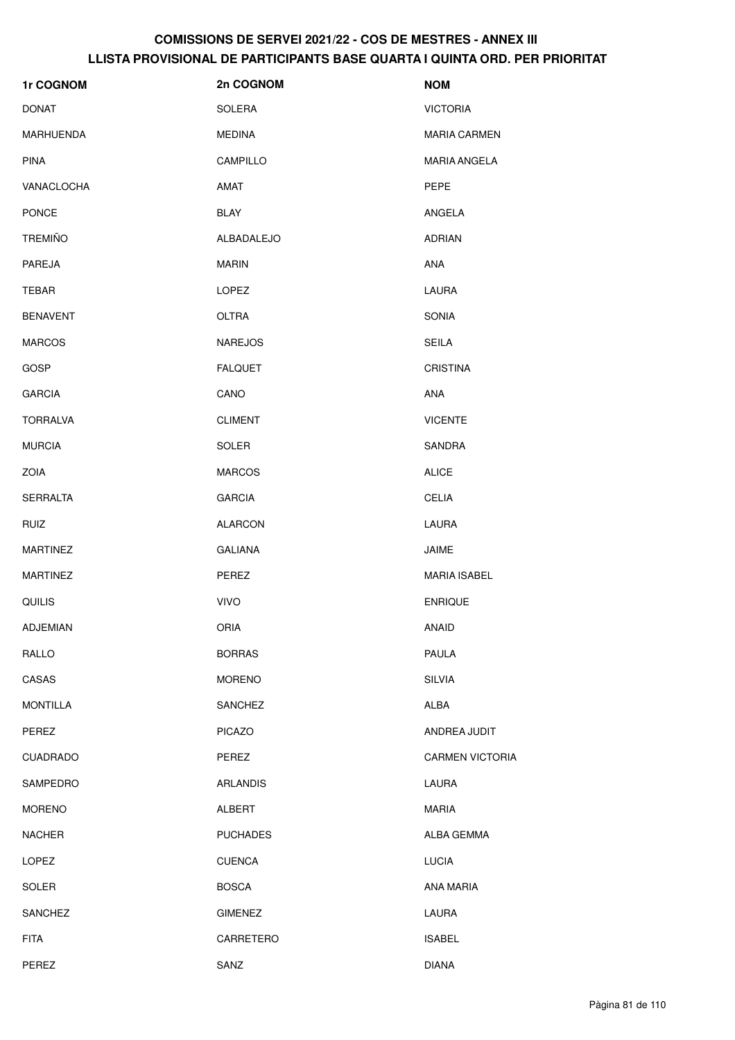## COMISSIONS DE SERVEI 2021/22 - COS DE MESTRES - ANNEX III
## LLISTA PROVISIONAL DE PARTICIPANTS BASE QUARTA I QUINTA ORD. PER PRIORITAT

| 1r COGNOM | 2n COGNOM | NOM |
|---|---|---|
| DONAT | SOLERA | VICTORIA |
| MARHUENDA | MEDINA | MARIA CARMEN |
| PINA | CAMPILLO | MARIA ANGELA |
| VANACLOCHA | AMAT | PEPE |
| PONCE | BLAY | ANGELA |
| TREMIÑO | ALBADALEJO | ADRIAN |
| PAREJA | MARIN | ANA |
| TEBAR | LOPEZ | LAURA |
| BENAVENT | OLTRA | SONIA |
| MARCOS | NAREJOS | SEILA |
| GOSP | FALQUET | CRISTINA |
| GARCIA | CANO | ANA |
| TORRALVA | CLIMENT | VICENTE |
| MURCIA | SOLER | SANDRA |
| ZOIA | MARCOS | ALICE |
| SERRALTA | GARCIA | CELIA |
| RUIZ | ALARCON | LAURA |
| MARTINEZ | GALIANA | JAIME |
| MARTINEZ | PEREZ | MARIA ISABEL |
| QUILIS | VIVO | ENRIQUE |
| ADJEMIAN | ORIA | ANAID |
| RALLO | BORRAS | PAULA |
| CASAS | MORENO | SILVIA |
| MONTILLA | SANCHEZ | ALBA |
| PEREZ | PICAZO | ANDREA JUDIT |
| CUADRADO | PEREZ | CARMEN VICTORIA |
| SAMPEDRO | ARLANDIS | LAURA |
| MORENO | ALBERT | MARIA |
| NACHER | PUCHADES | ALBA GEMMA |
| LOPEZ | CUENCA | LUCIA |
| SOLER | BOSCA | ANA MARIA |
| SANCHEZ | GIMENEZ | LAURA |
| FITA | CARRETERO | ISABEL |
| PEREZ | SANZ | DIANA |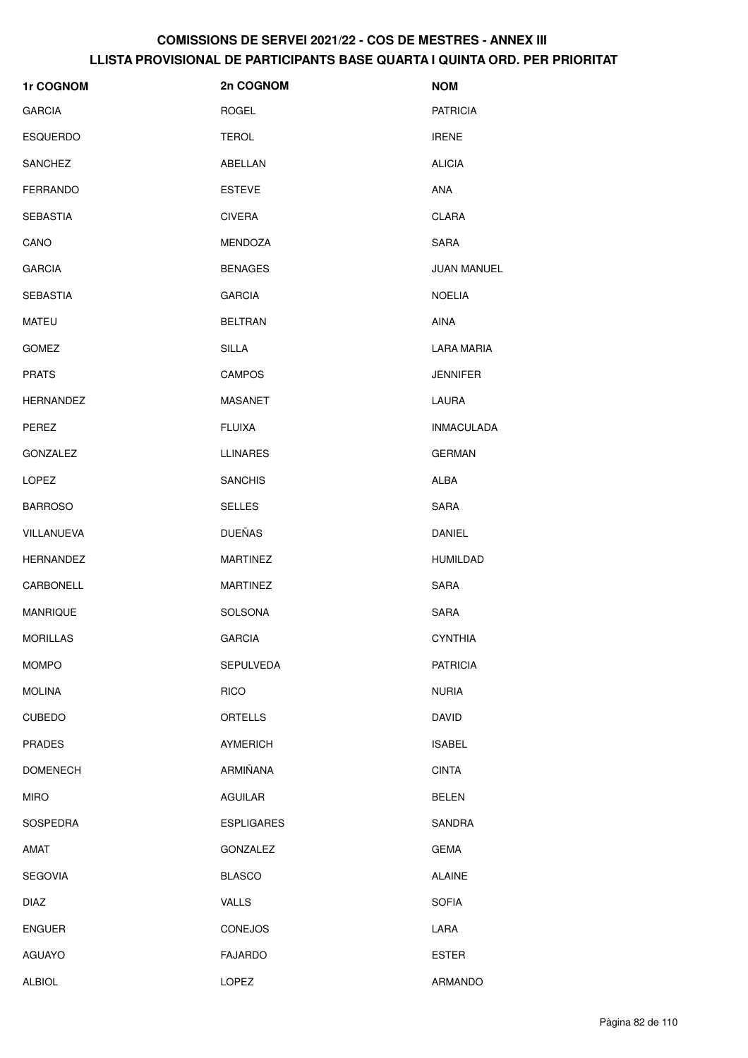# COMISSIONS DE SERVEI 2021/22 - COS DE MESTRES - ANNEX III
# LLISTA PROVISIONAL DE PARTICIPANTS BASE QUARTA I QUINTA ORD. PER PRIORITAT

| 1r COGNOM | 2n COGNOM | NOM |
|---|---|---|
| GARCIA | ROGEL | PATRICIA |
| ESQUERDO | TEROL | IRENE |
| SANCHEZ | ABELLAN | ALICIA |
| FERRANDO | ESTEVE | ANA |
| SEBASTIA | CIVERA | CLARA |
| CANO | MENDOZA | SARA |
| GARCIA | BENAGES | JUAN MANUEL |
| SEBASTIA | GARCIA | NOELIA |
| MATEU | BELTRAN | AINA |
| GOMEZ | SILLA | LARA MARIA |
| PRATS | CAMPOS | JENNIFER |
| HERNANDEZ | MASANET | LAURA |
| PEREZ | FLUIXA | INMACULADA |
| GONZALEZ | LLINARES | GERMAN |
| LOPEZ | SANCHIS | ALBA |
| BARROSO | SELLES | SARA |
| VILLANUEVA | DUEÑAS | DANIEL |
| HERNANDEZ | MARTINEZ | HUMILDAD |
| CARBONELL | MARTINEZ | SARA |
| MANRIQUE | SOLSONA | SARA |
| MORILLAS | GARCIA | CYNTHIA |
| MOMPO | SEPULVEDA | PATRICIA |
| MOLINA | RICO | NURIA |
| CUBEDO | ORTELLS | DAVID |
| PRADES | AYMERICH | ISABEL |
| DOMENECH | ARMIÑANA | CINTA |
| MIRO | AGUILAR | BELEN |
| SOSPEDRA | ESPLIGARES | SANDRA |
| AMAT | GONZALEZ | GEMA |
| SEGOVIA | BLASCO | ALAINE |
| DIAZ | VALLS | SOFIA |
| ENGUER | CONEJOS | LARA |
| AGUAYO | FAJARDO | ESTER |
| ALBIOL | LOPEZ | ARMANDO |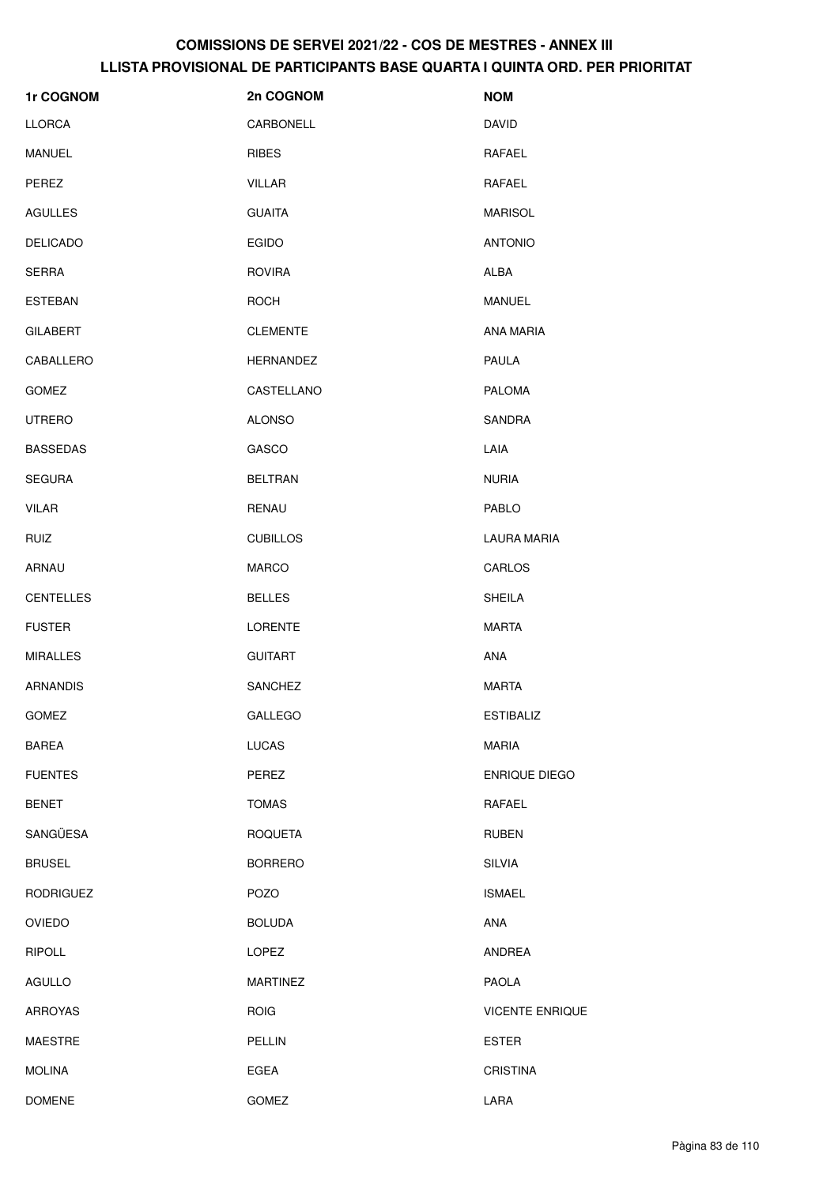## COMISSIONS DE SERVEI 2021/22 - COS DE MESTRES - ANNEX III
## LLISTA PROVISIONAL DE PARTICIPANTS BASE QUARTA I QUINTA ORD. PER PRIORITAT

| 1r COGNOM | 2n COGNOM | NOM |
|---|---|---|
| LLORCA | CARBONELL | DAVID |
| MANUEL | RIBES | RAFAEL |
| PEREZ | VILLAR | RAFAEL |
| AGULLES | GUAITA | MARISOL |
| DELICADO | EGIDO | ANTONIO |
| SERRA | ROVIRA | ALBA |
| ESTEBAN | ROCH | MANUEL |
| GILABERT | CLEMENTE | ANA MARIA |
| CABALLERO | HERNANDEZ | PAULA |
| GOMEZ | CASTELLANO | PALOMA |
| UTRERO | ALONSO | SANDRA |
| BASSEDAS | GASCO | LAIA |
| SEGURA | BELTRAN | NURIA |
| VILAR | RENAU | PABLO |
| RUIZ | CUBILLOS | LAURA MARIA |
| ARNAU | MARCO | CARLOS |
| CENTELLES | BELLES | SHEILA |
| FUSTER | LORENTE | MARTA |
| MIRALLES | GUITART | ANA |
| ARNANDIS | SANCHEZ | MARTA |
| GOMEZ | GALLEGO | ESTIBALIZ |
| BAREA | LUCAS | MARIA |
| FUENTES | PEREZ | ENRIQUE DIEGO |
| BENET | TOMAS | RAFAEL |
| SANGÜESA | ROQUETA | RUBEN |
| BRUSEL | BORRERO | SILVIA |
| RODRIGUEZ | POZO | ISMAEL |
| OVIEDO | BOLUDA | ANA |
| RIPOLL | LOPEZ | ANDREA |
| AGULLO | MARTINEZ | PAOLA |
| ARROYAS | ROIG | VICENTE ENRIQUE |
| MAESTRE | PELLIN | ESTER |
| MOLINA | EGEA | CRISTINA |
| DOMENE | GOMEZ | LARA |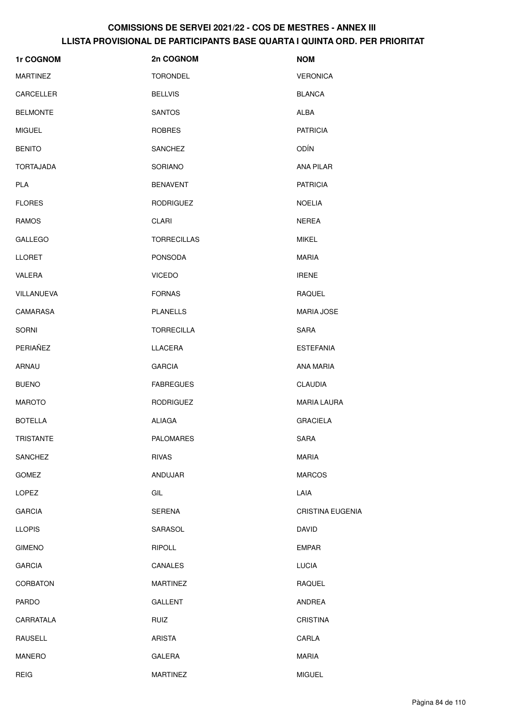# COMISSIONS DE SERVEI 2021/22 - COS DE MESTRES - ANNEX III

## LLISTA PROVISIONAL DE PARTICIPANTS BASE QUARTA I QUINTA ORD. PER PRIORITAT

| 1r COGNOM | 2n COGNOM | NOM |
|---|---|---|
| MARTINEZ | TORONDEL | VERONICA |
| CARCELLER | BELLVIS | BLANCA |
| BELMONTE | SANTOS | ALBA |
| MIGUEL | ROBRES | PATRICIA |
| BENITO | SANCHEZ | ODÍN |
| TORTAJADA | SORIANO | ANA PILAR |
| PLA | BENAVENT | PATRICIA |
| FLORES | RODRIGUEZ | NOELIA |
| RAMOS | CLARI | NEREA |
| GALLEGO | TORRECILLAS | MIKEL |
| LLORET | PONSODA | MARIA |
| VALERA | VICEDO | IRENE |
| VILLANUEVA | FORNAS | RAQUEL |
| CAMARASA | PLANELLS | MARIA JOSE |
| SORNI | TORRECILLA | SARA |
| PERIAÑEZ | LLACERA | ESTEFANIA |
| ARNAU | GARCIA | ANA MARIA |
| BUENO | FABREGUES | CLAUDIA |
| MAROTO | RODRIGUEZ | MARIA LAURA |
| BOTELLA | ALIAGA | GRACIELA |
| TRISTANTE | PALOMARES | SARA |
| SANCHEZ | RIVAS | MARIA |
| GOMEZ | ANDUJAR | MARCOS |
| LOPEZ | GIL | LAIA |
| GARCIA | SERENA | CRISTINA EUGENIA |
| LLOPIS | SARASOL | DAVID |
| GIMENO | RIPOLL | EMPAR |
| GARCIA | CANALES | LUCIA |
| CORBATON | MARTINEZ | RAQUEL |
| PARDO | GALLENT | ANDREA |
| CARRATALA | RUIZ | CRISTINA |
| RAUSELL | ARISTA | CARLA |
| MANERO | GALERA | MARIA |
| REIG | MARTINEZ | MIGUEL |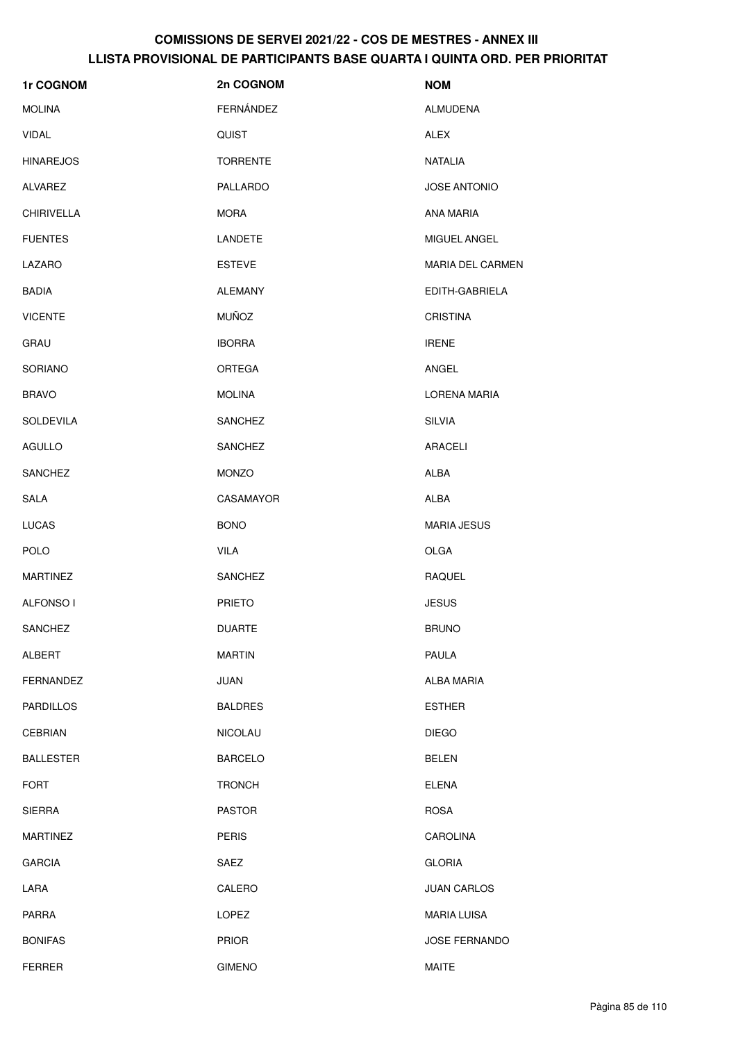# COMISSIONS DE SERVEI 2021/22 - COS DE MESTRES - ANNEX III
## LLISTA PROVISIONAL DE PARTICIPANTS BASE QUARTA I QUINTA ORD. PER PRIORITAT

| 1r COGNOM | 2n COGNOM | NOM |
|---|---|---|
| MOLINA | FERNÁNDEZ | ALMUDENA |
| VIDAL | QUIST | ALEX |
| HINAREJOS | TORRENTE | NATALIA |
| ALVAREZ | PALLARDO | JOSE ANTONIO |
| CHIRIVELLA | MORA | ANA MARIA |
| FUENTES | LANDETE | MIGUEL ANGEL |
| LAZARO | ESTEVE | MARIA DEL CARMEN |
| BADIA | ALEMANY | EDITH-GABRIELA |
| VICENTE | MUÑOZ | CRISTINA |
| GRAU | IBORRA | IRENE |
| SORIANO | ORTEGA | ANGEL |
| BRAVO | MOLINA | LORENA MARIA |
| SOLDEVILA | SANCHEZ | SILVIA |
| AGULLO | SANCHEZ | ARACELI |
| SANCHEZ | MONZO | ALBA |
| SALA | CASAMAYOR | ALBA |
| LUCAS | BONO | MARIA JESUS |
| POLO | VILA | OLGA |
| MARTINEZ | SANCHEZ | RAQUEL |
| ALFONSO I | PRIETO | JESUS |
| SANCHEZ | DUARTE | BRUNO |
| ALBERT | MARTIN | PAULA |
| FERNANDEZ | JUAN | ALBA MARIA |
| PARDILLOS | BALDRES | ESTHER |
| CEBRIAN | NICOLAU | DIEGO |
| BALLESTER | BARCELO | BELEN |
| FORT | TRONCH | ELENA |
| SIERRA | PASTOR | ROSA |
| MARTINEZ | PERIS | CAROLINA |
| GARCIA | SAEZ | GLORIA |
| LARA | CALERO | JUAN CARLOS |
| PARRA | LOPEZ | MARIA LUISA |
| BONIFAS | PRIOR | JOSE FERNANDO |
| FERRER | GIMENO | MAITE |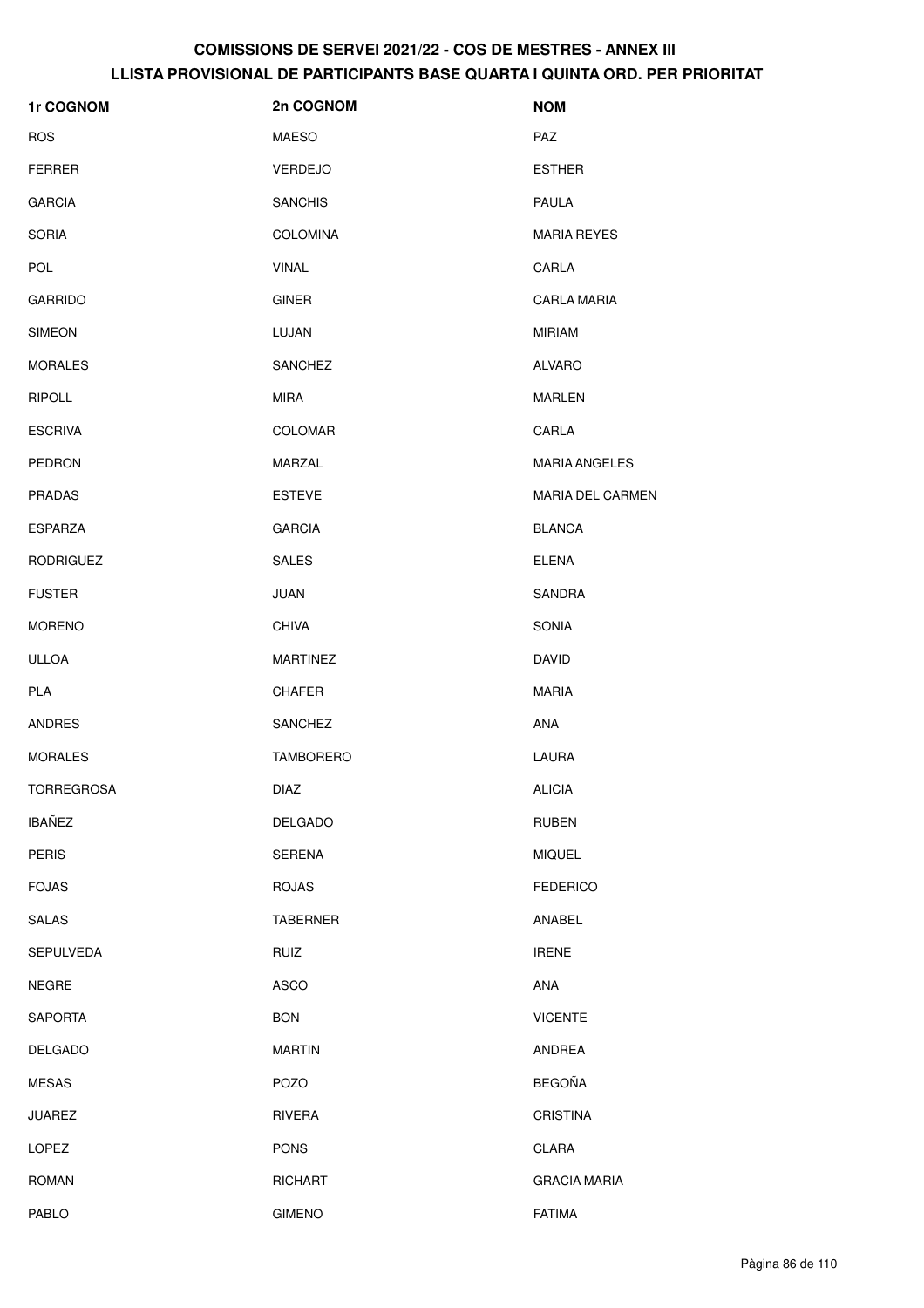**COMISSIONS DE SERVEI 2021/22 - COS DE MESTRES - ANNEX III**
**LLISTA PROVISIONAL DE PARTICIPANTS BASE QUARTA I QUINTA ORD. PER PRIORITAT**

| 1r COGNOM | 2n COGNOM | NOM |
|---|---|---|
| ROS | MAESO | PAZ |
| FERRER | VERDEJO | ESTHER |
| GARCIA | SANCHIS | PAULA |
| SORIA | COLOMINA | MARIA REYES |
| POL | VINAL | CARLA |
| GARRIDO | GINER | CARLA MARIA |
| SIMEON | LUJAN | MIRIAM |
| MORALES | SANCHEZ | ALVARO |
| RIPOLL | MIRA | MARLEN |
| ESCRIVA | COLOMAR | CARLA |
| PEDRON | MARZAL | MARIA ANGELES |
| PRADAS | ESTEVE | MARIA DEL CARMEN |
| ESPARZA | GARCIA | BLANCA |
| RODRIGUEZ | SALES | ELENA |
| FUSTER | JUAN | SANDRA |
| MORENO | CHIVA | SONIA |
| ULLOA | MARTINEZ | DAVID |
| PLA | CHAFER | MARIA |
| ANDRES | SANCHEZ | ANA |
| MORALES | TAMBORERO | LAURA |
| TORREGROSA | DIAZ | ALICIA |
| IBAÑEZ | DELGADO | RUBEN |
| PERIS | SERENA | MIQUEL |
| FOJAS | ROJAS | FEDERICO |
| SALAS | TABERNER | ANABEL |
| SEPULVEDA | RUIZ | IRENE |
| NEGRE | ASCO | ANA |
| SAPORTA | BON | VICENTE |
| DELGADO | MARTIN | ANDREA |
| MESAS | POZO | BEGOÑA |
| JUAREZ | RIVERA | CRISTINA |
| LOPEZ | PONS | CLARA |
| ROMAN | RICHART | GRACIA MARIA |
| PABLO | GIMENO | FATIMA |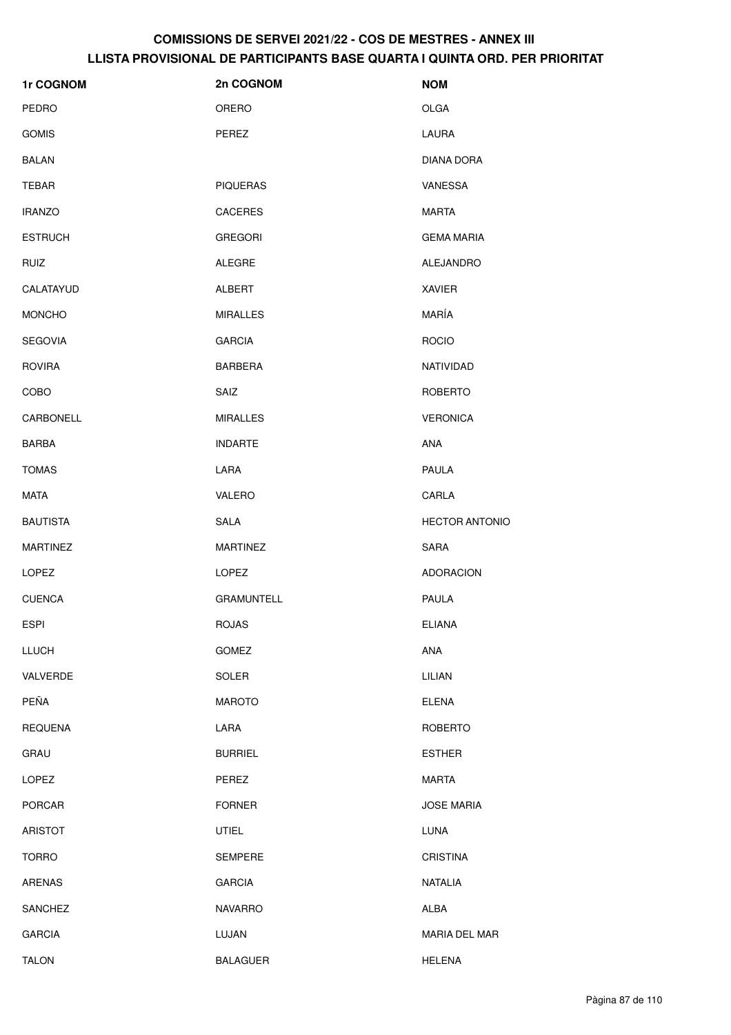**COMISSIONS DE SERVEI 2021/22 - COS DE MESTRES - ANNEX III**
**LLISTA PROVISIONAL DE PARTICIPANTS BASE QUARTA I QUINTA ORD. PER PRIORITAT**

| 1r COGNOM | 2n COGNOM | NOM |
|---|---|---|
| PEDRO | ORERO | OLGA |
| GOMIS | PEREZ | LAURA |
| BALAN | | DIANA DORA |
| TEBAR | PIQUERAS | VANESSA |
| IRANZO | CACERES | MARTA |
| ESTRUCH | GREGORI | GEMA MARIA |
| RUIZ | ALEGRE | ALEJANDRO |
| CALATAYUD | ALBERT | XAVIER |
| MONCHO | MIRALLES | MARÍA |
| SEGOVIA | GARCIA | ROCIO |
| ROVIRA | BARBERA | NATIVIDAD |
| COBO | SAIZ | ROBERTO |
| CARBONELL | MIRALLES | VERONICA |
| BARBA | INDARTE | ANA |
| TOMAS | LARA | PAULA |
| MATA | VALERO | CARLA |
| BAUTISTA | SALA | HECTOR ANTONIO |
| MARTINEZ | MARTINEZ | SARA |
| LOPEZ | LOPEZ | ADORACION |
| CUENCA | GRAMUNTELL | PAULA |
| ESPI | ROJAS | ELIANA |
| LLUCH | GOMEZ | ANA |
| VALVERDE | SOLER | LILIAN |
| PEÑA | MAROTO | ELENA |
| REQUENA | LARA | ROBERTO |
| GRAU | BURRIEL | ESTHER |
| LOPEZ | PEREZ | MARTA |
| PORCAR | FORNER | JOSE MARIA |
| ARISTOT | UTIEL | LUNA |
| TORRO | SEMPERE | CRISTINA |
| ARENAS | GARCIA | NATALIA |
| SANCHEZ | NAVARRO | ALBA |
| GARCIA | LUJAN | MARIA DEL MAR |
| TALON | BALAGUER | HELENA |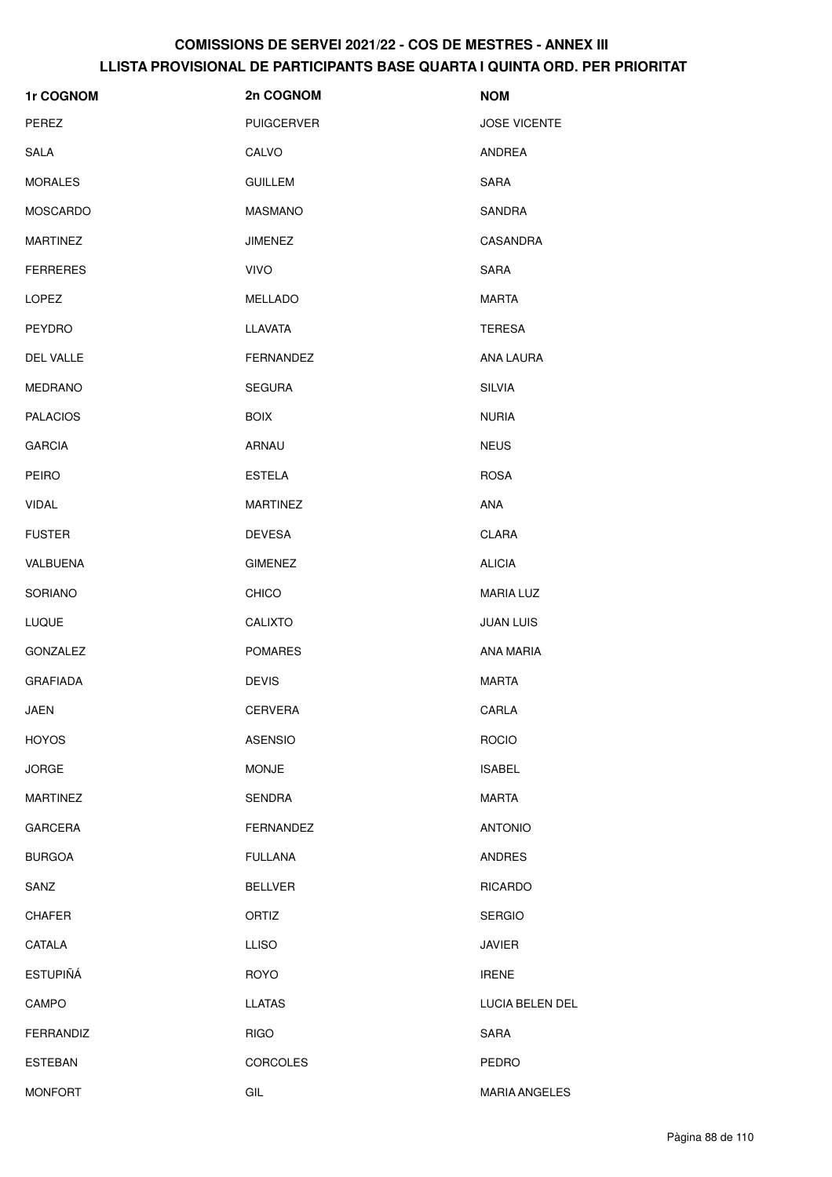# COMISSIONS DE SERVEI 2021/22 - COS DE MESTRES - ANNEX III
## LLISTA PROVISIONAL DE PARTICIPANTS BASE QUARTA I QUINTA ORD. PER PRIORITAT

| 1r COGNOM | 2n COGNOM | NOM |
|---|---|---|
| PEREZ | PUIGCERVER | JOSE VICENTE |
| SALA | CALVO | ANDREA |
| MORALES | GUILLEM | SARA |
| MOSCARDO | MASMANO | SANDRA |
| MARTINEZ | JIMENEZ | CASANDRA |
| FERRERES | VIVO | SARA |
| LOPEZ | MELLADO | MARTA |
| PEYDRO | LLAVATA | TERESA |
| DEL VALLE | FERNANDEZ | ANA LAURA |
| MEDRANO | SEGURA | SILVIA |
| PALACIOS | BOIX | NURIA |
| GARCIA | ARNAU | NEUS |
| PEIRO | ESTELA | ROSA |
| VIDAL | MARTINEZ | ANA |
| FUSTER | DEVESA | CLARA |
| VALBUENA | GIMENEZ | ALICIA |
| SORIANO | CHICO | MARIA LUZ |
| LUQUE | CALIXTO | JUAN LUIS |
| GONZALEZ | POMARES | ANA MARIA |
| GRAFIADA | DEVIS | MARTA |
| JAEN | CERVERA | CARLA |
| HOYOS | ASENSIO | ROCIO |
| JORGE | MONJE | ISABEL |
| MARTINEZ | SENDRA | MARTA |
| GARCERA | FERNANDEZ | ANTONIO |
| BURGOA | FULLANA | ANDRES |
| SANZ | BELLVER | RICARDO |
| CHAFER | ORTIZ | SERGIO |
| CATALA | LLISO | JAVIER |
| ESTUPIÑÁ | ROYO | IRENE |
| CAMPO | LLATAS | LUCIA BELEN DEL |
| FERRANDIZ | RIGO | SARA |
| ESTEBAN | CORCOLES | PEDRO |
| MONFORT | GIL | MARIA ANGELES |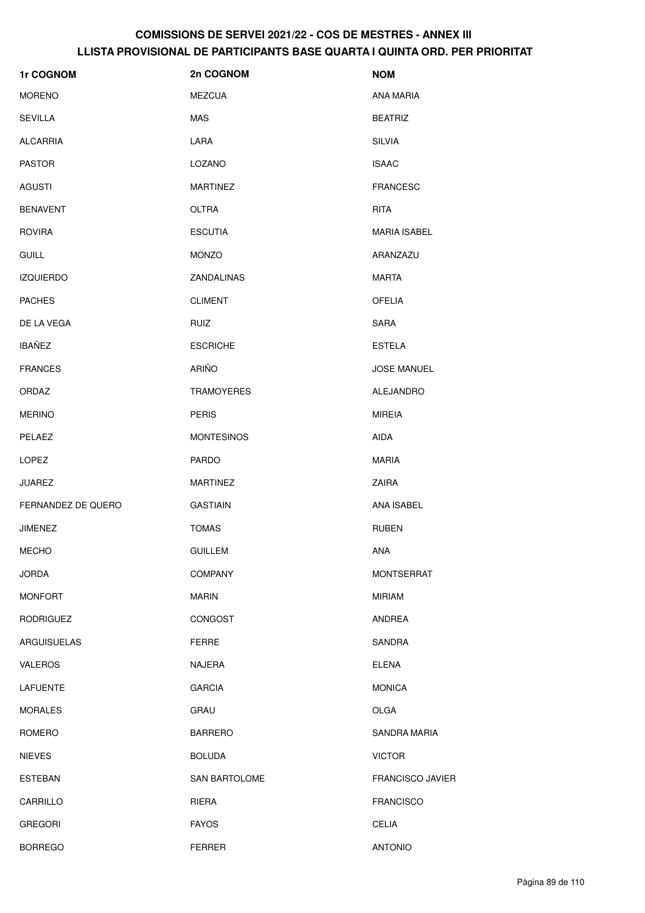**COMISSIONS DE SERVEI 2021/22 - COS DE MESTRES - ANNEX III**
**LLISTA PROVISIONAL DE PARTICIPANTS BASE QUARTA I QUINTA ORD. PER PRIORITAT**

| 1r COGNOM | 2n COGNOM | NOM |
|---|---|---|
| MORENO | MEZCUA | ANA MARIA |
| SEVILLA | MAS | BEATRIZ |
| ALCARRIA | LARA | SILVIA |
| PASTOR | LOZANO | ISAAC |
| AGUSTI | MARTINEZ | FRANCESC |
| BENAVENT | OLTRA | RITA |
| ROVIRA | ESCUTIA | MARIA ISABEL |
| GUILL | MONZO | ARANZAZU |
| IZQUIERDO | ZANDALINAS | MARTA |
| PACHES | CLIMENT | OFELIA |
| DE LA VEGA | RUIZ | SARA |
| IBAÑEZ | ESCRICHE | ESTELA |
| FRANCES | ARIÑO | JOSE MANUEL |
| ORDAZ | TRAMOYERES | ALEJANDRO |
| MERINO | PERIS | MIREIA |
| PELAEZ | MONTESINOS | AIDA |
| LOPEZ | PARDO | MARIA |
| JUAREZ | MARTINEZ | ZAIRA |
| FERNANDEZ DE QUERO | GASTIAIN | ANA ISABEL |
| JIMENEZ | TOMAS | RUBEN |
| MECHO | GUILLEM | ANA |
| JORDA | COMPANY | MONTSERRAT |
| MONFORT | MARIN | MIRIAM |
| RODRIGUEZ | CONGOST | ANDREA |
| ARGUISUELAS | FERRE | SANDRA |
| VALEROS | NAJERA | ELENA |
| LAFUENTE | GARCIA | MONICA |
| MORALES | GRAU | OLGA |
| ROMERO | BARRERO | SANDRA MARIA |
| NIEVES | BOLUDA | VICTOR |
| ESTEBAN | SAN BARTOLOME | FRANCISCO JAVIER |
| CARRILLO | RIERA | FRANCISCO |
| GREGORI | FAYOS | CELIA |
| BORREGO | FERRER | ANTONIO |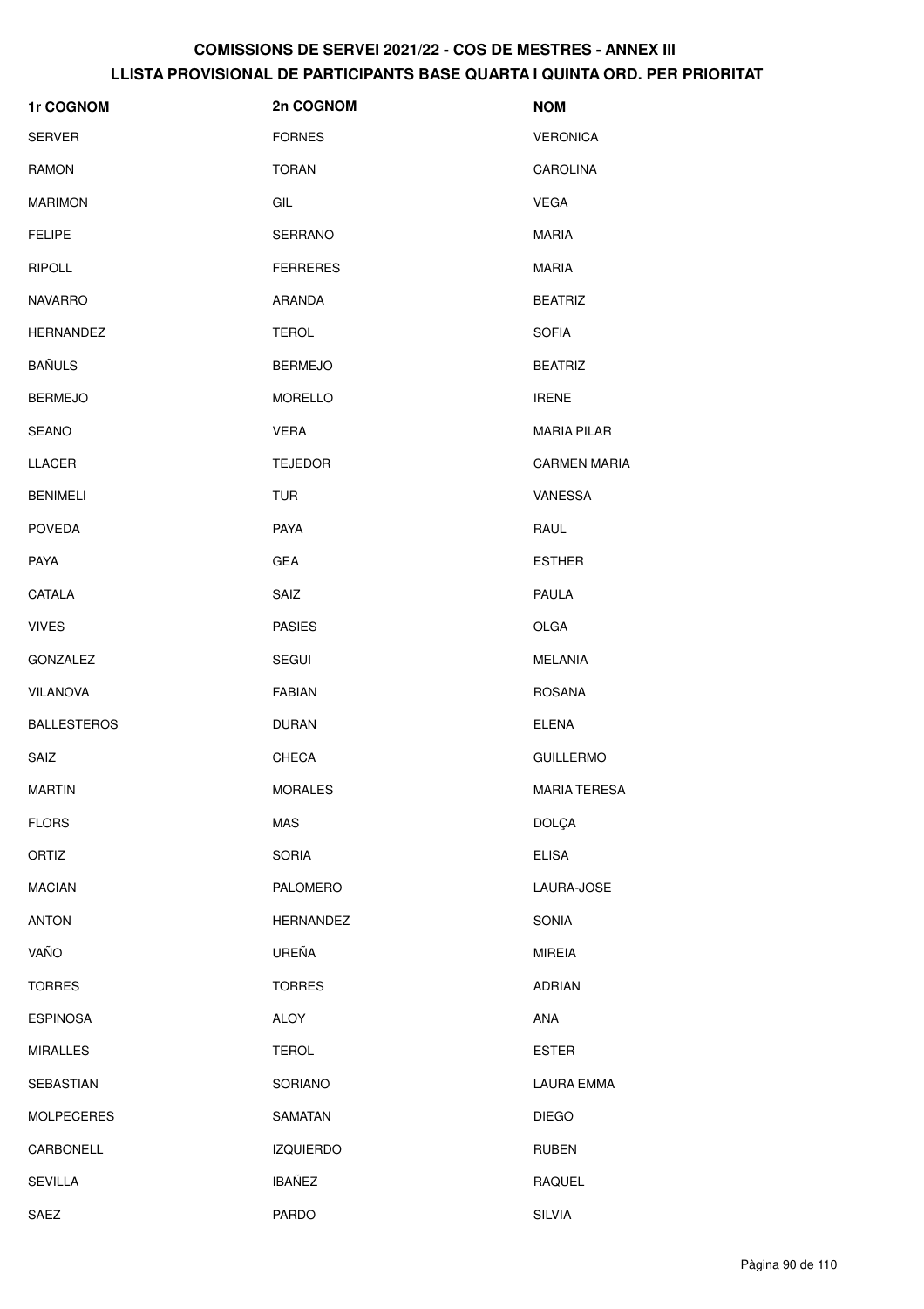**COMISSIONS DE SERVEI 2021/22 - COS DE MESTRES - ANNEX III**
**LLISTA PROVISIONAL DE PARTICIPANTS BASE QUARTA I QUINTA ORD. PER PRIORITAT**

| 1r COGNOM | 2n COGNOM | NOM |
|---|---|---|
| SERVER | FORNES | VERONICA |
| RAMON | TORAN | CAROLINA |
| MARIMON | GIL | VEGA |
| FELIPE | SERRANO | MARIA |
| RIPOLL | FERRERES | MARIA |
| NAVARRO | ARANDA | BEATRIZ |
| HERNANDEZ | TEROL | SOFIA |
| BAÑULS | BERMEJO | BEATRIZ |
| BERMEJO | MORELLO | IRENE |
| SEANO | VERA | MARIA PILAR |
| LLACER | TEJEDOR | CARMEN MARIA |
| BENIMELI | TUR | VANESSA |
| POVEDA | PAYA | RAUL |
| PAYA | GEA | ESTHER |
| CATALA | SAIZ | PAULA |
| VIVES | PASIES | OLGA |
| GONZALEZ | SEGUI | MELANIA |
| VILANOVA | FABIAN | ROSANA |
| BALLESTEROS | DURAN | ELENA |
| SAIZ | CHECA | GUILLERMO |
| MARTIN | MORALES | MARIA TERESA |
| FLORS | MAS | DOLÇA |
| ORTIZ | SORIA | ELISA |
| MACIAN | PALOMERO | LAURA-JOSE |
| ANTON | HERNANDEZ | SONIA |
| VAÑO | UREÑA | MIREIA |
| TORRES | TORRES | ADRIAN |
| ESPINOSA | ALOY | ANA |
| MIRALLES | TEROL | ESTER |
| SEBASTIAN | SORIANO | LAURA EMMA |
| MOLPECERES | SAMATAN | DIEGO |
| CARBONELL | IZQUIERDO | RUBEN |
| SEVILLA | IBAÑEZ | RAQUEL |
| SAEZ | PARDO | SILVIA |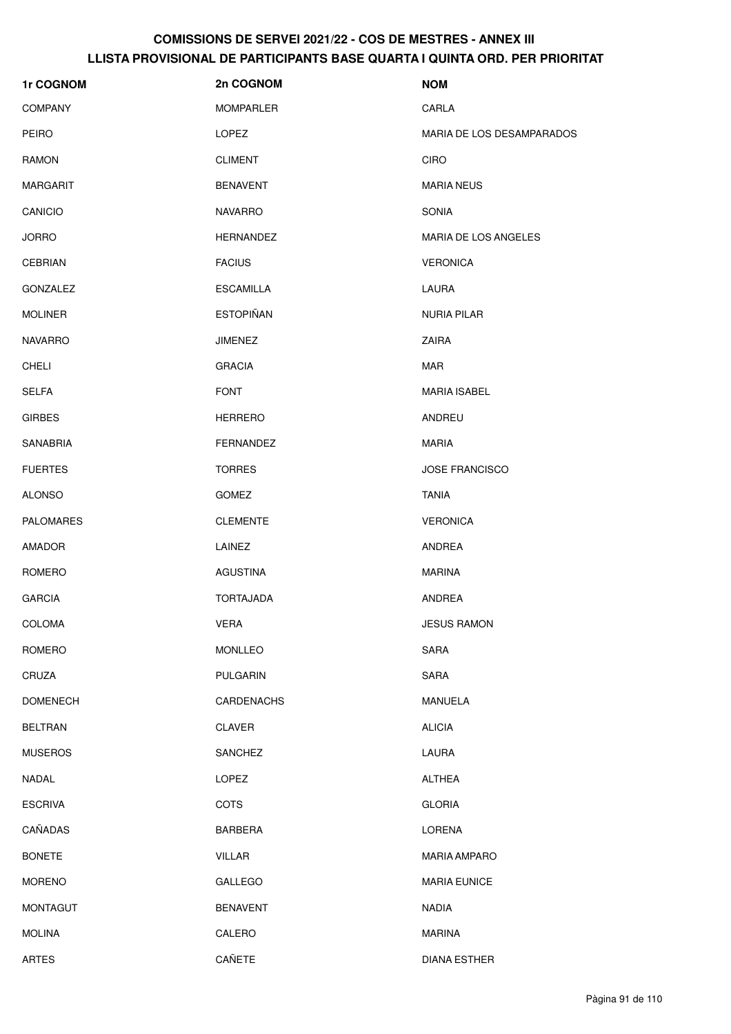# COMISSIONS DE SERVEI 2021/22 - COS DE MESTRES - ANNEX III
## LLISTA PROVISIONAL DE PARTICIPANTS BASE QUARTA I QUINTA ORD. PER PRIORITAT

| 1r COGNOM | 2n COGNOM | NOM |
|---|---|---|
| COMPANY | MOMPARLER | CARLA |
| PEIRO | LOPEZ | MARIA DE LOS DESAMPARADOS |
| RAMON | CLIMENT | CIRO |
| MARGARIT | BENAVENT | MARIA NEUS |
| CANICIO | NAVARRO | SONIA |
| JORRO | HERNANDEZ | MARIA DE LOS ANGELES |
| CEBRIAN | FACIUS | VERONICA |
| GONZALEZ | ESCAMILLA | LAURA |
| MOLINER | ESTOPIÑAN | NURIA PILAR |
| NAVARRO | JIMENEZ | ZAIRA |
| CHELI | GRACIA | MAR |
| SELFA | FONT | MARIA ISABEL |
| GIRBES | HERRERO | ANDREU |
| SANABRIA | FERNANDEZ | MARIA |
| FUERTES | TORRES | JOSE FRANCISCO |
| ALONSO | GOMEZ | TANIA |
| PALOMARES | CLEMENTE | VERONICA |
| AMADOR | LAINEZ | ANDREA |
| ROMERO | AGUSTINA | MARINA |
| GARCIA | TORTAJADA | ANDREA |
| COLOMA | VERA | JESUS RAMON |
| ROMERO | MONLLEO | SARA |
| CRUZA | PULGARIN | SARA |
| DOMENECH | CARDENACHS | MANUELA |
| BELTRAN | CLAVER | ALICIA |
| MUSEROS | SANCHEZ | LAURA |
| NADAL | LOPEZ | ALTHEA |
| ESCRIVA | COTS | GLORIA |
| CAÑADAS | BARBERA | LORENA |
| BONETE | VILLAR | MARIA AMPARO |
| MORENO | GALLEGO | MARIA EUNICE |
| MONTAGUT | BENAVENT | NADIA |
| MOLINA | CALERO | MARINA |
| ARTES | CAÑETE | DIANA ESTHER |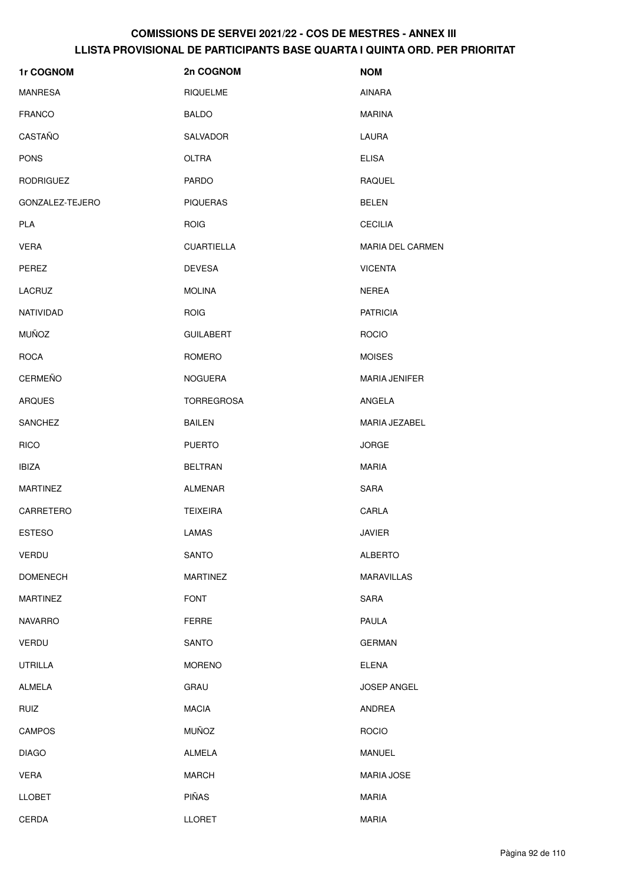# COMISSIONS DE SERVEI 2021/22 - COS DE MESTRES - ANNEX III
## LLISTA PROVISIONAL DE PARTICIPANTS BASE QUARTA I QUINTA ORD. PER PRIORITAT

| 1r COGNOM | 2n COGNOM | NOM |
|---|---|---|
| MANRESA | RIQUELME | AINARA |
| FRANCO | BALDO | MARINA |
| CASTAÑO | SALVADOR | LAURA |
| PONS | OLTRA | ELISA |
| RODRIGUEZ | PARDO | RAQUEL |
| GONZALEZ-TEJERO | PIQUERAS | BELEN |
| PLA | ROIG | CECILIA |
| VERA | CUARTIELLA | MARIA DEL CARMEN |
| PEREZ | DEVESA | VICENTA |
| LACRUZ | MOLINA | NEREA |
| NATIVIDAD | ROIG | PATRICIA |
| MUÑOZ | GUILABERT | ROCIO |
| ROCA | ROMERO | MOISES |
| CERMEÑO | NOGUERA | MARIA JENIFER |
| ARQUES | TORREGROSA | ANGELA |
| SANCHEZ | BAILEN | MARIA JEZABEL |
| RICO | PUERTO | JORGE |
| IBIZA | BELTRAN | MARIA |
| MARTINEZ | ALMENAR | SARA |
| CARRETERO | TEIXEIRA | CARLA |
| ESTESO | LAMAS | JAVIER |
| VERDU | SANTO | ALBERTO |
| DOMENECH | MARTINEZ | MARAVILLAS |
| MARTINEZ | FONT | SARA |
| NAVARRO | FERRE | PAULA |
| VERDU | SANTO | GERMAN |
| UTRILLA | MORENO | ELENA |
| ALMELA | GRAU | JOSEP ANGEL |
| RUIZ | MACIA | ANDREA |
| CAMPOS | MUÑOZ | ROCIO |
| DIAGO | ALMELA | MANUEL |
| VERA | MARCH | MARIA JOSE |
| LLOBET | PIÑAS | MARIA |
| CERDA | LLORET | MARIA |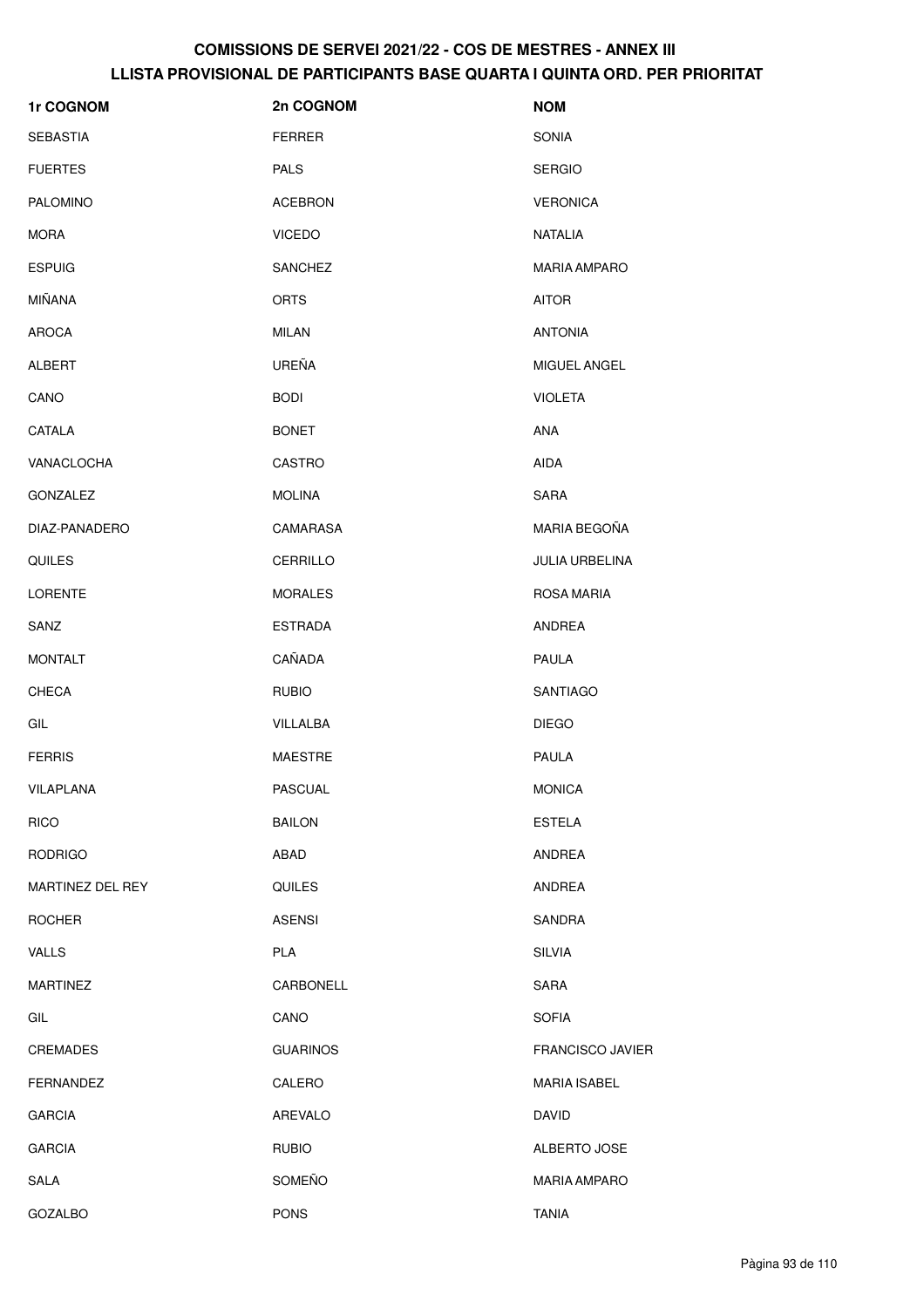# COMISSIONS DE SERVEI 2021/22 - COS DE MESTRES - ANNEX III
## LLISTA PROVISIONAL DE PARTICIPANTS BASE QUARTA I QUINTA ORD. PER PRIORITAT

| 1r COGNOM | 2n COGNOM | NOM |
|---|---|---|
| SEBASTIA | FERRER | SONIA |
| FUERTES | PALS | SERGIO |
| PALOMINO | ACEBRON | VERONICA |
| MORA | VICEDO | NATALIA |
| ESPUIG | SANCHEZ | MARIA AMPARO |
| MIÑANA | ORTS | AITOR |
| AROCA | MILAN | ANTONIA |
| ALBERT | UREÑA | MIGUEL ANGEL |
| CANO | BODI | VIOLETA |
| CATALA | BONET | ANA |
| VANACLOCHA | CASTRO | AIDA |
| GONZALEZ | MOLINA | SARA |
| DIAZ-PANADERO | CAMARASA | MARIA BEGOÑA |
| QUILES | CERRILLO | JULIA URBELINA |
| LORENTE | MORALES | ROSA MARIA |
| SANZ | ESTRADA | ANDREA |
| MONTALT | CAÑADA | PAULA |
| CHECA | RUBIO | SANTIAGO |
| GIL | VILLALBA | DIEGO |
| FERRIS | MAESTRE | PAULA |
| VILAPLANA | PASCUAL | MONICA |
| RICO | BAILON | ESTELA |
| RODRIGO | ABAD | ANDREA |
| MARTINEZ DEL REY | QUILES | ANDREA |
| ROCHER | ASENSI | SANDRA |
| VALLS | PLA | SILVIA |
| MARTINEZ | CARBONELL | SARA |
| GIL | CANO | SOFIA |
| CREMADES | GUARINOS | FRANCISCO JAVIER |
| FERNANDEZ | CALERO | MARIA ISABEL |
| GARCIA | AREVALO | DAVID |
| GARCIA | RUBIO | ALBERTO JOSE |
| SALA | SOMEÑO | MARIA AMPARO |
| GOZALBO | PONS | TANIA |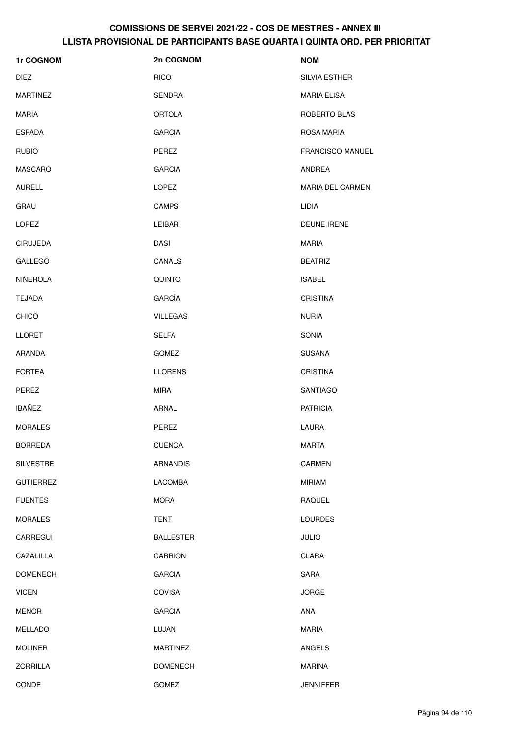**COMISSIONS DE SERVEI 2021/22 - COS DE MESTRES - ANNEX III**
**LLISTA PROVISIONAL DE PARTICIPANTS BASE QUARTA I QUINTA ORD. PER PRIORITAT**

| 1r COGNOM | 2n COGNOM | NOM |
|---|---|---|
| DIEZ | RICO | SILVIA ESTHER |
| MARTINEZ | SENDRA | MARIA ELISA |
| MARIA | ORTOLA | ROBERTO BLAS |
| ESPADA | GARCIA | ROSA MARIA |
| RUBIO | PEREZ | FRANCISCO MANUEL |
| MASCARO | GARCIA | ANDREA |
| AURELL | LOPEZ | MARIA DEL CARMEN |
| GRAU | CAMPS | LIDIA |
| LOPEZ | LEIBAR | DEUNE IRENE |
| CIRUJEDA | DASI | MARIA |
| GALLEGO | CANALS | BEATRIZ |
| NIÑEROLA | QUINTO | ISABEL |
| TEJADA | GARCÍA | CRISTINA |
| CHICO | VILLEGAS | NURIA |
| LLORET | SELFA | SONIA |
| ARANDA | GOMEZ | SUSANA |
| FORTEA | LLORENS | CRISTINA |
| PEREZ | MIRA | SANTIAGO |
| IBAÑEZ | ARNAL | PATRICIA |
| MORALES | PEREZ | LAURA |
| BORREDA | CUENCA | MARTA |
| SILVESTRE | ARNANDIS | CARMEN |
| GUTIERREZ | LACOMBA | MIRIAM |
| FUENTES | MORA | RAQUEL |
| MORALES | TENT | LOURDES |
| CARREGUI | BALLESTER | JULIO |
| CAZALILLA | CARRION | CLARA |
| DOMENECH | GARCIA | SARA |
| VICEN | COVISA | JORGE |
| MENOR | GARCIA | ANA |
| MELLADO | LUJAN | MARIA |
| MOLINER | MARTINEZ | ANGELS |
| ZORRILLA | DOMENECH | MARINA |
| CONDE | GOMEZ | JENNIFFER |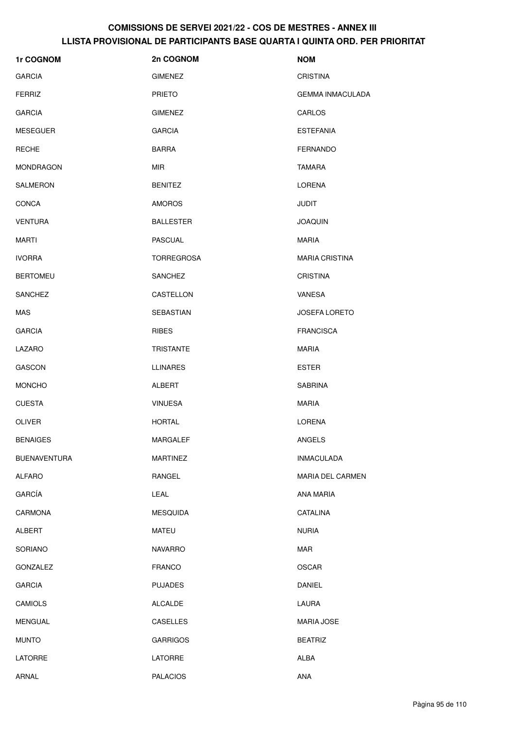## COMISSIONS DE SERVEI 2021/22 - COS DE MESTRES - ANNEX III
## LLISTA PROVISIONAL DE PARTICIPANTS BASE QUARTA I QUINTA ORD. PER PRIORITAT

| 1r COGNOM | 2n COGNOM | NOM |
|---|---|---|
| GARCIA | GIMENEZ | CRISTINA |
| FERRIZ | PRIETO | GEMMA INMACULADA |
| GARCIA | GIMENEZ | CARLOS |
| MESEGUER | GARCIA | ESTEFANIA |
| RECHE | BARRA | FERNANDO |
| MONDRAGON | MIR | TAMARA |
| SALMERON | BENITEZ | LORENA |
| CONCA | AMOROS | JUDIT |
| VENTURA | BALLESTER | JOAQUIN |
| MARTI | PASCUAL | MARIA |
| IVORRA | TORREGROSA | MARIA CRISTINA |
| BERTOMEU | SANCHEZ | CRISTINA |
| SANCHEZ | CASTELLON | VANESA |
| MAS | SEBASTIAN | JOSEFA LORETO |
| GARCIA | RIBES | FRANCISCA |
| LAZARO | TRISTANTE | MARIA |
| GASCON | LLINARES | ESTER |
| MONCHO | ALBERT | SABRINA |
| CUESTA | VINUESA | MARIA |
| OLIVER | HORTAL | LORENA |
| BENAIGES | MARGALEF | ANGELS |
| BUENAVENTURA | MARTINEZ | INMACULADA |
| ALFARO | RANGEL | MARIA DEL CARMEN |
| GARCÍA | LEAL | ANA MARIA |
| CARMONA | MESQUIDA | CATALINA |
| ALBERT | MATEU | NURIA |
| SORIANO | NAVARRO | MAR |
| GONZALEZ | FRANCO | OSCAR |
| GARCIA | PUJADES | DANIEL |
| CAMIOLS | ALCALDE | LAURA |
| MENGUAL | CASELLES | MARIA JOSE |
| MUNTO | GARRIGOS | BEATRIZ |
| LATORRE | LATORRE | ALBA |
| ARNAL | PALACIOS | ANA |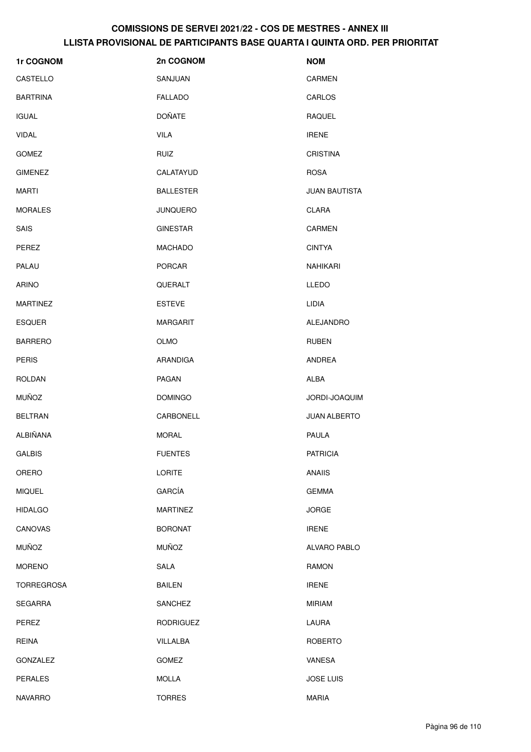**COMISSIONS DE SERVEI 2021/22 - COS DE MESTRES - ANNEX III**
**LLISTA PROVISIONAL DE PARTICIPANTS BASE QUARTA I QUINTA ORD. PER PRIORITAT**

| 1r COGNOM | 2n COGNOM | NOM |
|---|---|---|
| CASTELLO | SANJUAN | CARMEN |
| BARTRINA | FALLADO | CARLOS |
| IGUAL | DOÑATE | RAQUEL |
| VIDAL | VILA | IRENE |
| GOMEZ | RUIZ | CRISTINA |
| GIMENEZ | CALATAYUD | ROSA |
| MARTI | BALLESTER | JUAN BAUTISTA |
| MORALES | JUNQUERO | CLARA |
| SAIS | GINESTAR | CARMEN |
| PEREZ | MACHADO | CINTYA |
| PALAU | PORCAR | NAHIKARI |
| ARINO | QUERALT | LLEDO |
| MARTINEZ | ESTEVE | LIDIA |
| ESQUER | MARGARIT | ALEJANDRO |
| BARRERO | OLMO | RUBEN |
| PERIS | ARANDIGA | ANDREA |
| ROLDAN | PAGAN | ALBA |
| MUÑOZ | DOMINGO | JORDI-JOAQUIM |
| BELTRAN | CARBONELL | JUAN ALBERTO |
| ALBIÑANA | MORAL | PAULA |
| GALBIS | FUENTES | PATRICIA |
| ORERO | LORITE | ANAIIS |
| MIQUEL | GARCÍA | GEMMA |
| HIDALGO | MARTINEZ | JORGE |
| CANOVAS | BORONAT | IRENE |
| MUÑOZ | MUÑOZ | ALVARO PABLO |
| MORENO | SALA | RAMON |
| TORREGROSA | BAILEN | IRENE |
| SEGARRA | SANCHEZ | MIRIAM |
| PEREZ | RODRIGUEZ | LAURA |
| REINA | VILLALBA | ROBERTO |
| GONZALEZ | GOMEZ | VANESA |
| PERALES | MOLLA | JOSE LUIS |
| NAVARRO | TORRES | MARIA |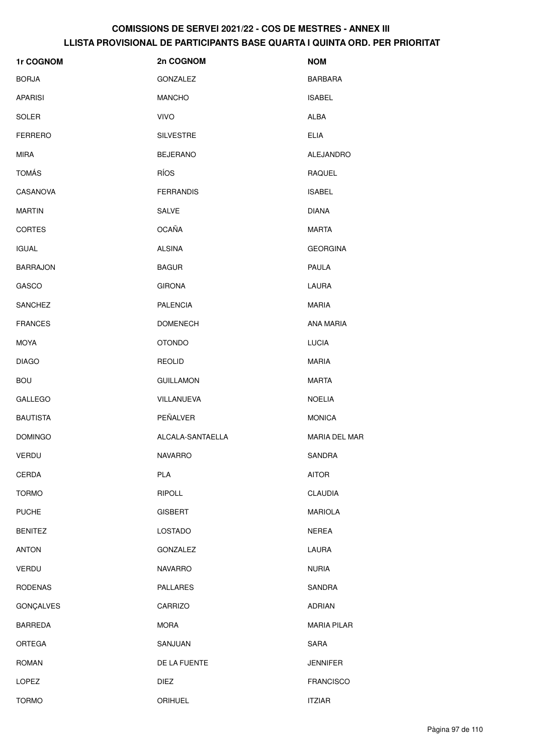## COMISSIONS DE SERVEI 2021/22 - COS DE MESTRES - ANNEX III
## LLISTA PROVISIONAL DE PARTICIPANTS BASE QUARTA I QUINTA ORD. PER PRIORITAT

| 1r COGNOM | 2n COGNOM | NOM |
|---|---|---|
| BORJA | GONZALEZ | BARBARA |
| APARISI | MANCHO | ISABEL |
| SOLER | VIVO | ALBA |
| FERRERO | SILVESTRE | ELIA |
| MIRA | BEJERANO | ALEJANDRO |
| TOMÁS | RÍOS | RAQUEL |
| CASANOVA | FERRANDIS | ISABEL |
| MARTIN | SALVE | DIANA |
| CORTES | OCAÑA | MARTA |
| IGUAL | ALSINA | GEORGINA |
| BARRAJON | BAGUR | PAULA |
| GASCO | GIRONA | LAURA |
| SANCHEZ | PALENCIA | MARIA |
| FRANCES | DOMENECH | ANA MARIA |
| MOYA | OTONDO | LUCIA |
| DIAGO | REOLID | MARIA |
| BOU | GUILLAMON | MARTA |
| GALLEGO | VILLANUEVA | NOELIA |
| BAUTISTA | PEÑALVER | MONICA |
| DOMINGO | ALCALA-SANTAELLA | MARIA DEL MAR |
| VERDU | NAVARRO | SANDRA |
| CERDA | PLA | AITOR |
| TORMO | RIPOLL | CLAUDIA |
| PUCHE | GISBERT | MARIOLA |
| BENITEZ | LOSTADO | NEREA |
| ANTON | GONZALEZ | LAURA |
| VERDU | NAVARRO | NURIA |
| RODENAS | PALLARES | SANDRA |
| GONÇALVES | CARRIZO | ADRIAN |
| BARREDA | MORA | MARIA PILAR |
| ORTEGA | SANJUAN | SARA |
| ROMAN | DE LA FUENTE | JENNIFER |
| LOPEZ | DIEZ | FRANCISCO |
| TORMO | ORIHUEL | ITZIAR |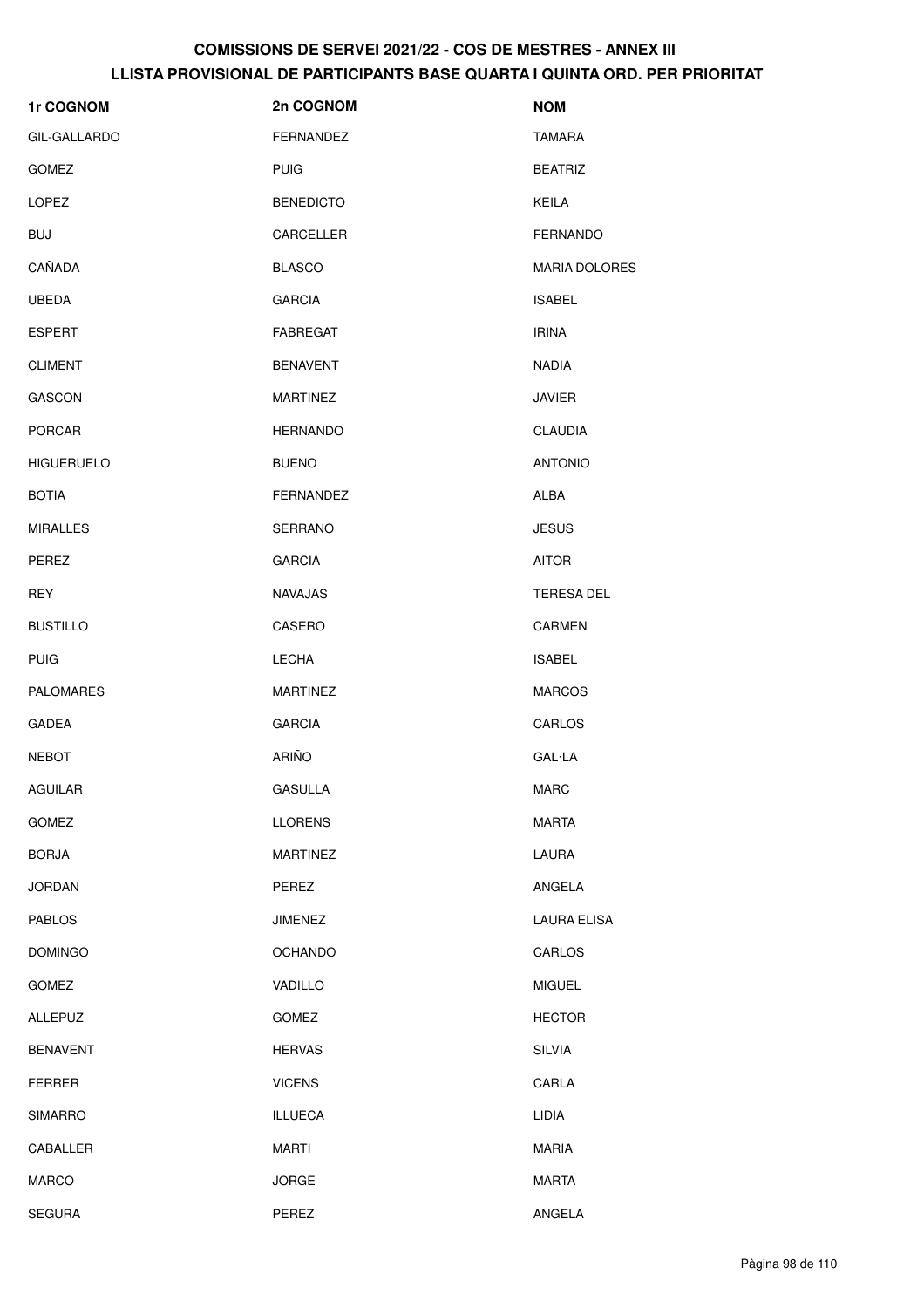**COMISSIONS DE SERVEI 2021/22 - COS DE MESTRES - ANNEX III**
**LLISTA PROVISIONAL DE PARTICIPANTS BASE QUARTA I QUINTA ORD. PER PRIORITAT**

| 1r COGNOM | 2n COGNOM | NOM |
|---|---|---|
| GIL-GALLARDO | FERNANDEZ | TAMARA |
| GOMEZ | PUIG | BEATRIZ |
| LOPEZ | BENEDICTO | KEILA |
| BUJ | CARCELLER | FERNANDO |
| CAÑADA | BLASCO | MARIA DOLORES |
| UBEDA | GARCIA | ISABEL |
| ESPERT | FABREGAT | IRINA |
| CLIMENT | BENAVENT | NADIA |
| GASCON | MARTINEZ | JAVIER |
| PORCAR | HERNANDO | CLAUDIA |
| HIGUERUELO | BUENO | ANTONIO |
| BOTIA | FERNANDEZ | ALBA |
| MIRALLES | SERRANO | JESUS |
| PEREZ | GARCIA | AITOR |
| REY | NAVAJAS | TERESA DEL |
| BUSTILLO | CASERO | CARMEN |
| PUIG | LECHA | ISABEL |
| PALOMARES | MARTINEZ | MARCOS |
| GADEA | GARCIA | CARLOS |
| NEBOT | ARIÑO | GAL·LA |
| AGUILAR | GASULLA | MARC |
| GOMEZ | LLORENS | MARTA |
| BORJA | MARTINEZ | LAURA |
| JORDAN | PEREZ | ANGELA |
| PABLOS | JIMENEZ | LAURA ELISA |
| DOMINGO | OCHANDO | CARLOS |
| GOMEZ | VADILLO | MIGUEL |
| ALLEPUZ | GOMEZ | HECTOR |
| BENAVENT | HERVAS | SILVIA |
| FERRER | VICENS | CARLA |
| SIMARRO | ILLUECA | LIDIA |
| CABALLER | MARTI | MARIA |
| MARCO | JORGE | MARTA |
| SEGURA | PEREZ | ANGELA |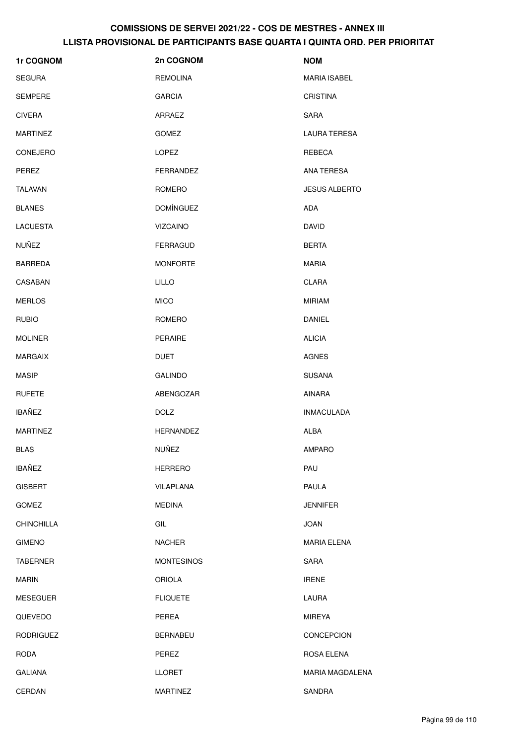# COMISSIONS DE SERVEI 2021/22 - COS DE MESTRES - ANNEX III
## LLISTA PROVISIONAL DE PARTICIPANTS BASE QUARTA I QUINTA ORD. PER PRIORITAT

| 1r COGNOM | 2n COGNOM | NOM |
|---|---|---|
| SEGURA | REMOLINA | MARIA ISABEL |
| SEMPERE | GARCIA | CRISTINA |
| CIVERA | ARRAEZ | SARA |
| MARTINEZ | GOMEZ | LAURA TERESA |
| CONEJERO | LOPEZ | REBECA |
| PEREZ | FERRANDEZ | ANA TERESA |
| TALAVAN | ROMERO | JESUS ALBERTO |
| BLANES | DOMÍNGUEZ | ADA |
| LACUESTA | VIZCAINO | DAVID |
| NUÑEZ | FERRAGUD | BERTA |
| BARREDA | MONFORTE | MARIA |
| CASABAN | LILLO | CLARA |
| MERLOS | MICO | MIRIAM |
| RUBIO | ROMERO | DANIEL |
| MOLINER | PERAIRE | ALICIA |
| MARGAIX | DUET | AGNES |
| MASIP | GALINDO | SUSANA |
| RUFETE | ABENGOZAR | AINARA |
| IBAÑEZ | DOLZ | INMACULADA |
| MARTINEZ | HERNANDEZ | ALBA |
| BLAS | NUÑEZ | AMPARO |
| IBAÑEZ | HERRERO | PAU |
| GISBERT | VILAPLANA | PAULA |
| GOMEZ | MEDINA | JENNIFER |
| CHINCHILLA | GIL | JOAN |
| GIMENO | NACHER | MARIA ELENA |
| TABERNER | MONTESINOS | SARA |
| MARIN | ORIOLA | IRENE |
| MESEGUER | FLIQUETE | LAURA |
| QUEVEDO | PEREA | MIREYA |
| RODRIGUEZ | BERNABEU | CONCEPCION |
| RODA | PEREZ | ROSA ELENA |
| GALIANA | LLORET | MARIA MAGDALENA |
| CERDAN | MARTINEZ | SANDRA |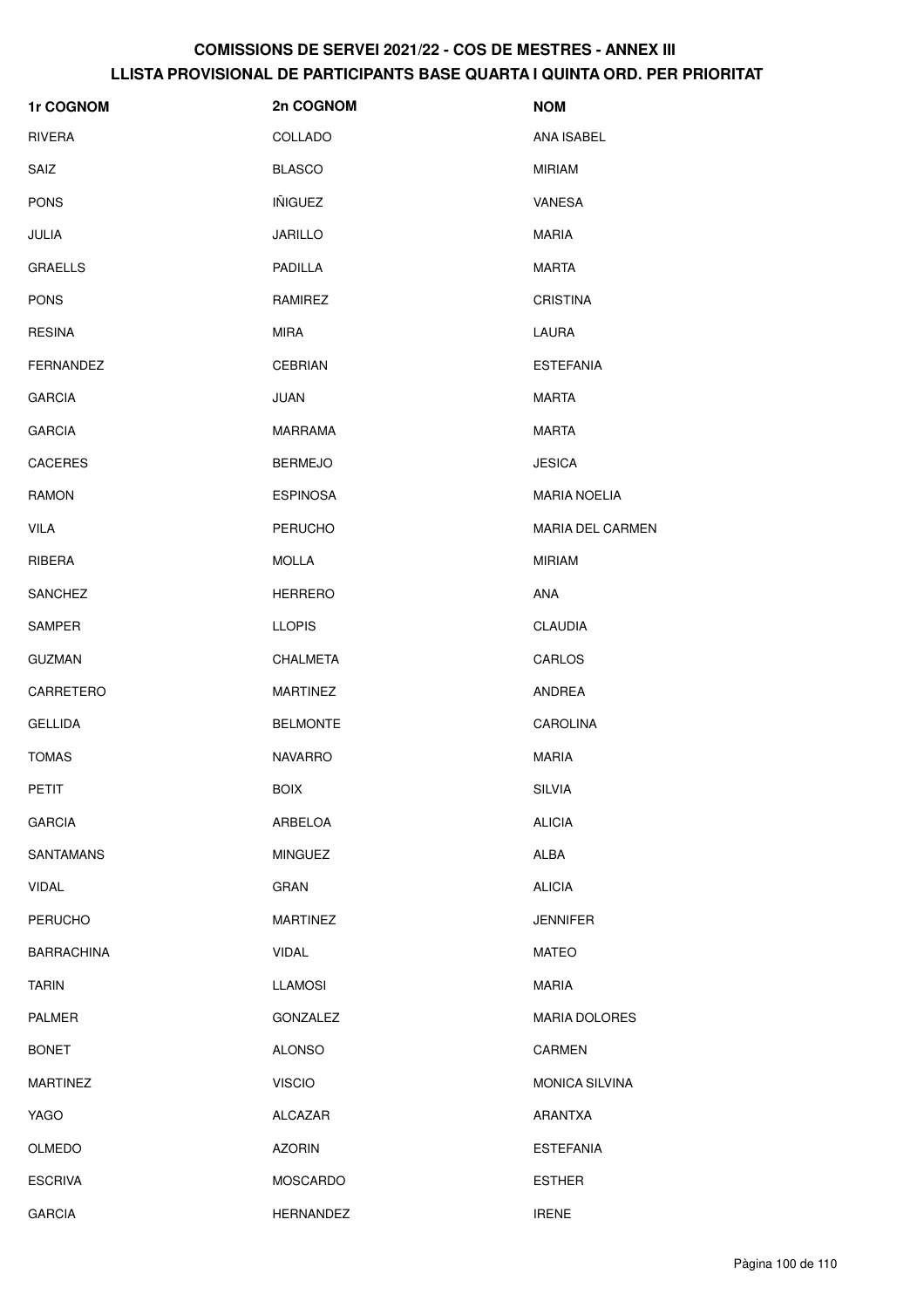## COMISSIONS DE SERVEI 2021/22 - COS DE MESTRES - ANNEX III
## LLISTA PROVISIONAL DE PARTICIPANTS BASE QUARTA I QUINTA ORD. PER PRIORITAT

| 1r COGNOM | 2n COGNOM | NOM |
|---|---|---|
| RIVERA | COLLADO | ANA ISABEL |
| SAIZ | BLASCO | MIRIAM |
| PONS | IÑIGUEZ | VANESA |
| JULIA | JARILLO | MARIA |
| GRAELLS | PADILLA | MARTA |
| PONS | RAMIREZ | CRISTINA |
| RESINA | MIRA | LAURA |
| FERNANDEZ | CEBRIAN | ESTEFANIA |
| GARCIA | JUAN | MARTA |
| GARCIA | MARRAMA | MARTA |
| CACERES | BERMEJO | JESICA |
| RAMON | ESPINOSA | MARIA NOELIA |
| VILA | PERUCHO | MARIA DEL CARMEN |
| RIBERA | MOLLA | MIRIAM |
| SANCHEZ | HERRERO | ANA |
| SAMPER | LLOPIS | CLAUDIA |
| GUZMAN | CHALMETA | CARLOS |
| CARRETERO | MARTINEZ | ANDREA |
| GELLIDA | BELMONTE | CAROLINA |
| TOMAS | NAVARRO | MARIA |
| PETIT | BOIX | SILVIA |
| GARCIA | ARBELOA | ALICIA |
| SANTAMANS | MINGUEZ | ALBA |
| VIDAL | GRAN | ALICIA |
| PERUCHO | MARTINEZ | JENNIFER |
| BARRACHINA | VIDAL | MATEO |
| TARIN | LLAMOSI | MARIA |
| PALMER | GONZALEZ | MARIA DOLORES |
| BONET | ALONSO | CARMEN |
| MARTINEZ | VISCIO | MONICA SILVINA |
| YAGO | ALCAZAR | ARANTXA |
| OLMEDO | AZORIN | ESTEFANIA |
| ESCRIVA | MOSCARDO | ESTHER |
| GARCIA | HERNANDEZ | IRENE |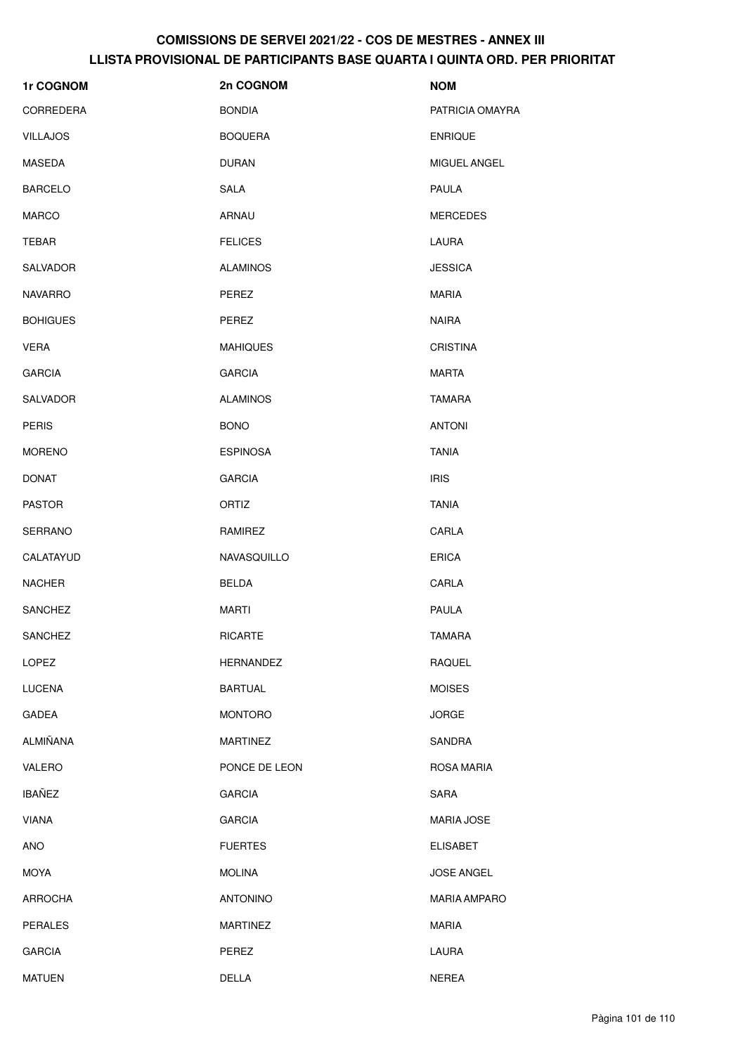## COMISSIONS DE SERVEI 2021/22 - COS DE MESTRES - ANNEX III
## LLISTA PROVISIONAL DE PARTICIPANTS BASE QUARTA I QUINTA ORD. PER PRIORITAT

| 1r COGNOM | 2n COGNOM | NOM |
|---|---|---|
| CORREDERA | BONDIA | PATRICIA OMAYRA |
| VILLAJOS | BOQUERA | ENRIQUE |
| MASEDA | DURAN | MIGUEL ANGEL |
| BARCELO | SALA | PAULA |
| MARCO | ARNAU | MERCEDES |
| TEBAR | FELICES | LAURA |
| SALVADOR | ALAMINOS | JESSICA |
| NAVARRO | PEREZ | MARIA |
| BOHIGUES | PEREZ | NAIRA |
| VERA | MAHIQUES | CRISTINA |
| GARCIA | GARCIA | MARTA |
| SALVADOR | ALAMINOS | TAMARA |
| PERIS | BONO | ANTONI |
| MORENO | ESPINOSA | TANIA |
| DONAT | GARCIA | IRIS |
| PASTOR | ORTIZ | TANIA |
| SERRANO | RAMIREZ | CARLA |
| CALATAYUD | NAVASQUILLO | ERICA |
| NACHER | BELDA | CARLA |
| SANCHEZ | MARTI | PAULA |
| SANCHEZ | RICARTE | TAMARA |
| LOPEZ | HERNANDEZ | RAQUEL |
| LUCENA | BARTUAL | MOISES |
| GADEA | MONTORO | JORGE |
| ALMIÑANA | MARTINEZ | SANDRA |
| VALERO | PONCE DE LEON | ROSA MARIA |
| IBAÑEZ | GARCIA | SARA |
| VIANA | GARCIA | MARIA JOSE |
| ANO | FUERTES | ELISABET |
| MOYA | MOLINA | JOSE ANGEL |
| ARROCHA | ANTONINO | MARIA AMPARO |
| PERALES | MARTINEZ | MARIA |
| GARCIA | PEREZ | LAURA |
| MATUEN | DELLA | NEREA |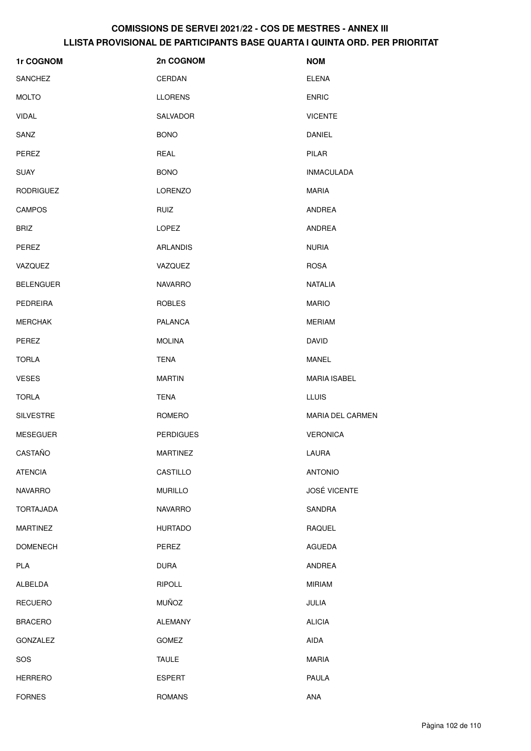## COMISSIONS DE SERVEI 2021/22 - COS DE MESTRES - ANNEX III
## LLISTA PROVISIONAL DE PARTICIPANTS BASE QUARTA I QUINTA ORD. PER PRIORITAT

| 1r COGNOM | 2n COGNOM | NOM |
|---|---|---|
| SANCHEZ | CERDAN | ELENA |
| MOLTO | LLORENS | ENRIC |
| VIDAL | SALVADOR | VICENTE |
| SANZ | BONO | DANIEL |
| PEREZ | REAL | PILAR |
| SUAY | BONO | INMACULADA |
| RODRIGUEZ | LORENZO | MARIA |
| CAMPOS | RUIZ | ANDREA |
| BRIZ | LOPEZ | ANDREA |
| PEREZ | ARLANDIS | NURIA |
| VAZQUEZ | VAZQUEZ | ROSA |
| BELENGUER | NAVARRO | NATALIA |
| PEDREIRA | ROBLES | MARIO |
| MERCHAK | PALANCA | MERIAM |
| PEREZ | MOLINA | DAVID |
| TORLA | TENA | MANEL |
| VESES | MARTIN | MARIA ISABEL |
| TORLA | TENA | LLUIS |
| SILVESTRE | ROMERO | MARIA DEL CARMEN |
| MESEGUER | PERDIGUES | VERONICA |
| CASTAÑO | MARTINEZ | LAURA |
| ATENCIA | CASTILLO | ANTONIO |
| NAVARRO | MURILLO | JOSÉ VICENTE |
| TORTAJADA | NAVARRO | SANDRA |
| MARTINEZ | HURTADO | RAQUEL |
| DOMENECH | PEREZ | AGUEDA |
| PLA | DURA | ANDREA |
| ALBELDA | RIPOLL | MIRIAM |
| RECUERO | MUÑOZ | JULIA |
| BRACERO | ALEMANY | ALICIA |
| GONZALEZ | GOMEZ | AIDA |
| SOS | TAULE | MARIA |
| HERRERO | ESPERT | PAULA |
| FORNES | ROMANS | ANA |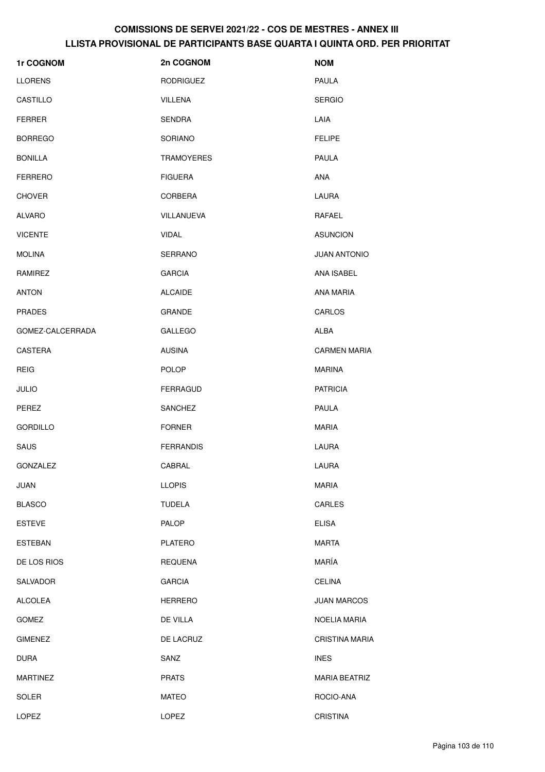**COMISSIONS DE SERVEI 2021/22 - COS DE MESTRES - ANNEX III**
**LLISTA PROVISIONAL DE PARTICIPANTS BASE QUARTA I QUINTA ORD. PER PRIORITAT**

| 1r COGNOM | 2n COGNOM | NOM |
|---|---|---|
| LLORENS | RODRIGUEZ | PAULA |
| CASTILLO | VILLENA | SERGIO |
| FERRER | SENDRA | LAIA |
| BORREGO | SORIANO | FELIPE |
| BONILLA | TRAMOYERES | PAULA |
| FERRERO | FIGUERA | ANA |
| CHOVER | CORBERA | LAURA |
| ALVARO | VILLANUEVA | RAFAEL |
| VICENTE | VIDAL | ASUNCION |
| MOLINA | SERRANO | JUAN ANTONIO |
| RAMIREZ | GARCIA | ANA ISABEL |
| ANTON | ALCAIDE | ANA MARIA |
| PRADES | GRANDE | CARLOS |
| GOMEZ-CALCERRADA | GALLEGO | ALBA |
| CASTERA | AUSINA | CARMEN MARIA |
| REIG | POLOP | MARINA |
| JULIO | FERRAGUD | PATRICIA |
| PEREZ | SANCHEZ | PAULA |
| GORDILLO | FORNER | MARIA |
| SAUS | FERRANDIS | LAURA |
| GONZALEZ | CABRAL | LAURA |
| JUAN | LLOPIS | MARIA |
| BLASCO | TUDELA | CARLES |
| ESTEVE | PALOP | ELISA |
| ESTEBAN | PLATERO | MARTA |
| DE LOS RIOS | REQUENA | MARÍA |
| SALVADOR | GARCIA | CELINA |
| ALCOLEA | HERRERO | JUAN MARCOS |
| GOMEZ | DE VILLA | NOELIA MARIA |
| GIMENEZ | DE LACRUZ | CRISTINA MARIA |
| DURA | SANZ | INES |
| MARTINEZ | PRATS | MARIA BEATRIZ |
| SOLER | MATEO | ROCIO-ANA |
| LOPEZ | LOPEZ | CRISTINA |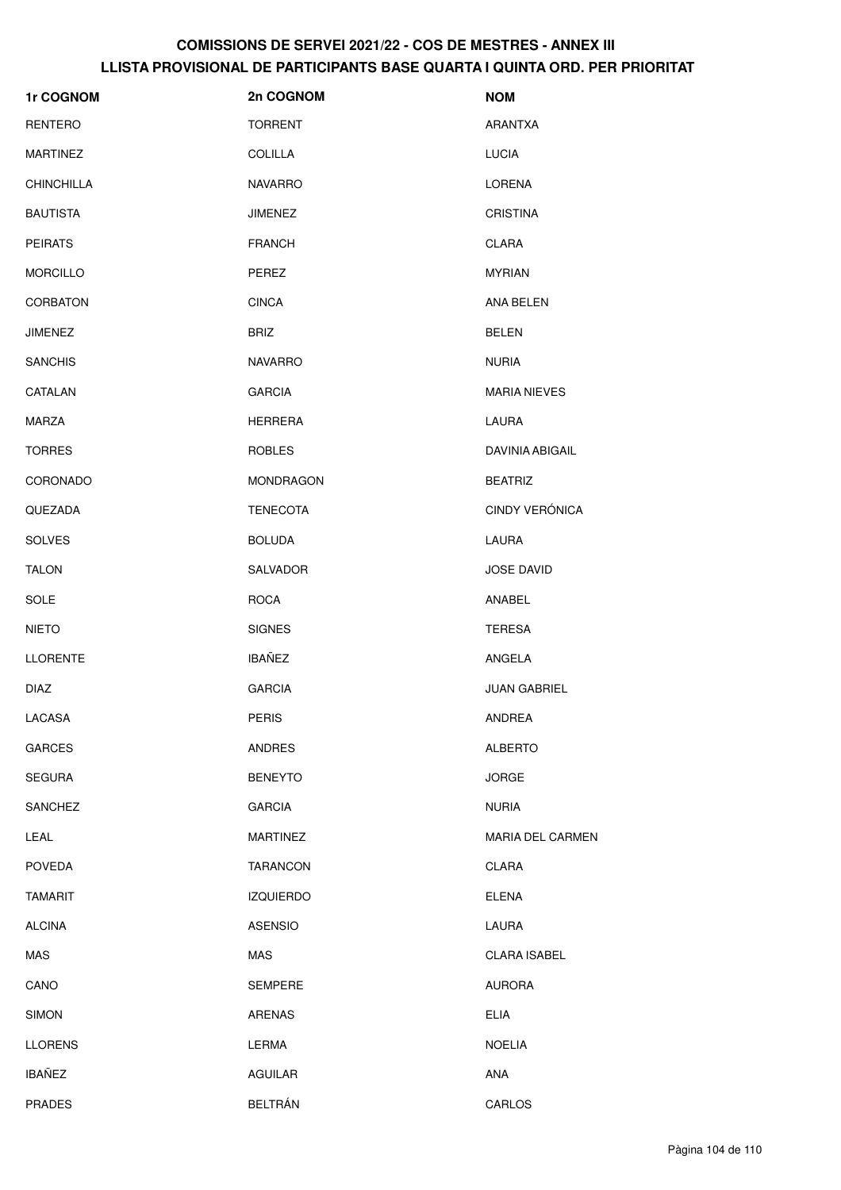**COMISSIONS DE SERVEI 2021/22 - COS DE MESTRES - ANNEX III**
**LLISTA PROVISIONAL DE PARTICIPANTS BASE QUARTA I QUINTA ORD. PER PRIORITAT**

| 1r COGNOM | 2n COGNOM | NOM |
|---|---|---|
| RENTERO | TORRENT | ARANTXA |
| MARTINEZ | COLILLA | LUCIA |
| CHINCHILLA | NAVARRO | LORENA |
| BAUTISTA | JIMENEZ | CRISTINA |
| PEIRATS | FRANCH | CLARA |
| MORCILLO | PEREZ | MYRIAN |
| CORBATON | CINCA | ANA BELEN |
| JIMENEZ | BRIZ | BELEN |
| SANCHIS | NAVARRO | NURIA |
| CATALAN | GARCIA | MARIA NIEVES |
| MARZA | HERRERA | LAURA |
| TORRES | ROBLES | DAVINIA ABIGAIL |
| CORONADO | MONDRAGON | BEATRIZ |
| QUEZADA | TENECOTA | CINDY VERÓNICA |
| SOLVES | BOLUDA | LAURA |
| TALON | SALVADOR | JOSE DAVID |
| SOLE | ROCA | ANABEL |
| NIETO | SIGNES | TERESA |
| LLORENTE | IBAÑEZ | ANGELA |
| DIAZ | GARCIA | JUAN GABRIEL |
| LACASA | PERIS | ANDREA |
| GARCES | ANDRES | ALBERTO |
| SEGURA | BENEYTO | JORGE |
| SANCHEZ | GARCIA | NURIA |
| LEAL | MARTINEZ | MARIA DEL CARMEN |
| POVEDA | TARANCON | CLARA |
| TAMARIT | IZQUIERDO | ELENA |
| ALCINA | ASENSIO | LAURA |
| MAS | MAS | CLARA ISABEL |
| CANO | SEMPERE | AURORA |
| SIMON | ARENAS | ELIA |
| LLORENS | LERMA | NOELIA |
| IBAÑEZ | AGUILAR | ANA |
| PRADES | BELTRÁN | CARLOS |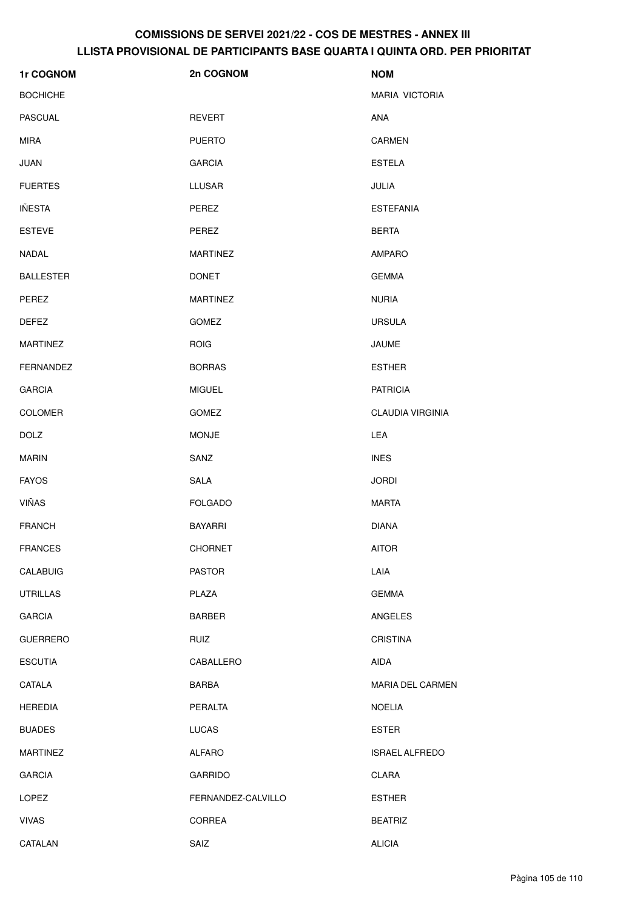# COMISSIONS DE SERVEI 2021/22 - COS DE MESTRES - ANNEX III
## LLISTA PROVISIONAL DE PARTICIPANTS BASE QUARTA I QUINTA ORD. PER PRIORITAT

| 1r COGNOM | 2n COGNOM | NOM |
|---|---|---|
| BOCHICHE | | MARIA VICTORIA |
| PASCUAL | REVERT | ANA |
| MIRA | PUERTO | CARMEN |
| JUAN | GARCIA | ESTELA |
| FUERTES | LLUSAR | JULIA |
| IÑESTA | PEREZ | ESTEFANIA |
| ESTEVE | PEREZ | BERTA |
| NADAL | MARTINEZ | AMPARO |
| BALLESTER | DONET | GEMMA |
| PEREZ | MARTINEZ | NURIA |
| DEFEZ | GOMEZ | URSULA |
| MARTINEZ | ROIG | JAUME |
| FERNANDEZ | BORRAS | ESTHER |
| GARCIA | MIGUEL | PATRICIA |
| COLOMER | GOMEZ | CLAUDIA VIRGINIA |
| DOLZ | MONJE | LEA |
| MARIN | SANZ | INES |
| FAYOS | SALA | JORDI |
| VIÑAS | FOLGADO | MARTA |
| FRANCH | BAYARRI | DIANA |
| FRANCES | CHORNET | AITOR |
| CALABUIG | PASTOR | LAIA |
| UTRILLAS | PLAZA | GEMMA |
| GARCIA | BARBER | ANGELES |
| GUERRERO | RUIZ | CRISTINA |
| ESCUTIA | CABALLERO | AIDA |
| CATALA | BARBA | MARIA DEL CARMEN |
| HEREDIA | PERALTA | NOELIA |
| BUADES | LUCAS | ESTER |
| MARTINEZ | ALFARO | ISRAEL ALFREDO |
| GARCIA | GARRIDO | CLARA |
| LOPEZ | FERNANDEZ-CALVILLO | ESTHER |
| VIVAS | CORREA | BEATRIZ |
| CATALAN | SAIZ | ALICIA |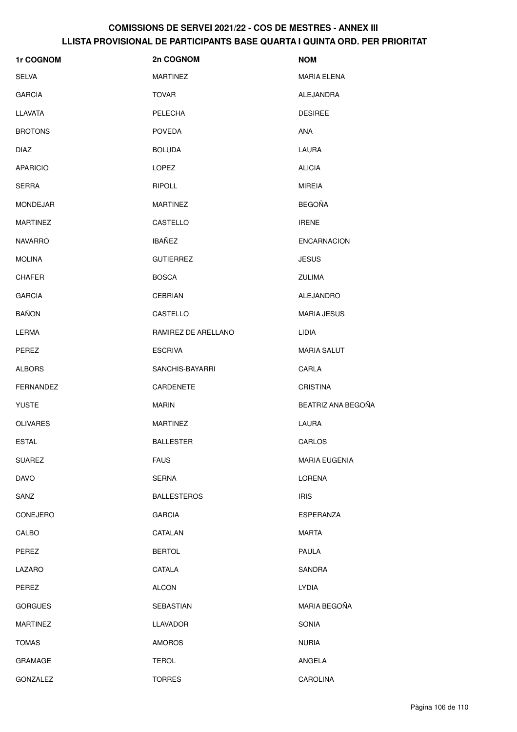**COMISSIONS DE SERVEI 2021/22 - COS DE MESTRES - ANNEX III**
**LLISTA PROVISIONAL DE PARTICIPANTS BASE QUARTA I QUINTA ORD. PER PRIORITAT**

| 1r COGNOM | 2n COGNOM | NOM |
|---|---|---|
| SELVA | MARTINEZ | MARIA ELENA |
| GARCIA | TOVAR | ALEJANDRA |
| LLAVATA | PELECHA | DESIREE |
| BROTONS | POVEDA | ANA |
| DIAZ | BOLUDA | LAURA |
| APARICIO | LOPEZ | ALICIA |
| SERRA | RIPOLL | MIREIA |
| MONDEJAR | MARTINEZ | BEGOÑA |
| MARTINEZ | CASTELLO | IRENE |
| NAVARRO | IBAÑEZ | ENCARNACION |
| MOLINA | GUTIERREZ | JESUS |
| CHAFER | BOSCA | ZULIMA |
| GARCIA | CEBRIAN | ALEJANDRO |
| BAÑON | CASTELLO | MARIA JESUS |
| LERMA | RAMIREZ DE ARELLANO | LIDIA |
| PEREZ | ESCRIVA | MARIA SALUT |
| ALBORS | SANCHIS-BAYARRI | CARLA |
| FERNANDEZ | CARDENETE | CRISTINA |
| YUSTE | MARIN | BEATRIZ ANA BEGOÑA |
| OLIVARES | MARTINEZ | LAURA |
| ESTAL | BALLESTER | CARLOS |
| SUAREZ | FAUS | MARIA EUGENIA |
| DAVO | SERNA | LORENA |
| SANZ | BALLESTEROS | IRIS |
| CONEJERO | GARCIA | ESPERANZA |
| CALBO | CATALAN | MARTA |
| PEREZ | BERTOL | PAULA |
| LAZARO | CATALA | SANDRA |
| PEREZ | ALCON | LYDIA |
| GORGUES | SEBASTIAN | MARIA BEGOÑA |
| MARTINEZ | LLAVADOR | SONIA |
| TOMAS | AMOROS | NURIA |
| GRAMAGE | TEROL | ANGELA |
| GONZALEZ | TORRES | CAROLINA |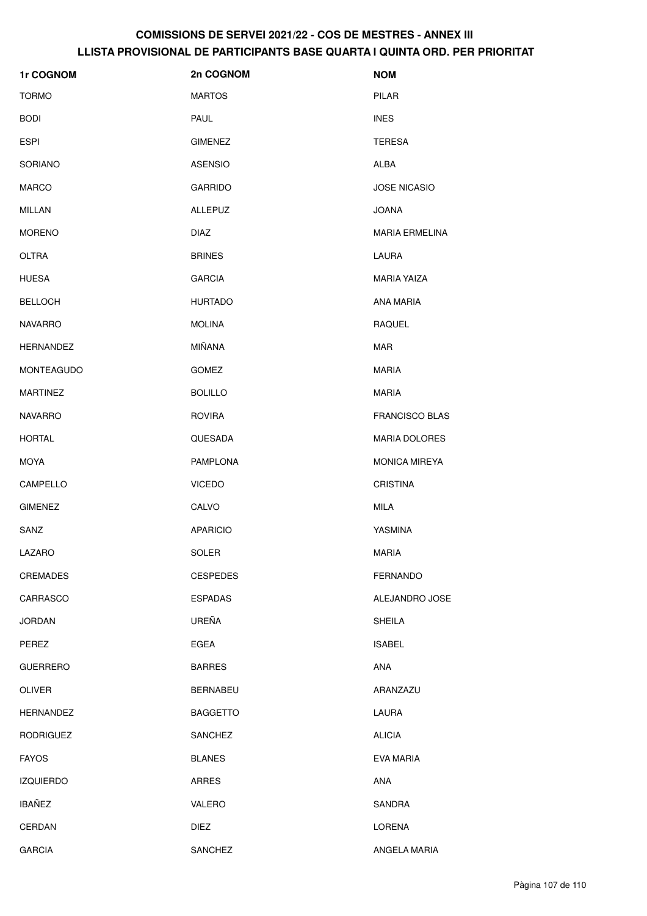# COMISSIONS DE SERVEI 2021/22 - COS DE MESTRES - ANNEX III
## LLISTA PROVISIONAL DE PARTICIPANTS BASE QUARTA I QUINTA ORD. PER PRIORITAT

| 1r COGNOM | 2n COGNOM | NOM |
|---|---|---|
| TORMO | MARTOS | PILAR |
| BODI | PAUL | INES |
| ESPI | GIMENEZ | TERESA |
| SORIANO | ASENSIO | ALBA |
| MARCO | GARRIDO | JOSE NICASIO |
| MILLAN | ALLEPUZ | JOANA |
| MORENO | DIAZ | MARIA ERMELINA |
| OLTRA | BRINES | LAURA |
| HUESA | GARCIA | MARIA YAIZA |
| BELLOCH | HURTADO | ANA MARIA |
| NAVARRO | MOLINA | RAQUEL |
| HERNANDEZ | MIÑANA | MAR |
| MONTEAGUDO | GOMEZ | MARIA |
| MARTINEZ | BOLILLO | MARIA |
| NAVARRO | ROVIRA | FRANCISCO BLAS |
| HORTAL | QUESADA | MARIA DOLORES |
| MOYA | PAMPLONA | MONICA MIREYA |
| CAMPELLO | VICEDO | CRISTINA |
| GIMENEZ | CALVO | MILA |
| SANZ | APARICIO | YASMINA |
| LAZARO | SOLER | MARIA |
| CREMADES | CESPEDES | FERNANDO |
| CARRASCO | ESPADAS | ALEJANDRO JOSE |
| JORDAN | UREÑA | SHEILA |
| PEREZ | EGEA | ISABEL |
| GUERRERO | BARRES | ANA |
| OLIVER | BERNABEU | ARANZAZU |
| HERNANDEZ | BAGGETTO | LAURA |
| RODRIGUEZ | SANCHEZ | ALICIA |
| FAYOS | BLANES | EVA MARIA |
| IZQUIERDO | ARRES | ANA |
| IBAÑEZ | VALERO | SANDRA |
| CERDAN | DIEZ | LORENA |
| GARCIA | SANCHEZ | ANGELA MARIA |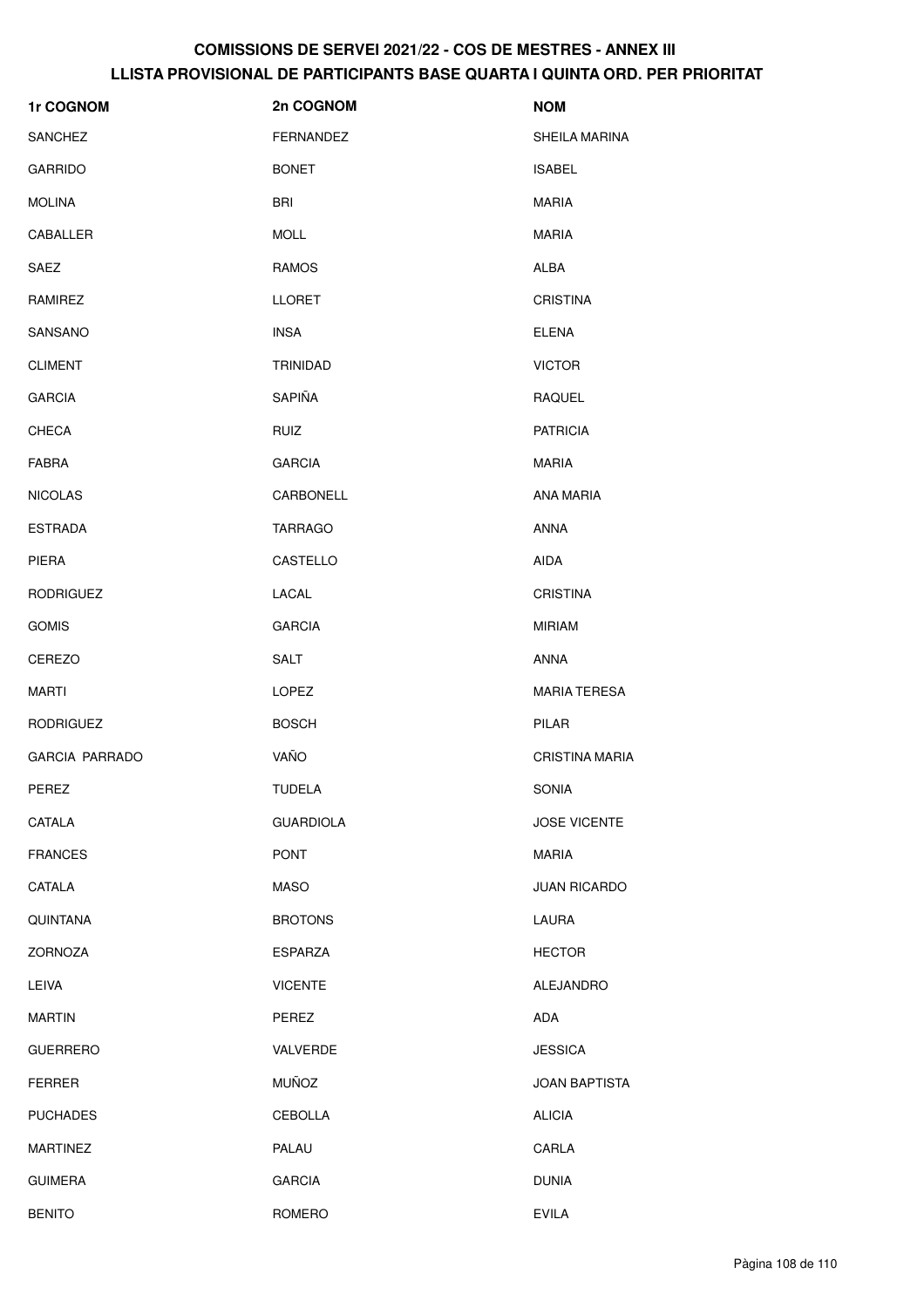**COMISSIONS DE SERVEI 2021/22 - COS DE MESTRES - ANNEX III**
**LLISTA PROVISIONAL DE PARTICIPANTS BASE QUARTA I QUINTA ORD. PER PRIORITAT**

| 1r COGNOM | 2n COGNOM | NOM |
|---|---|---|
| SANCHEZ | FERNANDEZ | SHEILA MARINA |
| GARRIDO | BONET | ISABEL |
| MOLINA | BRI | MARIA |
| CABALLER | MOLL | MARIA |
| SAEZ | RAMOS | ALBA |
| RAMIREZ | LLORET | CRISTINA |
| SANSANO | INSA | ELENA |
| CLIMENT | TRINIDAD | VICTOR |
| GARCIA | SAPIÑA | RAQUEL |
| CHECA | RUIZ | PATRICIA |
| FABRA | GARCIA | MARIA |
| NICOLAS | CARBONELL | ANA MARIA |
| ESTRADA | TARRAGO | ANNA |
| PIERA | CASTELLO | AIDA |
| RODRIGUEZ | LACAL | CRISTINA |
| GOMIS | GARCIA | MIRIAM |
| CEREZO | SALT | ANNA |
| MARTI | LOPEZ | MARIA TERESA |
| RODRIGUEZ | BOSCH | PILAR |
| GARCIA PARRADO | VAÑO | CRISTINA MARIA |
| PEREZ | TUDELA | SONIA |
| CATALA | GUARDIOLA | JOSE VICENTE |
| FRANCES | PONT | MARIA |
| CATALA | MASO | JUAN RICARDO |
| QUINTANA | BROTONS | LAURA |
| ZORNOZA | ESPARZA | HECTOR |
| LEIVA | VICENTE | ALEJANDRO |
| MARTIN | PEREZ | ADA |
| GUERRERO | VALVERDE | JESSICA |
| FERRER | MUÑOZ | JOAN BAPTISTA |
| PUCHADES | CEBOLLA | ALICIA |
| MARTINEZ | PALAU | CARLA |
| GUIMERA | GARCIA | DUNIA |
| BENITO | ROMERO | EVILA |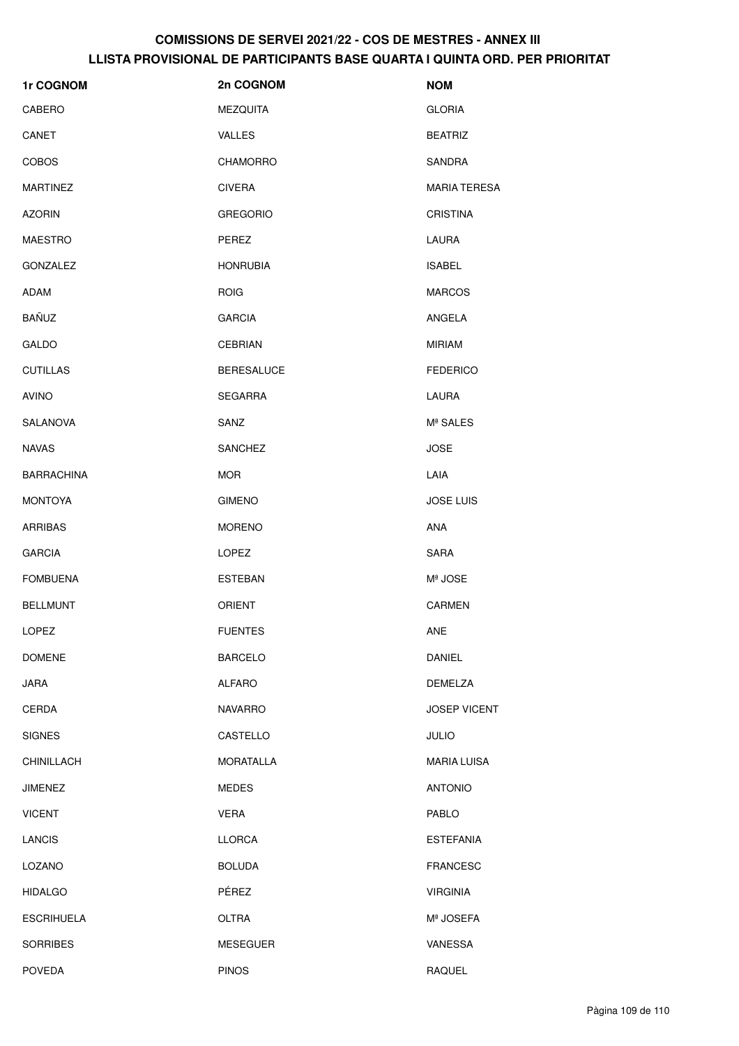**COMISSIONS DE SERVEI 2021/22 - COS DE MESTRES - ANNEX III**
**LLISTA PROVISIONAL DE PARTICIPANTS BASE QUARTA I QUINTA ORD. PER PRIORITAT**

| 1r COGNOM | 2n COGNOM | NOM |
|---|---|---|
| CABERO | MEZQUITA | GLORIA |
| CANET | VALLES | BEATRIZ |
| COBOS | CHAMORRO | SANDRA |
| MARTINEZ | CIVERA | MARIA TERESA |
| AZORIN | GREGORIO | CRISTINA |
| MAESTRO | PEREZ | LAURA |
| GONZALEZ | HONRUBIA | ISABEL |
| ADAM | ROIG | MARCOS |
| BAÑUZ | GARCIA | ANGELA |
| GALDO | CEBRIAN | MIRIAM |
| CUTILLAS | BERESALUCE | FEDERICO |
| AVINO | SEGARRA | LAURA |
| SALANOVA | SANZ | Mª SALES |
| NAVAS | SANCHEZ | JOSE |
| BARRACHINA | MOR | LAIA |
| MONTOYA | GIMENO | JOSE LUIS |
| ARRIBAS | MORENO | ANA |
| GARCIA | LOPEZ | SARA |
| FOMBUENA | ESTEBAN | Mª JOSE |
| BELLMUNT | ORIENT | CARMEN |
| LOPEZ | FUENTES | ANE |
| DOMENE | BARCELO | DANIEL |
| JARA | ALFARO | DEMELZA |
| CERDA | NAVARRO | JOSEP VICENT |
| SIGNES | CASTELLO | JULIO |
| CHINILLACH | MORATALLA | MARIA LUISA |
| JIMENEZ | MEDES | ANTONIO |
| VICENT | VERA | PABLO |
| LANCIS | LLORCA | ESTEFANIA |
| LOZANO | BOLUDA | FRANCESC |
| HIDALGO | PÉREZ | VIRGINIA |
| ESCRIHUELA | OLTRA | Mª JOSEFA |
| SORRIBES | MESEGUER | VANESSA |
| POVEDA | PINOS | RAQUEL |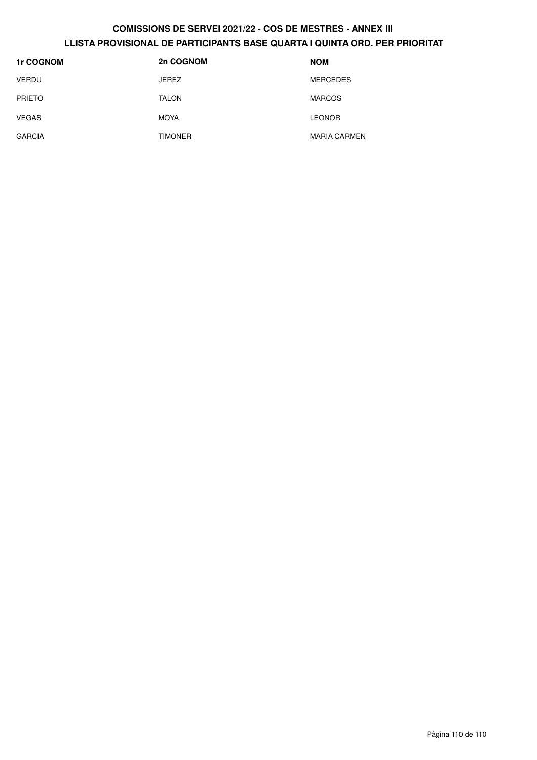**COMISSIONS DE SERVEI 2021/22 - COS DE MESTRES - ANNEX III**
**LLISTA PROVISIONAL DE PARTICIPANTS BASE QUARTA I QUINTA ORD. PER PRIORITAT**

| 1r COGNOM | 2n COGNOM | NOM |
|---|---|---|
| VERDU | JEREZ | MERCEDES |
| PRIETO | TALON | MARCOS |
| VEGAS | MOYA | LEONOR |
| GARCIA | TIMONER | MARIA CARMEN |